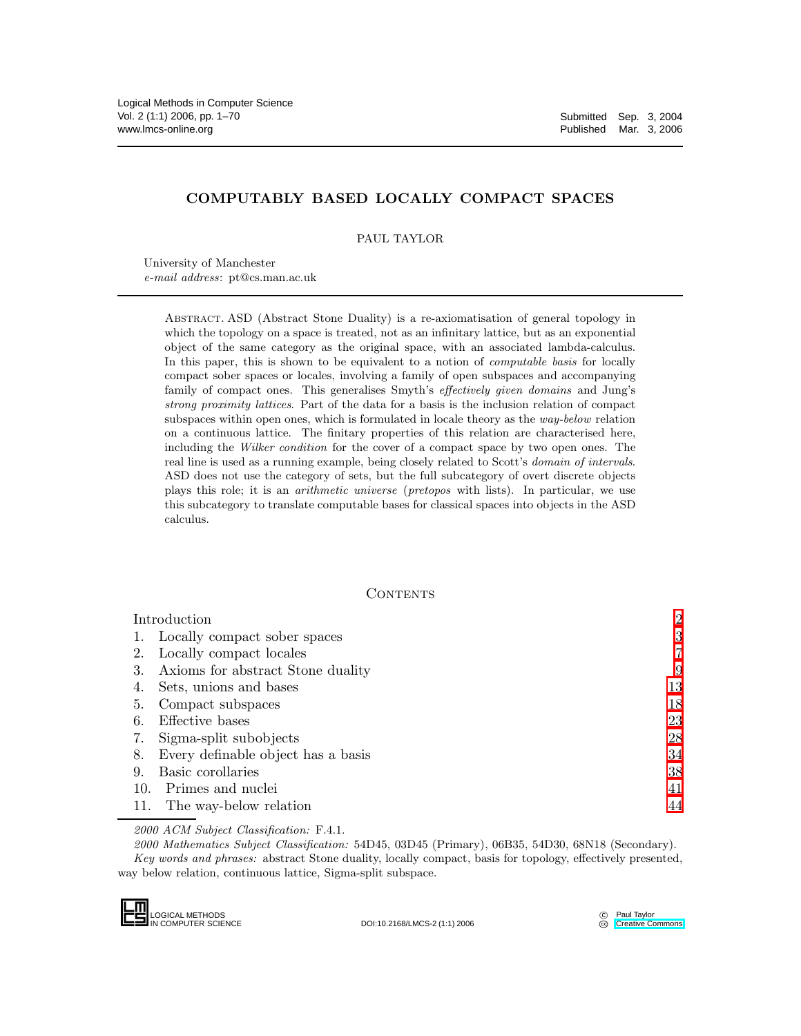# COMPUTABLY BASED LOCALLY COMPACT SPACES

PAUL TAYLOR

University of Manchester
*e-mail address*: pt@cs.man.ac.uk

Abstract. ASD (Abstract Stone Duality) is a re-axiomatisation of general topology in which the topology on a space is treated, not as an infinitary lattice, but as an exponential object of the same category as the original space, with an associated lambda-calculus. In this paper, this is shown to be equivalent to a notion of *computable basis* for locally compact sober spaces or locales, involving a family of open subspaces and accompanying family of compact ones. This generalises Smyth's *effectively given domains* and Jung's *strong proximity lattices*. Part of the data for a basis is the inclusion relation of compact subspaces within open ones, which is formulated in locale theory as the *way-below* relation on a continuous lattice. The finitary properties of this relation are characterised here, including the *Wilker condition* for the cover of a compact space by two open ones. The real line is used as a running example, being closely related to Scott's *domain of intervals*. ASD does not use the category of sets, but the full subcategory of overt discrete objects plays this role; it is an *arithmetic universe* (*pretopos* with lists). In particular, we use this subcategory to translate computable bases for classical spaces into objects in the ASD calculus.

## Contents

| | |
|---|---|
| Introduction | 2 |
| 1. Locally compact sober spaces | 3 |
| 2. Locally compact locales | 7 |
| 3. Axioms for abstract Stone duality | 9 |
| 4. Sets, unions and bases | 13 |
| 5. Compact subspaces | 18 |
| 6. Effective bases | 23 |
| 7. Sigma-split subobjects | 28 |
| 8. Every definable object has a basis | 34 |
| 9. Basic corollaries | 38 |
| 10. Primes and nuclei | 41 |
| 11. The way-below relation | 44 |

*2000 ACM Subject Classification:* F.4.1.

*2000 Mathematics Subject Classification:* 54D45, 03D45 (Primary), 06B35, 54D30, 68N18 (Secondary).

*Key words and phrases:* abstract Stone duality, locally compact, basis for topology, effectively presented, way below relation, continuous lattice, Sigma-split subspace.

LOGICAL METHODS IN COMPUTER SCIENCE DOI:10.2168/LMCS-2 (1:1) 2006 © Paul Taylor Creative Commons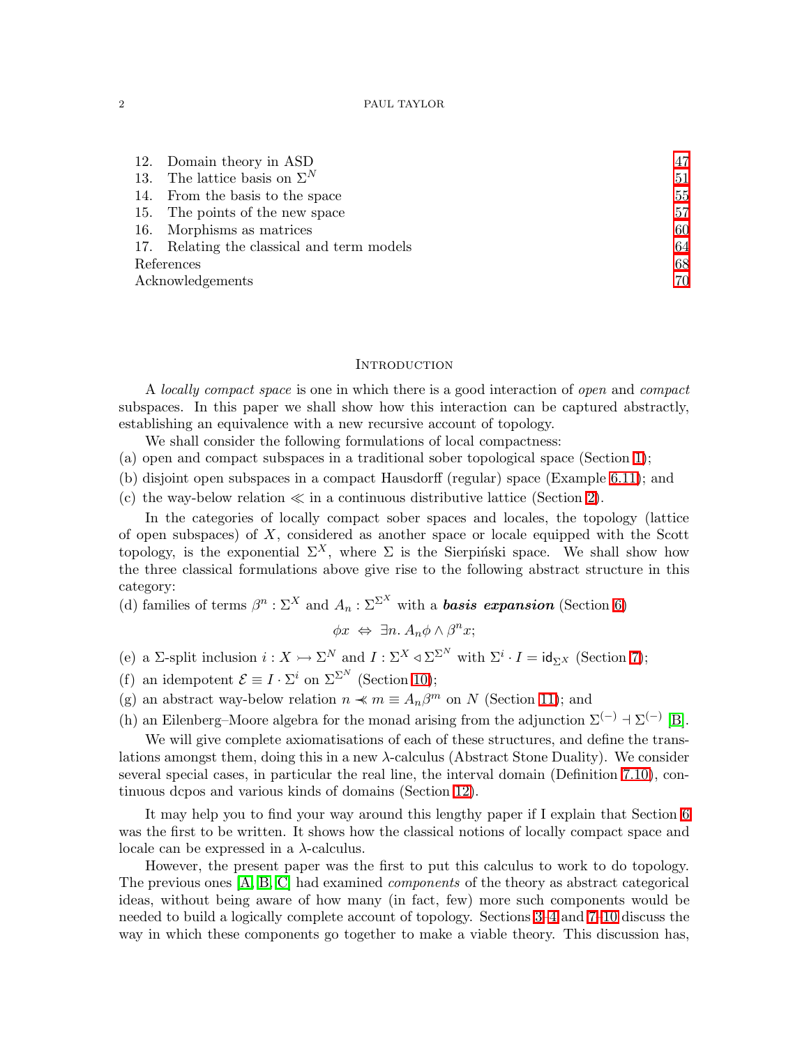| | | |
|---|---|---|
| 12. | Domain theory in ASD | 47 |
| 13. | The lattice basis on $\Sigma^N$ | 51 |
| 14. | From the basis to the space | 55 |
| 15. | The points of the new space | 57 |
| 16. | Morphisms as matrices | 60 |
| 17. | Relating the classical and term models | 64 |
| | References | 68 |
| | Acknowledgements | 70 |

## Introduction

A *locally compact space* is one in which there is a good interaction of *open* and *compact* subspaces. In this paper we shall show how this interaction can be captured abstractly, establishing an equivalence with a new recursive account of topology.

We shall consider the following formulations of local compactness:

(a) open and compact subspaces in a traditional sober topological space (Section 1);

(b) disjoint open subspaces in a compact Hausdorff (regular) space (Example 6.11); and

(c) the way-below relation $\ll$ in a continuous distributive lattice (Section 2).

In the categories of locally compact sober spaces and locales, the topology (lattice of open subspaces) of $X$, considered as another space or locale equipped with the Scott topology, is the exponential $\Sigma^X$, where $\Sigma$ is the Sierpiński space. We shall show how the three classical formulations above give rise to the following abstract structure in this category:

(d) families of terms $\beta^n : \Sigma^X$ and $A_n : \Sigma^{\Sigma^X}$ with a ***basis expansion*** (Section 6)

$$\phi x \;\Leftrightarrow\; \exists n.\, A_n\phi \wedge \beta^n x;$$

(e) a $\Sigma$-split inclusion $i : X \rightarrowtail \Sigma^N$ and $I : \Sigma^X \lhd \Sigma^{\Sigma^N}$ with $\Sigma^i \cdot I = \mathsf{id}_{\Sigma^X}$ (Section 7);

(f) an idempotent $\mathcal{E} \equiv I \cdot \Sigma^i$ on $\Sigma^{\Sigma^N}$ (Section 10);

(g) an abstract way-below relation $n \prec\!\!\!\prec m \equiv A_n\beta^m$ on $N$ (Section 11); and

(h) an Eilenberg–Moore algebra for the monad arising from the adjunction $\Sigma^{(-)} \dashv \Sigma^{(-)}$ [B].

We will give complete axiomatisations of each of these structures, and define the translations amongst them, doing this in a new $\lambda$-calculus (Abstract Stone Duality). We consider several special cases, in particular the real line, the interval domain (Definition 7.10), continuous dcpos and various kinds of domains (Section 12).

It may help you to find your way around this lengthy paper if I explain that Section 6 was the first to be written. It shows how the classical notions of locally compact space and locale can be expressed in a $\lambda$-calculus.

However, the present paper was the first to put this calculus to work to do topology. The previous ones [A, B, C] had examined *components* of the theory as abstract categorical ideas, without being aware of how many (in fact, few) more such components would be needed to build a logically complete account of topology. Sections 3–4 and 7–10 discuss the way in which these components go together to make a viable theory. This discussion has,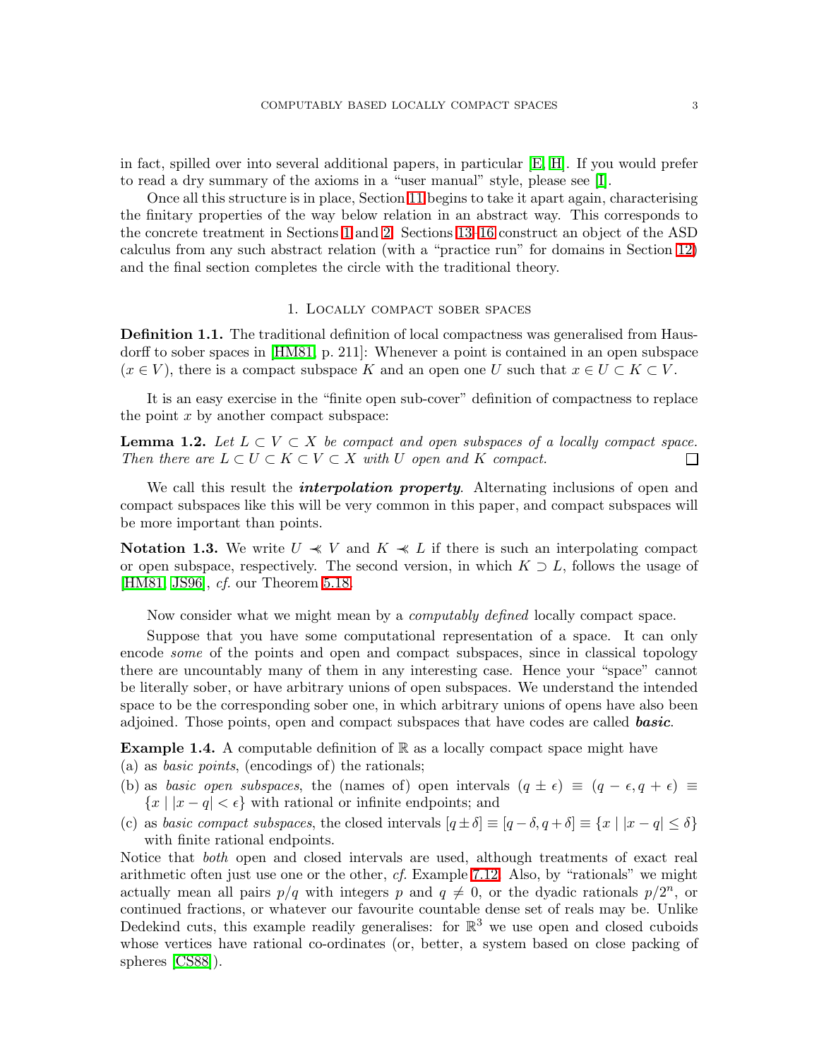in fact, spilled over into several additional papers, in particular [E, H]. If you would prefer to read a dry summary of the axioms in a "user manual" style, please see [I].

Once all this structure is in place, Section 11 begins to take it apart again, characterising the finitary properties of the way below relation in an abstract way. This corresponds to the concrete treatment in Sections 1 and 2. Sections 13–16 construct an object of the ASD calculus from any such abstract relation (with a "practice run" for domains in Section 12) and the final section completes the circle with the traditional theory.

## 1. Locally compact sober spaces

**Definition 1.1.** The traditional definition of local compactness was generalised from Hausdorff to sober spaces in [HM81, p. 211]: Whenever a point is contained in an open subspace ($x \in V$), there is a compact subspace $K$ and an open one $U$ such that $x \in U \subset K \subset V$.

It is an easy exercise in the "finite open sub-cover" definition of compactness to replace the point $x$ by another compact subspace:

**Lemma 1.2.** *Let $L \subset V \subset X$ be compact and open subspaces of a locally compact space. Then there are $L \subset U \subset K \subset V \subset X$ with $U$ open and $K$ compact.* □

We call this result the ***interpolation property***. Alternating inclusions of open and compact subspaces like this will be very common in this paper, and compact subspaces will be more important than points.

**Notation 1.3.** We write $U \prec\!\!\!\prec V$ and $K \prec\!\!\!\prec L$ if there is such an interpolating compact or open subspace, respectively. The second version, in which $K \supset L$, follows the usage of [HM81, JS96], *cf.* our Theorem 5.18.

Now consider what we might mean by a *computably defined* locally compact space.

Suppose that you have some computational representation of a space. It can only encode *some* of the points and open and compact subspaces, since in classical topology there are uncountably many of them in any interesting case. Hence your "space" cannot be literally sober, or have arbitrary unions of open subspaces. We understand the intended space to be the corresponding sober one, in which arbitrary unions of opens have also been adjoined. Those points, open and compact subspaces that have codes are called ***basic***.

**Example 1.4.** A computable definition of $\mathbb{R}$ as a locally compact space might have

(a) as *basic points*, (encodings of) the rationals;

(b) as *basic open subspaces*, the (names of) open intervals $(q \pm \epsilon) \equiv (q - \epsilon, q + \epsilon) \equiv \{x \mid |x - q| < \epsilon\}$ with rational or infinite endpoints; and

(c) as *basic compact subspaces*, the closed intervals $[q \pm \delta] \equiv [q - \delta, q + \delta] \equiv \{x \mid |x - q| \le \delta\}$ with finite rational endpoints.

Notice that *both* open and closed intervals are used, although treatments of exact real arithmetic often just use one or the other, *cf.* Example 7.12. Also, by "rationals" we might actually mean all pairs $p/q$ with integers $p$ and $q \neq 0$, or the dyadic rationals $p/2^n$, or continued fractions, or whatever our favourite countable dense set of reals may be. Unlike Dedekind cuts, this example readily generalises: for $\mathbb{R}^3$ we use open and closed cuboids whose vertices have rational co-ordinates (or, better, a system based on close packing of spheres [CS88]).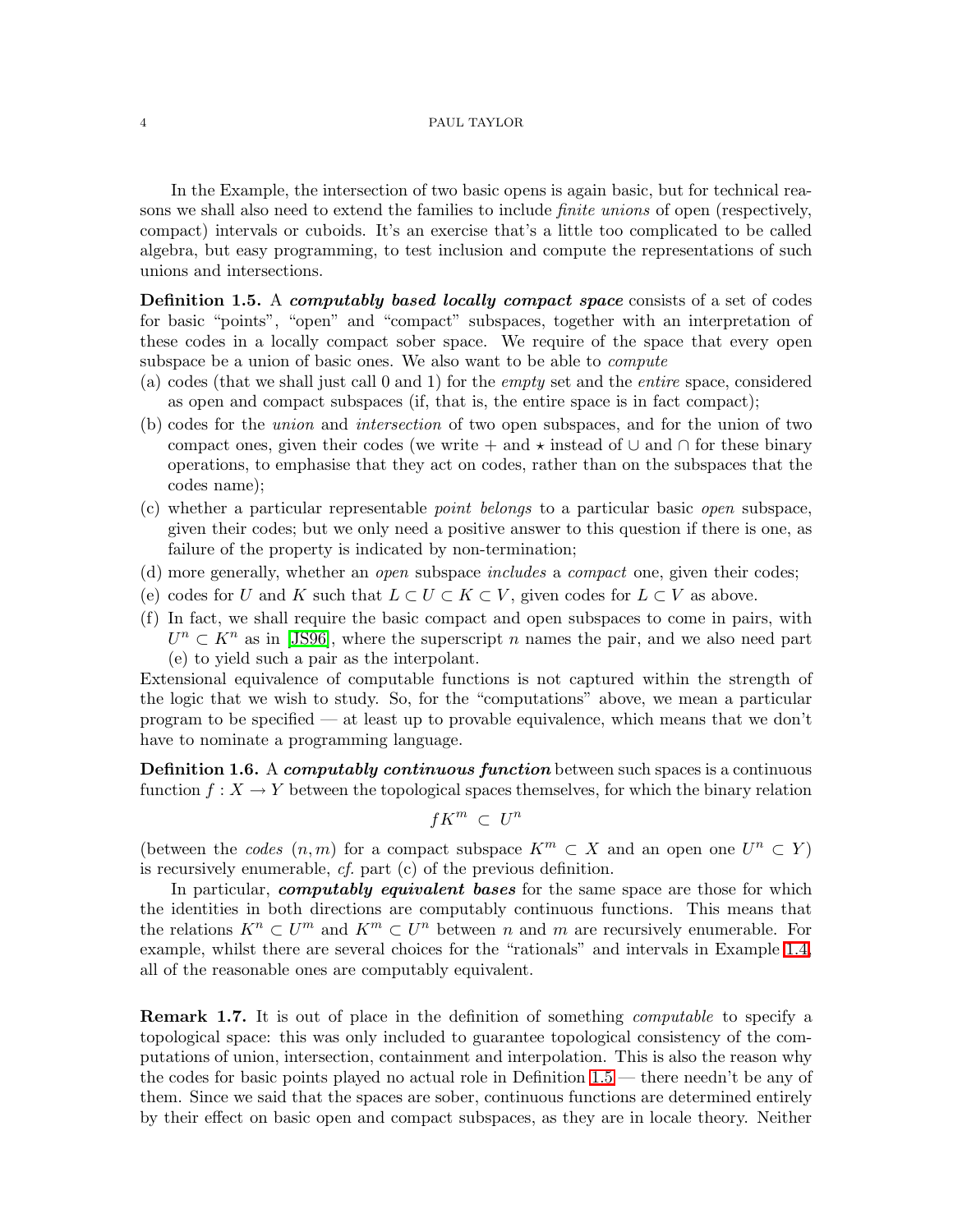In the Example, the intersection of two basic opens is again basic, but for technical reasons we shall also need to extend the families to include *finite unions* of open (respectively, compact) intervals or cuboids. It's an exercise that's a little too complicated to be called algebra, but easy programming, to test inclusion and compute the representations of such unions and intersections.

**Definition 1.5.** A ***computably based locally compact space*** consists of a set of codes for basic "points", "open" and "compact" subspaces, together with an interpretation of these codes in a locally compact sober space. We require of the space that every open subspace be a union of basic ones. We also want to be able to *compute*

(a) codes (that we shall just call 0 and 1) for the *empty* set and the *entire* space, considered as open and compact subspaces (if, that is, the entire space is in fact compact);
(b) codes for the *union* and *intersection* of two open subspaces, and for the union of two compact ones, given their codes (we write $+$ and $\star$ instead of $\cup$ and $\cap$ for these binary operations, to emphasise that they act on codes, rather than on the subspaces that the codes name);
(c) whether a particular representable *point belongs* to a particular basic *open* subspace, given their codes; but we only need a positive answer to this question if there is one, as failure of the property is indicated by non-termination;
(d) more generally, whether an *open* subspace *includes* a *compact* one, given their codes;
(e) codes for $U$ and $K$ such that $L \subset U \subset K \subset V$, given codes for $L \subset V$ as above.
(f) In fact, we shall require the basic compact and open subspaces to come in pairs, with $U^n \subset K^n$ as in [JS96], where the superscript $n$ names the pair, and we also need part (e) to yield such a pair as the interpolant.

Extensional equivalence of computable functions is not captured within the strength of the logic that we wish to study. So, for the "computations" above, we mean a particular program to be specified — at least up to provable equivalence, which means that we don't have to nominate a programming language.

**Definition 1.6.** A ***computably continuous function*** between such spaces is a continuous function $f : X \to Y$ between the topological spaces themselves, for which the binary relation

$$fK^m \subset U^n$$

(between the *codes* $(n, m)$ for a compact subspace $K^m \subset X$ and an open one $U^n \subset Y$) is recursively enumerable, *cf.* part (c) of the previous definition.

In particular, ***computably equivalent bases*** for the same space are those for which the identities in both directions are computably continuous functions. This means that the relations $K^n \subset U^m$ and $K^m \subset U^n$ between $n$ and $m$ are recursively enumerable. For example, whilst there are several choices for the "rationals" and intervals in Example 1.4, all of the reasonable ones are computably equivalent.

**Remark 1.7.** It is out of place in the definition of something *computable* to specify a topological space: this was only included to guarantee topological consistency of the computations of union, intersection, containment and interpolation. This is also the reason why the codes for basic points played no actual role in Definition 1.5 — there needn't be any of them. Since we said that the spaces are sober, continuous functions are determined entirely by their effect on basic open and compact subspaces, as they are in locale theory. Neither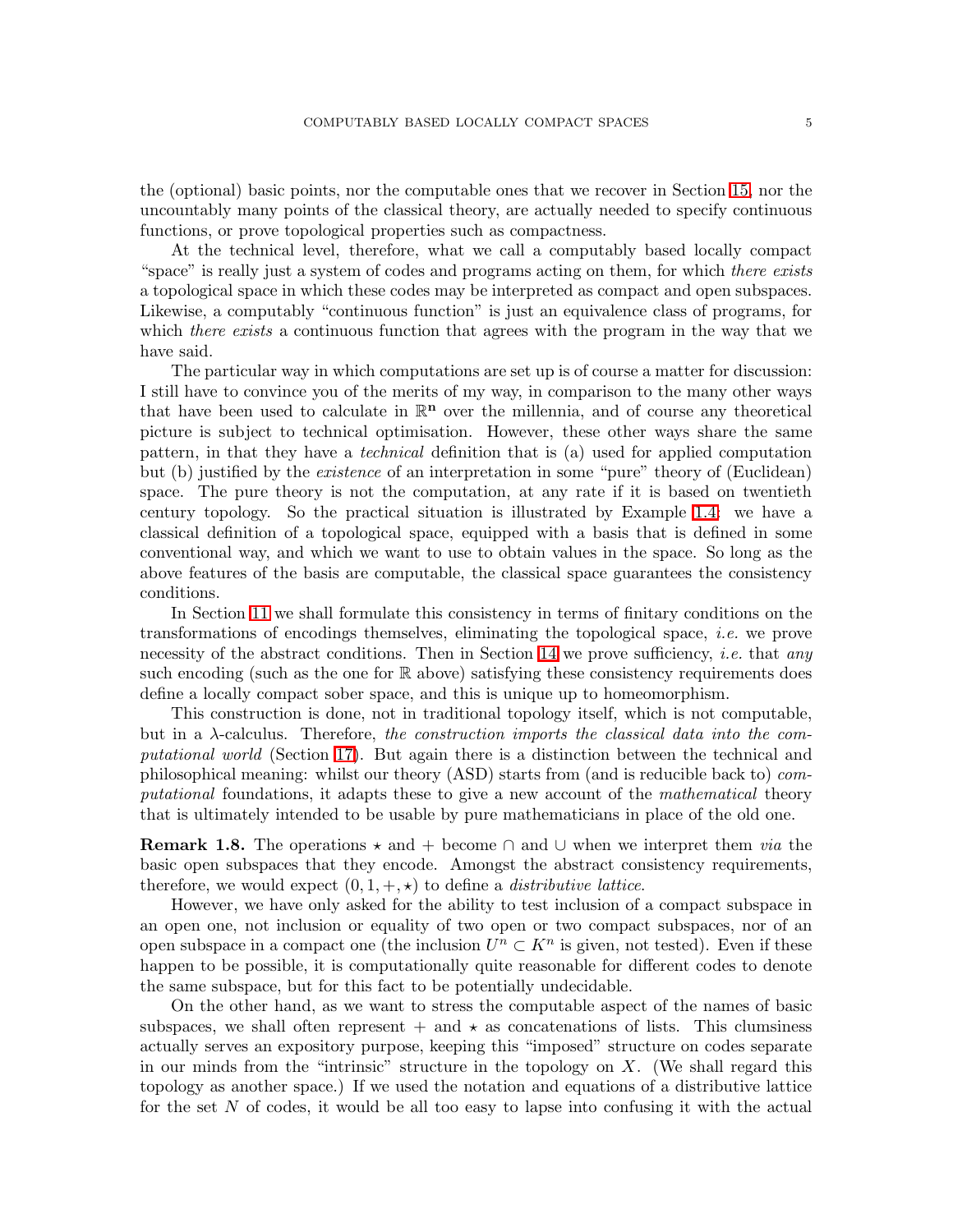the (optional) basic points, nor the computable ones that we recover in Section 15, nor the uncountably many points of the classical theory, are actually needed to specify continuous functions, or prove topological properties such as compactness.

At the technical level, therefore, what we call a computably based locally compact "space" is really just a system of codes and programs acting on them, for which *there exists* a topological space in which these codes may be interpreted as compact and open subspaces. Likewise, a computably "continuous function" is just an equivalence class of programs, for which *there exists* a continuous function that agrees with the program in the way that we have said.

The particular way in which computations are set up is of course a matter for discussion: I still have to convince you of the merits of my way, in comparison to the many other ways that have been used to calculate in $\mathbb{R}^{\mathbf{n}}$ over the millennia, and of course any theoretical picture is subject to technical optimisation. However, these other ways share the same pattern, in that they have a *technical* definition that is (a) used for applied computation but (b) justified by the *existence* of an interpretation in some "pure" theory of (Euclidean) space. The pure theory is not the computation, at any rate if it is based on twentieth century topology. So the practical situation is illustrated by Example 1.4: we have a classical definition of a topological space, equipped with a basis that is defined in some conventional way, and which we want to use to obtain values in the space. So long as the above features of the basis are computable, the classical space guarantees the consistency conditions.

In Section 11 we shall formulate this consistency in terms of finitary conditions on the transformations of encodings themselves, eliminating the topological space, *i.e.* we prove necessity of the abstract conditions. Then in Section 14 we prove sufficiency, *i.e.* that *any* such encoding (such as the one for $\mathbb{R}$ above) satisfying these consistency requirements does define a locally compact sober space, and this is unique up to homeomorphism.

This construction is done, not in traditional topology itself, which is not computable, but in a $\lambda$-calculus. Therefore, *the construction imports the classical data into the computational world* (Section 17). But again there is a distinction between the technical and philosophical meaning: whilst our theory (ASD) starts from (and is reducible back to) *computational* foundations, it adapts these to give a new account of the *mathematical* theory that is ultimately intended to be usable by pure mathematicians in place of the old one.

**Remark 1.8.** The operations $\star$ and $+$ become $\cap$ and $\cup$ when we interpret them *via* the basic open subspaces that they encode. Amongst the abstract consistency requirements, therefore, we would expect $(0, 1, +, \star)$ to define a *distributive lattice*.

However, we have only asked for the ability to test inclusion of a compact subspace in an open one, not inclusion or equality of two open or two compact subspaces, nor of an open subspace in a compact one (the inclusion $U^n \subset K^n$ is given, not tested). Even if these happen to be possible, it is computationally quite reasonable for different codes to denote the same subspace, but for this fact to be potentially undecidable.

On the other hand, as we want to stress the computable aspect of the names of basic subspaces, we shall often represent $+$ and $\star$ as concatenations of lists. This clumsiness actually serves an expository purpose, keeping this "imposed" structure on codes separate in our minds from the "intrinsic" structure in the topology on $X$. (We shall regard this topology as another space.) If we used the notation and equations of a distributive lattice for the set $N$ of codes, it would be all too easy to lapse into confusing it with the actual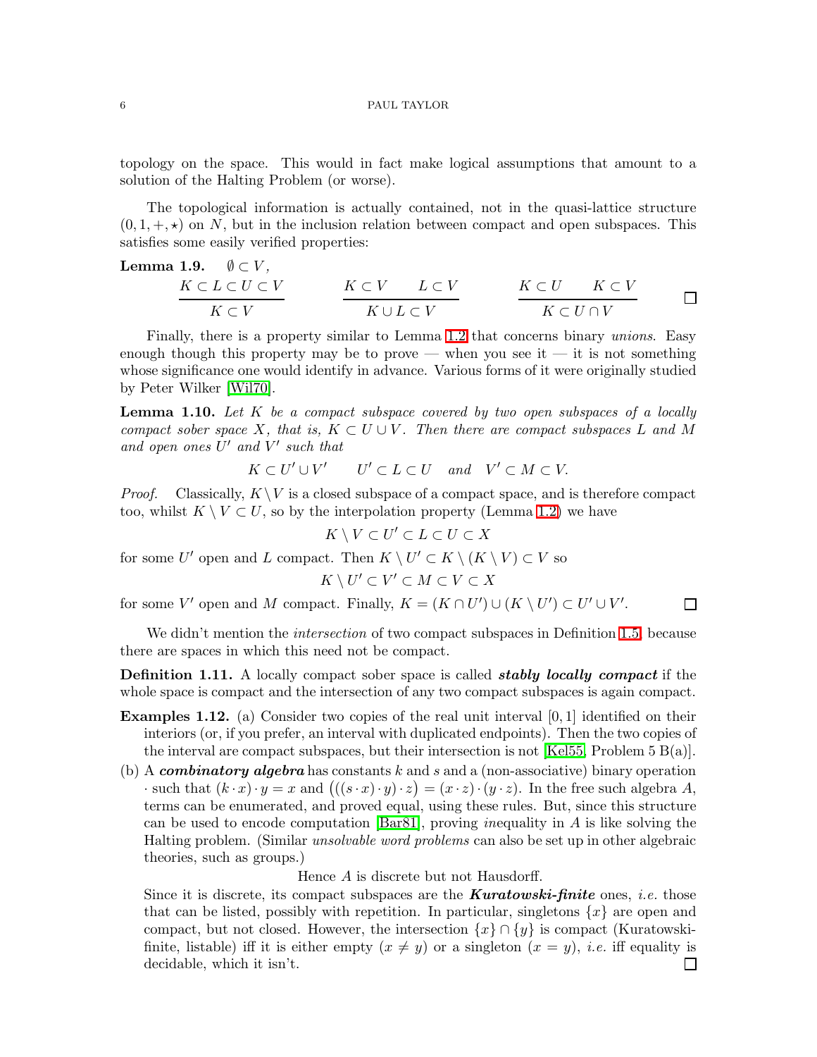topology on the space. This would in fact make logical assumptions that amount to a solution of the Halting Problem (or worse).

The topological information is actually contained, not in the quasi-lattice structure $(0, 1, +, \star)$ on $N$, but in the inclusion relation between compact and open subspaces. This satisfies some easily verified properties:

**Lemma 1.9.** $\emptyset \subset V$,

$$\frac{K \subset L \subset U \subset V}{K \subset V} \qquad \frac{K \subset V \qquad L \subset V}{K \cup L \subset V} \qquad \frac{K \subset U \qquad K \subset V}{K \subset U \cap V} \qquad \square$$

Finally, there is a property similar to Lemma 1.2 that concerns binary *unions*. Easy enough though this property may be to prove — when you see it — it is not something whose significance one would identify in advance. Various forms of it were originally studied by Peter Wilker [Wil70].

**Lemma 1.10.** *Let $K$ be a compact subspace covered by two open subspaces of a locally compact sober space $X$, that is, $K \subset U \cup V$. Then there are compact subspaces $L$ and $M$ and open ones $U'$ and $V'$ such that*

$$K \subset U' \cup V' \qquad U' \subset L \subset U \quad \text{and} \quad V' \subset M \subset V.$$

*Proof.* Classically, $K \setminus V$ is a closed subspace of a compact space, and is therefore compact too, whilst $K \setminus V \subset U$, so by the interpolation property (Lemma 1.2) we have

$$K \setminus V \subset U' \subset L \subset U \subset X$$

for some $U'$ open and $L$ compact. Then $K \setminus U' \subset K \setminus (K \setminus V) \subset V$ so

$$K \setminus U' \subset V' \subset M \subset V \subset X$$

for some $V'$ open and $M$ compact. Finally, $K = (K \cap U') \cup (K \setminus U') \subset U' \cup V'$. $\square$

We didn't mention the *intersection* of two compact subspaces in Definition 1.5, because there are spaces in which this need not be compact.

**Definition 1.11.** A locally compact sober space is called ***stably locally compact*** if the whole space is compact and the intersection of any two compact subspaces is again compact.

**Examples 1.12.** (a) Consider two copies of the real unit interval $[0, 1]$ identified on their interiors (or, if you prefer, an interval with duplicated endpoints). Then the two copies of the interval are compact subspaces, but their intersection is not [Kel55, Problem 5 B(a)].

(b) A ***combinatory algebra*** has constants $k$ and $s$ and a (non-associative) binary operation $\cdot$ such that $(k \cdot x) \cdot y = x$ and $\big(((s \cdot x) \cdot y) \cdot z\big) = (x \cdot z) \cdot (y \cdot z)$. In the free such algebra $A$, terms can be enumerated, and proved equal, using these rules. But, since this structure can be used to encode computation [Bar81], proving *in*equality in $A$ is like solving the Halting problem. (Similar *unsolvable word problems* can also be set up in other algebraic theories, such as groups.)

Hence $A$ is discrete but not Hausdorff.

Since it is discrete, its compact subspaces are the ***Kuratowski-finite*** ones, *i.e.* those that can be listed, possibly with repetition. In particular, singletons $\{x\}$ are open and compact, but not closed. However, the intersection $\{x\} \cap \{y\}$ is compact (Kuratowski-finite, listable) iff it is either empty ($x \neq y$) or a singleton ($x = y$), *i.e.* iff equality is decidable, which it isn't. $\square$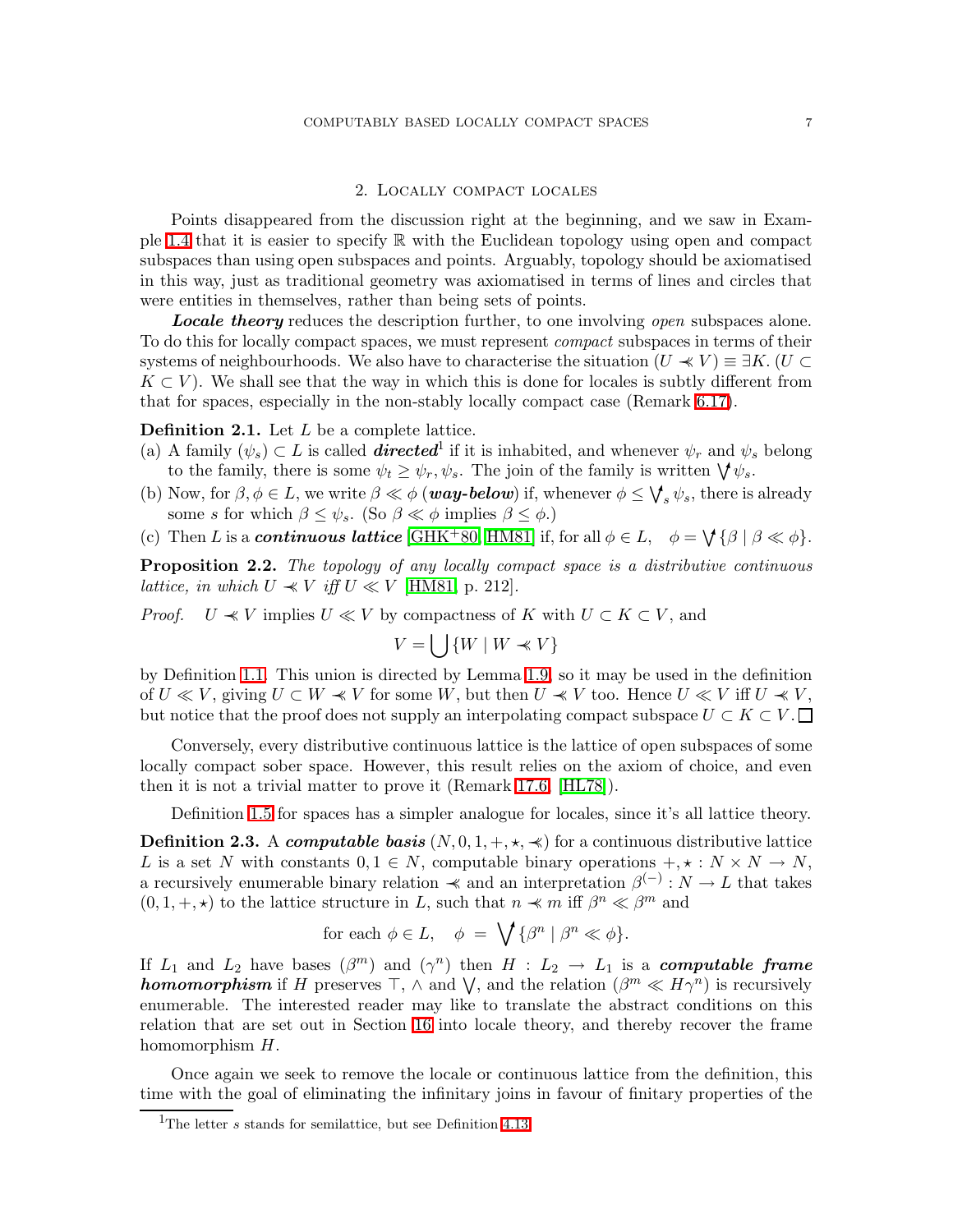## 2. Locally compact locales

Points disappeared from the discussion right at the beginning, and we saw in Example 1.4 that it is easier to specify $\mathbb{R}$ with the Euclidean topology using open and compact subspaces than using open subspaces and points. Arguably, topology should be axiomatised in this way, just as traditional geometry was axiomatised in terms of lines and circles that were entities in themselves, rather than being sets of points.

***Locale theory*** reduces the description further, to one involving *open* subspaces alone. To do this for locally compact spaces, we must represent *compact* subspaces in terms of their systems of neighbourhoods. We also have to characterise the situation $(U \prec\!\!\prec V) \equiv \exists K.\,(U \subset K \subset V)$. We shall see that the way in which this is done for locales is subtly different from that for spaces, especially in the non-stably locally compact case (Remark 6.17).

**Definition 2.1.** Let $L$ be a complete lattice.

(a) A family $(\psi_s) \subset L$ is called ***directed***[1] if it is inhabited, and whenever $\psi_r$ and $\psi_s$ belong to the family, there is some $\psi_t \geq \psi_r, \psi_s$. The join of the family is written $\bigvee^{\!\uparrow} \psi_s$.

(b) Now, for $\beta, \phi \in L$, we write $\beta \ll \phi$ (***way-below***) if, whenever $\phi \leq \bigvee^{\!\uparrow}_s \psi_s$, there is already some $s$ for which $\beta \leq \psi_s$. (So $\beta \ll \phi$ implies $\beta \leq \phi$.)

(c) Then $L$ is a ***continuous lattice*** [GHK+80, HM81] if, for all $\phi \in L$, $\quad \phi = \bigvee^{\!\uparrow} \{\beta \mid \beta \ll \phi\}$.

**Proposition 2.2.** *The topology of any locally compact space is a distributive continuous lattice, in which $U \prec\!\!\prec V$ iff $U \ll V$* [HM81, p. 212].

*Proof.* $U \prec\!\!\prec V$ implies $U \ll V$ by compactness of $K$ with $U \subset K \subset V$, and

$$V = \bigcup \{W \mid W \prec\!\!\prec V\}$$

by Definition 1.1. This union is directed by Lemma 1.9, so it may be used in the definition of $U \ll V$, giving $U \subset W \prec\!\!\prec V$ for some $W$, but then $U \prec\!\!\prec V$ too. Hence $U \ll V$ iff $U \prec\!\!\prec V$, but notice that the proof does not supply an interpolating compact subspace $U \subset K \subset V$. □

Conversely, every distributive continuous lattice is the lattice of open subspaces of some locally compact sober space. However, this result relies on the axiom of choice, and even then it is not a trivial matter to prove it (Remark 17.6, [HL78]).

Definition 1.5 for spaces has a simpler analogue for locales, since it's all lattice theory.

**Definition 2.3.** A ***computable basis*** $(N, 0, 1, +, \star, \prec\!\!\prec)$ for a continuous distributive lattice $L$ is a set $N$ with constants $0, 1 \in N$, computable binary operations $+, \star : N \times N \to N$, a recursively enumerable binary relation $\prec\!\!\prec$ and an interpretation $\beta^{(-)} : N \to L$ that takes $(0, 1, +, \star)$ to the lattice structure in $L$, such that $n \prec\!\!\prec m$ iff $\beta^n \ll \beta^m$ and

$$\text{for each } \phi \in L, \quad \phi \;=\; \bigvee\nolimits^{\!\uparrow} \{\beta^n \mid \beta^n \ll \phi\}.$$

If $L_1$ and $L_2$ have bases $(\beta^m)$ and $(\gamma^n)$ then $H : L_2 \to L_1$ is a ***computable frame homomorphism*** if $H$ preserves $\top$, $\wedge$ and $\bigvee$, and the relation $(\beta^m \ll H\gamma^n)$ is recursively enumerable. The interested reader may like to translate the abstract conditions on this relation that are set out in Section 16 into locale theory, and thereby recover the frame homomorphism $H$.

Once again we seek to remove the locale or continuous lattice from the definition, this time with the goal of eliminating the infinitary joins in favour of finitary properties of the

[1] The letter $s$ stands for semilattice, but see Definition 4.13.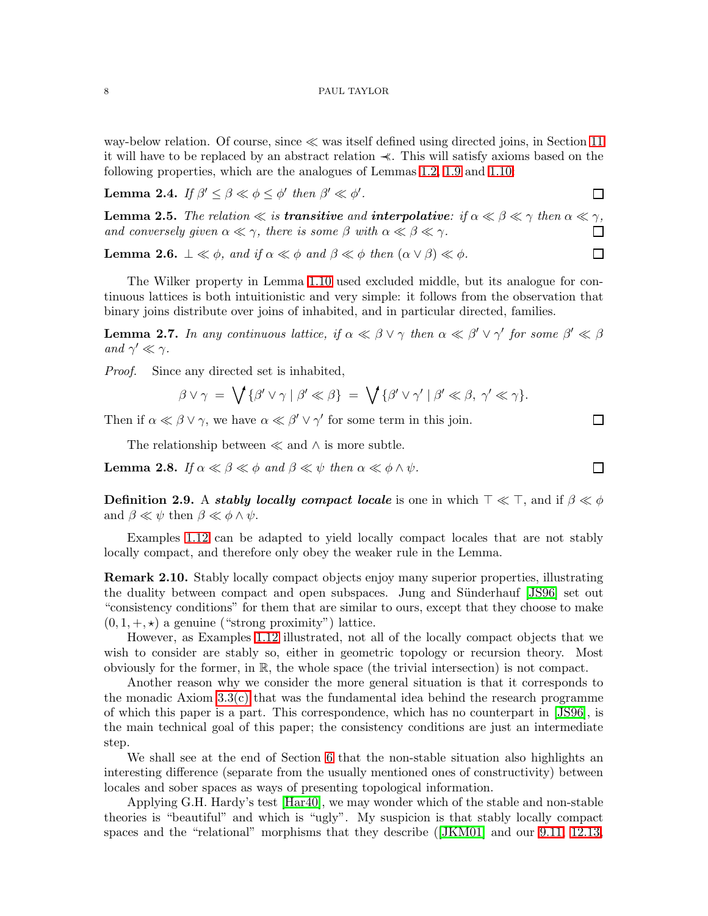way-below relation. Of course, since $\ll$ was itself defined using directed joins, in Section 11 it will have to be replaced by an abstract relation $\prec\!\!\prec$. This will satisfy axioms based on the following properties, which are the analogues of Lemmas 1.2, 1.9 and 1.10:

**Lemma 2.4.** *If $\beta' \leq \beta \ll \phi \leq \phi'$ then $\beta' \ll \phi'$.* □

**Lemma 2.5.** *The relation $\ll$ is **transitive** and **interpolative**: if $\alpha \ll \beta \ll \gamma$ then $\alpha \ll \gamma$, and conversely given $\alpha \ll \gamma$, there is some $\beta$ with $\alpha \ll \beta \ll \gamma$.* □

**Lemma 2.6.** *$\bot \ll \phi$, and if $\alpha \ll \phi$ and $\beta \ll \phi$ then $(\alpha \vee \beta) \ll \phi$.* □

The Wilker property in Lemma 1.10 used excluded middle, but its analogue for continuous lattices is both intuitionistic and very simple: it follows from the observation that binary joins distribute over joins of inhabited, and in particular directed, families.

**Lemma 2.7.** *In any continuous lattice, if $\alpha \ll \beta \vee \gamma$ then $\alpha \ll \beta' \vee \gamma'$ for some $\beta' \ll \beta$ and $\gamma' \ll \gamma$.*

*Proof.* Since any directed set is inhabited,

$$\beta \vee \gamma \;=\; \bigvee\nolimits^{\uparrow} \{\beta' \vee \gamma \mid \beta' \ll \beta\} \;=\; \bigvee\nolimits^{\uparrow} \{\beta' \vee \gamma' \mid \beta' \ll \beta,\ \gamma' \ll \gamma\}.$$

Then if $\alpha \ll \beta \vee \gamma$, we have $\alpha \ll \beta' \vee \gamma'$ for some term in this join. □

The relationship between $\ll$ and $\wedge$ is more subtle.

**Lemma 2.8.** *If $\alpha \ll \beta \ll \phi$ and $\beta \ll \psi$ then $\alpha \ll \phi \wedge \psi$.* □

**Definition 2.9.** A ***stably locally compact locale*** is one in which $\top \ll \top$, and if $\beta \ll \phi$ and $\beta \ll \psi$ then $\beta \ll \phi \wedge \psi$.

Examples 1.12 can be adapted to yield locally compact locales that are not stably locally compact, and therefore only obey the weaker rule in the Lemma.

**Remark 2.10.** Stably locally compact objects enjoy many superior properties, illustrating the duality between compact and open subspaces. Jung and Sünderhauf [JS96] set out "consistency conditions" for them that are similar to ours, except that they choose to make $(0, 1, +, \star)$ a genuine ("strong proximity") lattice.

However, as Examples 1.12 illustrated, not all of the locally compact objects that we wish to consider are stably so, either in geometric topology or recursion theory. Most obviously for the former, in $\mathbb{R}$, the whole space (the trivial intersection) is not compact.

Another reason why we consider the more general situation is that it corresponds to the monadic Axiom 3.3(c) that was the fundamental idea behind the research programme of which this paper is a part. This correspondence, which has no counterpart in [JS96], is the main technical goal of this paper; the consistency conditions are just an intermediate step.

We shall see at the end of Section 6 that the non-stable situation also highlights an interesting difference (separate from the usually mentioned ones of constructivity) between locales and sober spaces as ways of presenting topological information.

Applying G.H. Hardy's test [Har40], we may wonder which of the stable and non-stable theories is "beautiful" and which is "ugly". My suspicion is that stably locally compact spaces and the "relational" morphisms that they describe ([JKM01] and our 9.11, 12.13,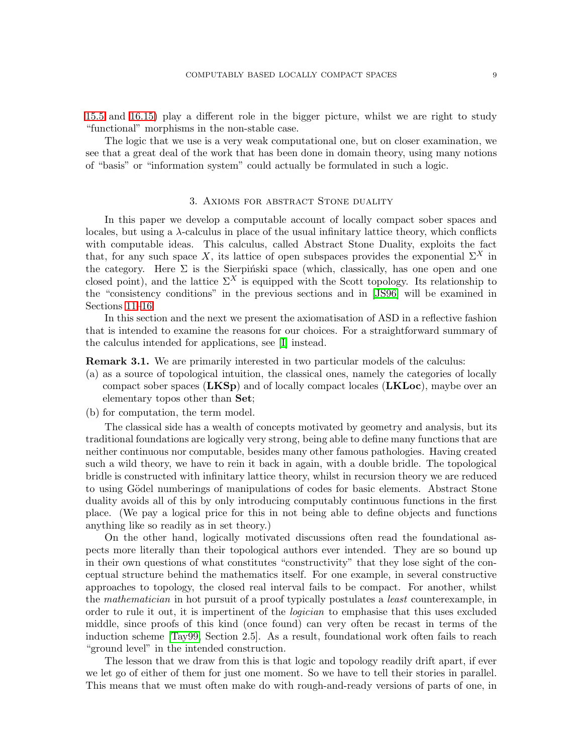15.5 and 16.15) play a different role in the bigger picture, whilst we are right to study "functional" morphisms in the non-stable case.

The logic that we use is a very weak computational one, but on closer examination, we see that a great deal of the work that has been done in domain theory, using many notions of "basis" or "information system" could actually be formulated in such a logic.

## 3. Axioms for abstract Stone duality

In this paper we develop a computable account of locally compact sober spaces and locales, but using a $\lambda$-calculus in place of the usual infinitary lattice theory, which conflicts with computable ideas. This calculus, called Abstract Stone Duality, exploits the fact that, for any such space $X$, its lattice of open subspaces provides the exponential $\Sigma^X$ in the category. Here $\Sigma$ is the Sierpiński space (which, classically, has one open and one closed point), and the lattice $\Sigma^X$ is equipped with the Scott topology. Its relationship to the "consistency conditions" in the previous sections and in [JS96] will be examined in Sections 11–16.

In this section and the next we present the axiomatisation of ASD in a reflective fashion that is intended to examine the reasons for our choices. For a straightforward summary of the calculus intended for applications, see [I] instead.

**Remark 3.1.** We are primarily interested in two particular models of the calculus:

(a) as a source of topological intuition, the classical ones, namely the categories of locally compact sober spaces (**LKSp**) and of locally compact locales (**LKLoc**), maybe over an elementary topos other than **Set**;

(b) for computation, the term model.

The classical side has a wealth of concepts motivated by geometry and analysis, but its traditional foundations are logically very strong, being able to define many functions that are neither continuous nor computable, besides many other famous pathologies. Having created such a wild theory, we have to rein it back in again, with a double bridle. The topological bridle is constructed with infinitary lattice theory, whilst in recursion theory we are reduced to using Gödel numberings of manipulations of codes for basic elements. Abstract Stone duality avoids all of this by only introducing computably continuous functions in the first place. (We pay a logical price for this in not being able to define objects and functions anything like so readily as in set theory.)

On the other hand, logically motivated discussions often read the foundational aspects more literally than their topological authors ever intended. They are so bound up in their own questions of what constitutes "constructivity" that they lose sight of the conceptual structure behind the mathematics itself. For one example, in several constructive approaches to topology, the closed real interval fails to be compact. For another, whilst the *mathematician* in hot pursuit of a proof typically postulates a *least* counterexample, in order to rule it out, it is impertinent of the *logician* to emphasise that this uses excluded middle, since proofs of this kind (once found) can very often be recast in terms of the induction scheme [Tay99, Section 2.5]. As a result, foundational work often fails to reach "ground level" in the intended construction.

The lesson that we draw from this is that logic and topology readily drift apart, if ever we let go of either of them for just one moment. So we have to tell their stories in parallel. This means that we must often make do with rough-and-ready versions of parts of one, in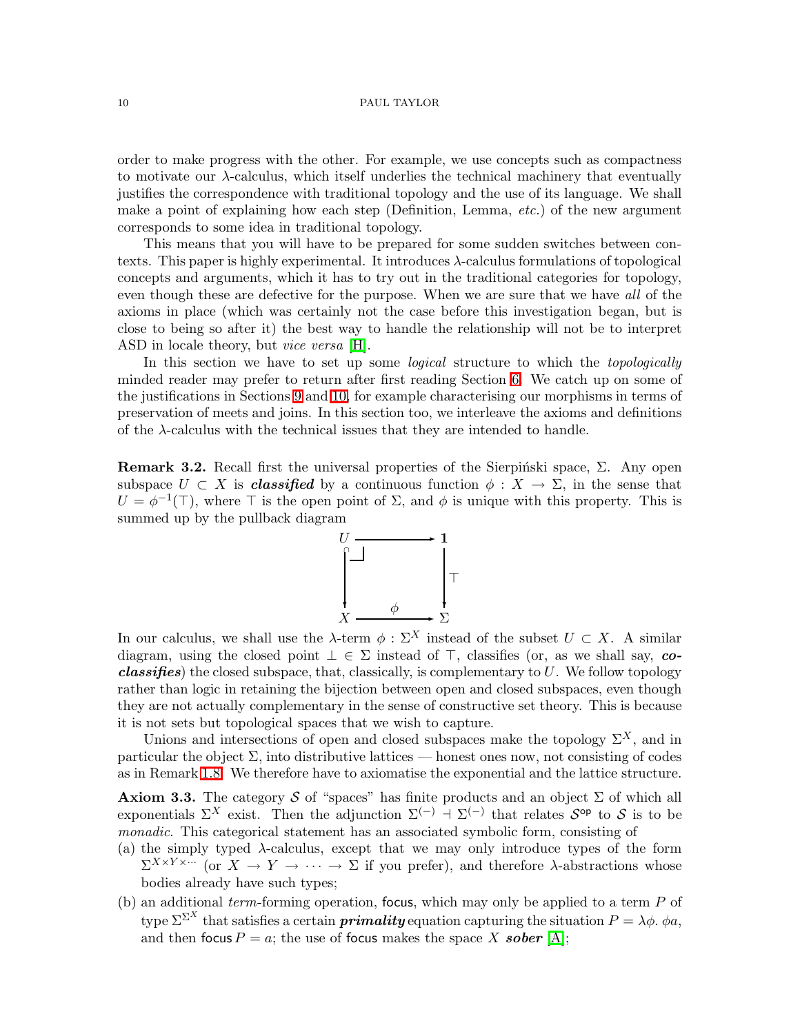order to make progress with the other. For example, we use concepts such as compactness to motivate our $\lambda$-calculus, which itself underlies the technical machinery that eventually justifies the correspondence with traditional topology and the use of its language. We shall make a point of explaining how each step (Definition, Lemma, *etc.*) of the new argument corresponds to some idea in traditional topology.

This means that you will have to be prepared for some sudden switches between contexts. This paper is highly experimental. It introduces $\lambda$-calculus formulations of topological concepts and arguments, which it has to try out in the traditional categories for topology, even though these are defective for the purpose. When we are sure that we have *all* of the axioms in place (which was certainly not the case before this investigation began, but is close to being so after it) the best way to handle the relationship will not be to interpret ASD in locale theory, but *vice versa* [H].

In this section we have to set up some *logical* structure to which the *topologically* minded reader may prefer to return after first reading Section 6. We catch up on some of the justifications in Sections 9 and 10, for example characterising our morphisms in terms of preservation of meets and joins. In this section too, we interleave the axioms and definitions of the $\lambda$-calculus with the technical issues that they are intended to handle.

**Remark 3.2.** Recall first the universal properties of the Sierpiński space, $\Sigma$. Any open subspace $U \subset X$ is ***classified*** by a continuous function $\phi : X \to \Sigma$, in the sense that $U = \phi^{-1}(\top)$, where $\top$ is the open point of $\Sigma$, and $\phi$ is unique with this property. This is summed up by the pullback diagram

$$\begin{array}{ccc} U & \longrightarrow & \mathbf{1} \\ \big\downarrow & \lrcorner & \big\downarrow \top \\ X & \xrightarrow{\ \phi\ } & \Sigma \end{array}$$

In our calculus, we shall use the $\lambda$-term $\phi : \Sigma^X$ instead of the subset $U \subset X$. A similar diagram, using the closed point $\bot \in \Sigma$ instead of $\top$, classifies (or, as we shall say, ***co-classifies***) the closed subspace, that, classically, is complementary to $U$. We follow topology rather than logic in retaining the bijection between open and closed subspaces, even though they are not actually complementary in the sense of constructive set theory. This is because it is not sets but topological spaces that we wish to capture.

Unions and intersections of open and closed subspaces make the topology $\Sigma^X$, and in particular the object $\Sigma$, into distributive lattices — honest ones now, not consisting of codes as in Remark 1.8. We therefore have to axiomatise the exponential and the lattice structure.

**Axiom 3.3.** The category $\mathcal{S}$ of "spaces" has finite products and an object $\Sigma$ of which all exponentials $\Sigma^X$ exist. Then the adjunction $\Sigma^{(-)} \dashv \Sigma^{(-)}$ that relates $\mathcal{S}^{\mathsf{op}}$ to $\mathcal{S}$ is to be *monadic*. This categorical statement has an associated symbolic form, consisting of

(a) the simply typed $\lambda$-calculus, except that we may only introduce types of the form $\Sigma^{X \times Y \times \cdots}$ (or $X \to Y \to \cdots \to \Sigma$ if you prefer), and therefore $\lambda$-abstractions whose bodies already have such types;

(b) an additional *term*-forming operation, $\mathsf{focus}$, which may only be applied to a term $P$ of type $\Sigma^{\Sigma^X}$ that satisfies a certain ***primality*** equation capturing the situation $P = \lambda\phi.\, \phi a$, and then $\mathsf{focus}\, P = a$; the use of $\mathsf{focus}$ makes the space $X$ ***sober*** [A];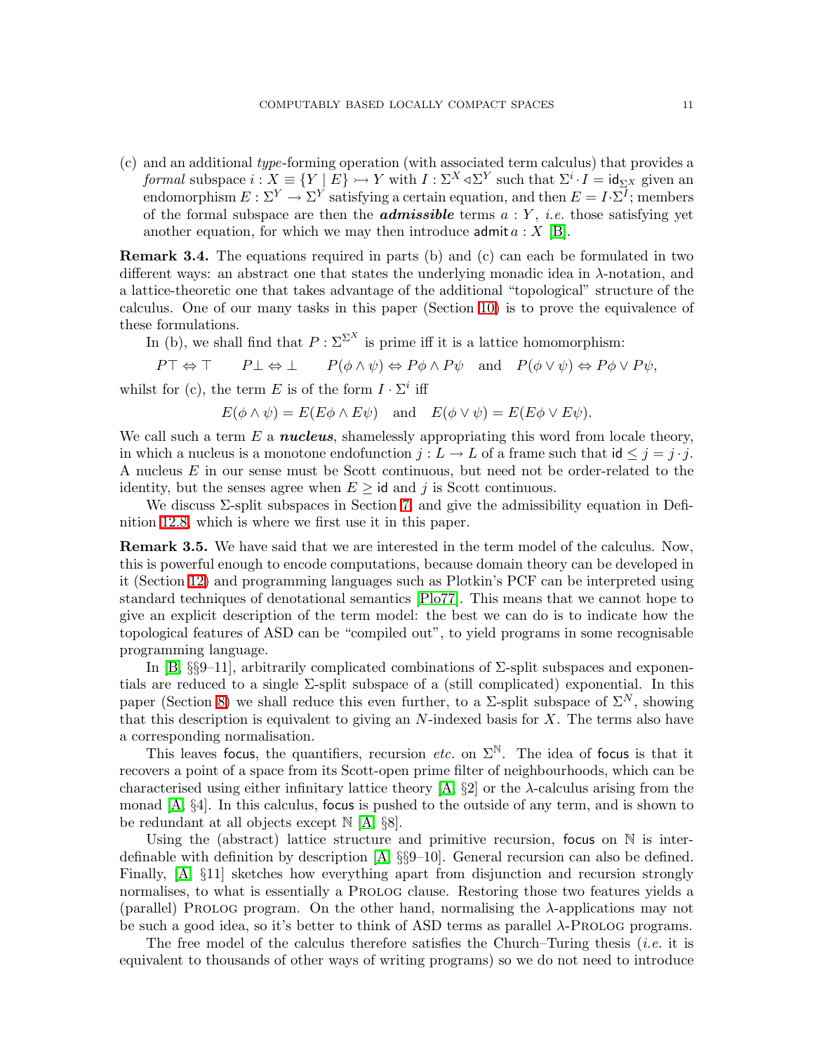(c) and an additional *type*-forming operation (with associated term calculus) that provides a *formal* subspace $i : X \equiv \{Y \mid E\} \rightarrowtail Y$ with $I : \Sigma^X \triangleleft \Sigma^Y$ such that $\Sigma^i \cdot I = \mathsf{id}_{\Sigma^X}$ given an endomorphism $E : \Sigma^Y \to \Sigma^Y$ satisfying a certain equation, and then $E = I \cdot \Sigma^I$; members of the formal subspace are then the ***admissible*** terms $a : Y$, *i.e.* those satisfying yet another equation, for which we may then introduce $\mathsf{admit}\, a : X$ [B].

**Remark 3.4.** The equations required in parts (b) and (c) can each be formulated in two different ways: an abstract one that states the underlying monadic idea in $\lambda$-notation, and a lattice-theoretic one that takes advantage of the additional "topological" structure of the calculus. One of our many tasks in this paper (Section 10) is to prove the equivalence of these formulations.

In (b), we shall find that $P : \Sigma^{\Sigma^X}$ is prime iff it is a lattice homomorphism:

$$P\top \Leftrightarrow \top \qquad P\bot \Leftrightarrow \bot \qquad P(\phi \wedge \psi) \Leftrightarrow P\phi \wedge P\psi \quad \text{and} \quad P(\phi \vee \psi) \Leftrightarrow P\phi \vee P\psi,$$

whilst for (c), the term $E$ is of the form $I \cdot \Sigma^i$ iff

$$E(\phi \wedge \psi) = E(E\phi \wedge E\psi) \quad \text{and} \quad E(\phi \vee \psi) = E(E\phi \vee E\psi).$$

We call such a term $E$ a ***nucleus***, shamelessly appropriating this word from locale theory, in which a nucleus is a monotone endofunction $j : L \to L$ of a frame such that $\mathsf{id} \leq j = j \cdot j$. A nucleus $E$ in our sense must be Scott continuous, but need not be order-related to the identity, but the senses agree when $E \geq \mathsf{id}$ and $j$ is Scott continuous.

We discuss $\Sigma$-split subspaces in Section 7 and give the admissibility equation in Definition 12.8, which is where we first use it in this paper.

**Remark 3.5.** We have said that we are interested in the term model of the calculus. Now, this is powerful enough to encode computations, because domain theory can be developed in it (Section 12) and programming languages such as Plotkin's PCF can be interpreted using standard techniques of denotational semantics [Plo77]. This means that we cannot hope to give an explicit description of the term model: the best we can do is to indicate how the topological features of ASD can be "compiled out", to yield programs in some recognisable programming language.

In [B, §§9–11], arbitrarily complicated combinations of $\Sigma$-split subspaces and exponentials are reduced to a single $\Sigma$-split subspace of a (still complicated) exponential. In this paper (Section 8) we shall reduce this even further, to a $\Sigma$-split subspace of $\Sigma^N$, showing that this description is equivalent to giving an $N$-indexed basis for $X$. The terms also have a corresponding normalisation.

This leaves $\mathsf{focus}$, the quantifiers, recursion *etc.* on $\Sigma^{\mathbb{N}}$. The idea of $\mathsf{focus}$ is that it recovers a point of a space from its Scott-open prime filter of neighbourhoods, which can be characterised using either infinitary lattice theory [A, §2] or the $\lambda$-calculus arising from the monad [A, §4]. In this calculus, $\mathsf{focus}$ is pushed to the outside of any term, and is shown to be redundant at all objects except $\mathbb{N}$ [A, §8].

Using the (abstract) lattice structure and primitive recursion, $\mathsf{focus}$ on $\mathbb{N}$ is interdefinable with definition by description [A, §§9–10]. General recursion can also be defined. Finally, [A, §11] sketches how everything apart from disjunction and recursion strongly normalises, to what is essentially a Prolog clause. Restoring those two features yields a (parallel) Prolog program. On the other hand, normalising the $\lambda$-applications may not be such a good idea, so it's better to think of ASD terms as parallel $\lambda$-Prolog programs.

The free model of the calculus therefore satisfies the Church–Turing thesis (*i.e.* it is equivalent to thousands of other ways of writing programs) so we do not need to introduce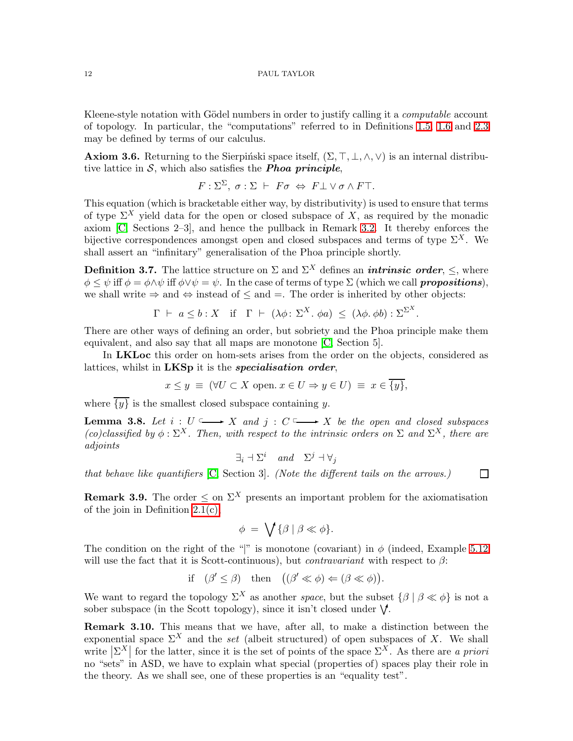Kleene-style notation with Gödel numbers in order to justify calling it a *computable* account of topology. In particular, the "computations" referred to in Definitions 1.5, 1.6 and 2.3 may be defined by terms of our calculus.

**Axiom 3.6.** Returning to the Sierpiński space itself, $(\Sigma, \top, \bot, \wedge, \vee)$ is an internal distributive lattice in $\mathcal{S}$, which also satisfies the ***Phoa principle***,

$$F : \Sigma^\Sigma,\ \sigma : \Sigma\ \vdash\ F\sigma\ \Leftrightarrow\ F\bot \vee \sigma \wedge F\top.$$

This equation (which is bracketable either way, by distributivity) is used to ensure that terms of type $\Sigma^X$ yield data for the open or closed subspace of $X$, as required by the monadic axiom [C, Sections 2–3], and hence the pullback in Remark 3.2. It thereby enforces the bijective correspondences amongst open and closed subspaces and terms of type $\Sigma^X$. We shall assert an "infinitary" generalisation of the Phoa principle shortly.

**Definition 3.7.** The lattice structure on $\Sigma$ and $\Sigma^X$ defines an ***intrinsic order***, $\leq$, where $\phi \leq \psi$ iff $\phi = \phi \wedge \psi$ iff $\phi \vee \psi = \psi$. In the case of terms of type $\Sigma$ (which we call ***propositions***), we shall write $\Rightarrow$ and $\Leftrightarrow$ instead of $\leq$ and $=$. The order is inherited by other objects:

$$\Gamma\ \vdash\ a \leq b : X \quad \text{if} \quad \Gamma\ \vdash\ (\lambda\phi\colon \Sigma^X.\ \phi a)\ \leq\ (\lambda\phi.\ \phi b) : \Sigma^{\Sigma^X}.$$

There are other ways of defining an order, but sobriety and the Phoa principle make them equivalent, and also say that all maps are monotone [C, Section 5].

In **LKLoc** this order on hom-sets arises from the order on the objects, considered as lattices, whilst in **LKSp** it is the ***specialisation order***,

$$x \leq y\ \equiv\ (\forall U \subset X \text{ open}.\ x \in U \Rightarrow y \in U)\ \equiv\ x \in \overline{\{y\}},$$

where $\overline{\{y\}}$ is the smallest closed subspace containing $y$.

**Lemma 3.8.** *Let $i : U \hookrightarrow X$ and $j : C \hookrightarrow X$ be the open and closed subspaces (co)classified by $\phi : \Sigma^X$. Then, with respect to the intrinsic orders on $\Sigma$ and $\Sigma^X$, there are adjoints*

$$\exists_i \dashv \Sigma^i \quad \text{and} \quad \Sigma^j \dashv \forall_j$$

*that behave like quantifiers* [C, Section 3]. *(Note the different tails on the arrows.)* $\square$

**Remark 3.9.** The order $\leq$ on $\Sigma^X$ presents an important problem for the axiomatisation of the join in Definition 2.1(c),

$$\phi\ =\ \bigvee\nolimits^{\uparrow} \{\beta \mid \beta \ll \phi\}.$$

The condition on the right of the "|" is monotone (covariant) in $\phi$ (indeed, Example 5.12 will use the fact that it is Scott-continuous), but *contravariant* with respect to $\beta$:

$$\text{if} \quad (\beta' \leq \beta) \quad \text{then} \quad \big((\beta' \ll \phi) \Leftarrow (\beta \ll \phi)\big).$$

We want to regard the topology $\Sigma^X$ as another *space*, but the subset $\{\beta \mid \beta \ll \phi\}$ is not a sober subspace (in the Scott topology), since it isn't closed under $\bigvee^{\uparrow}$.

**Remark 3.10.** This means that we have, after all, to make a distinction between the exponential space $\Sigma^X$ and the *set* (albeit structured) of open subspaces of $X$. We shall write $|\Sigma^X|$ for the latter, since it is the set of points of the space $\Sigma^X$. As there are *a priori* no "sets" in ASD, we have to explain what special (properties of) spaces play their role in the theory. As we shall see, one of these properties is an "equality test".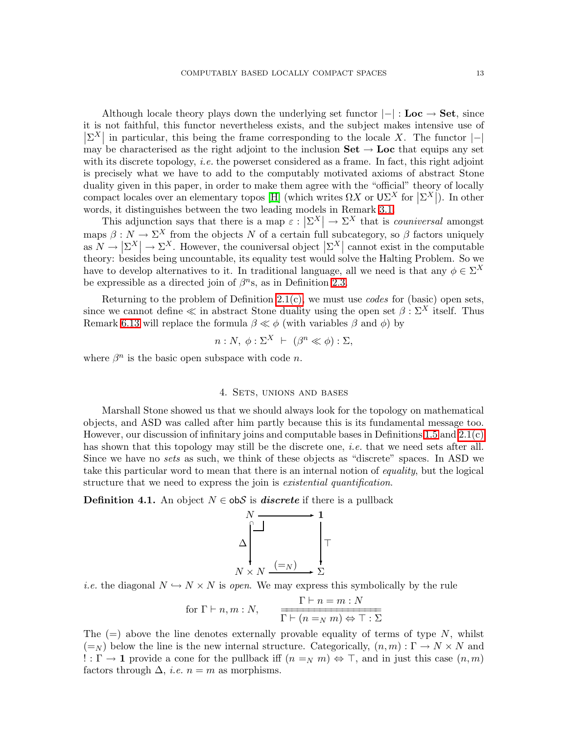Although locale theory plays down the underlying set functor $|-| : \mathbf{Loc} \to \mathbf{Set}$, since it is not faithful, this functor nevertheless exists, and the subject makes intensive use of $|\Sigma^X|$ in particular, this being the frame corresponding to the locale $X$. The functor $|-|$ may be characterised as the right adjoint to the inclusion $\mathbf{Set} \to \mathbf{Loc}$ that equips any set with its discrete topology, *i.e.* the powerset considered as a frame. In fact, this right adjoint is precisely what we have to add to the computably motivated axioms of abstract Stone duality given in this paper, in order to make them agree with the "official" theory of locally compact locales over an elementary topos [H] (which writes $\Omega X$ or $\mathsf{U}\Sigma^X$ for $|\Sigma^X|$). In other words, it distinguishes between the two leading models in Remark 3.1.

This adjunction says that there is a map $\varepsilon : |\Sigma^X| \to \Sigma^X$ that is *couniversal* amongst maps $\beta : N \to \Sigma^X$ from the objects $N$ of a certain full subcategory, so $\beta$ factors uniquely as $N \to |\Sigma^X| \to \Sigma^X$. However, the couniversal object $|\Sigma^X|$ cannot exist in the computable theory: besides being uncountable, its equality test would solve the Halting Problem. So we have to develop alternatives to it. In traditional language, all we need is that any $\phi \in \Sigma^X$ be expressible as a directed join of $\beta^n$s, as in Definition 2.3.

Returning to the problem of Definition 2.1(c), we must use *codes* for (basic) open sets, since we cannot define $\ll$ in abstract Stone duality using the open set $\beta : \Sigma^X$ itself. Thus Remark 6.13 will replace the formula $\beta \ll \phi$ (with variables $\beta$ and $\phi$) by

$$n : N,\ \phi : \Sigma^X \ \vdash\ (\beta^n \ll \phi) : \Sigma,$$

where $\beta^n$ is the basic open subspace with code $n$.

## 4. Sets, unions and bases

Marshall Stone showed us that we should always look for the topology on mathematical objects, and ASD was called after him partly because this is its fundamental message too. However, our discussion of infinitary joins and computable bases in Definitions 1.5 and 2.1(c) has shown that this topology may still be the discrete one, *i.e.* that we need sets after all. Since we have no *sets* as such, we think of these objects as "discrete" spaces. In ASD we take this particular word to mean that there is an internal notion of *equality*, but the logical structure that we need to express the join is *existential quantification*.

**Definition 4.1.** An object $N \in \mathsf{ob}\mathcal{S}$ is ***discrete*** if there is a pullback

$$\begin{array}{ccc} N & \longrightarrow & \mathbf{1} \\ {\scriptstyle\Delta}\big\downarrow & \lrcorner & \big\downarrow{\scriptstyle\top} \\ N \times N & \xrightarrow{(=_N)} & \Sigma \end{array}$$

*i.e.* the diagonal $N \hookrightarrow N \times N$ is *open*. We may express this symbolically by the rule

$$\text{for } \Gamma \vdash n, m : N, \qquad \frac{\Gamma \vdash n = m : N}{\overline{\overline{\Gamma \vdash (n =_N m) \Leftrightarrow \top : \Sigma}}}$$

The $(=)$ above the line denotes externally provable equality of terms of type $N$, whilst $(=_N)$ below the line is the new internal structure. Categorically, $(n, m) : \Gamma \to N \times N$ and $! : \Gamma \to \mathbf{1}$ provide a cone for the pullback iff $(n =_N m) \Leftrightarrow \top$, and in just this case $(n, m)$ factors through $\Delta$, *i.e.* $n = m$ as morphisms.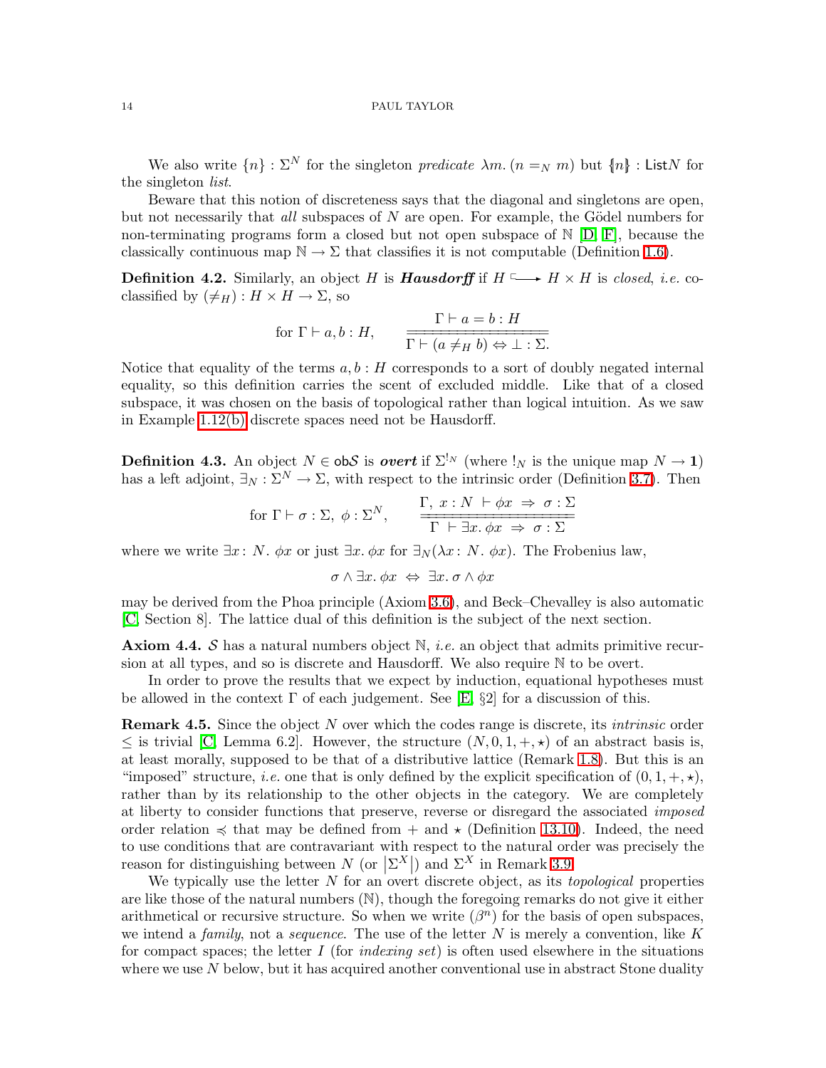We also write $\{n\} : \Sigma^N$ for the singleton *predicate* $\lambda m.\,(n =_N m)$ but $\{\!|n|\!\} : \mathsf{List}N$ for the singleton *list*.

Beware that this notion of discreteness says that the diagonal and singletons are open, but not necessarily that *all* subspaces of $N$ are open. For example, the Gödel numbers for non-terminating programs form a closed but not open subspace of $\mathbb{N}$ [D, F], because the classically continuous map $\mathbb{N} \to \Sigma$ that classifies it is not computable (Definition 1.6).

**Definition 4.2.** Similarly, an object $H$ is ***Hausdorff*** if $H \hookrightarrow H \times H$ is *closed*, *i.e.* co-classified by $(\neq_H) : H \times H \to \Sigma$, so

$$\text{for } \Gamma \vdash a, b : H, \qquad \frac{\Gamma \vdash a = b : H}{\overline{\overline{\Gamma \vdash (a \neq_H b) \Leftrightarrow \bot : \Sigma.}}}$$

Notice that equality of the terms $a, b : H$ corresponds to a sort of doubly negated internal equality, so this definition carries the scent of excluded middle. Like that of a closed subspace, it was chosen on the basis of topological rather than logical intuition. As we saw in Example 1.12(b) discrete spaces need not be Hausdorff.

**Definition 4.3.** An object $N \in \mathsf{ob}\mathcal{S}$ is ***overt*** if $\Sigma^{!_N}$ (where $!_N$ is the unique map $N \to \mathbf{1}$) has a left adjoint, $\exists_N : \Sigma^N \to \Sigma$, with respect to the intrinsic order (Definition 3.7). Then

$$\text{for } \Gamma \vdash \sigma : \Sigma,\ \phi : \Sigma^N, \qquad \frac{\Gamma,\ x : N\ \vdash \phi x\ \Rightarrow\ \sigma : \Sigma}{\overline{\overline{\Gamma\ \vdash \exists x.\,\phi x\ \Rightarrow\ \sigma : \Sigma}}}$$

where we write $\exists x\!:\, N.\ \phi x$ or just $\exists x.\,\phi x$ for $\exists_N(\lambda x\!:\, N.\ \phi x)$. The Frobenius law,

$$\sigma \wedge \exists x.\,\phi x\ \Leftrightarrow\ \exists x.\,\sigma \wedge \phi x$$

may be derived from the Phoa principle (Axiom 3.6), and Beck–Chevalley is also automatic [C, Section 8]. The lattice dual of this definition is the subject of the next section.

**Axiom 4.4.** $\mathcal{S}$ has a natural numbers object $\mathbb{N}$, *i.e.* an object that admits primitive recursion at all types, and so is discrete and Hausdorff. We also require $\mathbb{N}$ to be overt.

In order to prove the results that we expect by induction, equational hypotheses must be allowed in the context $\Gamma$ of each judgement. See [E, §2] for a discussion of this.

**Remark 4.5.** Since the object $N$ over which the codes range is discrete, its *intrinsic* order $\leq$ is trivial [C, Lemma 6.2]. However, the structure $(N, 0, 1, +, \star)$ of an abstract basis is, at least morally, supposed to be that of a distributive lattice (Remark 1.8). But this is an "imposed" structure, *i.e.* one that is only defined by the explicit specification of $(0, 1, +, \star)$, rather than by its relationship to the other objects in the category. We are completely at liberty to consider functions that preserve, reverse or disregard the associated *imposed* order relation $\preccurlyeq$ that may be defined from $+$ and $\star$ (Definition 13.10). Indeed, the need to use conditions that are contravariant with respect to the natural order was precisely the reason for distinguishing between $N$ (or $|\Sigma^X|$) and $\Sigma^X$ in Remark 3.9.

We typically use the letter $N$ for an overt discrete object, as its *topological* properties are like those of the natural numbers ($\mathbb{N}$), though the foregoing remarks do not give it either arithmetical or recursive structure. So when we write $(\beta^n)$ for the basis of open subspaces, we intend a *family*, not a *sequence*. The use of the letter $N$ is merely a convention, like $K$ for compact spaces; the letter $I$ (for *indexing set*) is often used elsewhere in the situations where we use $N$ below, but it has acquired another conventional use in abstract Stone duality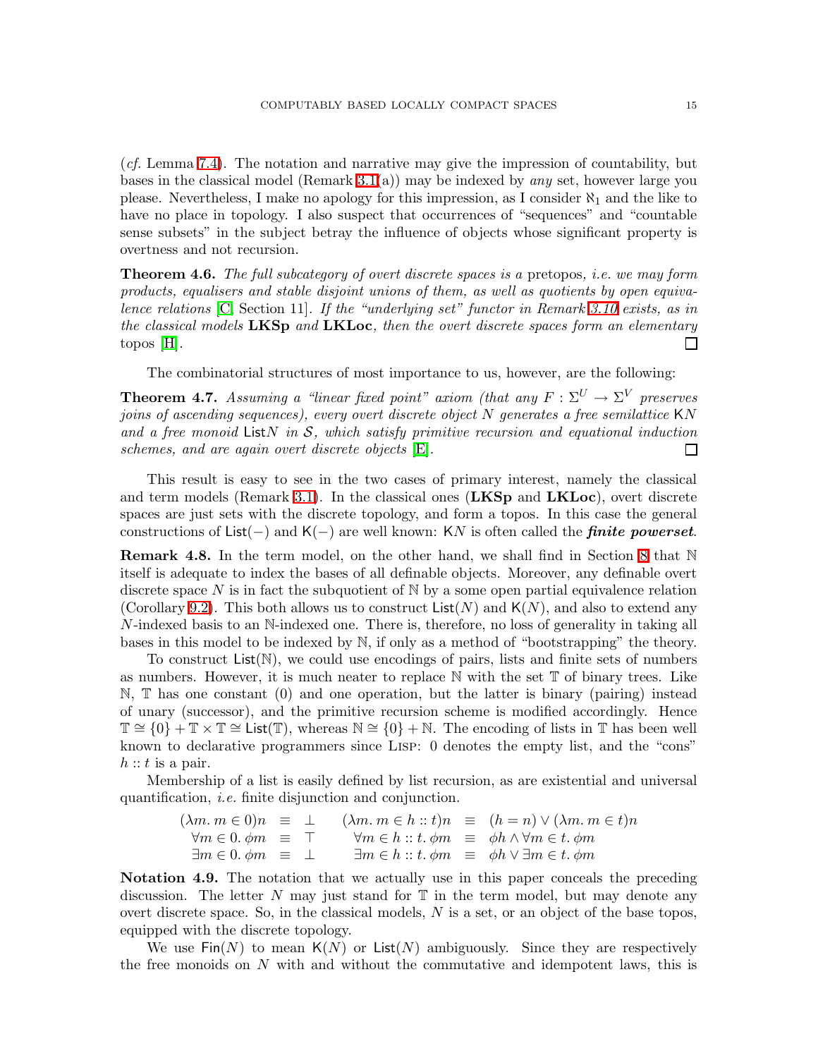(*cf.* Lemma 7.4). The notation and narrative may give the impression of countability, but bases in the classical model (Remark 3.1(a)) may be indexed by *any* set, however large you please. Nevertheless, I make no apology for this impression, as I consider $\aleph_1$ and the like to have no place in topology. I also suspect that occurrences of "sequences" and "countable sense subsets" in the subject betray the influence of objects whose significant property is overtness and not recursion.

**Theorem 4.6.** *The full subcategory of overt discrete spaces is a* pretopos*, i.e. we may form products, equalisers and stable disjoint unions of them, as well as quotients by open equivalence relations* [C, Section 11]*. If the "underlying set" functor in Remark 3.10 exists, as in the classical models* **LKSp** *and* **LKLoc***, then the overt discrete spaces form an elementary* topos [H]. □

The combinatorial structures of most importance to us, however, are the following:

**Theorem 4.7.** *Assuming a "linear fixed point" axiom (that any $F : \Sigma^U \to \Sigma^V$ preserves joins of ascending sequences), every overt discrete object $N$ generates a free semilattice $\mathsf{K}N$ and a free monoid $\mathsf{List}N$ in $\mathcal{S}$, which satisfy primitive recursion and equational induction schemes, and are again overt discrete objects* [E]. □

This result is easy to see in the two cases of primary interest, namely the classical and term models (Remark 3.1). In the classical ones (**LKSp** and **LKLoc**), overt discrete spaces are just sets with the discrete topology, and form a topos. In this case the general constructions of $\mathsf{List}(-)$ and $\mathsf{K}(-)$ are well known: $\mathsf{K}N$ is often called the ***finite powerset***.

**Remark 4.8.** In the term model, on the other hand, we shall find in Section 8 that $\mathbb{N}$ itself is adequate to index the bases of all definable objects. Moreover, any definable overt discrete space $N$ is in fact the subquotient of $\mathbb{N}$ by a some open partial equivalence relation (Corollary 9.2). This both allows us to construct $\mathsf{List}(N)$ and $\mathsf{K}(N)$, and also to extend any $N$-indexed basis to an $\mathbb{N}$-indexed one. There is, therefore, no loss of generality in taking all bases in this model to be indexed by $\mathbb{N}$, if only as a method of "bootstrapping" the theory.

To construct $\mathsf{List}(\mathbb{N})$, we could use encodings of pairs, lists and finite sets of numbers as numbers. However, it is much neater to replace $\mathbb{N}$ with the set $\mathbb{T}$ of binary trees. Like $\mathbb{N}$, $\mathbb{T}$ has one constant (0) and one operation, but the latter is binary (pairing) instead of unary (successor), and the primitive recursion scheme is modified accordingly. Hence $\mathbb{T} \cong \{0\} + \mathbb{T} \times \mathbb{T} \cong \mathsf{List}(\mathbb{T})$, whereas $\mathbb{N} \cong \{0\} + \mathbb{N}$. The encoding of lists in $\mathbb{T}$ has been well known to declarative programmers since Lisp: 0 denotes the empty list, and the "cons" $h :: t$ is a pair.

Membership of a list is easily defined by list recursion, as are existential and universal quantification, *i.e.* finite disjunction and conjunction.

$$
\begin{array}{rclcrcl}
(\lambda m.\, m \in 0)n & \equiv & \bot & \quad & (\lambda m.\, m \in h :: t)n & \equiv & (h = n) \vee (\lambda m.\, m \in t)n \\
\forall m \in 0.\, \phi m & \equiv & \top & & \forall m \in h :: t.\, \phi m & \equiv & \phi h \wedge \forall m \in t.\, \phi m \\
\exists m \in 0.\, \phi m & \equiv & \bot & & \exists m \in h :: t.\, \phi m & \equiv & \phi h \vee \exists m \in t.\, \phi m
\end{array}
$$

**Notation 4.9.** The notation that we actually use in this paper conceals the preceding discussion. The letter $N$ may just stand for $\mathbb{T}$ in the term model, but may denote any overt discrete space. So, in the classical models, $N$ is a set, or an object of the base topos, equipped with the discrete topology.

We use $\mathsf{Fin}(N)$ to mean $\mathsf{K}(N)$ or $\mathsf{List}(N)$ ambiguously. Since they are respectively the free monoids on $N$ with and without the commutative and idempotent laws, this is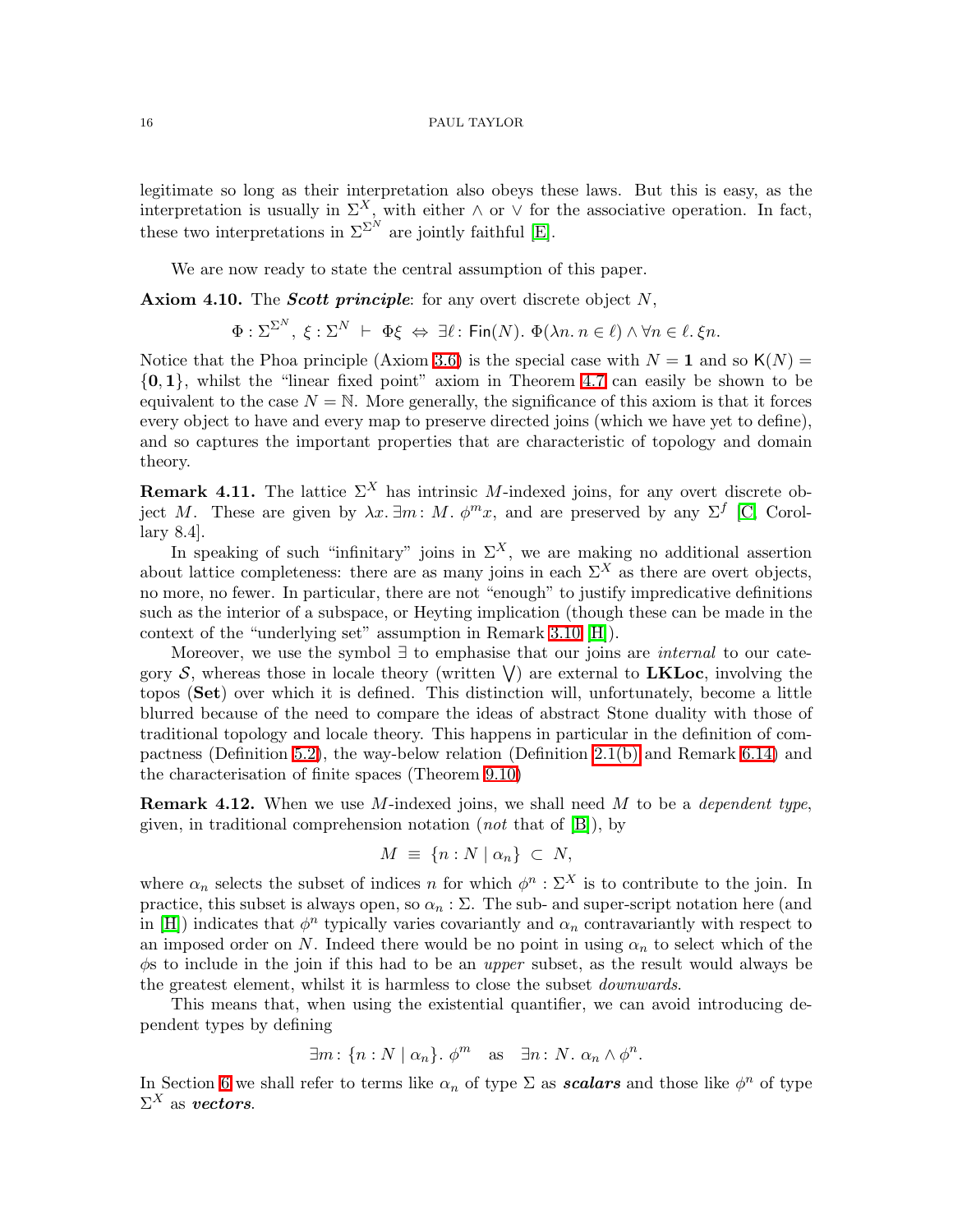legitimate so long as their interpretation also obeys these laws. But this is easy, as the interpretation is usually in $\Sigma^X$, with either $\wedge$ or $\vee$ for the associative operation. In fact, these two interpretations in $\Sigma^{\Sigma^N}$ are jointly faithful [E].

We are now ready to state the central assumption of this paper.

**Axiom 4.10.** The ***Scott principle***: for any overt discrete object $N$,

$$\Phi : \Sigma^{\Sigma^N},\ \xi : \Sigma^N \ \vdash\ \Phi\xi \ \Leftrightarrow\ \exists \ell : \mathsf{Fin}(N).\ \Phi(\lambda n.\, n \in \ell) \wedge \forall n \in \ell.\, \xi n.$$

Notice that the Phoa principle (Axiom 3.6) is the special case with $N = \mathbf{1}$ and so $\mathsf{K}(N) = \{\mathbf{0}, \mathbf{1}\}$, whilst the "linear fixed point" axiom in Theorem 4.7 can easily be shown to be equivalent to the case $N = \mathbb{N}$. More generally, the significance of this axiom is that it forces every object to have and every map to preserve directed joins (which we have yet to define), and so captures the important properties that are characteristic of topology and domain theory.

**Remark 4.11.** The lattice $\Sigma^X$ has intrinsic $M$-indexed joins, for any overt discrete object $M$. These are given by $\lambda x.\, \exists m : M.\ \phi^m x$, and are preserved by any $\Sigma^f$ [C, Corollary 8.4].

In speaking of such "infinitary" joins in $\Sigma^X$, we are making no additional assertion about lattice completeness: there are as many joins in each $\Sigma^X$ as there are overt objects, no more, no fewer. In particular, there are not "enough" to justify impredicative definitions such as the interior of a subspace, or Heyting implication (though these can be made in the context of the "underlying set" assumption in Remark 3.10 [H]).

Moreover, we use the symbol $\exists$ to emphasise that our joins are *internal* to our category $\mathcal{S}$, whereas those in locale theory (written $\bigvee$) are external to **LKLoc**, involving the topos (**Set**) over which it is defined. This distinction will, unfortunately, become a little blurred because of the need to compare the ideas of abstract Stone duality with those of traditional topology and locale theory. This happens in particular in the definition of compactness (Definition 5.2), the way-below relation (Definition 2.1(b) and Remark 6.14) and the characterisation of finite spaces (Theorem 9.10)

**Remark 4.12.** When we use $M$-indexed joins, we shall need $M$ to be a *dependent type*, given, in traditional comprehension notation (*not* that of [B]), by

$$M \ \equiv\ \{n : N \mid \alpha_n\} \ \subset\ N,$$

where $\alpha_n$ selects the subset of indices $n$ for which $\phi^n : \Sigma^X$ is to contribute to the join. In practice, this subset is always open, so $\alpha_n : \Sigma$. The sub- and super-script notation here (and in [H]) indicates that $\phi^n$ typically varies covariantly and $\alpha_n$ contravariantly with respect to an imposed order on $N$. Indeed there would be no point in using $\alpha_n$ to select which of the $\phi$s to include in the join if this had to be an *upper* subset, as the result would always be the greatest element, whilst it is harmless to close the subset *downwards*.

This means that, when using the existential quantifier, we can avoid introducing dependent types by defining

$$\exists m : \{n : N \mid \alpha_n\}.\ \phi^m \quad \text{as} \quad \exists n : N.\ \alpha_n \wedge \phi^n.$$

In Section 6 we shall refer to terms like $\alpha_n$ of type $\Sigma$ as ***scalars*** and those like $\phi^n$ of type $\Sigma^X$ as ***vectors***.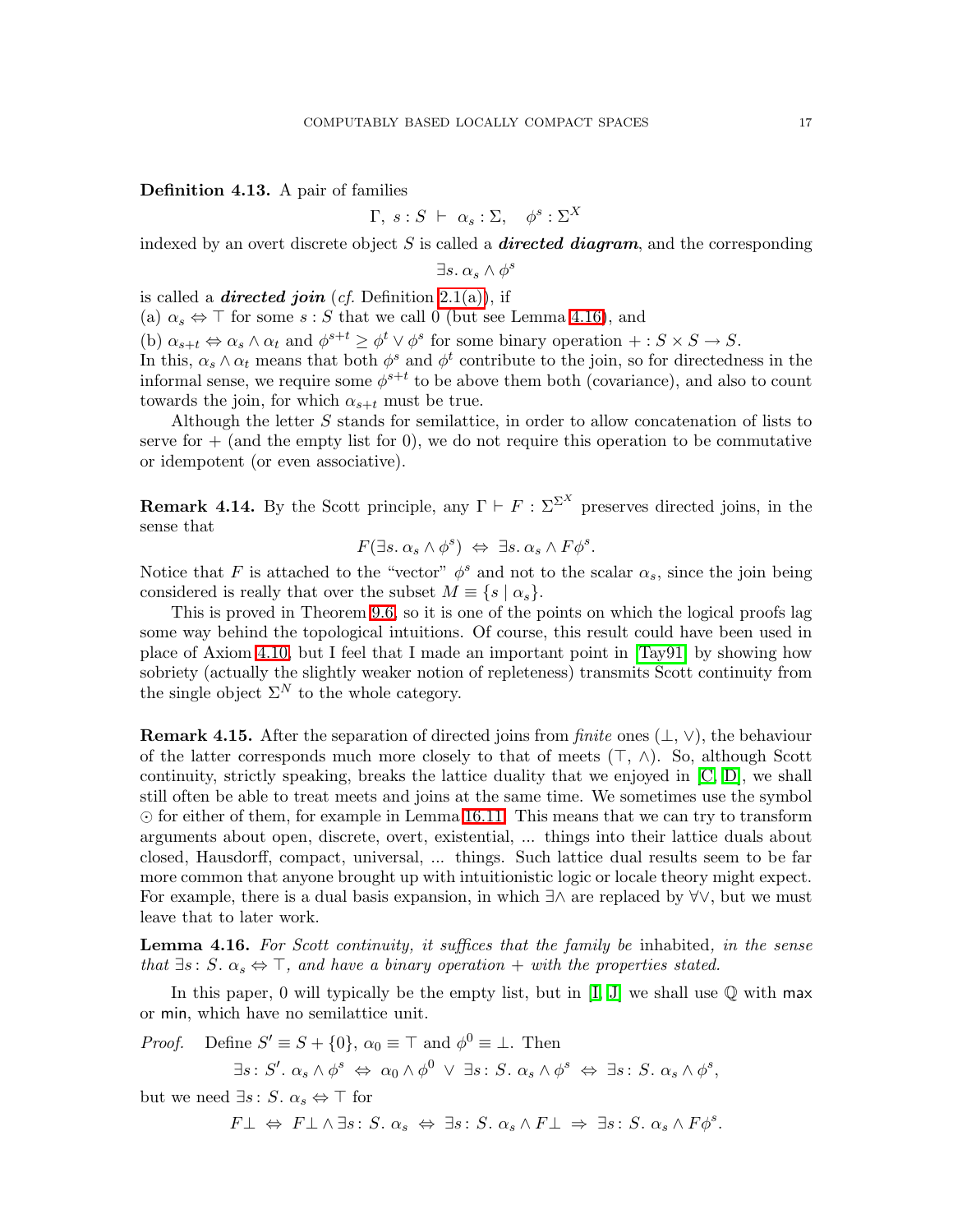**Definition 4.13.** A pair of families

$$\Gamma,\ s:S\ \vdash\ \alpha_s:\Sigma,\quad \phi^s:\Sigma^X$$

indexed by an overt discrete object $S$ is called a ***directed diagram***, and the corresponding

$$\exists s.\ \alpha_s \wedge \phi^s$$

is called a ***directed join*** (*cf.* Definition 2.1(a)), if

(a) $\alpha_s \Leftrightarrow \top$ for some $s:S$ that we call 0 (but see Lemma 4.16), and

(b) $\alpha_{s+t} \Leftrightarrow \alpha_s \wedge \alpha_t$ and $\phi^{s+t} \geq \phi^t \vee \phi^s$ for some binary operation $+ : S\times S \to S$.

In this, $\alpha_s \wedge \alpha_t$ means that both $\phi^s$ and $\phi^t$ contribute to the join, so for directedness in the informal sense, we require some $\phi^{s+t}$ to be above them both (covariance), and also to count towards the join, for which $\alpha_{s+t}$ must be true.

Although the letter $S$ stands for semilattice, in order to allow concatenation of lists to serve for $+$ (and the empty list for 0), we do not require this operation to be commutative or idempotent (or even associative).

**Remark 4.14.** By the Scott principle, any $\Gamma \vdash F : \Sigma^{\Sigma^X}$ preserves directed joins, in the sense that

$$F(\exists s.\ \alpha_s \wedge \phi^s)\ \Leftrightarrow\ \exists s.\ \alpha_s \wedge F\phi^s.$$

Notice that $F$ is attached to the "vector" $\phi^s$ and not to the scalar $\alpha_s$, since the join being considered is really that over the subset $M \equiv \{s \mid \alpha_s\}$.

This is proved in Theorem 9.6, so it is one of the points on which the logical proofs lag some way behind the topological intuitions. Of course, this result could have been used in place of Axiom 4.10, but I feel that I made an important point in [Tay91] by showing how sobriety (actually the slightly weaker notion of repleteness) transmits Scott continuity from the single object $\Sigma^N$ to the whole category.

**Remark 4.15.** After the separation of directed joins from *finite* ones ($\bot$, $\vee$), the behaviour of the latter corresponds much more closely to that of meets ($\top$, $\wedge$). So, although Scott continuity, strictly speaking, breaks the lattice duality that we enjoyed in [C, D], we shall still often be able to treat meets and joins at the same time. We sometimes use the symbol $\odot$ for either of them, for example in Lemma 16.11. This means that we can try to transform arguments about open, discrete, overt, existential, ... things into their lattice duals about closed, Hausdorff, compact, universal, ... things. Such lattice dual results seem to be far more common that anyone brought up with intuitionistic logic or locale theory might expect. For example, there is a dual basis expansion, in which $\exists\wedge$ are replaced by $\forall\vee$, but we must leave that to later work.

**Lemma 4.16.** *For Scott continuity, it suffices that the family be* inhabited*, in the sense that* $\exists s{:}\ S.\ \alpha_s \Leftrightarrow \top$*, and have a binary operation* $+$ *with the properties stated.*

In this paper, 0 will typically be the empty list, but in [I, J] we shall use $\mathbb{Q}$ with $\mathsf{max}$ or $\mathsf{min}$, which have no semilattice unit.

*Proof.* Define $S' \equiv S + \{0\}$, $\alpha_0 \equiv \top$ and $\phi^0 \equiv \bot$. Then

$$\exists s{:}\ S'.\ \alpha_s \wedge \phi^s\ \Leftrightarrow\ \alpha_0 \wedge \phi^0\ \vee\ \exists s{:}\ S.\ \alpha_s \wedge \phi^s\ \Leftrightarrow\ \exists s{:}\ S.\ \alpha_s \wedge \phi^s,$$

but we need $\exists s{:}\ S.\ \alpha_s \Leftrightarrow \top$ for

$$F\bot\ \Leftrightarrow\ F\bot \wedge \exists s{:}\ S.\ \alpha_s\ \Leftrightarrow\ \exists s{:}\ S.\ \alpha_s \wedge F\bot\ \Rightarrow\ \exists s{:}\ S.\ \alpha_s \wedge F\phi^s.$$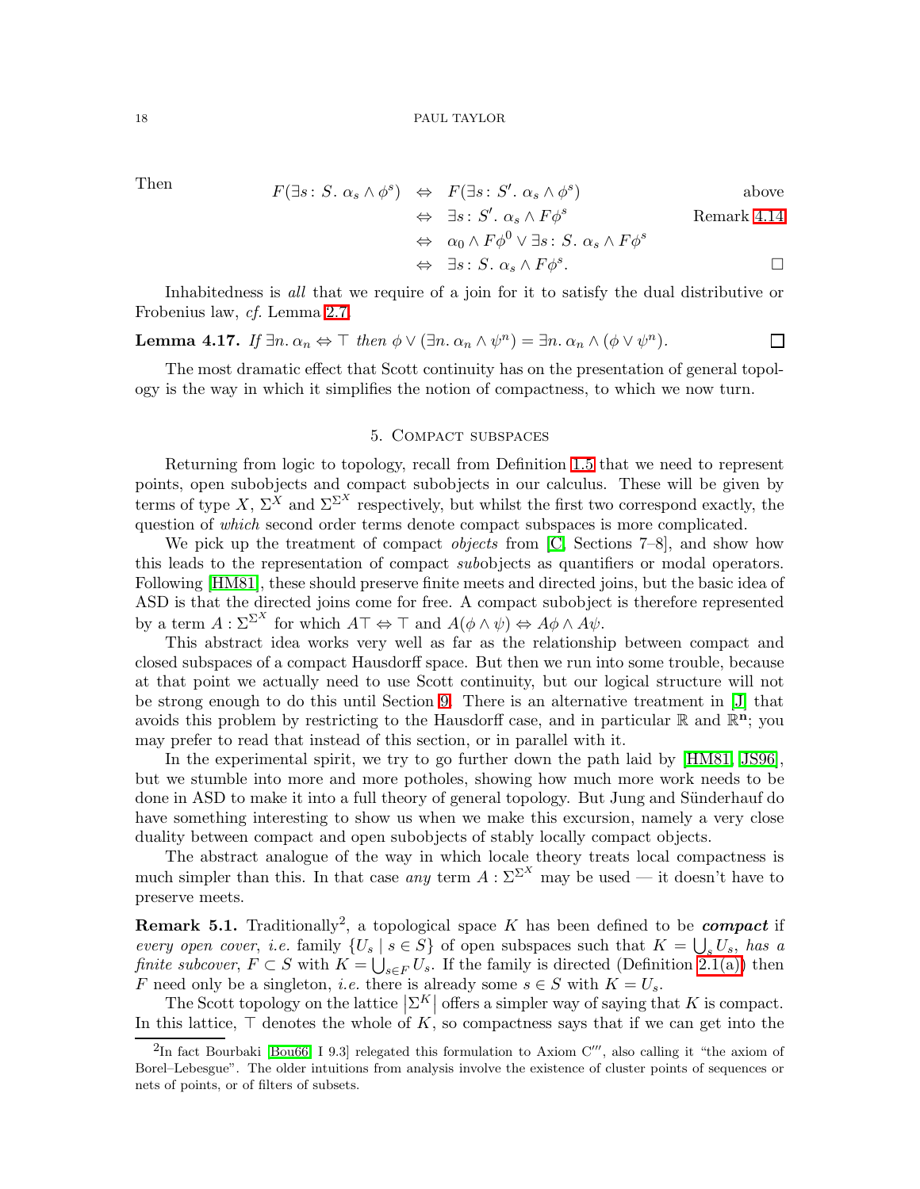Then

$$
\begin{array}{rcll}
F(\exists s : S.\ \alpha_s \wedge \phi^s) & \Leftrightarrow & F(\exists s : S'.\ \alpha_s \wedge \phi^s) & \text{above} \\
& \Leftrightarrow & \exists s : S'.\ \alpha_s \wedge F\phi^s & \text{Remark 4.14} \\
& \Leftrightarrow & \alpha_0 \wedge F\phi^0 \vee \exists s : S.\ \alpha_s \wedge F\phi^s & \\
& \Leftrightarrow & \exists s : S.\ \alpha_s \wedge F\phi^s. & \square
\end{array}
$$

Inhabitedness is *all* that we require of a join for it to satisfy the dual distributive or Frobenius law, *cf.* Lemma 2.7.

**Lemma 4.17.** *If* $\exists n.\, \alpha_n \Leftrightarrow \top$ *then* $\phi \vee (\exists n.\, \alpha_n \wedge \psi^n) = \exists n.\, \alpha_n \wedge (\phi \vee \psi^n)$. $\square$

The most dramatic effect that Scott continuity has on the presentation of general topology is the way in which it simplifies the notion of compactness, to which we now turn.

## 5. Compact subspaces

Returning from logic to topology, recall from Definition 1.5 that we need to represent points, open subobjects and compact subobjects in our calculus. These will be given by terms of type $X$, $\Sigma^X$ and $\Sigma^{\Sigma^X}$ respectively, but whilst the first two correspond exactly, the question of *which* second order terms denote compact subspaces is more complicated.

We pick up the treatment of compact *objects* from [C, Sections 7–8], and show how this leads to the representation of compact *sub*objects as quantifiers or modal operators. Following [HM81], these should preserve finite meets and directed joins, but the basic idea of ASD is that the directed joins come for free. A compact subobject is therefore represented by a term $A : \Sigma^{\Sigma^X}$ for which $A\top \Leftrightarrow \top$ and $A(\phi \wedge \psi) \Leftrightarrow A\phi \wedge A\psi$.

This abstract idea works very well as far as the relationship between compact and closed subspaces of a compact Hausdorff space. But then we run into some trouble, because at that point we actually need to use Scott continuity, but our logical structure will not be strong enough to do this until Section 9. There is an alternative treatment in [J] that avoids this problem by restricting to the Hausdorff case, and in particular $\mathbb{R}$ and $\mathbb{R}^{\mathbf{n}}$; you may prefer to read that instead of this section, or in parallel with it.

In the experimental spirit, we try to go further down the path laid by [HM81, JS96], but we stumble into more and more potholes, showing how much more work needs to be done in ASD to make it into a full theory of general topology. But Jung and Sünderhauf do have something interesting to show us when we make this excursion, namely a very close duality between compact and open subobjects of stably locally compact objects.

The abstract analogue of the way in which locale theory treats local compactness is much simpler than this. In that case *any* term $A : \Sigma^{\Sigma^X}$ may be used — it doesn't have to preserve meets.

**Remark 5.1.** Traditionally[2], a topological space $K$ has been defined to be ***compact*** if *every open cover, i.e.* family $\{U_s \mid s \in S\}$ of open subspaces such that $K = \bigcup_s U_s$, *has a finite subcover,* $F \subset S$ with $K = \bigcup_{s \in F} U_s$. If the family is directed (Definition 2.1(a)) then $F$ need only be a singleton, *i.e.* there is already some $s \in S$ with $K = U_s$.

The Scott topology on the lattice $|\Sigma^K|$ offers a simpler way of saying that $K$ is compact. In this lattice, $\top$ denotes the whole of $K$, so compactness says that if we can get into the

[2] In fact Bourbaki [Bou66, I 9.3] relegated this formulation to Axiom C‴, also calling it "the axiom of Borel–Lebesgue". The older intuitions from analysis involve the existence of cluster points of sequences or nets of points, or of filters of subsets.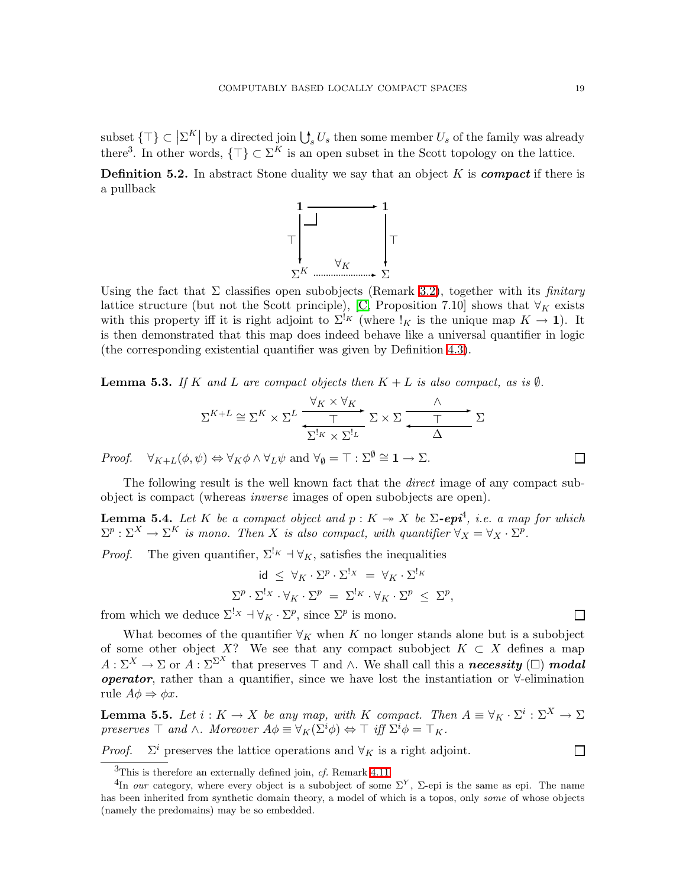subset $\{\top\} \subset |\Sigma^K|$ by a directed join $\bigcup^{\uparrow}_s U_s$ then some member $U_s$ of the family was already there[3]. In other words, $\{\top\} \subset \Sigma^K$ is an open subset in the Scott topology on the lattice.

**Definition 5.2.** In abstract Stone duality we say that an object $K$ is ***compact*** if there is a pullback

$$\begin{array}{ccc} \mathbf{1} & \longrightarrow & \mathbf{1} \\ \top \downarrow & \lrcorner & \downarrow \top \\ \Sigma^K & \xrightarrow{\ \forall_K\ } & \Sigma \end{array}$$

Using the fact that $\Sigma$ classifies open subobjects (Remark 3.2), together with its *finitary* lattice structure (but not the Scott principle), [C, Proposition 7.10] shows that $\forall_K$ exists with this property iff it is right adjoint to $\Sigma^{!_K}$ (where $!_K$ is the unique map $K \to \mathbf{1}$). It is then demonstrated that this map does indeed behave like a universal quantifier in logic (the corresponding existential quantifier was given by Definition 4.3).

**Lemma 5.3.** *If $K$ and $L$ are compact objects then $K + L$ is also compact, as is $\emptyset$.*

$$\Sigma^{K+L} \cong \Sigma^K \times \Sigma^L \underset{\Sigma^{!_K} \times \Sigma^{!_L}}{\overset{\forall_K \times \forall_K}{\underset{\longleftarrow}{\overset{\longrightarrow}{\top}}}} \Sigma \times \Sigma \underset{\Delta}{\overset{\wedge}{\underset{\longleftarrow}{\overset{\longrightarrow}{\top}}}} \Sigma$$

*Proof.* $\forall_{K+L}(\phi, \psi) \Leftrightarrow \forall_K \phi \wedge \forall_L \psi$ and $\forall_\emptyset = \top : \Sigma^\emptyset \cong \mathbf{1} \to \Sigma$. $\square$

The following result is the well known fact that the *direct* image of any compact subobject is compact (whereas *inverse* images of open subobjects are open).

**Lemma 5.4.** *Let $K$ be a compact object and $p : K \twoheadrightarrow X$ be $\Sigma$-**epi**[4], i.e. a map for which $\Sigma^p : \Sigma^X \to \Sigma^K$ is mono. Then $X$ is also compact, with quantifier $\forall_X = \forall_X \cdot \Sigma^p$.*

*Proof.* The given quantifier, $\Sigma^{!_K} \dashv \forall_K$, satisfies the inequalities

$$\mathsf{id} \ \leq \ \forall_K \cdot \Sigma^p \cdot \Sigma^{!_X} \ = \ \forall_K \cdot \Sigma^{!_K}$$
$$\Sigma^p \cdot \Sigma^{!_X} \cdot \forall_K \cdot \Sigma^p \ = \ \Sigma^{!_K} \cdot \forall_K \cdot \Sigma^p \ \leq \ \Sigma^p,$$

from which we deduce $\Sigma^{!_X} \dashv \forall_K \cdot \Sigma^p$, since $\Sigma^p$ is mono. $\square$

What becomes of the quantifier $\forall_K$ when $K$ no longer stands alone but is a subobject of some other object $X$? We see that any compact subobject $K \subset X$ defines a map $A : \Sigma^X \to \Sigma$ or $A : \Sigma^{\Sigma^X}$ that preserves $\top$ and $\wedge$. We shall call this a ***necessity*** ($\Box$) ***modal operator***, rather than a quantifier, since we have lost the instantiation or $\forall$-elimination rule $A\phi \Rightarrow \phi x$.

**Lemma 5.5.** *Let $i : K \to X$ be any map, with $K$ compact. Then $A \equiv \forall_K \cdot \Sigma^i : \Sigma^X \to \Sigma$ preserves $\top$ and $\wedge$. Moreover $A\phi \equiv \forall_K(\Sigma^i \phi) \Leftrightarrow \top$ iff $\Sigma^i \phi = \top_K$.*

*Proof.* $\Sigma^i$ preserves the lattice operations and $\forall_K$ is a right adjoint. $\square$

---

[3] This is therefore an externally defined join, *cf.* Remark 4.11.

[4] In *our* category, where every object is a subobject of some $\Sigma^Y$, $\Sigma$-epi is the same as epi. The name has been inherited from synthetic domain theory, a model of which is a topos, only *some* of whose objects (namely the predomains) may be so embedded.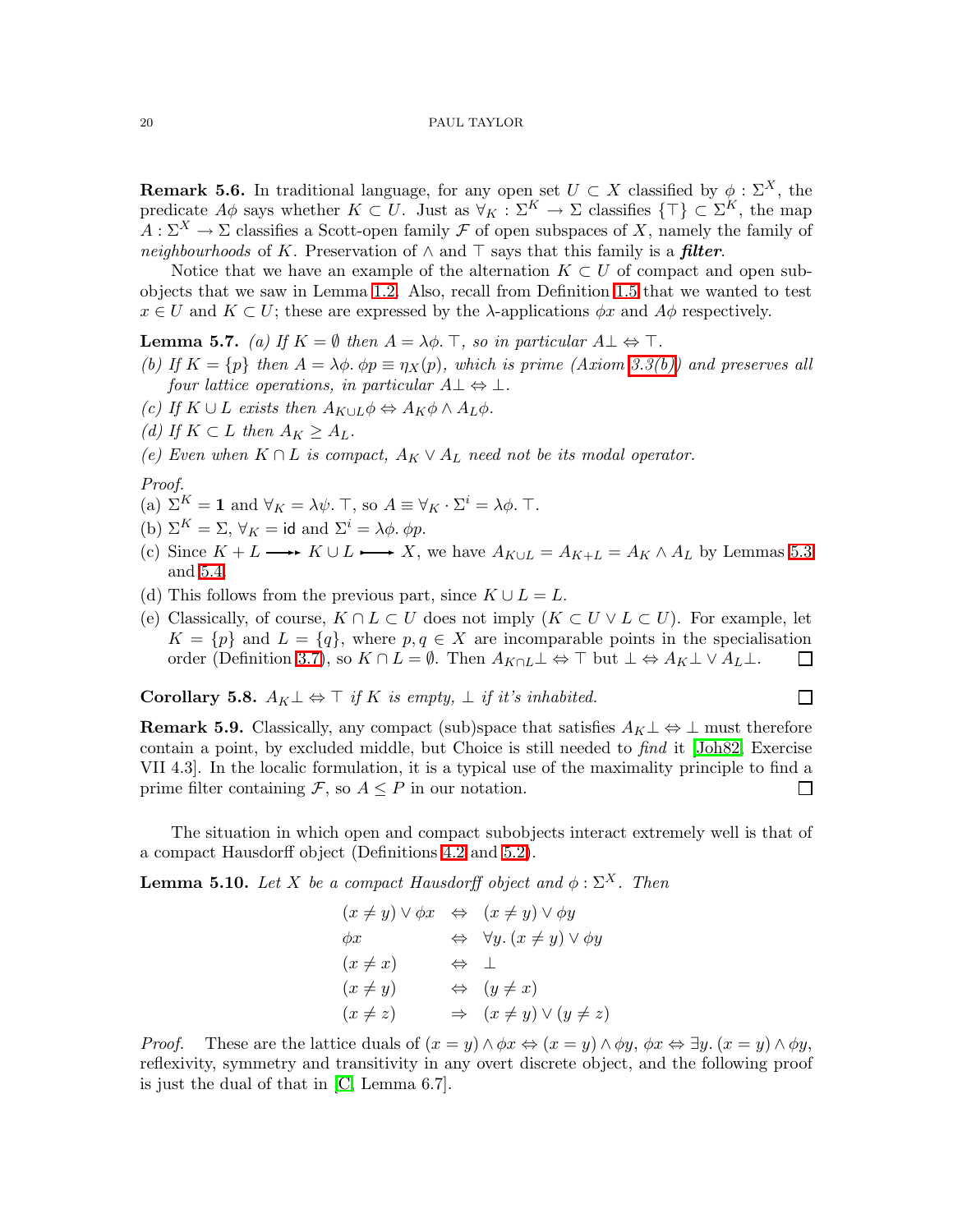**Remark 5.6.** In traditional language, for any open set $U \subset X$ classified by $\phi : \Sigma^X$, the predicate $A\phi$ says whether $K \subset U$. Just as $\forall_K : \Sigma^K \to \Sigma$ classifies $\{\top\} \subset \Sigma^K$, the map $A : \Sigma^X \to \Sigma$ classifies a Scott-open family $\mathcal{F}$ of open subspaces of $X$, namely the family of *neighbourhoods* of $K$. Preservation of $\wedge$ and $\top$ says that this family is a ***filter***.

Notice that we have an example of the alternation $K \subset U$ of compact and open subobjects that we saw in Lemma 1.2. Also, recall from Definition 1.5 that we wanted to test $x \in U$ and $K \subset U$; these are expressed by the $\lambda$-applications $\phi x$ and $A\phi$ respectively.

**Lemma 5.7.** *(a) If $K = \emptyset$ then $A = \lambda\phi.\,\top$, so in particular $A\bot \Leftrightarrow \top$.*

*(b) If $K = \{p\}$ then $A = \lambda\phi.\,\phi p \equiv \eta_X(p)$, which is prime (Axiom 3.3(b)) and preserves all four lattice operations, in particular $A\bot \Leftrightarrow \bot$.*

*(c) If $K \cup L$ exists then $A_{K\cup L}\phi \Leftrightarrow A_K\phi \wedge A_L\phi$.*

*(d) If $K \subset L$ then $A_K \geq A_L$.*

*(e) Even when $K \cap L$ is compact, $A_K \vee A_L$ need not be its modal operator.*

*Proof.*
(a) $\Sigma^K = \mathbf{1}$ and $\forall_K = \lambda\psi.\,\top$, so $A \equiv \forall_K \cdot \Sigma^i = \lambda\phi.\,\top$.
(b) $\Sigma^K = \Sigma$, $\forall_K = \mathsf{id}$ and $\Sigma^i = \lambda\phi.\,\phi p$.
(c) Since $K + L \twoheadrightarrow K \cup L \rightarrowtail X$, we have $A_{K\cup L} = A_{K+L} = A_K \wedge A_L$ by Lemmas 5.3 and 5.4.
(d) This follows from the previous part, since $K \cup L = L$.
(e) Classically, of course, $K \cap L \subset U$ does not imply $(K \subset U \vee L \subset U)$. For example, let $K = \{p\}$ and $L = \{q\}$, where $p, q \in X$ are incomparable points in the specialisation order (Definition 3.7), so $K \cap L = \emptyset$. Then $A_{K\cap L}\bot \Leftrightarrow \top$ but $\bot \Leftrightarrow A_K\bot \vee A_L\bot$. $\square$

**Corollary 5.8.** *$A_K\bot \Leftrightarrow \top$ if $K$ is empty, $\bot$ if it's inhabited.* $\square$

**Remark 5.9.** Classically, any compact (sub)space that satisfies $A_K\bot \Leftrightarrow \bot$ must therefore contain a point, by excluded middle, but Choice is still needed to *find* it [Joh82, Exercise VII 4.3]. In the localic formulation, it is a typical use of the maximality principle to find a prime filter containing $\mathcal{F}$, so $A \leq P$ in our notation. $\square$

The situation in which open and compact subobjects interact extremely well is that of a compact Hausdorff object (Definitions 4.2 and 5.2).

**Lemma 5.10.** *Let $X$ be a compact Hausdorff object and $\phi : \Sigma^X$. Then*

$$
\begin{array}{lcl}
(x \neq y) \vee \phi x & \Leftrightarrow & (x \neq y) \vee \phi y \\
\phi x & \Leftrightarrow & \forall y.\,(x \neq y) \vee \phi y \\
(x \neq x) & \Leftrightarrow & \bot \\
(x \neq y) & \Leftrightarrow & (y \neq x) \\
(x \neq z) & \Rightarrow & (x \neq y) \vee (y \neq z)
\end{array}
$$

*Proof.* These are the lattice duals of $(x = y) \wedge \phi x \Leftrightarrow (x = y) \wedge \phi y$, $\phi x \Leftrightarrow \exists y.\,(x = y) \wedge \phi y$, reflexivity, symmetry and transitivity in any overt discrete object, and the following proof is just the dual of that in [C, Lemma 6.7].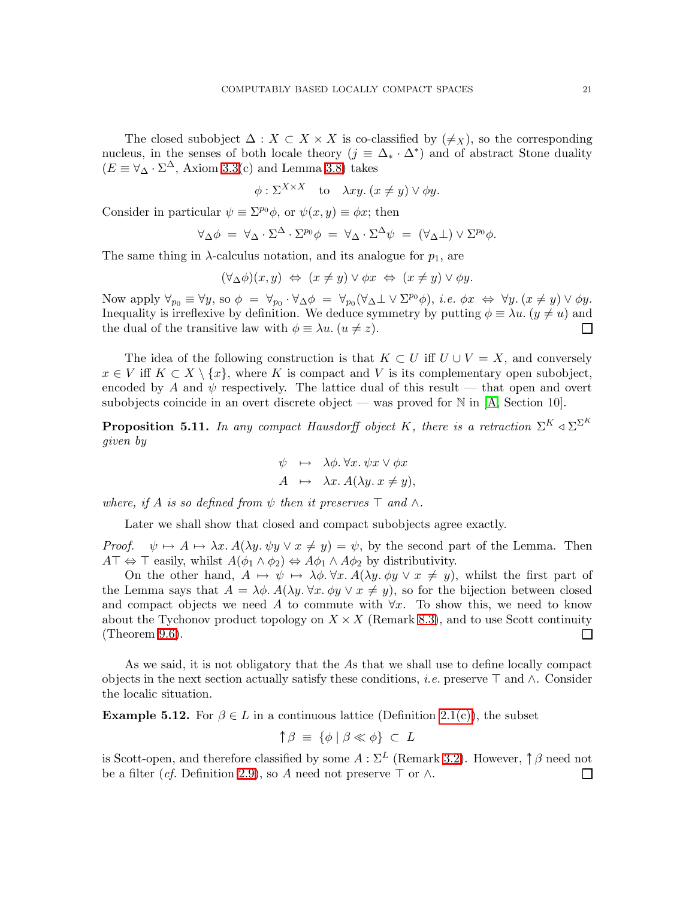The closed subobject $\Delta : X \subset X \times X$ is co-classified by $(\neq_X)$, so the corresponding nucleus, in the senses of both locale theory ($j \equiv \Delta_* \cdot \Delta^*$) and of abstract Stone duality ($E \equiv \forall_\Delta \cdot \Sigma^\Delta$, Axiom 3.3(c) and Lemma 3.8) takes

$$\phi : \Sigma^{X \times X} \quad \text{to} \quad \lambda xy.\, (x \neq y) \vee \phi y.$$

Consider in particular $\psi \equiv \Sigma^{p_0}\phi$, or $\psi(x, y) \equiv \phi x$; then

$$\forall_\Delta \phi \;=\; \forall_\Delta \cdot \Sigma^\Delta \cdot \Sigma^{p_0}\phi \;=\; \forall_\Delta \cdot \Sigma^\Delta \psi \;=\; (\forall_\Delta \bot) \vee \Sigma^{p_0}\phi.$$

The same thing in $\lambda$-calculus notation, and its analogue for $p_1$, are

$$(\forall_\Delta \phi)(x, y) \;\Leftrightarrow\; (x \neq y) \vee \phi x \;\Leftrightarrow\; (x \neq y) \vee \phi y.$$

Now apply $\forall_{p_0} \equiv \forall y$, so $\phi \;=\; \forall_{p_0} \cdot \forall_\Delta \phi \;=\; \forall_{p_0}(\forall_\Delta \bot \vee \Sigma^{p_0}\phi)$, *i.e.* $\phi x \;\Leftrightarrow\; \forall y.\, (x \neq y) \vee \phi y$. Inequality is irreflexive by definition. We deduce symmetry by putting $\phi \equiv \lambda u.\, (y \neq u)$ and the dual of the transitive law with $\phi \equiv \lambda u.\, (u \neq z)$. □

The idea of the following construction is that $K \subset U$ iff $U \cup V = X$, and conversely $x \in V$ iff $K \subset X \setminus \{x\}$, where $K$ is compact and $V$ is its complementary open subobject, encoded by $A$ and $\psi$ respectively. The lattice dual of this result — that open and overt subobjects coincide in an overt discrete object — was proved for $\mathbb{N}$ in [A, Section 10].

**Proposition 5.11.** *In any compact Hausdorff object $K$, there is a retraction $\Sigma^K \triangleleft \Sigma^{\Sigma^K}$ given by*

$$\begin{aligned} \psi &\;\mapsto\; \lambda\phi.\, \forall x.\, \psi x \vee \phi x \\ A &\;\mapsto\; \lambda x.\, A(\lambda y.\, x \neq y), \end{aligned}$$

*where, if $A$ is so defined from $\psi$ then it preserves $\top$ and $\wedge$.*

Later we shall show that closed and compact subobjects agree exactly.

*Proof.* $\psi \mapsto A \mapsto \lambda x.\, A(\lambda y.\, \psi y \vee x \neq y) = \psi$, by the second part of the Lemma. Then $A\top \Leftrightarrow \top$ easily, whilst $A(\phi_1 \wedge \phi_2) \Leftrightarrow A\phi_1 \wedge A\phi_2$ by distributivity.

On the other hand, $A \mapsto \psi \mapsto \lambda\phi.\, \forall x.\, A(\lambda y.\, \phi y \vee x \neq y)$, whilst the first part of the Lemma says that $A = \lambda\phi.\, A(\lambda y.\, \forall x.\, \phi y \vee x \neq y)$, so for the bijection between closed and compact objects we need $A$ to commute with $\forall x$. To show this, we need to know about the Tychonov product topology on $X \times X$ (Remark 8.3), and to use Scott continuity (Theorem 9.6). □

As we said, it is not obligatory that the $A$s that we shall use to define locally compact objects in the next section actually satisfy these conditions, *i.e.* preserve $\top$ and $\wedge$. Consider the localic situation.

**Example 5.12.** For $\beta \in L$ in a continuous lattice (Definition 2.1(c)), the subset

$$\Uparrow\beta \;\equiv\; \{\phi \mid \beta \ll \phi\} \;\subset\; L$$

is Scott-open, and therefore classified by some $A : \Sigma^L$ (Remark 3.2). However, $\Uparrow\beta$ need not be a filter (*cf.* Definition 2.9), so $A$ need not preserve $\top$ or $\wedge$. □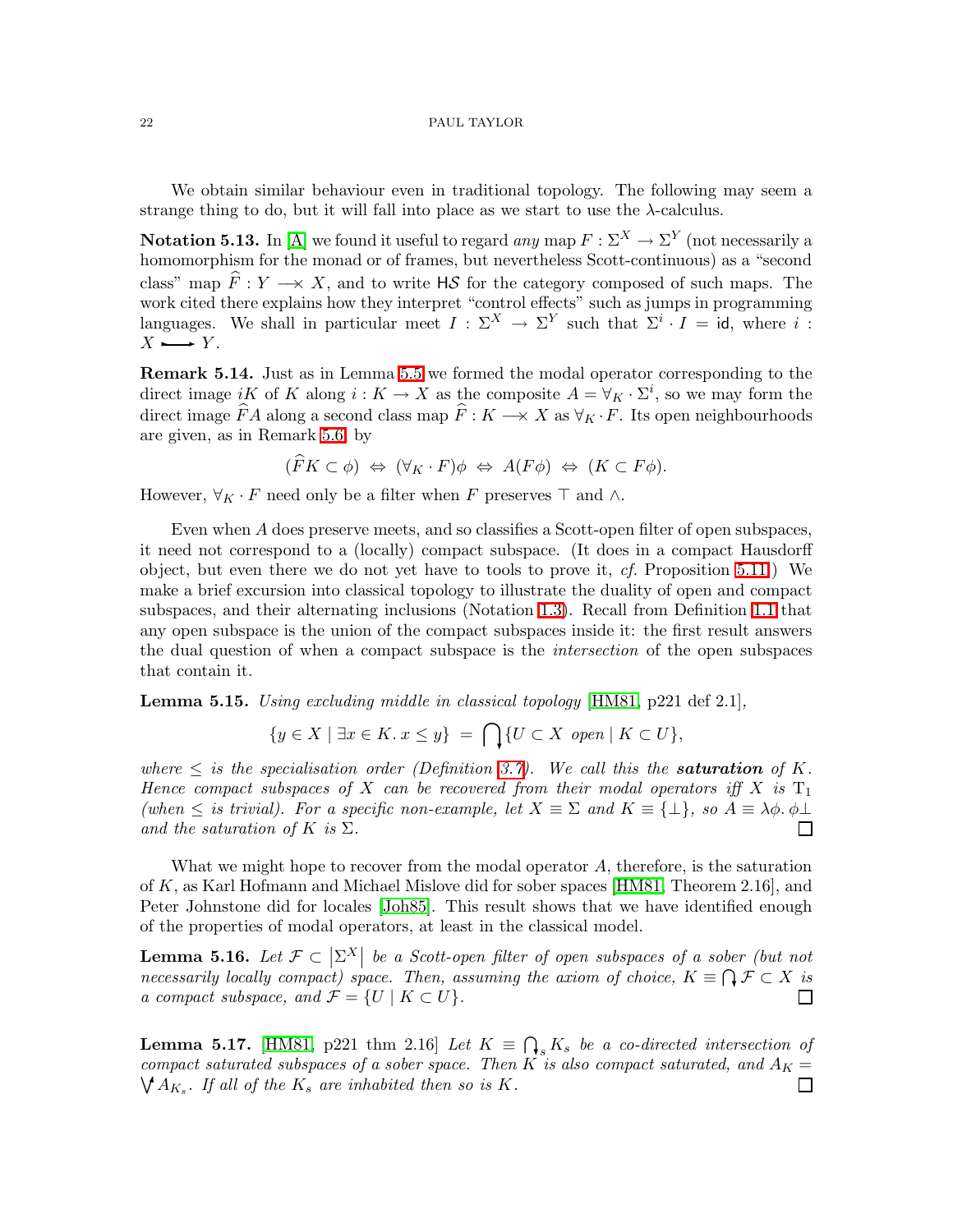We obtain similar behaviour even in traditional topology. The following may seem a strange thing to do, but it will fall into place as we start to use the $\lambda$-calculus.

**Notation 5.13.** In [A] we found it useful to regard *any* map $F : \Sigma^X \to \Sigma^Y$ (not necessarily a homomorphism for the monad or of frames, but nevertheless Scott-continuous) as a "second class" map $\widehat{F} : Y \longrightarrow\!\!\!\!\times\ X$, and to write $\mathsf{H}\mathcal{S}$ for the category composed of such maps. The work cited there explains how they interpret "control effects" such as jumps in programming languages. We shall in particular meet $I : \Sigma^X \to \Sigma^Y$ such that $\Sigma^i \cdot I = \mathsf{id}$, where $i : X \rightarrowtail Y$.

**Remark 5.14.** Just as in Lemma 5.5 we formed the modal operator corresponding to the direct image $iK$ of $K$ along $i : K \to X$ as the composite $A = \forall_K \cdot \Sigma^i$, so we may form the direct image $\widehat{F}A$ along a second class map $\widehat{F} : K \longrightarrow\!\!\!\!\times\ X$ as $\forall_K \cdot F$. Its open neighbourhoods are given, as in Remark 5.6, by

$$(\widehat{F}K \subset \phi) \;\Leftrightarrow\; (\forall_K \cdot F)\phi \;\Leftrightarrow\; A(F\phi) \;\Leftrightarrow\; (K \subset F\phi).$$

However, $\forall_K \cdot F$ need only be a filter when $F$ preserves $\top$ and $\wedge$.

Even when $A$ does preserve meets, and so classifies a Scott-open filter of open subspaces, it need not correspond to a (locally) compact subspace. (It does in a compact Hausdorff object, but even there we do not yet have to tools to prove it, *cf.* Proposition 5.11.) We make a brief excursion into classical topology to illustrate the duality of open and compact subspaces, and their alternating inclusions (Notation 1.3). Recall from Definition 1.1 that any open subspace is the union of the compact subspaces inside it: the first result answers the dual question of when a compact subspace is the *intersection* of the open subspaces that contain it.

**Lemma 5.15.** *Using excluding middle in classical topology* [HM81, p221 def 2.1]*,*

$$\{y \in X \mid \exists x \in K.\, x \le y\} \;=\; \bigcap\nolimits_{\downarrow}\{U \subset X \text{ open} \mid K \subset U\},$$

*where $\le$ is the specialisation order (Definition 3.7). We call this the **saturation** of $K$. Hence compact subspaces of $X$ can be recovered from their modal operators iff $X$ is $\mathrm{T}_1$ (when $\le$ is trivial). For a specific non-example, let $X \equiv \Sigma$ and $K \equiv \{\bot\}$, so $A \equiv \lambda\phi.\,\phi\bot$ and the saturation of $K$ is $\Sigma$.* $\square$

What we might hope to recover from the modal operator $A$, therefore, is the saturation of $K$, as Karl Hofmann and Michael Mislove did for sober spaces [HM81, Theorem 2.16], and Peter Johnstone did for locales [Joh85]. This result shows that we have identified enough of the properties of modal operators, at least in the classical model.

**Lemma 5.16.** *Let $\mathcal{F} \subset |\Sigma^X|$ be a Scott-open filter of open subspaces of a sober (but not necessarily locally compact) space. Then, assuming the axiom of choice, $K \equiv \bigcap\nolimits_{\downarrow}\mathcal{F} \subset X$ is a compact subspace, and $\mathcal{F} = \{U \mid K \subset U\}$.* $\square$

**Lemma 5.17.** [HM81, p221 thm 2.16] *Let $K \equiv \bigcap\nolimits_{\downarrow s} K_s$ be a co-directed intersection of compact saturated subspaces of a sober space. Then $K$ is also compact saturated, and $A_K = \bigvee^{\uparrow} A_{K_s}$. If all of the $K_s$ are inhabited then so is $K$.* $\square$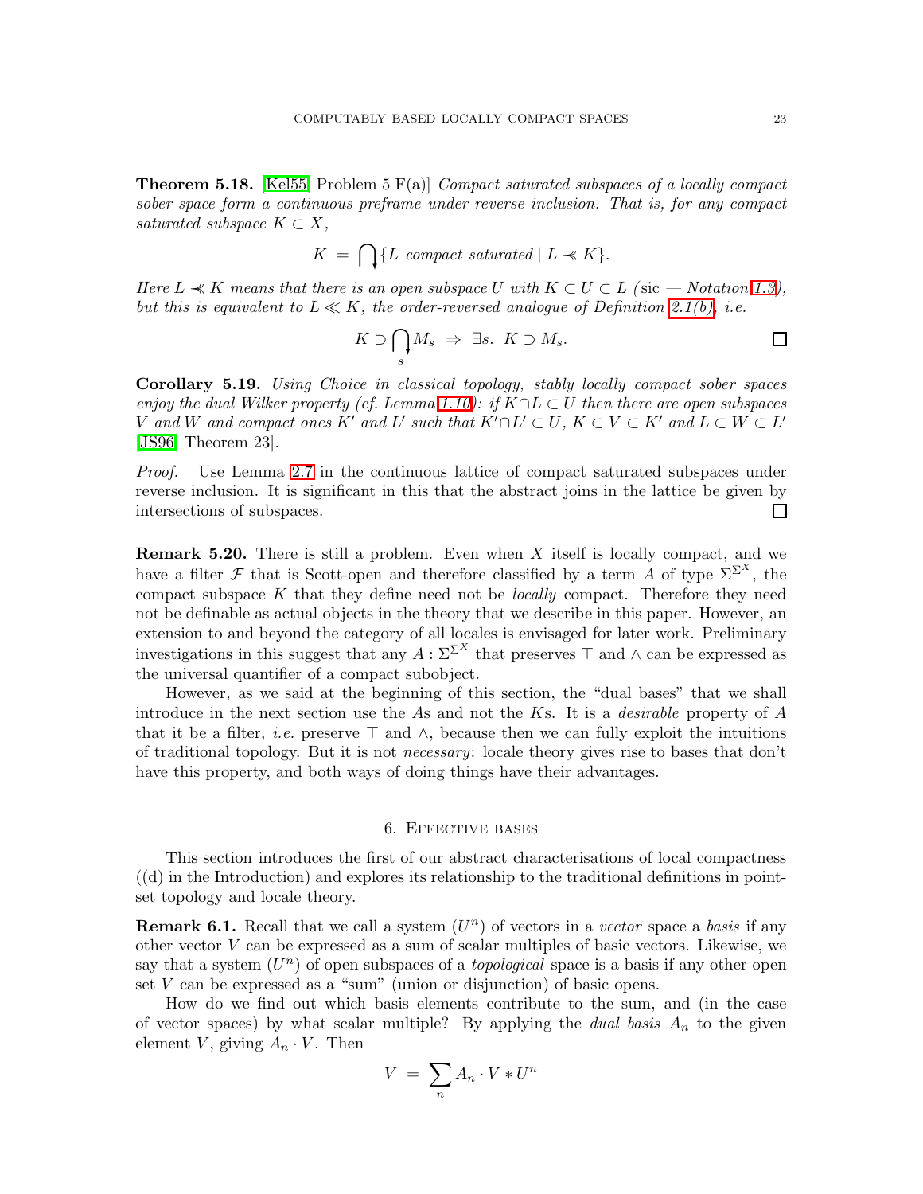**Theorem 5.18.** [Kel55, Problem 5 F(a)] *Compact saturated subspaces of a locally compact sober space form a continuous preframe under reverse inclusion. That is, for any compact saturated subspace $K \subset X$,*

$$K \;=\; \bigcap\nolimits_{\downarrow}\{L \text{ compact saturated} \mid L \prec\!\!\!\prec K\}.$$

*Here $L \prec\!\!\!\prec K$ means that there is an open subspace $U$ with $K \subset U \subset L$ (*sic *— Notation 1.3), but this is equivalent to $L \ll K$, the order-reversed analogue of Definition 2.1(b), i.e.*

$$K \supset \bigcap\nolimits_{\downarrow s} M_s \;\Rightarrow\; \exists s.\; K \supset M_s. \qquad \square$$

**Corollary 5.19.** *Using Choice in classical topology, stably locally compact sober spaces enjoy the dual Wilker property (cf. Lemma 1.10): if $K \cap L \subset U$ then there are open subspaces $V$ and $W$ and compact ones $K'$ and $L'$ such that $K' \cap L' \subset U$, $K \subset V \subset K'$ and $L \subset W \subset L'$* [JS96, Theorem 23].

*Proof.* Use Lemma 2.7 in the continuous lattice of compact saturated subspaces under reverse inclusion. It is significant in this that the abstract joins in the lattice be given by intersections of subspaces. $\square$

**Remark 5.20.** There is still a problem. Even when $X$ itself is locally compact, and we have a filter $\mathcal{F}$ that is Scott-open and therefore classified by a term $A$ of type $\Sigma^{\Sigma^X}$, the compact subspace $K$ that they define need not be *locally* compact. Therefore they need not be definable as actual objects in the theory that we describe in this paper. However, an extension to and beyond the category of all locales is envisaged for later work. Preliminary investigations in this suggest that any $A : \Sigma^{\Sigma^X}$ that preserves $\top$ and $\wedge$ can be expressed as the universal quantifier of a compact subobject.

However, as we said at the beginning of this section, the "dual bases" that we shall introduce in the next section use the $A$s and not the $K$s. It is a *desirable* property of $A$ that it be a filter, *i.e.* preserve $\top$ and $\wedge$, because then we can fully exploit the intuitions of traditional topology. But it is not *necessary*: locale theory gives rise to bases that don't have this property, and both ways of doing things have their advantages.

## 6. Effective bases

This section introduces the first of our abstract characterisations of local compactness ((d) in the Introduction) and explores its relationship to the traditional definitions in point-set topology and locale theory.

**Remark 6.1.** Recall that we call a system $(U^n)$ of vectors in a *vector* space a *basis* if any other vector $V$ can be expressed as a sum of scalar multiples of basic vectors. Likewise, we say that a system $(U^n)$ of open subspaces of a *topological* space is a basis if any other open set $V$ can be expressed as a "sum" (union or disjunction) of basic opens.

How do we find out which basis elements contribute to the sum, and (in the case of vector spaces) by what scalar multiple? By applying the *dual basis* $A_n$ to the given element $V$, giving $A_n \cdot V$. Then

$$V \;=\; \sum_n A_n \cdot V * U^n$$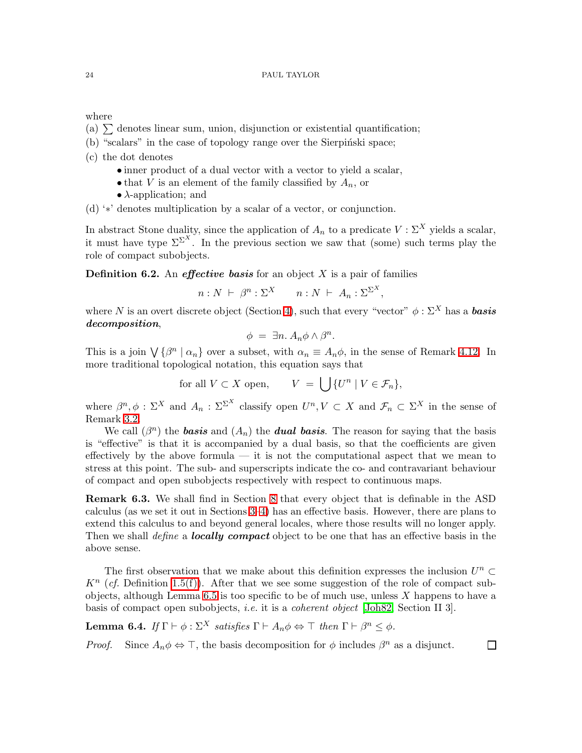where

(a) $\sum$ denotes linear sum, union, disjunction or existential quantification;

(b) "scalars" in the case of topology range over the Sierpiński space;

(c) the dot denotes

- inner product of a dual vector with a vector to yield a scalar,
- that $V$ is an element of the family classified by $A_n$, or
- $\lambda$-application; and

(d) '$*$' denotes multiplication by a scalar of a vector, or conjunction.

In abstract Stone duality, since the application of $A_n$ to a predicate $V : \Sigma^X$ yields a scalar, it must have type $\Sigma^{\Sigma^X}$. In the previous section we saw that (some) such terms play the role of compact subobjects.

**Definition 6.2.** An ***effective basis*** for an object $X$ is a pair of families

$$n : N \ \vdash \ \beta^n : \Sigma^X \qquad n : N \ \vdash \ A_n : \Sigma^{\Sigma^X},$$

where $N$ is an overt discrete object (Section 4), such that every "vector" $\phi : \Sigma^X$ has a ***basis decomposition***,

$$\phi \ = \ \exists n.\, A_n\phi \wedge \beta^n.$$

This is a join $\bigvee\{\beta^n \mid \alpha_n\}$ over a subset, with $\alpha_n \equiv A_n\phi$, in the sense of Remark 4.12. In more traditional topological notation, this equation says that

$$\text{for all } V \subset X \text{ open}, \qquad V \ = \ \bigcup\{U^n \mid V \in \mathcal{F}_n\},$$

where $\beta^n, \phi : \Sigma^X$ and $A_n : \Sigma^{\Sigma^X}$ classify open $U^n, V \subset X$ and $\mathcal{F}_n \subset \Sigma^X$ in the sense of Remark 3.2.

We call $(\beta^n)$ the ***basis*** and $(A_n)$ the ***dual basis***. The reason for saying that the basis is "effective" is that it is accompanied by a dual basis, so that the coefficients are given effectively by the above formula — it is not the computational aspect that we mean to stress at this point. The sub- and superscripts indicate the co- and contravariant behaviour of compact and open subobjects respectively with respect to continuous maps.

**Remark 6.3.** We shall find in Section 8 that every object that is definable in the ASD calculus (as we set it out in Sections 3–4) has an effective basis. However, there are plans to extend this calculus to and beyond general locales, where those results will no longer apply. Then we shall *define* a ***locally compact*** object to be one that has an effective basis in the above sense.

The first observation that we make about this definition expresses the inclusion $U^n \subset K^n$ (*cf.* Definition 1.5(f)). After that we see some suggestion of the role of compact subobjects, although Lemma 6.5 is too specific to be of much use, unless $X$ happens to have a basis of compact open subobjects, *i.e.* it is a *coherent object* [Joh82, Section II 3].

**Lemma 6.4.** *If* $\Gamma \vdash \phi : \Sigma^X$ *satisfies* $\Gamma \vdash A_n\phi \Leftrightarrow \top$ *then* $\Gamma \vdash \beta^n \leq \phi$.

*Proof.* Since $A_n\phi \Leftrightarrow \top$, the basis decomposition for $\phi$ includes $\beta^n$ as a disjunct. ☐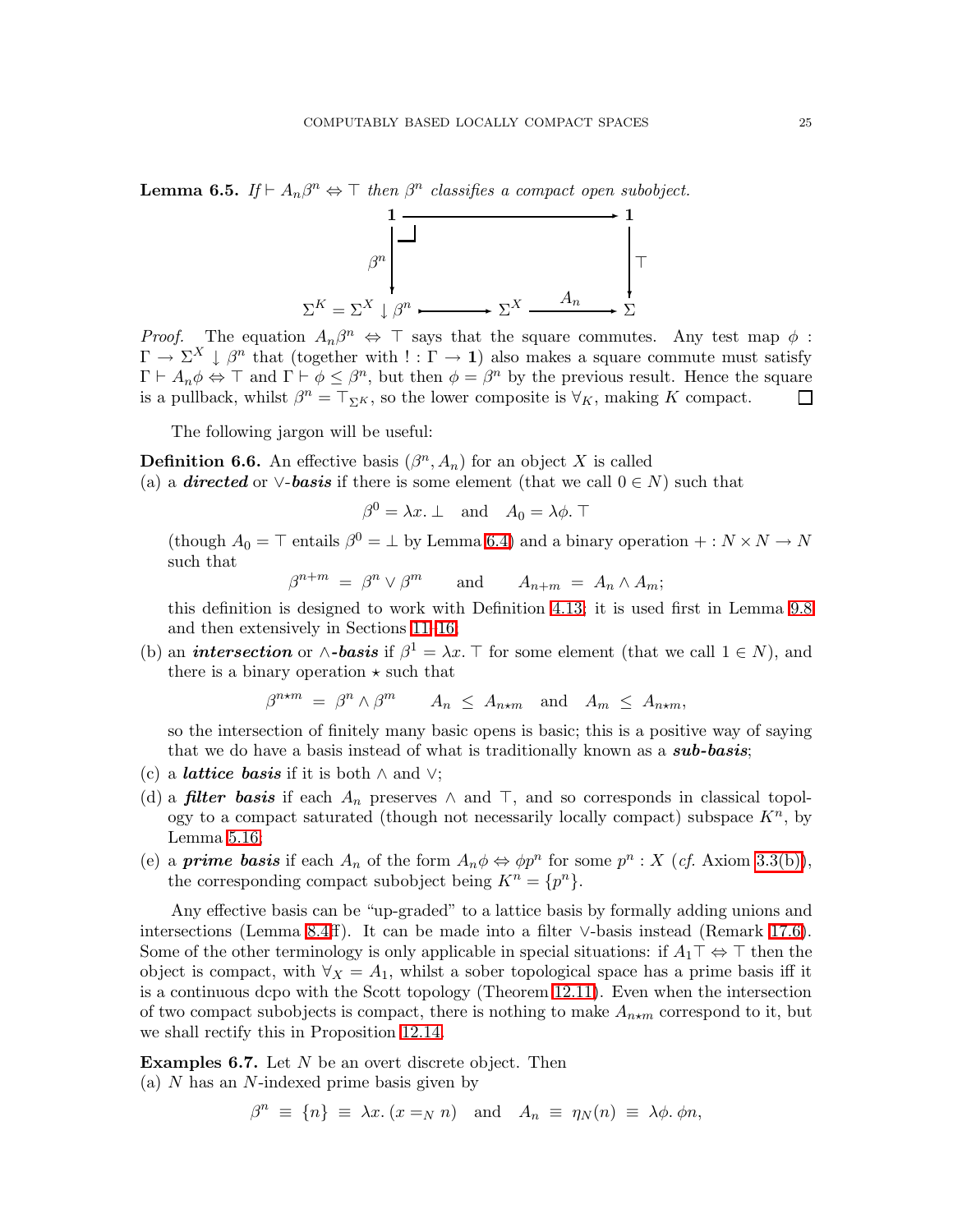**Lemma 6.5.** *If* $\vdash A_n\beta^n \Leftrightarrow \top$ *then* $\beta^n$ *classifies a compact open subobject.*

$$\begin{array}{ccccc}
\mathbf{1} & \longrightarrow & & \longrightarrow & \mathbf{1} \\
\big\downarrow \beta^n & \lrcorner & & & \big\downarrow \top \\
\Sigma^K = \Sigma^X \downarrow \beta^n & \rightarrowtail & \Sigma^X & \xrightarrow{A_n} & \Sigma
\end{array}$$

*Proof.* The equation $A_n\beta^n \Leftrightarrow \top$ says that the square commutes. Any test map $\phi : \Gamma \to \Sigma^X \downarrow \beta^n$ that (together with $! : \Gamma \to \mathbf{1}$) also makes a square commute must satisfy $\Gamma \vdash A_n\phi \Leftrightarrow \top$ and $\Gamma \vdash \phi \le \beta^n$, but then $\phi = \beta^n$ by the previous result. Hence the square is a pullback, whilst $\beta^n = \top_{\Sigma^K}$, so the lower composite is $\forall_K$, making $K$ compact. $\square$

The following jargon will be useful:

**Definition 6.6.** An effective basis $(\beta^n, A_n)$ for an object $X$ is called

(a) a ***directed*** or $\vee$-***basis*** if there is some element (that we call $0 \in N$) such that

$$\beta^0 = \lambda x.\,\bot \quad \text{and} \quad A_0 = \lambda\phi.\,\top$$

(though $A_0 = \top$ entails $\beta^0 = \bot$ by Lemma 6.4) and a binary operation $+ : N \times N \to N$ such that

$$\beta^{n+m} \;=\; \beta^n \vee \beta^m \qquad \text{and} \qquad A_{n+m} \;=\; A_n \wedge A_m;$$

this definition is designed to work with Definition 4.13; it is used first in Lemma 9.8 and then extensively in Sections 11–16.

(b) an ***intersection*** or $\wedge$-***basis*** if $\beta^1 = \lambda x.\,\top$ for some element (that we call $1 \in N$), and there is a binary operation $\star$ such that

$$\beta^{n\star m} \;=\; \beta^n \wedge \beta^m \qquad A_n \;\le\; A_{n\star m} \quad \text{and} \quad A_m \;\le\; A_{n\star m},$$

so the intersection of finitely many basic opens is basic; this is a positive way of saying that we do have a basis instead of what is traditionally known as a ***sub-basis***;

(c) a ***lattice basis*** if it is both $\wedge$ and $\vee$;

(d) a ***filter basis*** if each $A_n$ preserves $\wedge$ and $\top$, and so corresponds in classical topology to a compact saturated (though not necessarily locally compact) subspace $K^n$, by Lemma 5.16;

(e) a ***prime basis*** if each $A_n$ of the form $A_n\phi \Leftrightarrow \phi p^n$ for some $p^n : X$ (*cf.* Axiom 3.3(b)), the corresponding compact subobject being $K^n = \{p^n\}$.

Any effective basis can be "up-graded" to a lattice basis by formally adding unions and intersections (Lemma 8.4ff). It can be made into a filter $\vee$-basis instead (Remark 17.6). Some of the other terminology is only applicable in special situations: if $A_1\top \Leftrightarrow \top$ then the object is compact, with $\forall_X = A_1$, whilst a sober topological space has a prime basis iff it is a continuous dcpo with the Scott topology (Theorem 12.11). Even when the intersection of two compact subobjects is compact, there is nothing to make $A_{n\star m}$ correspond to it, but we shall rectify this in Proposition 12.14.

**Examples 6.7.** Let $N$ be an overt discrete object. Then

(a) $N$ has an $N$-indexed prime basis given by

$$\beta^n \;\equiv\; \{n\} \;\equiv\; \lambda x.\,(x =_N n) \quad \text{and} \quad A_n \;\equiv\; \eta_N(n) \;\equiv\; \lambda\phi.\,\phi n,$$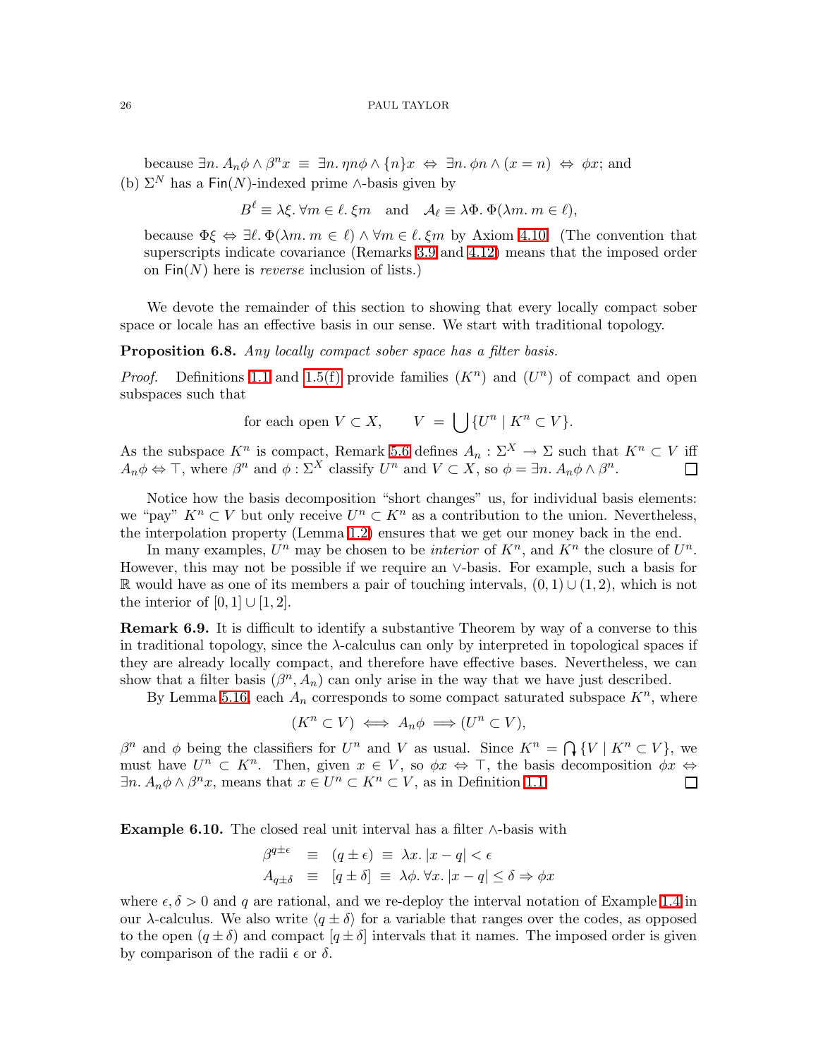because $\exists n.\, A_n\phi \wedge \beta^n x \;\equiv\; \exists n.\, \eta n\phi \wedge \{n\}x \;\Leftrightarrow\; \exists n.\, \phi n \wedge (x = n) \;\Leftrightarrow\; \phi x$; and

(b) $\Sigma^N$ has a $\mathsf{Fin}(N)$-indexed prime $\wedge$-basis given by

$$B^\ell \equiv \lambda\xi.\, \forall m \in \ell.\, \xi m \quad \text{and} \quad \mathcal{A}_\ell \equiv \lambda\Phi.\, \Phi(\lambda m.\, m \in \ell),$$

because $\Phi\xi \Leftrightarrow \exists \ell.\, \Phi(\lambda m.\, m \in \ell) \wedge \forall m \in \ell.\, \xi m$ by Axiom 4.10. (The convention that superscripts indicate covariance (Remarks 3.9 and 4.12) means that the imposed order on $\mathsf{Fin}(N)$ here is *reverse* inclusion of lists.)

We devote the remainder of this section to showing that every locally compact sober space or locale has an effective basis in our sense. We start with traditional topology.

**Proposition 6.8.** *Any locally compact sober space has a filter basis.*

*Proof.* Definitions 1.1 and 1.5(f) provide families $(K^n)$ and $(U^n)$ of compact and open subspaces such that

$$\text{for each open } V \subset X, \qquad V \;=\; \bigcup\{U^n \mid K^n \subset V\}.$$

As the subspace $K^n$ is compact, Remark 5.6 defines $A_n : \Sigma^X \to \Sigma$ such that $K^n \subset V$ iff $A_n\phi \Leftrightarrow \top$, where $\beta^n$ and $\phi : \Sigma^X$ classify $U^n$ and $V \subset X$, so $\phi = \exists n.\, A_n\phi \wedge \beta^n$. $\square$

Notice how the basis decomposition "short changes" us, for individual basis elements: we "pay" $K^n \subset V$ but only receive $U^n \subset K^n$ as a contribution to the union. Nevertheless, the interpolation property (Lemma 1.2) ensures that we get our money back in the end.

In many examples, $U^n$ may be chosen to be *interior* of $K^n$, and $K^n$ the closure of $U^n$. However, this may not be possible if we require an $\vee$-basis. For example, such a basis for $\mathbb{R}$ would have as one of its members a pair of touching intervals, $(0,1) \cup (1,2)$, which is not the interior of $[0,1] \cup [1,2]$.

**Remark 6.9.** It is difficult to identify a substantive Theorem by way of a converse to this in traditional topology, since the $\lambda$-calculus can only by interpreted in topological spaces if they are already locally compact, and therefore have effective bases. Nevertheless, we can show that a filter basis $(\beta^n, A_n)$ can only arise in the way that we have just described.

By Lemma 5.16, each $A_n$ corresponds to some compact saturated subspace $K^n$, where

$$(K^n \subset V) \iff A_n\phi \implies (U^n \subset V),$$

$\beta^n$ and $\phi$ being the classifiers for $U^n$ and $V$ as usual. Since $K^n = \bigcap\{V \mid K^n \subset V\}$, we must have $U^n \subset K^n$. Then, given $x \in V$, so $\phi x \Leftrightarrow \top$, the basis decomposition $\phi x \Leftrightarrow \exists n.\, A_n\phi \wedge \beta^n x$, means that $x \in U^n \subset K^n \subset V$, as in Definition 1.1. $\square$

**Example 6.10.** The closed real unit interval has a filter $\wedge$-basis with

$$\begin{aligned} \beta^{q\pm\epsilon} \;&\equiv\; (q \pm \epsilon) \;\equiv\; \lambda x.\, |x - q| < \epsilon \\ A_{q\pm\delta} \;&\equiv\; [q \pm \delta] \;\equiv\; \lambda\phi.\, \forall x.\, |x - q| \le \delta \Rightarrow \phi x \end{aligned}$$

where $\epsilon, \delta > 0$ and $q$ are rational, and we re-deploy the interval notation of Example 1.4 in our $\lambda$-calculus. We also write $\langle q \pm \delta\rangle$ for a variable that ranges over the codes, as opposed to the open $(q \pm \delta)$ and compact $[q \pm \delta]$ intervals that it names. The imposed order is given by comparison of the radii $\epsilon$ or $\delta$.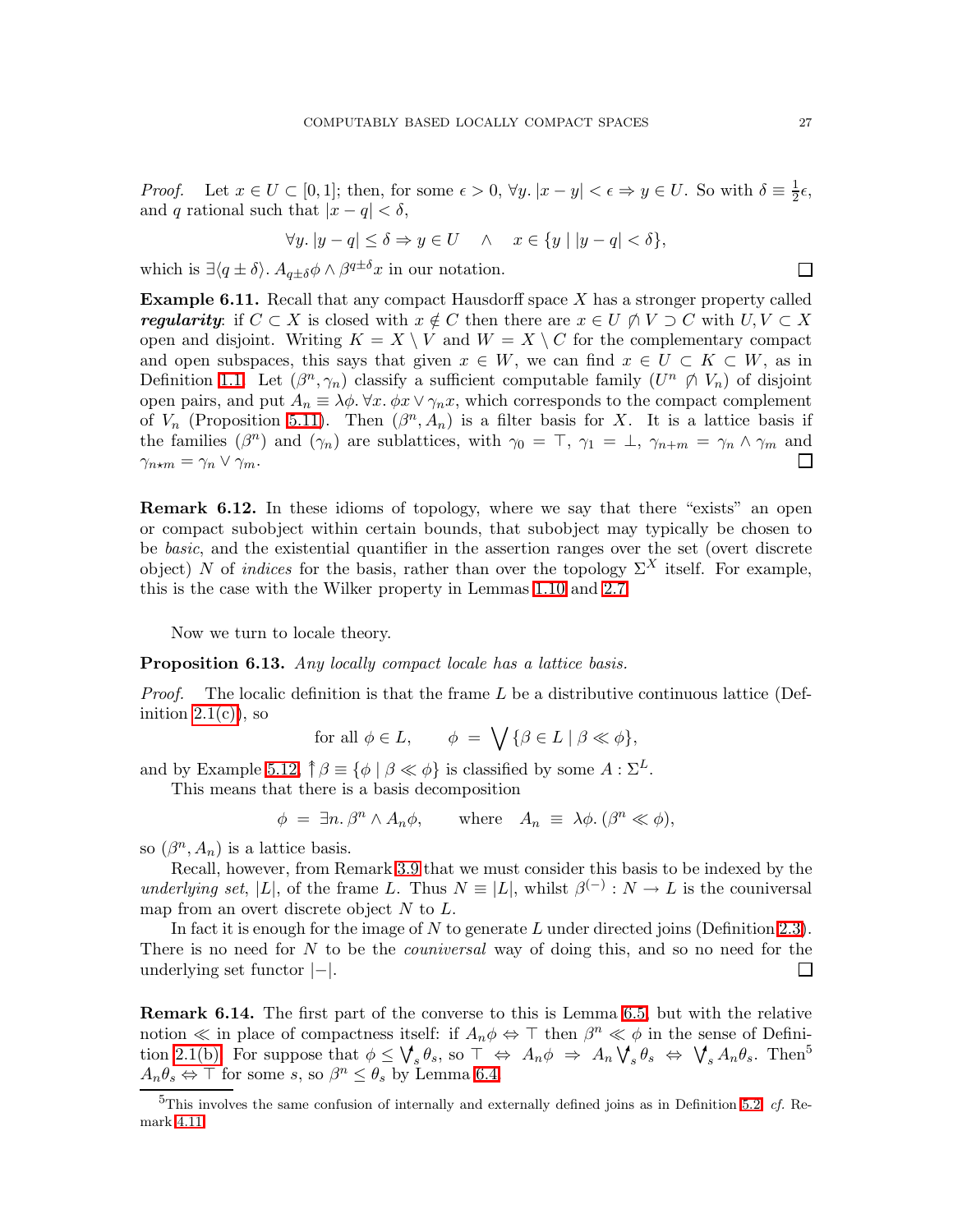*Proof.* Let $x \in U \subset [0,1]$; then, for some $\epsilon > 0$, $\forall y.\, |x - y| < \epsilon \Rightarrow y \in U$. So with $\delta \equiv \frac{1}{2}\epsilon$, and $q$ rational such that $|x - q| < \delta$,

$$\forall y.\, |y - q| \leq \delta \Rightarrow y \in U \quad \wedge \quad x \in \{y \mid |y - q| < \delta\},$$

which is $\exists \langle q \pm \delta \rangle.\, A_{q \pm \delta}\phi \wedge \beta^{q \pm \delta} x$ in our notation. $\square$

**Example 6.11.** Recall that any compact Hausdorff space $X$ has a stronger property called ***regularity***: if $C \subset X$ is closed with $x \notin C$ then there are $x \in U \not\between V \supset C$ with $U, V \subset X$ open and disjoint. Writing $K = X \setminus V$ and $W = X \setminus C$ for the complementary compact and open subspaces, this says that given $x \in W$, we can find $x \in U \subset K \subset W$, as in Definition 1.1. Let $(\beta^n, \gamma_n)$ classify a sufficient computable family $(U^n \not\between V_n)$ of disjoint open pairs, and put $A_n \equiv \lambda\phi.\, \forall x.\, \phi x \vee \gamma_n x$, which corresponds to the compact complement of $V_n$ (Proposition 5.11). Then $(\beta^n, A_n)$ is a filter basis for $X$. It is a lattice basis if the families $(\beta^n)$ and $(\gamma_n)$ are sublattices, with $\gamma_0 = \top$, $\gamma_1 = \bot$, $\gamma_{n+m} = \gamma_n \wedge \gamma_m$ and $\gamma_{n \star m} = \gamma_n \vee \gamma_m$. $\square$

**Remark 6.12.** In these idioms of topology, where we say that there "exists" an open or compact subobject within certain bounds, that subobject may typically be chosen to be *basic*, and the existential quantifier in the assertion ranges over the set (overt discrete object) $N$ of *indices* for the basis, rather than over the topology $\Sigma^X$ itself. For example, this is the case with the Wilker property in Lemmas 1.10 and 2.7.

Now we turn to locale theory.

**Proposition 6.13.** *Any locally compact locale has a lattice basis.*

*Proof.* The localic definition is that the frame $L$ be a distributive continuous lattice (Definition 2.1(c)), so

$$\text{for all } \phi \in L, \qquad \phi \;=\; \bigvee \{\beta \in L \mid \beta \ll \phi\},$$

and by Example 5.12, $\twoheaduparrow \beta \equiv \{\phi \mid \beta \ll \phi\}$ is classified by some $A : \Sigma^L$.

This means that there is a basis decomposition

$$\phi \;=\; \exists n.\, \beta^n \wedge A_n\phi, \qquad \text{where} \quad A_n \;\equiv\; \lambda\phi.\, (\beta^n \ll \phi),$$

so $(\beta^n, A_n)$ is a lattice basis.

Recall, however, from Remark 3.9 that we must consider this basis to be indexed by the *underlying set*, $|L|$, of the frame $L$. Thus $N \equiv |L|$, whilst $\beta^{(-)} : N \to L$ is the couniversal map from an overt discrete object $N$ to $L$.

In fact it is enough for the image of $N$ to generate $L$ under directed joins (Definition 2.3). There is no need for $N$ to be the *couniversal* way of doing this, and so no need for the underlying set functor $|-|$. $\square$

**Remark 6.14.** The first part of the converse to this is Lemma 6.5, but with the relative notion $\ll$ in place of compactness itself: if $A_n\phi \Leftrightarrow \top$ then $\beta^n \ll \phi$ in the sense of Definition 2.1(b). For suppose that $\phi \leq \bigvee\!\!{}^{\uparrow}_s\, \theta_s$, so $\top \;\Leftrightarrow\; A_n\phi \;\Rightarrow\; A_n \bigvee\!\!{}^{\uparrow}_s\, \theta_s \;\Leftrightarrow\; \bigvee\!\!{}^{\uparrow}_s\, A_n\theta_s$. Then[5] $A_n\theta_s \Leftrightarrow \top$ for some $s$, so $\beta^n \leq \theta_s$ by Lemma 6.4.

[5]This involves the same confusion of internally and externally defined joins as in Definition 5.2, *cf.* Remark 4.11.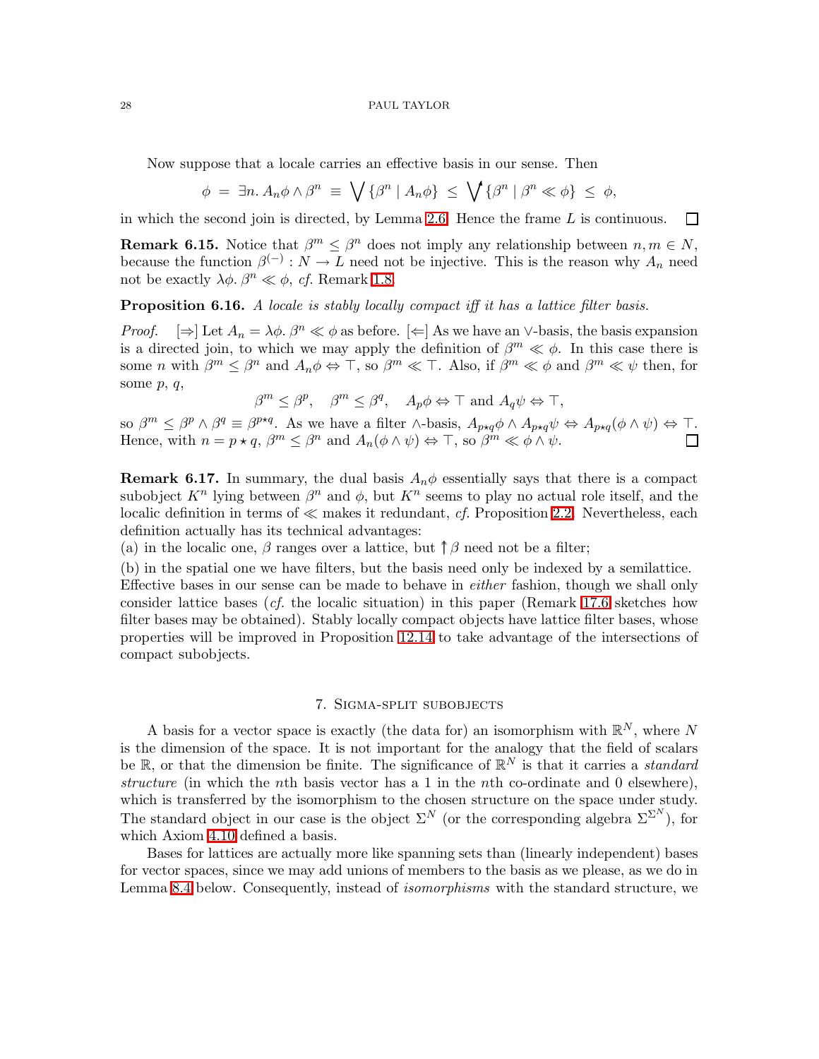Now suppose that a locale carries an effective basis in our sense. Then

$$\phi \;=\; \exists n.\, A_n\phi \wedge \beta^n \;\equiv\; \bigvee \{\beta^n \mid A_n\phi\} \;\leq\; \bigvee\nolimits^{\uparrow} \{\beta^n \mid \beta^n \ll \phi\} \;\leq\; \phi,$$

in which the second join is directed, by Lemma 2.6. Hence the frame $L$ is continuous. □

**Remark 6.15.** Notice that $\beta^m \leq \beta^n$ does not imply any relationship between $n, m \in N$, because the function $\beta^{(-)} : N \to L$ need not be injective. This is the reason why $A_n$ need not be exactly $\lambda\phi.\, \beta^n \ll \phi$, *cf.* Remark 1.8.

**Proposition 6.16.** *A locale is stably locally compact iff it has a lattice filter basis.*

*Proof.* [⇒] Let $A_n = \lambda\phi.\, \beta^n \ll \phi$ as before. [⇐] As we have an $\vee$-basis, the basis expansion is a directed join, to which we may apply the definition of $\beta^m \ll \phi$. In this case there is some $n$ with $\beta^m \leq \beta^n$ and $A_n\phi \Leftrightarrow \top$, so $\beta^m \ll \top$. Also, if $\beta^m \ll \phi$ and $\beta^m \ll \psi$ then, for some $p$, $q$,

$$\beta^m \leq \beta^p, \quad \beta^m \leq \beta^q, \quad A_p\phi \Leftrightarrow \top \text{ and } A_q\psi \Leftrightarrow \top,$$

so $\beta^m \leq \beta^p \wedge \beta^q \equiv \beta^{p\star q}$. As we have a filter $\wedge$-basis, $A_{p\star q}\phi \wedge A_{p\star q}\psi \Leftrightarrow A_{p\star q}(\phi \wedge \psi) \Leftrightarrow \top$. Hence, with $n = p \star q$, $\beta^m \leq \beta^n$ and $A_n(\phi \wedge \psi) \Leftrightarrow \top$, so $\beta^m \ll \phi \wedge \psi$. □

**Remark 6.17.** In summary, the dual basis $A_n\phi$ essentially says that there is a compact subobject $K^n$ lying between $\beta^n$ and $\phi$, but $K^n$ seems to play no actual role itself, and the localic definition in terms of $\ll$ makes it redundant, *cf.* Proposition 2.2. Nevertheless, each definition actually has its technical advantages:

(a) in the localic one, $\beta$ ranges over a lattice, but $\uparrow\beta$ need not be a filter;

(b) in the spatial one we have filters, but the basis need only be indexed by a semilattice.

Effective bases in our sense can be made to behave in *either* fashion, though we shall only consider lattice bases (*cf.* the localic situation) in this paper (Remark 17.6 sketches how filter bases may be obtained). Stably locally compact objects have lattice filter bases, whose properties will be improved in Proposition 12.14 to take advantage of the intersections of compact subobjects.

## 7. Sigma-split subobjects

A basis for a vector space is exactly (the data for) an isomorphism with $\mathbb{R}^N$, where $N$ is the dimension of the space. It is not important for the analogy that the field of scalars be $\mathbb{R}$, or that the dimension be finite. The significance of $\mathbb{R}^N$ is that it carries a *standard structure* (in which the $n$th basis vector has a 1 in the $n$th co-ordinate and 0 elsewhere), which is transferred by the isomorphism to the chosen structure on the space under study. The standard object in our case is the object $\Sigma^N$ (or the corresponding algebra $\Sigma^{\Sigma^N}$), for which Axiom 4.10 defined a basis.

Bases for lattices are actually more like spanning sets than (linearly independent) bases for vector spaces, since we may add unions of members to the basis as we please, as we do in Lemma 8.4 below. Consequently, instead of *isomorphisms* with the standard structure, we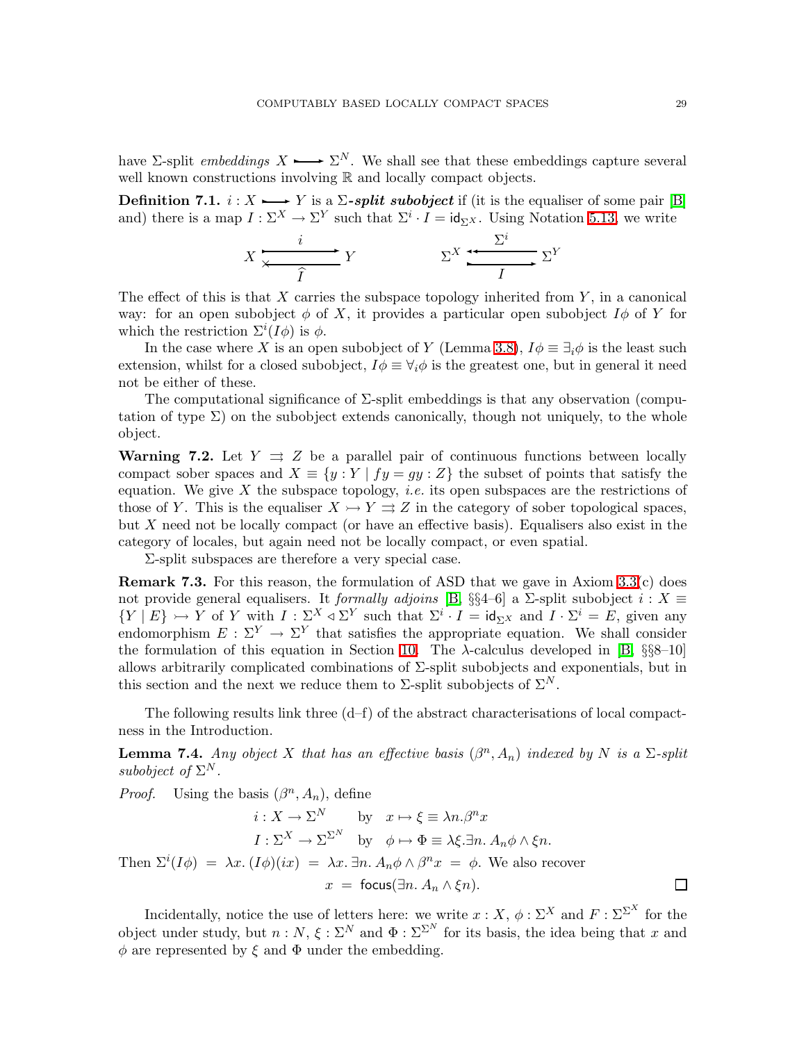have $\Sigma$-split *embeddings* $X \rightarrowtail \Sigma^N$. We shall see that these embeddings capture several well known constructions involving $\mathbb{R}$ and locally compact objects.

**Definition 7.1.** $i : X \rightarrowtail Y$ is a ***$\Sigma$-split subobject*** if (it is the equaliser of some pair [B] and) there is a map $I : \Sigma^X \to \Sigma^Y$ such that $\Sigma^i \cdot I = \mathsf{id}_{\Sigma^X}$. Using Notation 5.13, we write

$$X \underset{\widehat{I}}{\overset{i}{\rightleftarrows}} Y \qquad\qquad \Sigma^X \underset{I}{\overset{\Sigma^i}{\rightleftarrows}} \Sigma^Y$$

The effect of this is that $X$ carries the subspace topology inherited from $Y$, in a canonical way: for an open subobject $\phi$ of $X$, it provides a particular open subobject $I\phi$ of $Y$ for which the restriction $\Sigma^i(I\phi)$ is $\phi$.

In the case where $X$ is an open subobject of $Y$ (Lemma 3.8), $I\phi \equiv \exists_i \phi$ is the least such extension, whilst for a closed subobject, $I\phi \equiv \forall_i \phi$ is the greatest one, but in general it need not be either of these.

The computational significance of $\Sigma$-split embeddings is that any observation (computation of type $\Sigma$) on the subobject extends canonically, though not uniquely, to the whole object.

**Warning 7.2.** Let $Y \rightrightarrows Z$ be a parallel pair of continuous functions between locally compact sober spaces and $X \equiv \{y : Y \mid fy = gy : Z\}$ the subset of points that satisfy the equation. We give $X$ the subspace topology, *i.e.* its open subspaces are the restrictions of those of $Y$. This is the equaliser $X \rightarrowtail Y \rightrightarrows Z$ in the category of sober topological spaces, but $X$ need not be locally compact (or have an effective basis). Equalisers also exist in the category of locales, but again need not be locally compact, or even spatial.

$\Sigma$-split subspaces are therefore a very special case.

**Remark 7.3.** For this reason, the formulation of ASD that we gave in Axiom 3.3(c) does not provide general equalisers. It *formally adjoins* [B, §§4–6] a $\Sigma$-split subobject $i : X \equiv \{Y \mid E\} \rightarrowtail Y$ of $Y$ with $I : \Sigma^X \lhd \Sigma^Y$ such that $\Sigma^i \cdot I = \mathsf{id}_{\Sigma^X}$ and $I \cdot \Sigma^i = E$, given any endomorphism $E : \Sigma^Y \to \Sigma^Y$ that satisfies the appropriate equation. We shall consider the formulation of this equation in Section 10. The $\lambda$-calculus developed in [B, §§8–10] allows arbitrarily complicated combinations of $\Sigma$-split subobjects and exponentials, but in this section and the next we reduce them to $\Sigma$-split subobjects of $\Sigma^N$.

The following results link three (d–f) of the abstract characterisations of local compactness in the Introduction.

**Lemma 7.4.** *Any object $X$ that has an effective basis $(\beta^n, A_n)$ indexed by $N$ is a $\Sigma$-split subobject of $\Sigma^N$.*

*Proof.* Using the basis $(\beta^n, A_n)$, define

$$\begin{aligned} i : X \to \Sigma^N \qquad &\text{by} \quad x \mapsto \xi \equiv \lambda n.\beta^n x \\ I : \Sigma^X \to \Sigma^{\Sigma^N} \quad &\text{by} \quad \phi \mapsto \Phi \equiv \lambda \xi.\exists n.\, A_n\phi \land \xi n. \end{aligned}$$

Then $\Sigma^i(I\phi) \;=\; \lambda x.\,(I\phi)(ix) \;=\; \lambda x.\,\exists n.\, A_n\phi \land \beta^n x \;=\; \phi$. We also recover

$$x \;=\; \mathsf{focus}(\exists n.\, A_n \land \xi n). \qquad \square$$

Incidentally, notice the use of letters here: we write $x : X$, $\phi : \Sigma^X$ and $F : \Sigma^{\Sigma^X}$ for the object under study, but $n : N$, $\xi : \Sigma^N$ and $\Phi : \Sigma^{\Sigma^N}$ for its basis, the idea being that $x$ and $\phi$ are represented by $\xi$ and $\Phi$ under the embedding.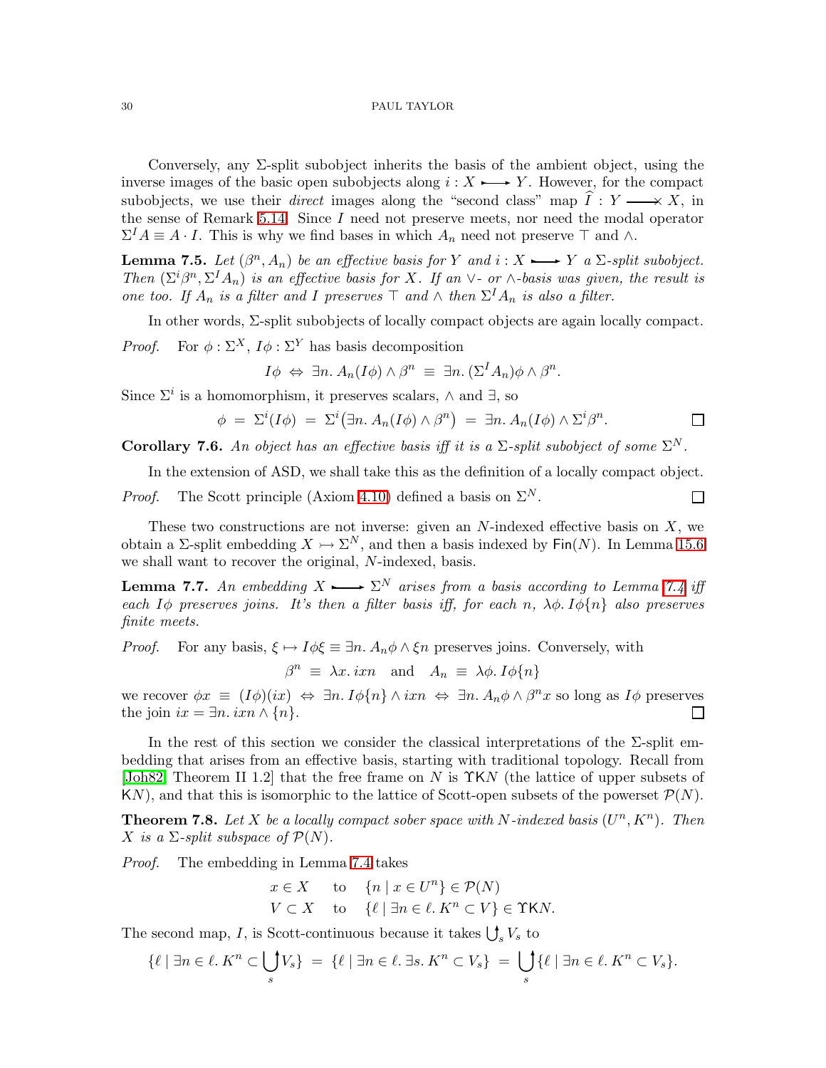Conversely, any $\Sigma$-split subobject inherits the basis of the ambient object, using the inverse images of the basic open subobjects along $i : X \rightarrowtail Y$. However, for the compact subobjects, we use their *direct* images along the "second class" map $\widehat{I} : Y \longrightarrow\!\!\!\!\times X$, in the sense of Remark 5.14. Since $I$ need not preserve meets, nor need the modal operator $\Sigma^I A \equiv A \cdot I$. This is why we find bases in which $A_n$ need not preserve $\top$ and $\wedge$.

**Lemma 7.5.** *Let $(\beta^n, A_n)$ be an effective basis for $Y$ and $i : X \rightarrowtail Y$ a $\Sigma$-split subobject. Then $(\Sigma^i \beta^n, \Sigma^I A_n)$ is an effective basis for $X$. If an $\vee$- or $\wedge$-basis was given, the result is one too. If $A_n$ is a filter and $I$ preserves $\top$ and $\wedge$ then $\Sigma^I A_n$ is also a filter.*

In other words, $\Sigma$-split subobjects of locally compact objects are again locally compact.

*Proof.* For $\phi : \Sigma^X$, $I\phi : \Sigma^Y$ has basis decomposition

$$I\phi \;\Leftrightarrow\; \exists n.\, A_n(I\phi) \wedge \beta^n \;\equiv\; \exists n.\, (\Sigma^I A_n)\phi \wedge \beta^n.$$

Since $\Sigma^i$ is a homomorphism, it preserves scalars, $\wedge$ and $\exists$, so

$$\phi \;=\; \Sigma^i(I\phi) \;=\; \Sigma^i\big(\exists n.\, A_n(I\phi) \wedge \beta^n\big) \;=\; \exists n.\, A_n(I\phi) \wedge \Sigma^i \beta^n. \qquad \square$$

**Corollary 7.6.** *An object has an effective basis iff it is a $\Sigma$-split subobject of some $\Sigma^N$.*

In the extension of ASD, we shall take this as the definition of a locally compact object.

*Proof.* The Scott principle (Axiom 4.10) defined a basis on $\Sigma^N$. $\square$

These two constructions are not inverse: given an $N$-indexed effective basis on $X$, we obtain a $\Sigma$-split embedding $X \rightarrowtail \Sigma^N$, and then a basis indexed by $\mathsf{Fin}(N)$. In Lemma 15.6 we shall want to recover the original, $N$-indexed, basis.

**Lemma 7.7.** *An embedding $X \rightarrowtail \Sigma^N$ arises from a basis according to Lemma 7.4 iff each $I\phi$ preserves joins. It's then a filter basis iff, for each $n$, $\lambda\phi.\, I\phi\{n\}$ also preserves finite meets.*

*Proof.* For any basis, $\xi \mapsto I\phi\xi \equiv \exists n.\, A_n\phi \wedge \xi n$ preserves joins. Conversely, with

$$\beta^n \;\equiv\; \lambda x.\, ixn \quad \text{and} \quad A_n \;\equiv\; \lambda\phi.\, I\phi\{n\}$$

we recover $\phi x \;\equiv\; (I\phi)(ix) \;\Leftrightarrow\; \exists n.\, I\phi\{n\} \wedge ixn \;\Leftrightarrow\; \exists n.\, A_n\phi \wedge \beta^n x$ so long as $I\phi$ preserves the join $ix = \exists n.\, ixn \wedge \{n\}$. $\square$

In the rest of this section we consider the classical interpretations of the $\Sigma$-split embedding that arises from an effective basis, starting with traditional topology. Recall from [Joh82, Theorem II 1.2] that the free frame on $N$ is $\Upsilon\mathsf{K}N$ (the lattice of upper subsets of $\mathsf{K}N$), and that this is isomorphic to the lattice of Scott-open subsets of the powerset $\mathcal{P}(N)$.

**Theorem 7.8.** *Let $X$ be a locally compact sober space with $N$-indexed basis $(U^n, K^n)$. Then $X$ is a $\Sigma$-split subspace of $\mathcal{P}(N)$.*

*Proof.* The embedding in Lemma 7.4 takes

$$\begin{array}{lll} x \in X & \text{to} & \{n \mid x \in U^n\} \in \mathcal{P}(N) \\ V \subset X & \text{to} & \{\ell \mid \exists n \in \ell.\, K^n \subset V\} \in \Upsilon\mathsf{K}N. \end{array}$$

The second map, $I$, is Scott-continuous because it takes $\bigcup^{\uparrow}_s V_s$ to

$$\{\ell \mid \exists n \in \ell.\, K^n \subset \bigcup_s^{\uparrow} V_s\} \;=\; \{\ell \mid \exists n \in \ell.\, \exists s.\, K^n \subset V_s\} \;=\; \bigcup_s^{\uparrow} \{\ell \mid \exists n \in \ell.\, K^n \subset V_s\}.$$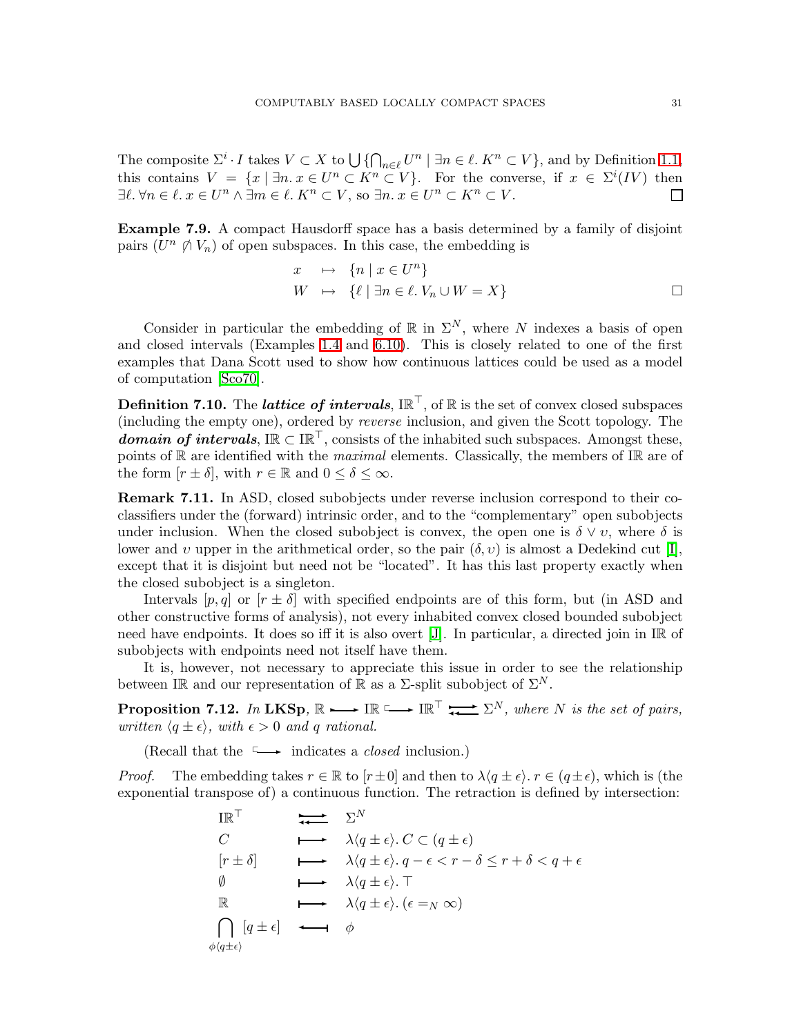The composite $\Sigma^i \cdot I$ takes $V \subset X$ to $\bigcup\{\bigcap_{n\in\ell} U^n \mid \exists n \in \ell.\, K^n \subset V\}$, and by Definition 1.1, this contains $V = \{x \mid \exists n.\, x \in U^n \subset K^n \subset V\}$. For the converse, if $x \in \Sigma^i(IV)$ then $\exists \ell.\, \forall n \in \ell.\, x \in U^n \wedge \exists m \in \ell.\, K^n \subset V$, so $\exists n.\, x \in U^n \subset K^n \subset V$. ∎

**Example 7.9.** A compact Hausdorff space has a basis determined by a family of disjoint pairs $(U^n \not\between V_n)$ of open subspaces. In this case, the embedding is

$$\begin{array}{rcl} x & \mapsto & \{n \mid x \in U^n\} \\ W & \mapsto & \{\ell \mid \exists n \in \ell.\, V_n \cup W = X\} \end{array}$$ ∎

Consider in particular the embedding of $\mathbb{R}$ in $\Sigma^N$, where $N$ indexes a basis of open and closed intervals (Examples 1.4 and 6.10). This is closely related to one of the first examples that Dana Scott used to show how continuous lattices could be used as a model of computation [Sco70].

**Definition 7.10.** The ***lattice of intervals***, $\mathbb{IR}^\top$, of $\mathbb{R}$ is the set of convex closed subspaces (including the empty one), ordered by *reverse* inclusion, and given the Scott topology. The ***domain of intervals***, $\mathbb{IR} \subset \mathbb{IR}^\top$, consists of the inhabited such subspaces. Amongst these, points of $\mathbb{R}$ are identified with the *maximal* elements. Classically, the members of $\mathbb{IR}$ are of the form $[r \pm \delta]$, with $r \in \mathbb{R}$ and $0 \leq \delta \leq \infty$.

**Remark 7.11.** In ASD, closed subobjects under reverse inclusion correspond to their co-classifiers under the (forward) intrinsic order, and to the "complementary" open subobjects under inclusion. When the closed subobject is convex, the open one is $\delta \vee \upsilon$, where $\delta$ is lower and $\upsilon$ upper in the arithmetical order, so the pair $(\delta, \upsilon)$ is almost a Dedekind cut [I], except that it is disjoint but need not be "located". It has this last property exactly when the closed subobject is a singleton.

Intervals $[p, q]$ or $[r \pm \delta]$ with specified endpoints are of this form, but (in ASD and other constructive forms of analysis), not every inhabited convex closed bounded subobject need have endpoints. It does so iff it is also overt [J]. In particular, a directed join in $\mathbb{IR}$ of subobjects with endpoints need not itself have them.

It is, however, not necessary to appreciate this issue in order to see the relationship between $\mathbb{IR}$ and our representation of $\mathbb{R}$ as a $\Sigma$-split subobject of $\Sigma^N$.

**Proposition 7.12.** *In* **LKSp**, $\mathbb{R} \rightarrowtail \mathbb{IR} \hookrightarrow \mathbb{IR}^\top \rightleftarrows \Sigma^N$, *where $N$ is the set of pairs, written $\langle q \pm \epsilon\rangle$, with $\epsilon > 0$ and $q$ rational.*

(Recall that the $\hookrightarrow$ indicates a *closed* inclusion.)

*Proof.* The embedding takes $r \in \mathbb{R}$ to $[r \pm 0]$ and then to $\lambda\langle q \pm \epsilon\rangle.\, r \in (q \pm \epsilon)$, which is (the exponential transpose of) a continuous function. The retraction is defined by intersection:

$$\begin{array}{rcl} \mathbb{IR}^\top & \rightleftarrows & \Sigma^N \\ C & \longmapsto & \lambda\langle q \pm \epsilon\rangle.\, C \subset (q \pm \epsilon) \\ {[r \pm \delta]} & \longmapsto & \lambda\langle q \pm \epsilon\rangle.\, q - \epsilon < r - \delta \leq r + \delta < q + \epsilon \\ \emptyset & \longmapsto & \lambda\langle q \pm \epsilon\rangle.\, \top \\ \mathbb{R} & \longmapsto & \lambda\langle q \pm \epsilon\rangle.\, (\epsilon =_N \infty) \\ \bigcap_{\phi\langle q \pm \epsilon\rangle} [q \pm \epsilon] & \longleftarrow & \phi \end{array}$$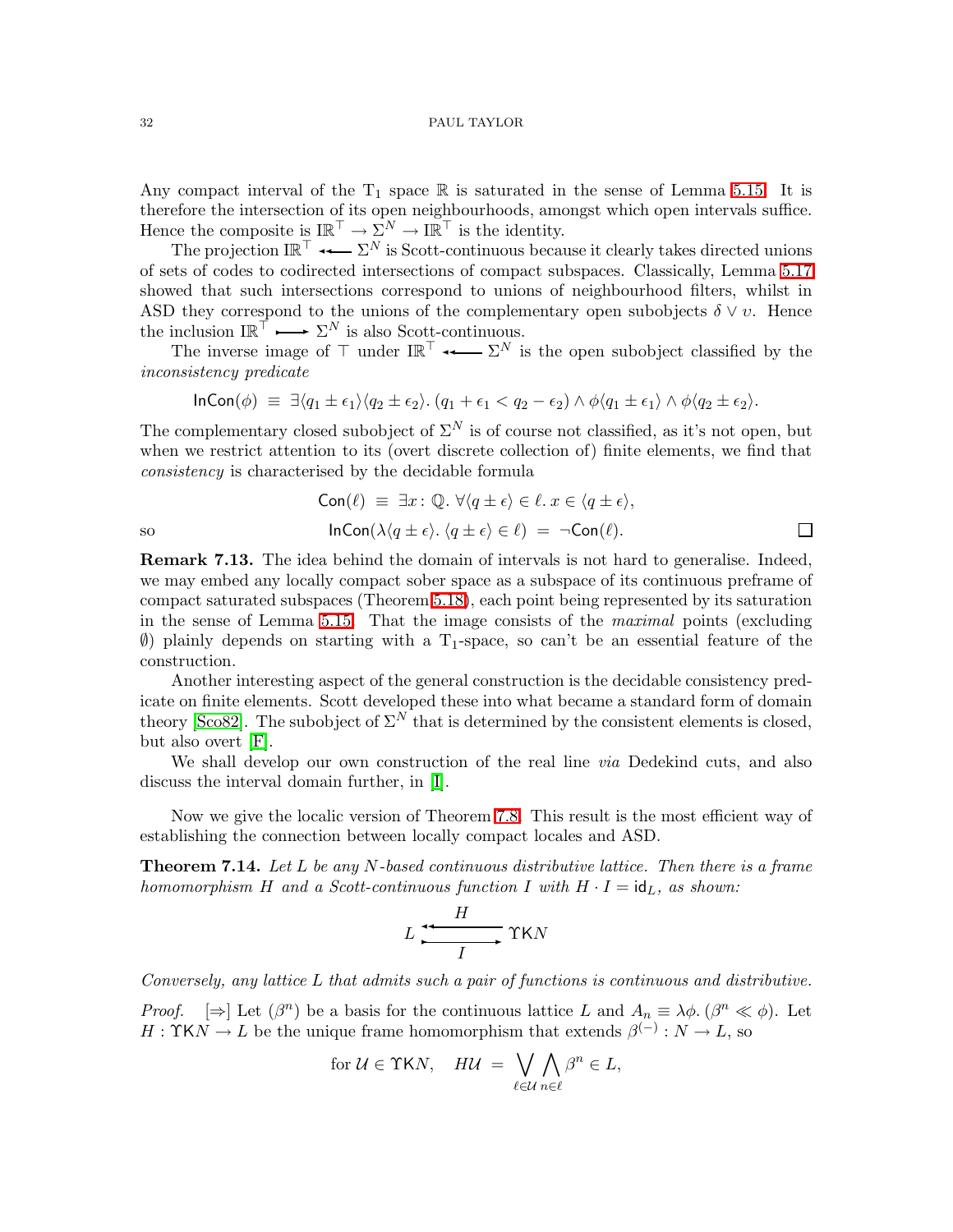Any compact interval of the $T_1$ space $\mathbb{R}$ is saturated in the sense of Lemma 5.15. It is therefore the intersection of its open neighbourhoods, amongst which open intervals suffice. Hence the composite is $\mathbb{IR}^\top \to \Sigma^N \to \mathbb{IR}^\top$ is the identity.

The projection $\mathbb{IR}^\top \twoheadleftarrow \Sigma^N$ is Scott-continuous because it clearly takes directed unions of sets of codes to codirected intersections of compact subspaces. Classically, Lemma 5.17 showed that such intersections correspond to unions of neighbourhood filters, whilst in ASD they correspond to the unions of the complementary open subobjects $\delta \vee \upsilon$. Hence the inclusion $\mathbb{IR}^\top \rightarrowtail \Sigma^N$ is also Scott-continuous.

The inverse image of $\top$ under $\mathbb{IR}^\top \twoheadleftarrow \Sigma^N$ is the open subobject classified by the *inconsistency predicate*

$$\mathsf{InCon}(\phi) \;\equiv\; \exists \langle q_1 \pm \epsilon_1\rangle\langle q_2 \pm \epsilon_2\rangle.\, (q_1 + \epsilon_1 < q_2 - \epsilon_2) \wedge \phi\langle q_1 \pm \epsilon_1\rangle \wedge \phi\langle q_2 \pm \epsilon_2\rangle.$$

The complementary closed subobject of $\Sigma^N$ is of course not classified, as it's not open, but when we restrict attention to its (overt discrete collection of) finite elements, we find that *consistency* is characterised by the decidable formula

$$\mathsf{Con}(\ell) \;\equiv\; \exists x : \mathbb{Q}.\ \forall \langle q \pm \epsilon\rangle \in \ell.\ x \in \langle q \pm \epsilon\rangle,$$

so
$$\mathsf{InCon}(\lambda\langle q \pm \epsilon\rangle.\, \langle q \pm \epsilon\rangle \in \ell) \;=\; \neg\mathsf{Con}(\ell). \qquad \square$$

**Remark 7.13.** The idea behind the domain of intervals is not hard to generalise. Indeed, we may embed any locally compact sober space as a subspace of its continuous preframe of compact saturated subspaces (Theorem 5.18), each point being represented by its saturation in the sense of Lemma 5.15. That the image consists of the *maximal* points (excluding $\emptyset$) plainly depends on starting with a $T_1$-space, so can't be an essential feature of the construction.

Another interesting aspect of the general construction is the decidable consistency predicate on finite elements. Scott developed these into what became a standard form of domain theory [Sco82]. The subobject of $\Sigma^N$ that is determined by the consistent elements is closed, but also overt [F].

We shall develop our own construction of the real line *via* Dedekind cuts, and also discuss the interval domain further, in [I].

Now we give the localic version of Theorem 7.8. This result is the most efficient way of establishing the connection between locally compact locales and ASD.

**Theorem 7.14.** *Let $L$ be any $N$-based continuous distributive lattice. Then there is a frame homomorphism $H$ and a Scott-continuous function $I$ with $H \cdot I = \mathsf{id}_L$, as shown:*

$$L \;\underset{I}{\overset{H}{\rightleftarrows}}\; \Upsilon\mathsf{K}N$$

*Conversely, any lattice $L$ that admits such a pair of functions is continuous and distributive.*

*Proof.* $[\Rightarrow]$ Let $(\beta^n)$ be a basis for the continuous lattice $L$ and $A_n \equiv \lambda\phi.\,(\beta^n \ll \phi)$. Let $H : \Upsilon\mathsf{K}N \to L$ be the unique frame homomorphism that extends $\beta^{(-)} : N \to L$, so

$$\text{for } \mathcal{U} \in \Upsilon\mathsf{K}N, \quad H\mathcal{U} \;=\; \bigvee_{\ell \in \mathcal{U}} \bigwedge_{n \in \ell} \beta^n \in L,$$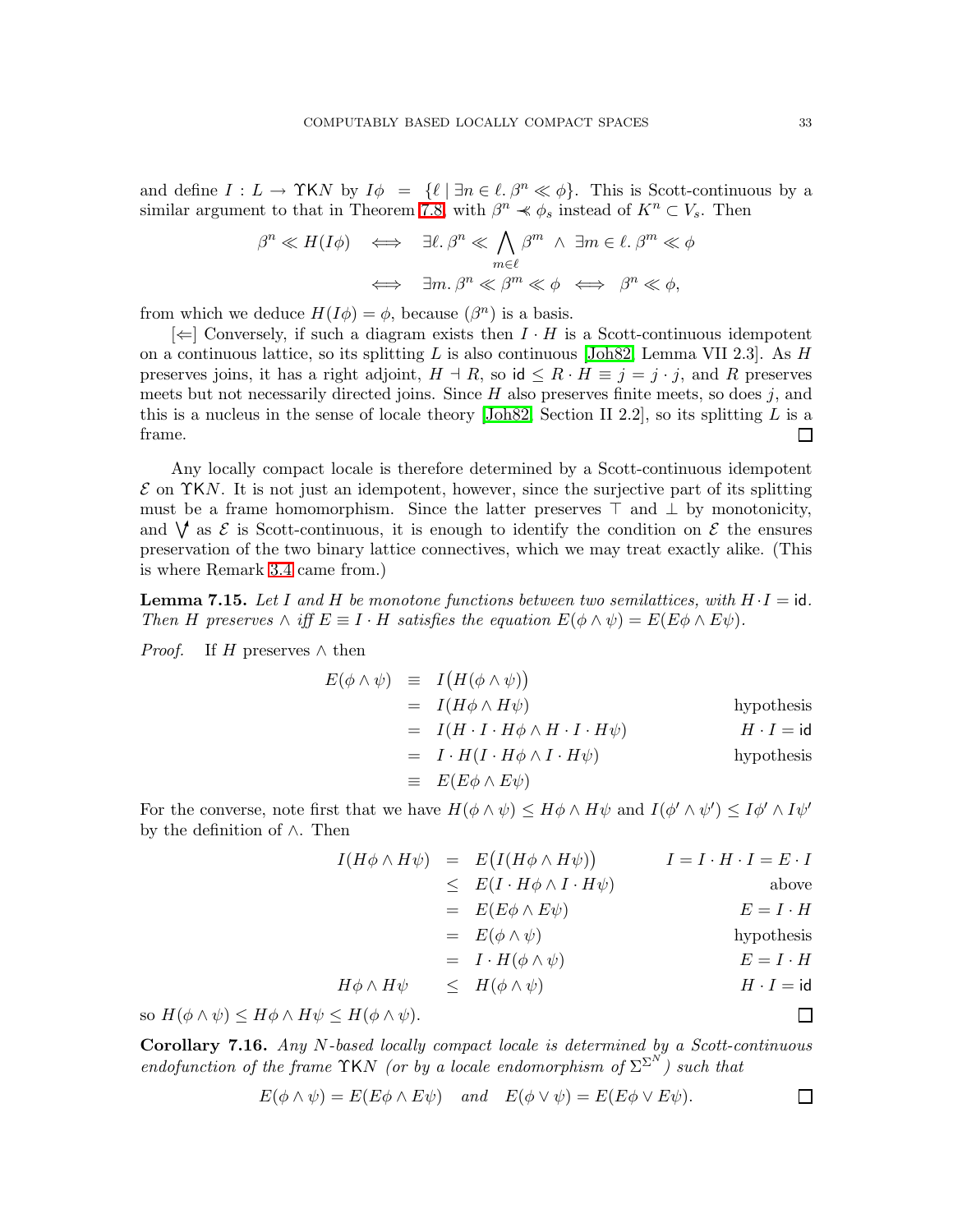and define $I : L \to \Upsilon\mathsf{K}N$ by $I\phi \;=\; \{\ell \mid \exists n \in \ell.\, \beta^n \ll \phi\}$. This is Scott-continuous by a similar argument to that in Theorem 7.8, with $\beta^n \prec\!\!\!\ll \phi_s$ instead of $K^n \subset V_s$. Then

$$\begin{aligned}
\beta^n \ll H(I\phi) \quad &\Longleftrightarrow \quad \exists \ell.\, \beta^n \ll \bigwedge_{m\in\ell} \beta^m \;\wedge\; \exists m \in \ell.\, \beta^m \ll \phi \\
&\Longleftrightarrow \quad \exists m.\, \beta^n \ll \beta^m \ll \phi \quad\Longleftrightarrow\quad \beta^n \ll \phi,
\end{aligned}$$

from which we deduce $H(I\phi) = \phi$, because $(\beta^n)$ is a basis.

[$\Leftarrow$] Conversely, if such a diagram exists then $I \cdot H$ is a Scott-continuous idempotent on a continuous lattice, so its splitting $L$ is also continuous [Joh82, Lemma VII 2.3]. As $H$ preserves joins, it has a right adjoint, $H \dashv R$, so $\mathsf{id} \le R \cdot H \equiv j = j \cdot j$, and $R$ preserves meets but not necessarily directed joins. Since $H$ also preserves finite meets, so does $j$, and this is a nucleus in the sense of locale theory [Joh82, Section II 2.2], so its splitting $L$ is a frame. ☐

Any locally compact locale is therefore determined by a Scott-continuous idempotent $\mathcal{E}$ on $\Upsilon\mathsf{K}N$. It is not just an idempotent, however, since the surjective part of its splitting must be a frame homomorphism. Since the latter preserves $\top$ and $\bot$ by monotonicity, and $\bigvee^{\uparrow}$ as $\mathcal{E}$ is Scott-continuous, it is enough to identify the condition on $\mathcal{E}$ the ensures preservation of the two binary lattice connectives, which we may treat exactly alike. (This is where Remark 3.4 came from.)

**Lemma 7.15.** *Let $I$ and $H$ be monotone functions between two semilattices, with $H \cdot I = \mathsf{id}$. Then $H$ preserves $\wedge$ iff $E \equiv I \cdot H$ satisfies the equation $E(\phi \wedge \psi) = E(E\phi \wedge E\psi)$.*

*Proof.* If $H$ preserves $\wedge$ then

$$\begin{aligned}
E(\phi \wedge \psi) \;&\equiv\; I\big(H(\phi \wedge \psi)\big) && \\
&=\; I(H\phi \wedge H\psi) && \text{hypothesis} \\
&=\; I(H \cdot I \cdot H\phi \wedge H \cdot I \cdot H\psi) && H \cdot I = \mathsf{id} \\
&=\; I \cdot H(I \cdot H\phi \wedge I \cdot H\psi) && \text{hypothesis} \\
&\equiv\; E(E\phi \wedge E\psi) &&
\end{aligned}$$

For the converse, note first that we have $H(\phi \wedge \psi) \le H\phi \wedge H\psi$ and $I(\phi' \wedge \psi') \le I\phi' \wedge I\psi'$ by the definition of $\wedge$. Then

$$\begin{aligned}
I(H\phi \wedge H\psi) \;&=\; E\big(I(H\phi \wedge H\psi)\big) && I = I \cdot H \cdot I = E \cdot I \\
&\le\; E(I \cdot H\phi \wedge I \cdot H\psi) && \text{above} \\
&=\; E(E\phi \wedge E\psi) && E = I \cdot H \\
&=\; E(\phi \wedge \psi) && \text{hypothesis} \\
&=\; I \cdot H(\phi \wedge \psi) && E = I \cdot H \\
H\phi \wedge H\psi \;&\le\; H(\phi \wedge \psi) && H \cdot I = \mathsf{id}
\end{aligned}$$

so $H(\phi \wedge \psi) \le H\phi \wedge H\psi \le H(\phi \wedge \psi)$. ☐

**Corollary 7.16.** *Any $N$-based locally compact locale is determined by a Scott-continuous endofunction of the frame $\Upsilon\mathsf{K}N$ (or by a locale endomorphism of $\Sigma^{\Sigma^N}$) such that*

$$E(\phi \wedge \psi) = E(E\phi \wedge E\psi) \quad \text{and} \quad E(\phi \vee \psi) = E(E\phi \vee E\psi). \qquad ☐$$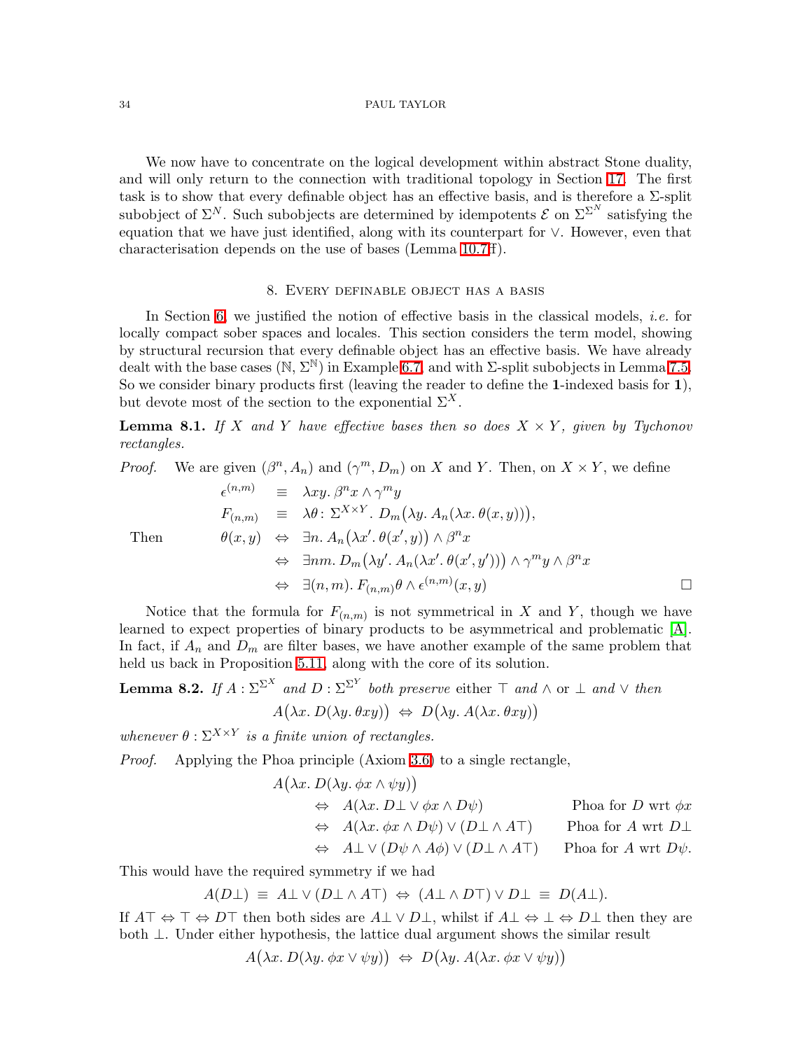We now have to concentrate on the logical development within abstract Stone duality, and will only return to the connection with traditional topology in Section 17. The first task is to show that every definable object has an effective basis, and is therefore a $\Sigma$-split subobject of $\Sigma^N$. Such subobjects are determined by idempotents $\mathcal{E}$ on $\Sigma^{\Sigma^N}$ satisfying the equation that we have just identified, along with its counterpart for $\vee$. However, even that characterisation depends on the use of bases (Lemma 10.7f).

## 8. Every definable object has a basis

In Section 6, we justified the notion of effective basis in the classical models, *i.e.* for locally compact sober spaces and locales. This section considers the term model, showing by structural recursion that every definable object has an effective basis. We have already dealt with the base cases ($\mathbb{N}$, $\Sigma^{\mathbb{N}}$) in Example 6.7, and with $\Sigma$-split subobjects in Lemma 7.5. So we consider binary products first (leaving the reader to define the $\mathbf{1}$-indexed basis for $\mathbf{1}$), but devote most of the section to the exponential $\Sigma^X$.

**Lemma 8.1.** *If $X$ and $Y$ have effective bases then so does $X \times Y$, given by Tychonov rectangles.*

*Proof.* We are given $(\beta^n, A_n)$ and $(\gamma^m, D_m)$ on $X$ and $Y$. Then, on $X \times Y$, we define

$$
\begin{aligned}
\epsilon^{(n,m)} &\equiv \lambda xy.\ \beta^n x \wedge \gamma^m y \\
F_{(n,m)} &\equiv \lambda \theta : \Sigma^{X \times Y}.\ D_m\big(\lambda y.\ A_n(\lambda x.\ \theta(x,y))\big),
\end{aligned}
$$

Then

$$
\begin{aligned}
\theta(x,y) &\Leftrightarrow \exists n.\ A_n\big(\lambda x'.\ \theta(x',y)\big) \wedge \beta^n x \\
&\Leftrightarrow \exists nm.\ D_m\big(\lambda y'.\ A_n(\lambda x'.\ \theta(x',y'))\big) \wedge \gamma^m y \wedge \beta^n x \\
&\Leftrightarrow \exists (n,m).\ F_{(n,m)}\theta \wedge \epsilon^{(n,m)}(x,y)
\end{aligned}
$$

$\square$

Notice that the formula for $F_{(n,m)}$ is not symmetrical in $X$ and $Y$, though we have learned to expect properties of binary products to be asymmetrical and problematic [A]. In fact, if $A_n$ and $D_m$ are filter bases, we have another example of the same problem that held us back in Proposition 5.11, along with the core of its solution.

**Lemma 8.2.** *If $A : \Sigma^{\Sigma^X}$ and $D : \Sigma^{\Sigma^Y}$ both preserve* either *$\top$ and $\wedge$* or *$\bot$ and $\vee$ then*

$$A\big(\lambda x.\ D(\lambda y.\ \theta xy)\big) \Leftrightarrow D\big(\lambda y.\ A(\lambda x.\ \theta xy)\big)$$

*whenever $\theta : \Sigma^{X \times Y}$ is a finite union of rectangles.*

*Proof.* Applying the Phoa principle (Axiom 3.6) to a single rectangle,

$$
\begin{aligned}
& A\big(\lambda x.\ D(\lambda y.\ \phi x \wedge \psi y)\big) \\
&\Leftrightarrow A(\lambda x.\ D\bot \vee \phi x \wedge D\psi) && \text{Phoa for } D \text{ wrt } \phi x \\
&\Leftrightarrow A(\lambda x.\ \phi x \wedge D\psi) \vee (D\bot \wedge A\top) && \text{Phoa for } A \text{ wrt } D\bot \\
&\Leftrightarrow A\bot \vee (D\psi \wedge A\phi) \vee (D\bot \wedge A\top) && \text{Phoa for } A \text{ wrt } D\psi.
\end{aligned}
$$

This would have the required symmetry if we had

$$A(D\bot) \equiv A\bot \vee (D\bot \wedge A\top) \Leftrightarrow (A\bot \wedge D\top) \vee D\bot \equiv D(A\bot).$$

If $A\top \Leftrightarrow \top \Leftrightarrow D\top$ then both sides are $A\bot \vee D\bot$, whilst if $A\bot \Leftrightarrow \bot \Leftrightarrow D\bot$ then they are both $\bot$. Under either hypothesis, the lattice dual argument shows the similar result

$$A\big(\lambda x.\ D(\lambda y.\ \phi x \vee \psi y)\big) \Leftrightarrow D\big(\lambda y.\ A(\lambda x.\ \phi x \vee \psi y)\big)$$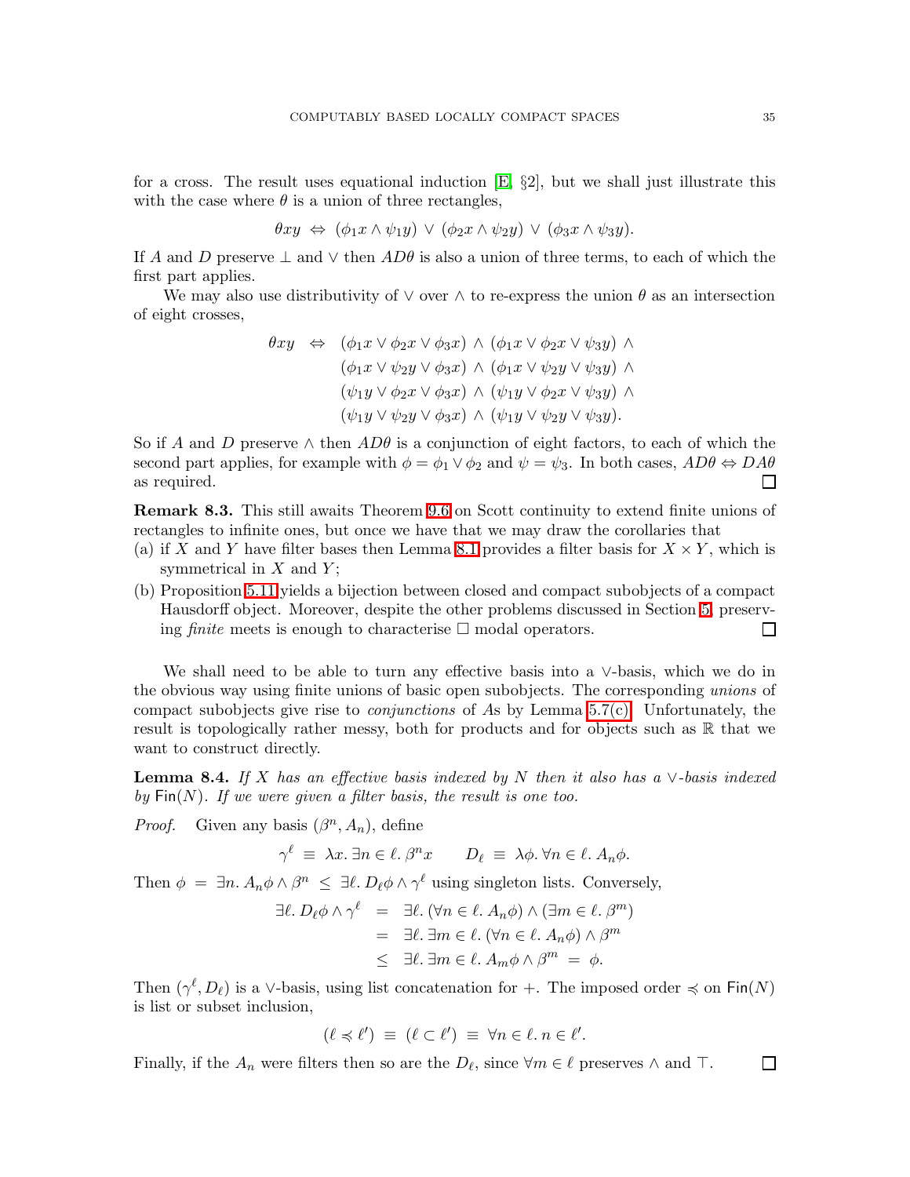for a cross. The result uses equational induction [E, §2], but we shall just illustrate this with the case where $\theta$ is a union of three rectangles,

$$\theta xy \;\Leftrightarrow\; (\phi_1 x \wedge \psi_1 y) \vee (\phi_2 x \wedge \psi_2 y) \vee (\phi_3 x \wedge \psi_3 y).$$

If $A$ and $D$ preserve $\bot$ and $\vee$ then $AD\theta$ is also a union of three terms, to each of which the first part applies.

We may also use distributivity of $\vee$ over $\wedge$ to re-express the union $\theta$ as an intersection of eight crosses,

$$\begin{aligned} \theta xy \;\Leftrightarrow\;\; & (\phi_1 x \vee \phi_2 x \vee \phi_3 x) \wedge (\phi_1 x \vee \phi_2 x \vee \psi_3 y) \wedge \\ & (\phi_1 x \vee \psi_2 y \vee \phi_3 x) \wedge (\phi_1 x \vee \psi_2 y \vee \psi_3 y) \wedge \\ & (\psi_1 y \vee \phi_2 x \vee \phi_3 x) \wedge (\psi_1 y \vee \phi_2 x \vee \psi_3 y) \wedge \\ & (\psi_1 y \vee \psi_2 y \vee \phi_3 x) \wedge (\psi_1 y \vee \psi_2 y \vee \psi_3 y). \end{aligned}$$

So if $A$ and $D$ preserve $\wedge$ then $AD\theta$ is a conjunction of eight factors, to each of which the second part applies, for example with $\phi = \phi_1 \vee \phi_2$ and $\psi = \psi_3$. In both cases, $AD\theta \Leftrightarrow DA\theta$ as required. ☐

**Remark 8.3.** This still awaits Theorem 9.6 on Scott continuity to extend finite unions of rectangles to infinite ones, but once we have that we may draw the corollaries that

(a) if $X$ and $Y$ have filter bases then Lemma 8.1 provides a filter basis for $X \times Y$, which is symmetrical in $X$ and $Y$;

(b) Proposition 5.11 yields a bijection between closed and compact subobjects of a compact Hausdorff object. Moreover, despite the other problems discussed in Section 5, preserving *finite* meets is enough to characterise $\Box$ modal operators. ☐

We shall need to be able to turn any effective basis into a $\vee$-basis, which we do in the obvious way using finite unions of basic open subobjects. The corresponding *unions* of compact subobjects give rise to *conjunctions* of $A$s by Lemma 5.7(c). Unfortunately, the result is topologically rather messy, both for products and for objects such as $\mathbb{R}$ that we want to construct directly.

**Lemma 8.4.** *If $X$ has an effective basis indexed by $N$ then it also has a $\vee$-basis indexed by $\mathsf{Fin}(N)$. If we were given a filter basis, the result is one too.*

*Proof.* Given any basis $(\beta^n, A_n)$, define

$$\gamma^\ell \;\equiv\; \lambda x.\, \exists n \in \ell.\, \beta^n x \qquad D_\ell \;\equiv\; \lambda \phi.\, \forall n \in \ell.\, A_n \phi.$$

Then $\phi \;=\; \exists n.\, A_n\phi \wedge \beta^n \;\leq\; \exists \ell.\, D_\ell \phi \wedge \gamma^\ell$ using singleton lists. Conversely,

$$\begin{aligned} \exists \ell.\, D_\ell \phi \wedge \gamma^\ell &= \exists \ell.\, (\forall n \in \ell.\, A_n \phi) \wedge (\exists m \in \ell.\, \beta^m) \\ &= \exists \ell.\, \exists m \in \ell.\, (\forall n \in \ell.\, A_n \phi) \wedge \beta^m \\ &\leq \exists \ell.\, \exists m \in \ell.\, A_m \phi \wedge \beta^m \;=\; \phi. \end{aligned}$$

Then $(\gamma^\ell, D_\ell)$ is a $\vee$-basis, using list concatenation for $+$. The imposed order $\preccurlyeq$ on $\mathsf{Fin}(N)$ is list or subset inclusion,

$$(\ell \preccurlyeq \ell') \;\equiv\; (\ell \subset \ell') \;\equiv\; \forall n \in \ell.\, n \in \ell'.$$

Finally, if the $A_n$ were filters then so are the $D_\ell$, since $\forall m \in \ell$ preserves $\wedge$ and $\top$. ☐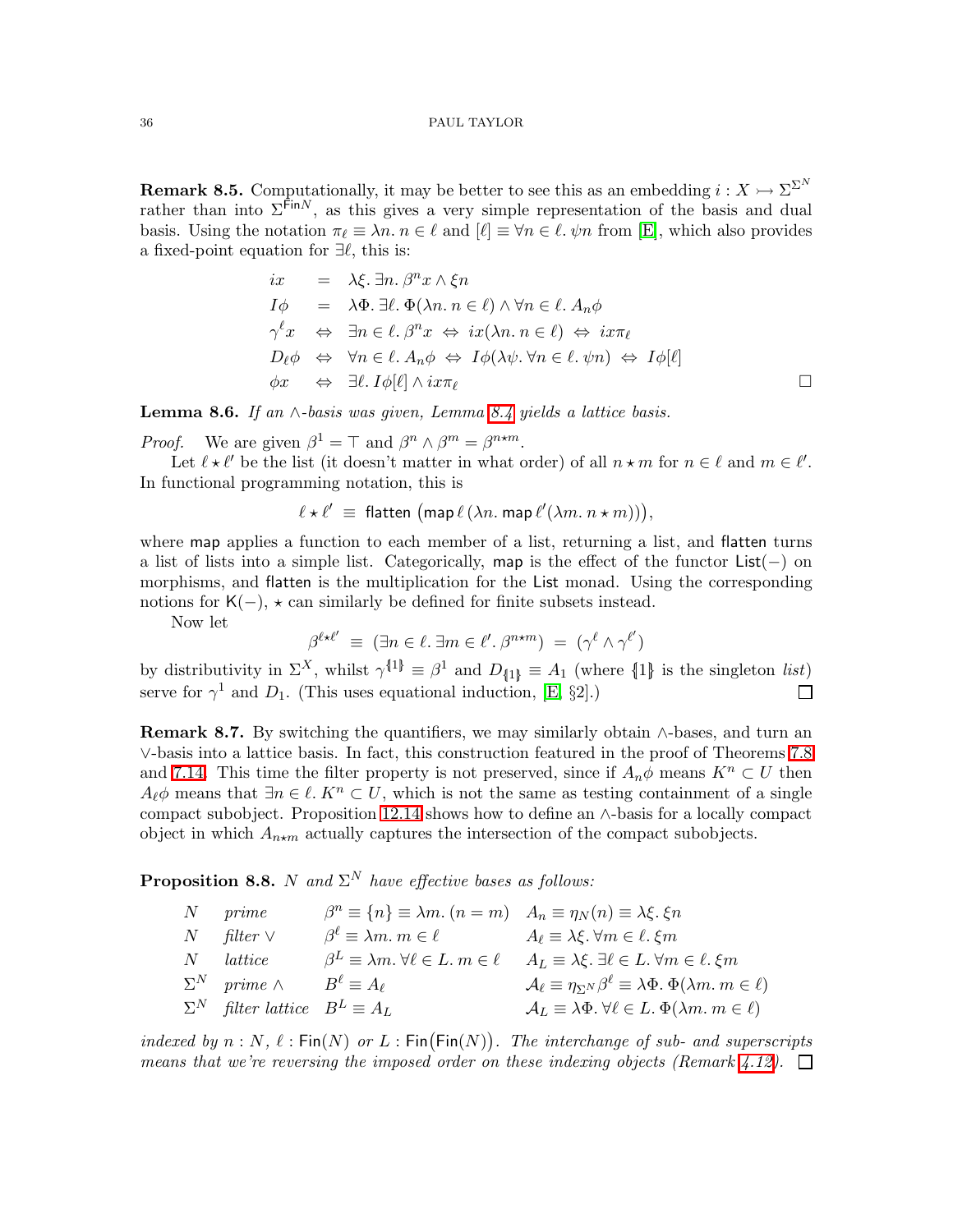**Remark 8.5.** Computationally, it may be better to see this as an embedding $i : X \rightarrowtail \Sigma^{\Sigma^N}$ rather than into $\Sigma^{\mathsf{Fin}N}$, as this gives a very simple representation of the basis and dual basis. Using the notation $\pi_\ell \equiv \lambda n.\, n \in \ell$ and $[\ell] \equiv \forall n \in \ell.\, \psi n$ from [E], which also provides a fixed-point equation for $\exists \ell$, this is:

$$
\begin{array}{rcl}
ix & = & \lambda \xi.\, \exists n.\, \beta^n x \wedge \xi n \\
I\phi & = & \lambda \Phi.\, \exists \ell.\, \Phi(\lambda n.\, n \in \ell) \wedge \forall n \in \ell.\, A_n \phi \\
\gamma^\ell x & \Leftrightarrow & \exists n \in \ell.\, \beta^n x \;\Leftrightarrow\; ix(\lambda n.\, n \in \ell) \;\Leftrightarrow\; ix\pi_\ell \\
D_\ell \phi & \Leftrightarrow & \forall n \in \ell.\, A_n \phi \;\Leftrightarrow\; I\phi(\lambda \psi.\, \forall n \in \ell.\, \psi n) \;\Leftrightarrow\; I\phi[\ell] \\
\phi x & \Leftrightarrow & \exists \ell.\, I\phi[\ell] \wedge ix\pi_\ell
\end{array}
$$

□

**Lemma 8.6.** *If an $\wedge$-basis was given, Lemma 8.4 yields a lattice basis.*

*Proof.* We are given $\beta^1 = \top$ and $\beta^n \wedge \beta^m = \beta^{n \star m}$.

Let $\ell \star \ell'$ be the list (it doesn't matter in what order) of all $n \star m$ for $n \in \ell$ and $m \in \ell'$. In functional programming notation, this is

$$\ell \star \ell' \;\equiv\; \mathsf{flatten}\left(\mathsf{map}\,\ell\,(\lambda n.\, \mathsf{map}\,\ell'(\lambda m.\, n \star m))\right),$$

where map applies a function to each member of a list, returning a list, and flatten turns a list of lists into a simple list. Categorically, map is the effect of the functor $\mathsf{List}(-)$ on morphisms, and flatten is the multiplication for the List monad. Using the corresponding notions for $\mathsf{K}(-)$, $\star$ can similarly be defined for finite subsets instead.

Now let

$$\beta^{\ell \star \ell'} \;\equiv\; (\exists n \in \ell.\, \exists m \in \ell'.\, \beta^{n \star m}) \;=\; (\gamma^\ell \wedge \gamma^{\ell'})$$

by distributivity in $\Sigma^X$, whilst $\gamma^{\{\!|1|\!\}} \equiv \beta^1$ and $D_{\{\!|1|\!\}} \equiv A_1$ (where $\{\!|1|\!\}$ is the singleton *list*) serve for $\gamma^1$ and $D_1$. (This uses equational induction, [E, §2].) □

**Remark 8.7.** By switching the quantifiers, we may similarly obtain $\wedge$-bases, and turn an $\vee$-basis into a lattice basis. In fact, this construction featured in the proof of Theorems 7.8 and 7.14. This time the filter property is not preserved, since if $A_n\phi$ means $K^n \subset U$ then $A_\ell \phi$ means that $\exists n \in \ell.\, K^n \subset U$, which is not the same as testing containment of a single compact subobject. Proposition 12.14 shows how to define an $\wedge$-basis for a locally compact object in which $A_{n \star m}$ actually captures the intersection of the compact subobjects.

**Proposition 8.8.** *$N$ and $\Sigma^N$ have effective bases as follows:*

| | | | |
|---|---|---|---|
| $N$ | *prime* | $\beta^n \equiv \{n\} \equiv \lambda m.\, (n = m)$ | $A_n \equiv \eta_N(n) \equiv \lambda \xi.\, \xi n$ |
| $N$ | *filter* $\vee$ | $\beta^\ell \equiv \lambda m.\, m \in \ell$ | $A_\ell \equiv \lambda \xi.\, \forall m \in \ell.\, \xi m$ |
| $N$ | *lattice* | $\beta^L \equiv \lambda m.\, \forall \ell \in L.\, m \in \ell$ | $A_L \equiv \lambda \xi.\, \exists \ell \in L.\, \forall m \in \ell.\, \xi m$ |
| $\Sigma^N$ | *prime* $\wedge$ | $B^\ell \equiv A_\ell$ | $\mathcal{A}_\ell \equiv \eta_{\Sigma^N} \beta^\ell \equiv \lambda \Phi.\, \Phi(\lambda m.\, m \in \ell)$ |
| $\Sigma^N$ | *filter lattice* | $B^L \equiv A_L$ | $\mathcal{A}_L \equiv \lambda \Phi.\, \forall \ell \in L.\, \Phi(\lambda m.\, m \in \ell)$ |

*indexed by $n : N$, $\ell : \mathsf{Fin}(N)$ or $L : \mathsf{Fin}\big(\mathsf{Fin}(N)\big)$. The interchange of sub- and superscripts means that we're reversing the imposed order on these indexing objects (Remark 4.12).* □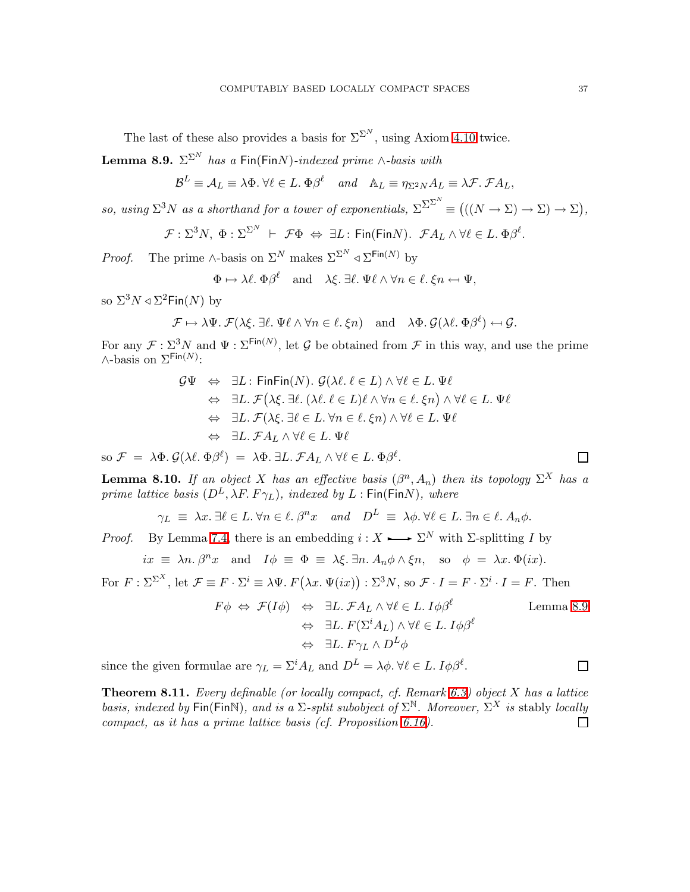The last of these also provides a basis for $\Sigma^{\Sigma^N}$, using Axiom 4.10 twice.

**Lemma 8.9.** *$\Sigma^{\Sigma^N}$ has a $\mathsf{Fin}(\mathsf{Fin}N)$-indexed prime $\wedge$-basis with*

$$\mathcal{B}^L \equiv \mathcal{A}_L \equiv \lambda\Phi.\, \forall \ell \in L.\, \Phi\beta^\ell \quad \textit{and} \quad \mathbb{A}_L \equiv \eta_{\Sigma^2 N} \mathcal{A}_L \equiv \lambda\mathcal{F}.\, \mathcal{F}\mathcal{A}_L,$$

*so, using $\Sigma^3 N$ as a shorthand for a tower of exponentials, $\Sigma^{\Sigma^{\Sigma^N}} \equiv \big(((N \to \Sigma) \to \Sigma) \to \Sigma\big)$,*

$$\mathcal{F} : \Sigma^3 N,\ \Phi : \Sigma^{\Sigma^N} \ \vdash\ \mathcal{F}\Phi \ \Leftrightarrow\ \exists L \colon \mathsf{Fin}(\mathsf{Fin}N).\ \mathcal{F}\mathcal{A}_L \wedge \forall \ell \in L.\, \Phi\beta^\ell.$$

*Proof.* The prime $\wedge$-basis on $\Sigma^N$ makes $\Sigma^{\Sigma^N} \lhd \Sigma^{\mathsf{Fin}(N)}$ by

$$\Phi \mapsto \lambda\ell.\, \Phi\beta^\ell \quad \text{and} \quad \lambda\xi.\, \exists \ell.\, \Psi\ell \wedge \forall n \in \ell.\, \xi n \hookleftarrow \Psi,$$

so $\Sigma^3 N \lhd \Sigma^2 \mathsf{Fin}(N)$ by

$$\mathcal{F} \mapsto \lambda\Psi.\, \mathcal{F}(\lambda\xi.\, \exists\ell.\, \Psi\ell \wedge \forall n \in \ell.\, \xi n) \quad \text{and} \quad \lambda\Phi.\, \mathcal{G}(\lambda\ell.\, \Phi\beta^\ell) \hookleftarrow \mathcal{G}.$$

For any $\mathcal{F} : \Sigma^3 N$ and $\Psi : \Sigma^{\mathsf{Fin}(N)}$, let $\mathcal{G}$ be obtained from $\mathcal{F}$ in this way, and use the prime $\wedge$-basis on $\Sigma^{\mathsf{Fin}(N)}$:

$$\begin{aligned}
\mathcal{G}\Psi &\Leftrightarrow \exists L \colon \mathsf{FinFin}(N).\ \mathcal{G}(\lambda\ell.\, \ell \in L) \wedge \forall \ell \in L.\, \Psi\ell \\
&\Leftrightarrow \exists L.\, \mathcal{F}\big(\lambda\xi.\, \exists\ell.\, (\lambda\ell.\, \ell \in L)\ell \wedge \forall n \in \ell.\, \xi n\big) \wedge \forall \ell \in L.\, \Psi\ell \\
&\Leftrightarrow \exists L.\, \mathcal{F}(\lambda\xi.\, \exists \ell \in L.\, \forall n \in \ell.\, \xi n) \wedge \forall \ell \in L.\, \Psi\ell \\
&\Leftrightarrow \exists L.\, \mathcal{F}\mathcal{A}_L \wedge \forall \ell \in L.\, \Psi\ell
\end{aligned}$$

so $\mathcal{F} \;=\; \lambda\Phi.\, \mathcal{G}(\lambda\ell.\, \Phi\beta^\ell) \;=\; \lambda\Phi.\, \exists L.\, \mathcal{F}\mathcal{A}_L \wedge \forall \ell \in L.\, \Phi\beta^\ell$. ∎

**Lemma 8.10.** *If an object $X$ has an effective basis $(\beta^n, A_n)$ then its topology $\Sigma^X$ has a prime lattice basis $(D^L, \lambda F.\, F\gamma_L)$, indexed by $L : \mathsf{Fin}(\mathsf{Fin}N)$, where*

$$\gamma_L \;\equiv\; \lambda x.\, \exists \ell \in L.\, \forall n \in \ell.\, \beta^n x \quad \textit{and} \quad D^L \;\equiv\; \lambda\phi.\, \forall \ell \in L.\, \exists n \in \ell.\, A_n\phi.$$

*Proof.* By Lemma 7.4, there is an embedding $i : X \rightarrowtail \Sigma^N$ with $\Sigma$-splitting $I$ by

$$ix \;\equiv\; \lambda n.\, \beta^n x \quad \text{and} \quad I\phi \;\equiv\; \Phi \;\equiv\; \lambda\xi.\, \exists n.\, A_n\phi \wedge \xi n, \quad \text{so} \quad \phi \;=\; \lambda x.\, \Phi(ix).$$

For $F : \Sigma^{\Sigma^X}$, let $\mathcal{F} \equiv F \cdot \Sigma^i \equiv \lambda\Psi.\, F\big(\lambda x.\, \Psi(ix)\big) : \Sigma^3 N$, so $\mathcal{F} \cdot I = F \cdot \Sigma^i \cdot I = F$. Then

$$\begin{aligned}
F\phi \ \Leftrightarrow\ \mathcal{F}(I\phi) &\Leftrightarrow \exists L.\, \mathcal{F}\mathcal{A}_L \wedge \forall \ell \in L.\, I\phi\beta^\ell && \text{Lemma 8.9} \\
&\Leftrightarrow \exists L.\, F(\Sigma^i \mathcal{A}_L) \wedge \forall \ell \in L.\, I\phi\beta^\ell \\
&\Leftrightarrow \exists L.\, F\gamma_L \wedge D^L\phi
\end{aligned}$$

since the given formulae are $\gamma_L = \Sigma^i \mathcal{A}_L$ and $D^L = \lambda\phi.\, \forall \ell \in L.\, I\phi\beta^\ell$. ∎

**Theorem 8.11.** *Every definable (or locally compact, cf. Remark 6.3) object $X$ has a lattice basis, indexed by $\mathsf{Fin}(\mathsf{Fin}\mathbb{N})$, and is a $\Sigma$-split subobject of $\Sigma^{\mathbb{N}}$. Moreover, $\Sigma^X$ is* stably *locally compact, as it has a prime lattice basis (cf. Proposition 6.16).* ∎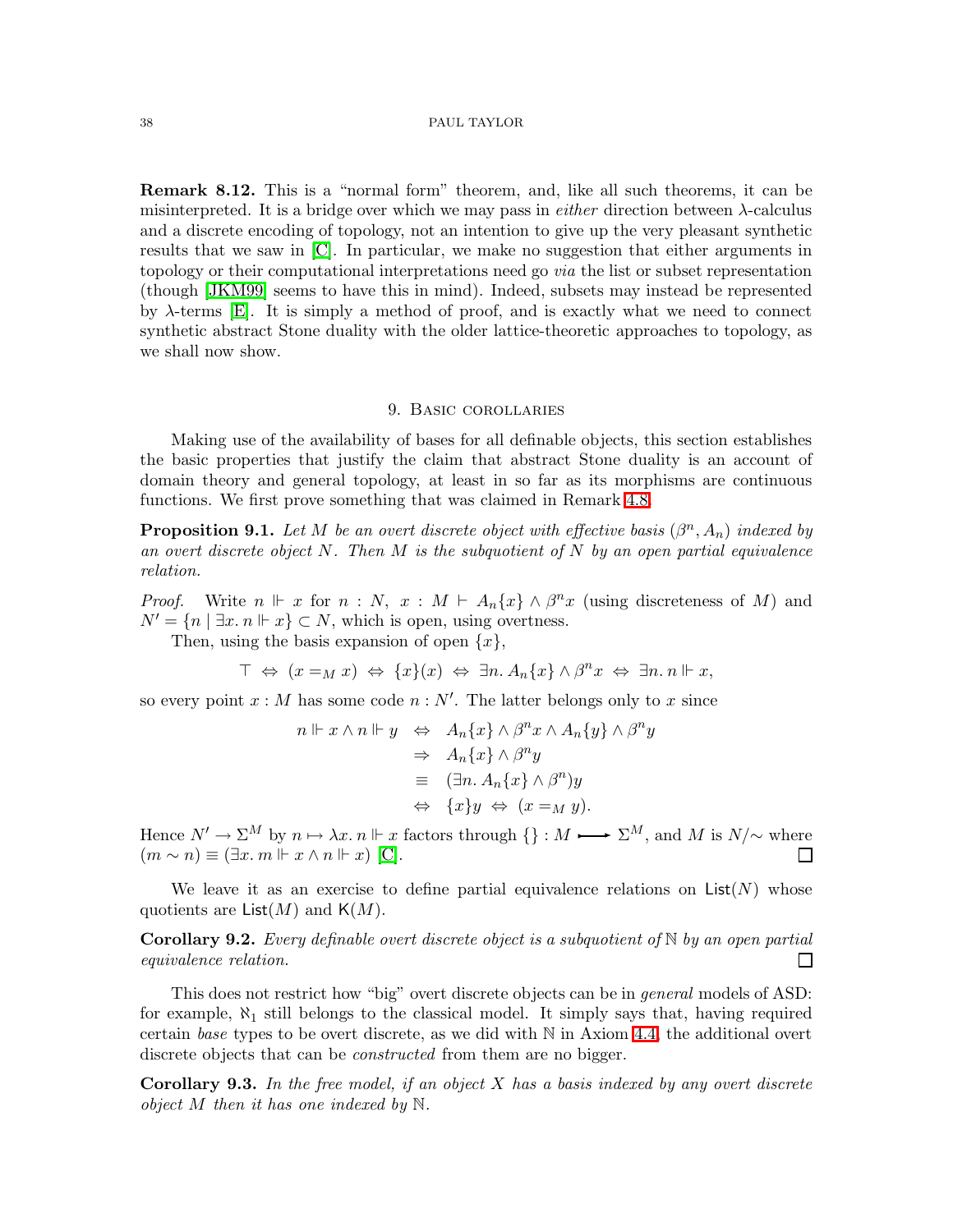**Remark 8.12.** This is a "normal form" theorem, and, like all such theorems, it can be misinterpreted. It is a bridge over which we may pass in *either* direction between $\lambda$-calculus and a discrete encoding of topology, not an intention to give up the very pleasant synthetic results that we saw in [C]. In particular, we make no suggestion that either arguments in topology or their computational interpretations need go *via* the list or subset representation (though [JKM99] seems to have this in mind). Indeed, subsets may instead be represented by $\lambda$-terms [E]. It is simply a method of proof, and is exactly what we need to connect synthetic abstract Stone duality with the older lattice-theoretic approaches to topology, as we shall now show.

## 9. Basic corollaries

Making use of the availability of bases for all definable objects, this section establishes the basic properties that justify the claim that abstract Stone duality is an account of domain theory and general topology, at least in so far as its morphisms are continuous functions. We first prove something that was claimed in Remark 4.8.

**Proposition 9.1.** *Let $M$ be an overt discrete object with effective basis $(\beta^n, A_n)$ indexed by an overt discrete object $N$. Then $M$ is the subquotient of $N$ by an open partial equivalence relation.*

*Proof.* Write $n \Vdash x$ for $n : N,\ x : M \vdash A_n\{x\} \wedge \beta^n x$ (using discreteness of $M$) and $N' = \{n \mid \exists x.\, n \Vdash x\} \subset N$, which is open, using overtness.

Then, using the basis expansion of open $\{x\}$,

$$\top \Leftrightarrow (x =_M x) \Leftrightarrow \{x\}(x) \Leftrightarrow \exists n.\, A_n\{x\} \wedge \beta^n x \Leftrightarrow \exists n.\, n \Vdash x,$$

so every point $x : M$ has some code $n : N'$. The latter belongs only to $x$ since

$$\begin{aligned} n \Vdash x \wedge n \Vdash y &\Leftrightarrow A_n\{x\} \wedge \beta^n x \wedge A_n\{y\} \wedge \beta^n y \\ &\Rightarrow A_n\{x\} \wedge \beta^n y \\ &\equiv (\exists n.\, A_n\{x\} \wedge \beta^n) y \\ &\Leftrightarrow \{x\} y \Leftrightarrow (x =_M y). \end{aligned}$$

Hence $N' \to \Sigma^M$ by $n \mapsto \lambda x.\, n \Vdash x$ factors through $\{\} : M \rightarrowtail \Sigma^M$, and $M$ is $N/\sim$ where $(m \sim n) \equiv (\exists x.\, m \Vdash x \wedge n \Vdash x)$ [C]. ☐

We leave it as an exercise to define partial equivalence relations on $\mathsf{List}(N)$ whose quotients are $\mathsf{List}(M)$ and $\mathsf{K}(M)$.

**Corollary 9.2.** *Every definable overt discrete object is a subquotient of $\mathbb{N}$ by an open partial equivalence relation.* ☐

This does not restrict how "big" overt discrete objects can be in *general* models of ASD: for example, $\aleph_1$ still belongs to the classical model. It simply says that, having required certain *base* types to be overt discrete, as we did with $\mathbb{N}$ in Axiom 4.4, the additional overt discrete objects that can be *constructed* from them are no bigger.

**Corollary 9.3.** *In the free model, if an object $X$ has a basis indexed by any overt discrete object $M$ then it has one indexed by $\mathbb{N}$.*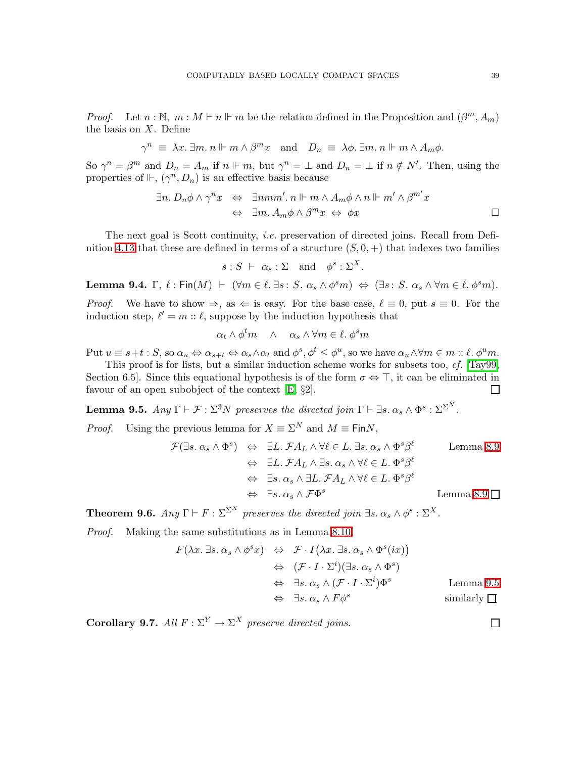*Proof.* Let $n : \mathbb{N},\ m : M \vdash n \Vdash m$ be the relation defined in the Proposition and $(\beta^m, A_m)$ the basis on $X$. Define

$$\gamma^n \ \equiv\ \lambda x.\, \exists m.\, n \Vdash m \wedge \beta^m x \quad \text{and} \quad D_n \ \equiv\ \lambda \phi.\, \exists m.\, n \Vdash m \wedge A_m \phi.$$

So $\gamma^n = \beta^m$ and $D_n = A_m$ if $n \Vdash m$, but $\gamma^n = \bot$ and $D_n = \bot$ if $n \notin N'$. Then, using the properties of $\Vdash$, $(\gamma^n, D_n)$ is an effective basis because

$$\begin{aligned}
\exists n.\, D_n\phi \wedge \gamma^n x \ &\Leftrightarrow\ \exists n m m'.\, n \Vdash m \wedge A_m\phi \wedge n \Vdash m' \wedge \beta^{m'}x \\
&\Leftrightarrow\ \exists m.\, A_m\phi \wedge \beta^m x \ \Leftrightarrow\ \phi x
\end{aligned}$$

□

The next goal is Scott continuity, *i.e.* preservation of directed joins. Recall from Definition 4.13 that these are defined in terms of a structure $(S, 0, +)$ that indexes two families

$$s : S\ \vdash\ \alpha_s : \Sigma \quad \text{and} \quad \phi^s : \Sigma^X.$$

**Lemma 9.4.** $\Gamma,\ \ell : \mathsf{Fin}(M)\ \vdash\ (\forall m \in \ell.\, \exists s\!:S.\, \alpha_s \wedge \phi^s m)\ \Leftrightarrow\ (\exists s\!:S.\, \alpha_s \wedge \forall m \in \ell.\, \phi^s m)$.

*Proof.* We have to show $\Rightarrow$, as $\Leftarrow$ is easy. For the base case, $\ell \equiv 0$, put $s \equiv 0$. For the induction step, $\ell' = m :: \ell$, suppose by the induction hypothesis that

$$\alpha_t \wedge \phi^t m \quad \wedge \quad \alpha_s \wedge \forall m \in \ell.\, \phi^s m$$

Put $u \equiv s{+}t : S$, so $\alpha_u \Leftrightarrow \alpha_{s+t} \Leftrightarrow \alpha_s \wedge \alpha_t$ and $\phi^s, \phi^t \leq \phi^u$, so we have $\alpha_u \wedge \forall m \in m :: \ell.\, \phi^u m$.

This proof is for lists, but a similar induction scheme works for subsets too, *cf.* [Tay99, Section 6.5]. Since this equational hypothesis is of the form $\sigma \Leftrightarrow \top$, it can be eliminated in favour of an open subobject of the context [E, §2]. □

**Lemma 9.5.** *Any* $\Gamma \vdash \mathcal{F} : \Sigma^3 N$ *preserves the directed join* $\Gamma \vdash \exists s.\, \alpha_s \wedge \Phi^s : \Sigma^{\Sigma^N}$.

*Proof.* Using the previous lemma for $X \equiv \Sigma^N$ and $M \equiv \mathsf{Fin}N$,

$$\begin{aligned}
\mathcal{F}(\exists s.\, \alpha_s \wedge \Phi^s) \ &\Leftrightarrow\ \exists L.\, \mathcal{F}A_L \wedge \forall \ell \in L.\, \exists s.\, \alpha_s \wedge \Phi^s\beta^\ell && \text{Lemma 8.9} \\
&\Leftrightarrow\ \exists L.\, \mathcal{F}A_L \wedge \exists s.\, \alpha_s \wedge \forall \ell \in L.\, \Phi^s\beta^\ell \\
&\Leftrightarrow\ \exists s.\, \alpha_s \wedge \exists L.\, \mathcal{F}A_L \wedge \forall \ell \in L.\, \Phi^s\beta^\ell \\
&\Leftrightarrow\ \exists s.\, \alpha_s \wedge \mathcal{F}\Phi^s && \text{Lemma 8.9}
\end{aligned}$$

□

**Theorem 9.6.** *Any* $\Gamma \vdash F : \Sigma^{\Sigma^X}$ *preserves the directed join* $\exists s.\, \alpha_s \wedge \phi^s : \Sigma^X$.

*Proof.* Making the same substitutions as in Lemma 8.10,

$$\begin{aligned}
F(\lambda x.\, \exists s.\, \alpha_s \wedge \phi^s x) \ &\Leftrightarrow\ \mathcal{F} \cdot I\big(\lambda x.\, \exists s.\, \alpha_s \wedge \Phi^s(ix)\big) \\
&\Leftrightarrow\ (\mathcal{F} \cdot I \cdot \Sigma^i)(\exists s.\, \alpha_s \wedge \Phi^s) \\
&\Leftrightarrow\ \exists s.\, \alpha_s \wedge (\mathcal{F} \cdot I \cdot \Sigma^i)\Phi^s && \text{Lemma 9.5} \\
&\Leftrightarrow\ \exists s.\, \alpha_s \wedge F\phi^s && \text{similarly}
\end{aligned}$$

□

**Corollary 9.7.** *All* $F : \Sigma^Y \to \Sigma^X$ *preserve directed joins.* □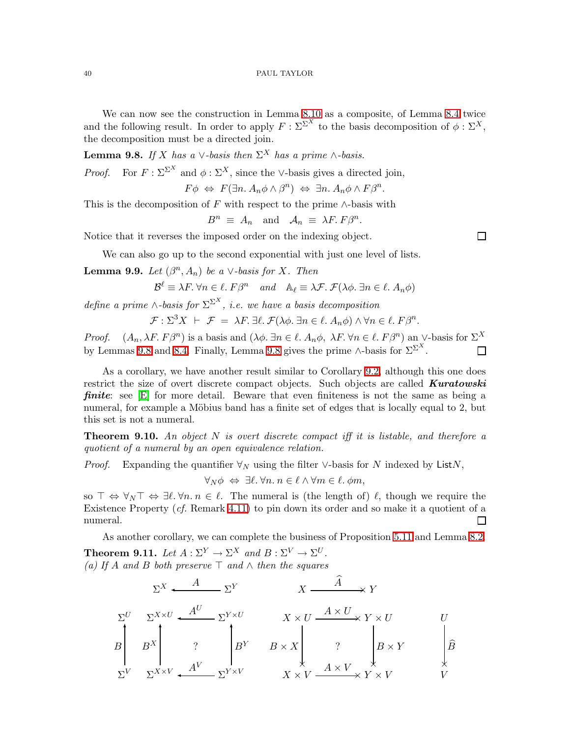We can now see the construction in Lemma 8.10 as a composite, of Lemma 8.4 twice and the following result. In order to apply $F : \Sigma^{\Sigma^X}$ to the basis decomposition of $\phi : \Sigma^X$, the decomposition must be a directed join.

**Lemma 9.8.** *If $X$ has a $\vee$-basis then $\Sigma^X$ has a prime $\wedge$-basis.*

*Proof.* For $F : \Sigma^{\Sigma^X}$ and $\phi : \Sigma^X$, since the $\vee$-basis gives a directed join,

$$F\phi \;\Leftrightarrow\; F(\exists n.\, A_n\phi \wedge \beta^n) \;\Leftrightarrow\; \exists n.\, A_n\phi \wedge F\beta^n.$$

This is the decomposition of $F$ with respect to the prime $\wedge$-basis with

$$B^n \;\equiv\; A_n \quad \text{and} \quad \mathcal{A}_n \;\equiv\; \lambda F.\, F\beta^n.$$

Notice that it reverses the imposed order on the indexing object. $\square$

We can also go up to the second exponential with just one level of lists.

**Lemma 9.9.** *Let $(\beta^n, A_n)$ be a $\vee$-basis for $X$. Then*

$$\mathcal{B}^\ell \equiv \lambda F.\, \forall n \in \ell.\, F\beta^n \quad \text{and} \quad \mathbb{A}_\ell \equiv \lambda \mathcal{F}.\, \mathcal{F}(\lambda\phi.\, \exists n \in \ell.\, A_n\phi)$$

*define a prime $\wedge$-basis for $\Sigma^{\Sigma^X}$, i.e. we have a basis decomposition*

$$\mathcal{F} : \Sigma^3 X \;\vdash\; \mathcal{F} \;=\; \lambda F.\, \exists \ell.\, \mathcal{F}(\lambda\phi.\, \exists n \in \ell.\, A_n\phi) \wedge \forall n \in \ell.\, F\beta^n.$$

*Proof.* $(A_n, \lambda F.\, F\beta^n)$ is a basis and $(\lambda\phi.\, \exists n \in \ell.\, A_n\phi,\; \lambda F.\, \forall n \in \ell.\, F\beta^n)$ an $\vee$-basis for $\Sigma^X$ by Lemmas 9.8 and 8.4. Finally, Lemma 9.8 gives the prime $\wedge$-basis for $\Sigma^{\Sigma^X}$. $\square$

As a corollary, we have another result similar to Corollary 9.2, although this one does restrict the size of overt discrete compact objects. Such objects are called ***Kuratowski finite***: see [E] for more detail. Beware that even finiteness is not the same as being a numeral, for example a Möbius band has a finite set of edges that is locally equal to 2, but this set is not a numeral.

**Theorem 9.10.** *An object $N$ is overt discrete compact iff it is listable, and therefore a quotient of a numeral by an open equivalence relation.*

*Proof.* Expanding the quantifier $\forall_N$ using the filter $\vee$-basis for $N$ indexed by $\mathsf{List}N$,

$$\forall_N \phi \;\Leftrightarrow\; \exists \ell.\, \forall n.\, n \in \ell \wedge \forall m \in \ell.\, \phi m,$$

so $\top \Leftrightarrow \forall_N \top \Leftrightarrow \exists \ell.\, \forall n.\, n \in \ell$. The numeral is (the length of) $\ell$, though we require the Existence Property (*cf.* Remark 4.11) to pin down its order and so make it a quotient of a numeral. $\square$

As another corollary, we can complete the business of Proposition 5.11 and Lemma 8.2.

**Theorem 9.11.** *Let $A : \Sigma^Y \to \Sigma^X$ and $B : \Sigma^V \to \Sigma^U$.*
*(a) If $A$ and $B$ both preserve $\top$ and $\wedge$ then the squares*

$$\begin{array}{ccccccccc}
 & \Sigma^X & \xleftarrow{\;A\;} & \Sigma^Y & & X & \xrightarrow{\;\widehat{A}\;} & Y & \\
\Sigma^U & \Sigma^{X\times U} & \xleftarrow{\;A^U\;} & \Sigma^{Y\times U} & & X\times U & \xrightarrow{\;A\times U\;} & Y\times U & U \\
B\big\uparrow & B^X\big\uparrow & ? & \big\uparrow B^Y & & B\times X\big\downarrow & ? & \big\downarrow B\times Y & \big\downarrow \widehat{B} \\
\Sigma^V & \Sigma^{X\times V} & \xleftarrow{\;A^V\;} & \Sigma^{Y\times V} & & X\times V & \xrightarrow{\;A\times V\;} & Y\times V & V
\end{array}$$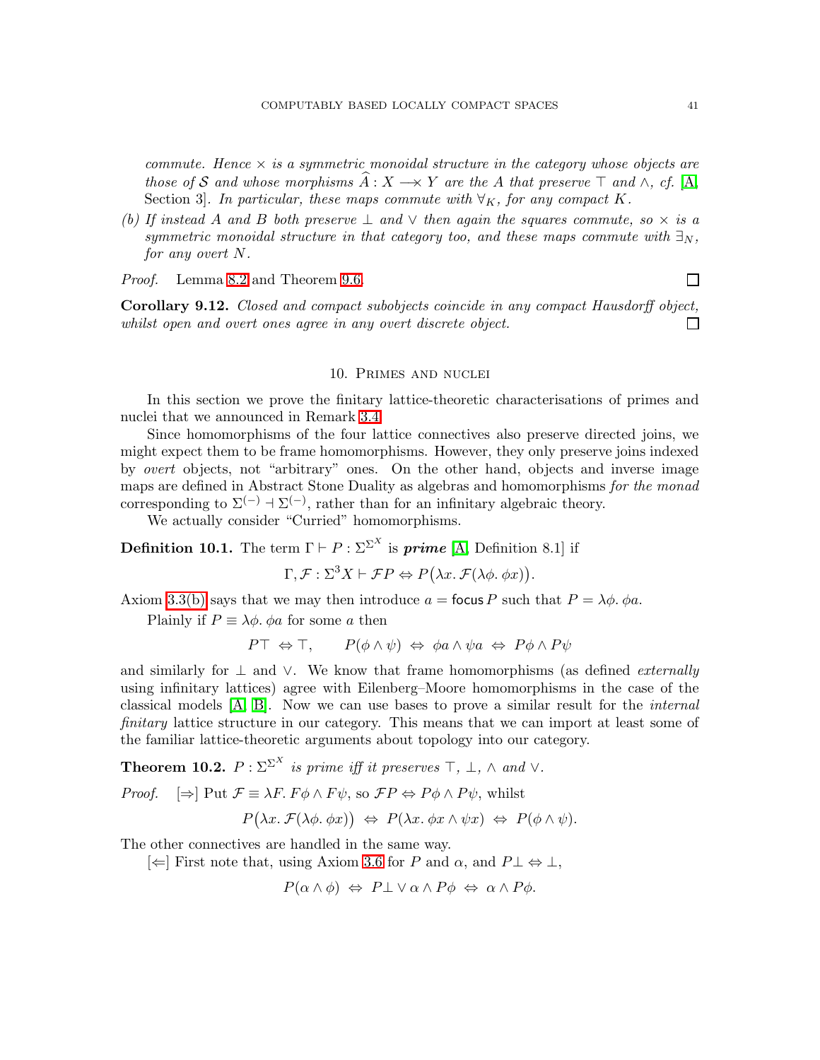*commute. Hence $\times$ is a symmetric monoidal structure in the category whose objects are those of $\mathcal{S}$ and whose morphisms $\widehat{A} : X \longrightarrow\!\!\!\!\times\, Y$ are the $A$ that preserve $\top$ and $\wedge$, cf.* [A, Section 3]*. In particular, these maps commute with $\forall_K$, for any compact $K$.*

*(b) If instead $A$ and $B$ both preserve $\bot$ and $\vee$ then again the squares commute, so $\times$ is a symmetric monoidal structure in that category too, and these maps commute with $\exists_N$, for any overt $N$.*

*Proof.* Lemma 8.2 and Theorem 9.6. $\square$

**Corollary 9.12.** *Closed and compact subobjects coincide in any compact Hausdorff object, whilst open and overt ones agree in any overt discrete object.* $\square$

## 10. Primes and nuclei

In this section we prove the finitary lattice-theoretic characterisations of primes and nuclei that we announced in Remark 3.4.

Since homomorphisms of the four lattice connectives also preserve directed joins, we might expect them to be frame homomorphisms. However, they only preserve joins indexed by *overt* objects, not "arbitrary" ones. On the other hand, objects and inverse image maps are defined in Abstract Stone Duality as algebras and homomorphisms *for the monad* corresponding to $\Sigma^{(-)} \dashv \Sigma^{(-)}$, rather than for an infinitary algebraic theory.

We actually consider "Curried" homomorphisms.

**Definition 10.1.** The term $\Gamma \vdash P : \Sigma^{\Sigma^X}$ is ***prime*** [A, Definition 8.1] if

$$\Gamma, \mathcal{F} : \Sigma^3 X \vdash \mathcal{F}P \Leftrightarrow P\big(\lambda x.\, \mathcal{F}(\lambda\phi.\, \phi x)\big).$$

Axiom 3.3(b) says that we may then introduce $a = \mathsf{focus}\, P$ such that $P = \lambda\phi.\, \phi a$.

Plainly if $P \equiv \lambda\phi.\, \phi a$ for some $a$ then

$$P\top \;\Leftrightarrow \top, \qquad P(\phi \wedge \psi) \;\Leftrightarrow\; \phi a \wedge \psi a \;\Leftrightarrow\; P\phi \wedge P\psi$$

and similarly for $\bot$ and $\vee$. We know that frame homomorphisms (as defined *externally* using infinitary lattices) agree with Eilenberg–Moore homomorphisms in the case of the classical models [A, B]. Now we can use bases to prove a similar result for the *internal finitary* lattice structure in our category. This means that we can import at least some of the familiar lattice-theoretic arguments about topology into our category.

**Theorem 10.2.** *$P : \Sigma^{\Sigma^X}$ is prime iff it preserves $\top$, $\bot$, $\wedge$ and $\vee$.*

*Proof.* [$\Rightarrow$] Put $\mathcal{F} \equiv \lambda F.\, F\phi \wedge F\psi$, so $\mathcal{F}P \Leftrightarrow P\phi \wedge P\psi$, whilst

$$P\big(\lambda x.\, \mathcal{F}(\lambda\phi.\, \phi x)\big) \;\Leftrightarrow\; P(\lambda x.\, \phi x \wedge \psi x) \;\Leftrightarrow\; P(\phi \wedge \psi).$$

The other connectives are handled in the same way.

[$\Leftarrow$] First note that, using Axiom 3.6 for $P$ and $\alpha$, and $P\bot \Leftrightarrow \bot$,

$$P(\alpha \wedge \phi) \;\Leftrightarrow\; P\bot \vee \alpha \wedge P\phi \;\Leftrightarrow\; \alpha \wedge P\phi.$$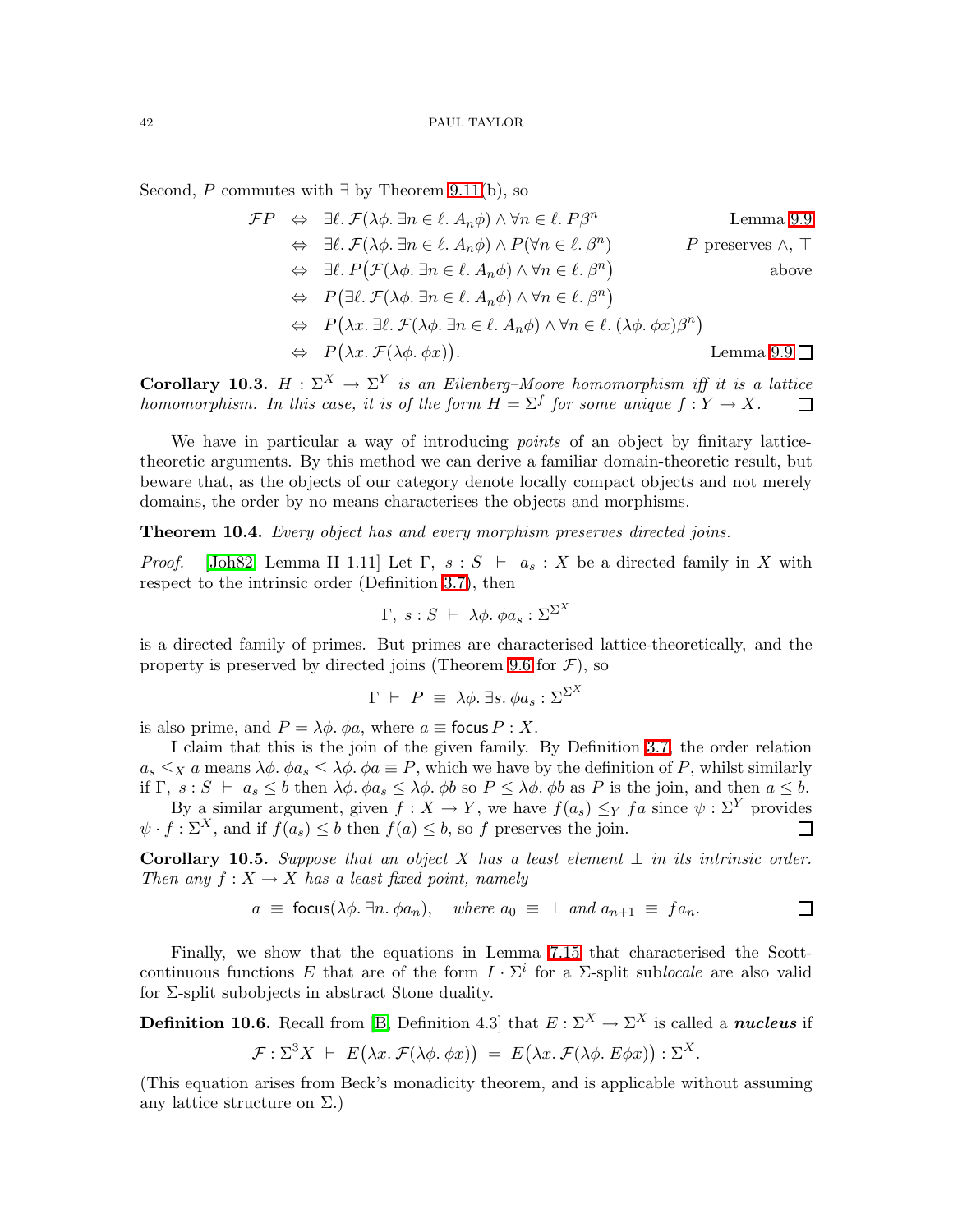Second, $P$ commutes with $\exists$ by Theorem 9.11(b), so

$$
\begin{aligned}
\mathcal{F}P \quad &\Leftrightarrow \quad \exists \ell.\ \mathcal{F}(\lambda\phi.\ \exists n \in \ell.\ A_n\phi) \wedge \forall n \in \ell.\ P\beta^n && \text{Lemma 9.9} \\
&\Leftrightarrow \quad \exists \ell.\ \mathcal{F}(\lambda\phi.\ \exists n \in \ell.\ A_n\phi) \wedge P(\forall n \in \ell.\ \beta^n) && P \text{ preserves } \wedge, \top \\
&\Leftrightarrow \quad \exists \ell.\ P\big(\mathcal{F}(\lambda\phi.\ \exists n \in \ell.\ A_n\phi) \wedge \forall n \in \ell.\ \beta^n\big) && \text{above} \\
&\Leftrightarrow \quad P\big(\exists \ell.\ \mathcal{F}(\lambda\phi.\ \exists n \in \ell.\ A_n\phi) \wedge \forall n \in \ell.\ \beta^n\big) \\
&\Leftrightarrow \quad P\big(\lambda x.\ \exists \ell.\ \mathcal{F}(\lambda\phi.\ \exists n \in \ell.\ A_n\phi) \wedge \forall n \in \ell.\ (\lambda\phi.\ \phi x)\beta^n\big) \\
&\Leftrightarrow \quad P\big(\lambda x.\ \mathcal{F}(\lambda\phi.\ \phi x)\big). && \text{Lemma 9.9} \ \square
\end{aligned}
$$

**Corollary 10.3.** *$H : \Sigma^X \to \Sigma^Y$ is an Eilenberg–Moore homomorphism iff it is a lattice homomorphism. In this case, it is of the form $H = \Sigma^f$ for some unique $f : Y \to X$.* $\square$

We have in particular a way of introducing *points* of an object by finitary lattice-theoretic arguments. By this method we can derive a familiar domain-theoretic result, but beware that, as the objects of our category denote locally compact objects and not merely domains, the order by no means characterises the objects and morphisms.

**Theorem 10.4.** *Every object has and every morphism preserves directed joins.*

*Proof.* [Joh82, Lemma II 1.11] Let $\Gamma,\ s : S \ \vdash\ a_s : X$ be a directed family in $X$ with respect to the intrinsic order (Definition 3.7), then

$$\Gamma,\ s : S \ \vdash\ \lambda\phi.\ \phi a_s : \Sigma^{\Sigma^X}$$

is a directed family of primes. But primes are characterised lattice-theoretically, and the property is preserved by directed joins (Theorem 9.6 for $\mathcal{F}$), so

$$\Gamma \ \vdash\ P \ \equiv\ \lambda\phi.\ \exists s.\ \phi a_s : \Sigma^{\Sigma^X}$$

is also prime, and $P = \lambda\phi.\ \phi a$, where $a \equiv \mathsf{focus}\, P : X$.

I claim that this is the join of the given family. By Definition 3.7, the order relation $a_s \leq_X a$ means $\lambda\phi.\ \phi a_s \leq \lambda\phi.\ \phi a \equiv P$, which we have by the definition of $P$, whilst similarly if $\Gamma,\ s : S \ \vdash\ a_s \leq b$ then $\lambda\phi.\ \phi a_s \leq \lambda\phi.\ \phi b$ so $P \leq \lambda\phi.\ \phi b$ as $P$ is the join, and then $a \leq b$.

By a similar argument, given $f : X \to Y$, we have $f(a_s) \leq_Y fa$ since $\psi : \Sigma^Y$ provides $\psi \cdot f : \Sigma^X$, and if $f(a_s) \leq b$ then $f(a) \leq b$, so $f$ preserves the join. $\square$

**Corollary 10.5.** *Suppose that an object $X$ has a least element $\bot$ in its intrinsic order. Then any $f : X \to X$ has a least fixed point, namely*

$$a \ \equiv\ \mathsf{focus}(\lambda\phi.\ \exists n.\ \phi a_n), \quad \text{where } a_0 \ \equiv\ \bot \text{ and } a_{n+1} \ \equiv\ fa_n. \qquad \square$$

Finally, we show that the equations in Lemma 7.15 that characterised the Scott-continuous functions $E$ that are of the form $I \cdot \Sigma^i$ for a $\Sigma$-split sub*locale* are also valid for $\Sigma$-split subobjects in abstract Stone duality.

**Definition 10.6.** Recall from [B, Definition 4.3] that $E : \Sigma^X \to \Sigma^X$ is called a ***nucleus*** if

$$\mathcal{F} : \Sigma^3 X \ \vdash\ E\big(\lambda x.\ \mathcal{F}(\lambda\phi.\ \phi x)\big) \ =\ E\big(\lambda x.\ \mathcal{F}(\lambda\phi.\ E\phi x)\big) : \Sigma^X.$$

(This equation arises from Beck's monadicity theorem, and is applicable without assuming any lattice structure on $\Sigma$.)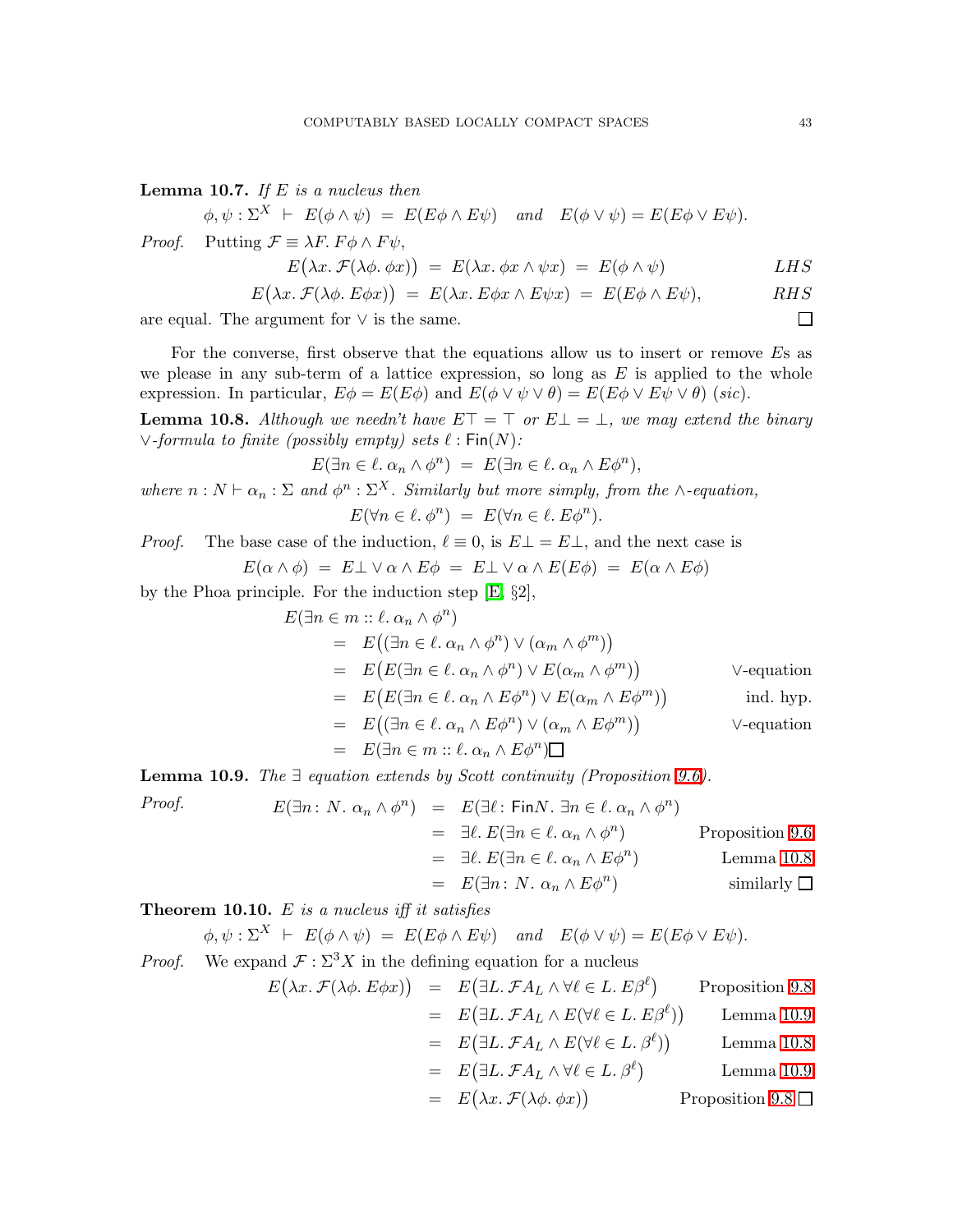**Lemma 10.7.** *If $E$ is a nucleus then*

$$\phi, \psi : \Sigma^X \ \vdash \ E(\phi \wedge \psi) \ = \ E(E\phi \wedge E\psi) \quad \textit{and} \quad E(\phi \vee \psi) = E(E\phi \vee E\psi).$$

*Proof.* Putting $\mathcal{F} \equiv \lambda F.\, F\phi \wedge F\psi$,

$$E\big(\lambda x.\, \mathcal{F}(\lambda\phi.\, \phi x)\big) \ = \ E(\lambda x.\, \phi x \wedge \psi x) \ = \ E(\phi \wedge \psi) \qquad LHS$$

$$E\big(\lambda x.\, \mathcal{F}(\lambda\phi.\, E\phi x)\big) \ = \ E(\lambda x.\, E\phi x \wedge E\psi x) \ = \ E(E\phi \wedge E\psi), \qquad RHS$$

are equal. The argument for $\vee$ is the same. □

For the converse, first observe that the equations allow us to insert or remove $E$s as we please in any sub-term of a lattice expression, so long as $E$ is applied to the whole expression. In particular, $E\phi = E(E\phi)$ and $E(\phi \vee \psi \vee \theta) = E(E\phi \vee E\psi \vee \theta)$ (*sic*).

**Lemma 10.8.** *Although we needn't have $E\top = \top$ or $E\bot = \bot$, we may extend the binary $\vee$-formula to finite (possibly empty) sets $\ell : \mathsf{Fin}(N)$:*

$$E(\exists n \in \ell.\, \alpha_n \wedge \phi^n) \ = \ E(\exists n \in \ell.\, \alpha_n \wedge E\phi^n),$$

*where $n : N \vdash \alpha_n : \Sigma$ and $\phi^n : \Sigma^X$. Similarly but more simply, from the $\wedge$-equation,*

$$E(\forall n \in \ell.\, \phi^n) \ = \ E(\forall n \in \ell.\, E\phi^n).$$

*Proof.* The base case of the induction, $\ell \equiv 0$, is $E\bot = E\bot$, and the next case is

$$E(\alpha \wedge \phi) \ = \ E\bot \vee \alpha \wedge E\phi \ = \ E\bot \vee \alpha \wedge E(E\phi) \ = \ E(\alpha \wedge E\phi)$$

by the Phoa principle. For the induction step [E, §2],

$$\begin{aligned}
& E(\exists n \in m :: \ell.\, \alpha_n \wedge \phi^n) \\
&= \ E\big((\exists n \in \ell.\, \alpha_n \wedge \phi^n) \vee (\alpha_m \wedge \phi^m)\big) \\
&= \ E\big(E(\exists n \in \ell.\, \alpha_n \wedge \phi^n) \vee E(\alpha_m \wedge \phi^m)\big) && \vee\text{-equation} \\
&= \ E\big(E(\exists n \in \ell.\, \alpha_n \wedge E\phi^n) \vee E(\alpha_m \wedge E\phi^m)\big) && \text{ind. hyp.} \\
&= \ E\big((\exists n \in \ell.\, \alpha_n \wedge E\phi^n) \vee (\alpha_m \wedge E\phi^m)\big) && \vee\text{-equation} \\
&= \ E(\exists n \in m :: \ell.\, \alpha_n \wedge E\phi^n) \ \square
\end{aligned}$$

**Lemma 10.9.** *The $\exists$ equation extends by Scott continuity (Proposition 9.6).*

*Proof.*

$$\begin{aligned}
E(\exists n \colon N.\, \alpha_n \wedge \phi^n) &= \ E(\exists \ell \colon \mathsf{Fin}N.\, \exists n \in \ell.\, \alpha_n \wedge \phi^n) \\
&= \ \exists \ell.\, E(\exists n \in \ell.\, \alpha_n \wedge \phi^n) && \text{Proposition 9.6} \\
&= \ \exists \ell.\, E(\exists n \in \ell.\, \alpha_n \wedge E\phi^n) && \text{Lemma 10.8} \\
&= \ E(\exists n \colon N.\, \alpha_n \wedge E\phi^n) && \text{similarly } \square
\end{aligned}$$

**Theorem 10.10.** *$E$ is a nucleus iff it satisfies*

$$\phi, \psi : \Sigma^X \ \vdash \ E(\phi \wedge \psi) \ = \ E(E\phi \wedge E\psi) \quad \textit{and} \quad E(\phi \vee \psi) = E(E\phi \vee E\psi).$$

*Proof.* We expand $\mathcal{F} : \Sigma^3 X$ in the defining equation for a nucleus

$$\begin{aligned}
E\big(\lambda x.\, \mathcal{F}(\lambda\phi.\, E\phi x)\big) &= \ E\big(\exists L.\, \mathcal{F}A_L \wedge \forall \ell \in L.\, E\beta^\ell\big) && \text{Proposition 9.8} \\
&= \ E\big(\exists L.\, \mathcal{F}A_L \wedge E(\forall \ell \in L.\, E\beta^\ell)\big) && \text{Lemma 10.9} \\
&= \ E\big(\exists L.\, \mathcal{F}A_L \wedge E(\forall \ell \in L.\, \beta^\ell)\big) && \text{Lemma 10.8} \\
&= \ E\big(\exists L.\, \mathcal{F}A_L \wedge \forall \ell \in L.\, \beta^\ell\big) && \text{Lemma 10.9} \\
&= \ E\big(\lambda x.\, \mathcal{F}(\lambda\phi.\, \phi x)\big) && \text{Proposition 9.8 } \square
\end{aligned}$$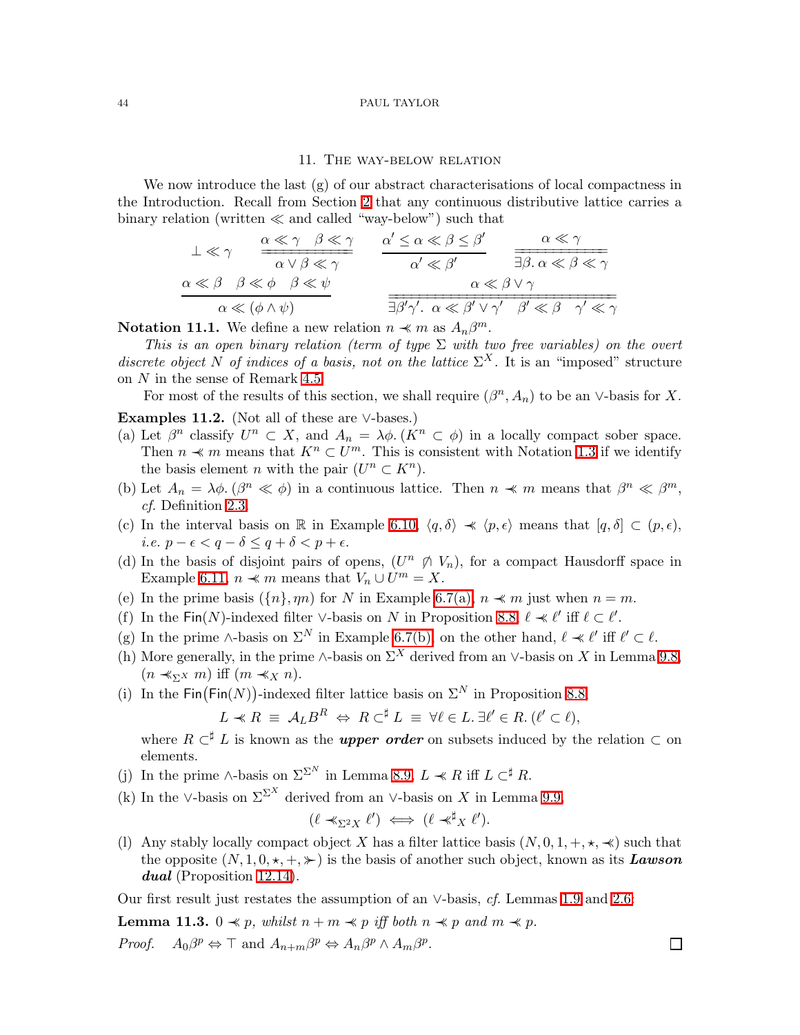## 11. The way-below relation

We now introduce the last (g) of our abstract characterisations of local compactness in the Introduction. Recall from Section 2 that any continuous distributive lattice carries a binary relation (written $\ll$ and called "way-below") such that

$$\bot \ll \gamma \qquad \frac{\alpha \ll \gamma \quad \beta \ll \gamma}{\alpha \vee \beta \ll \gamma} \qquad \frac{\alpha' \leq \alpha \ll \beta \leq \beta'}{\alpha' \ll \beta'} \qquad \frac{\alpha \ll \gamma}{\exists \beta.\, \alpha \ll \beta \ll \gamma}$$

$$\frac{\alpha \ll \beta \quad \beta \ll \phi \quad \beta \ll \psi}{\alpha \ll (\phi \wedge \psi)} \qquad \frac{\alpha \ll \beta \vee \gamma}{\exists \beta' \gamma'.\; \alpha \ll \beta' \vee \gamma' \quad \beta' \ll \beta \quad \gamma' \ll \gamma}$$

**Notation 11.1.** We define a new relation $n \prec\!\!\!\prec m$ as $A_n \beta^m$.

*This is an open binary relation (term of type $\Sigma$ with two free variables) on the overt discrete object $N$ of indices of a basis, not on the lattice $\Sigma^X$. It is an "imposed" structure on $N$ in the sense of Remark 4.5.*

For most of the results of this section, we shall require $(\beta^n, A_n)$ to be an $\vee$-basis for $X$.

**Examples 11.2.** (Not all of these are $\vee$-bases.)

(a) Let $\beta^n$ classify $U^n \subset X$, and $A_n = \lambda \phi.\, (K^n \subset \phi)$ in a locally compact sober space. Then $n \prec\!\!\!\prec m$ means that $K^n \subset U^m$. This is consistent with Notation 1.3 if we identify the basis element $n$ with the pair $(U^n \subset K^n)$.

(b) Let $A_n = \lambda \phi.\, (\beta^n \ll \phi)$ in a continuous lattice. Then $n \prec\!\!\!\prec m$ means that $\beta^n \ll \beta^m$, *cf.* Definition 2.3.

(c) In the interval basis on $\mathbb{R}$ in Example 6.10, $\langle q, \delta \rangle \prec\!\!\!\prec \langle p, \epsilon \rangle$ means that $[q, \delta] \subset (p, \epsilon)$, *i.e.* $p - \epsilon < q - \delta \leq q + \delta < p + \epsilon$.

(d) In the basis of disjoint pairs of opens, $(U^n \not\between V_n)$, for a compact Hausdorff space in Example 6.11, $n \prec\!\!\!\prec m$ means that $V_n \cup U^m = X$.

(e) In the prime basis $(\{n\}, \eta n)$ for $N$ in Example 6.7(a), $n \prec\!\!\!\prec m$ just when $n = m$.

(f) In the $\mathsf{Fin}(N)$-indexed filter $\vee$-basis on $N$ in Proposition 8.8, $\ell \prec\!\!\!\prec \ell'$ iff $\ell \subset \ell'$.

(g) In the prime $\wedge$-basis on $\Sigma^N$ in Example 6.7(b), on the other hand, $\ell \prec\!\!\!\prec \ell'$ iff $\ell' \subset \ell$.

(h) More generally, in the prime $\wedge$-basis on $\Sigma^X$ derived from an $\vee$-basis on $X$ in Lemma 9.8, $(n \prec\!\!\!\prec_{\Sigma^X} m)$ iff $(m \prec\!\!\!\prec_X n)$.

(i) In the $\mathsf{Fin}\big(\mathsf{Fin}(N)\big)$-indexed filter lattice basis on $\Sigma^N$ in Proposition 8.8,

$$L \prec\!\!\!\prec R \;\equiv\; \mathcal{A}_L B^R \;\Leftrightarrow\; R \subset^\sharp L \;\equiv\; \forall \ell \in L.\, \exists \ell' \in R.\, (\ell' \subset \ell),$$

where $R \subset^\sharp L$ is known as the ***upper order*** on subsets induced by the relation $\subset$ on elements.

(j) In the prime $\wedge$-basis on $\Sigma^{\Sigma^N}$ in Lemma 8.9, $L \prec\!\!\!\prec R$ iff $L \subset^\sharp R$.

(k) In the $\vee$-basis on $\Sigma^{\Sigma^X}$ derived from an $\vee$-basis on $X$ in Lemma 9.9,

$$(\ell \prec\!\!\!\prec_{\Sigma^2 X} \ell') \iff (\ell \prec\!\!\!\prec^\sharp_X \ell').$$

(l) Any stably locally compact object $X$ has a filter lattice basis $(N, 0, 1, +, \star, \prec\!\!\!\prec)$ such that the opposite $(N, 1, 0, \star, +, \succ\!\!\!\succ)$ is the basis of another such object, known as its ***Lawson dual*** (Proposition 12.14).

Our first result just restates the assumption of an $\vee$-basis, *cf.* Lemmas 1.9 and 2.6:

**Lemma 11.3.** *$0 \prec\!\!\!\prec p$, whilst $n + m \prec\!\!\!\prec p$ iff both $n \prec\!\!\!\prec p$ and $m \prec\!\!\!\prec p$.*

*Proof.* $A_0 \beta^p \Leftrightarrow \top$ and $A_{n+m} \beta^p \Leftrightarrow A_n \beta^p \wedge A_m \beta^p$. $\square$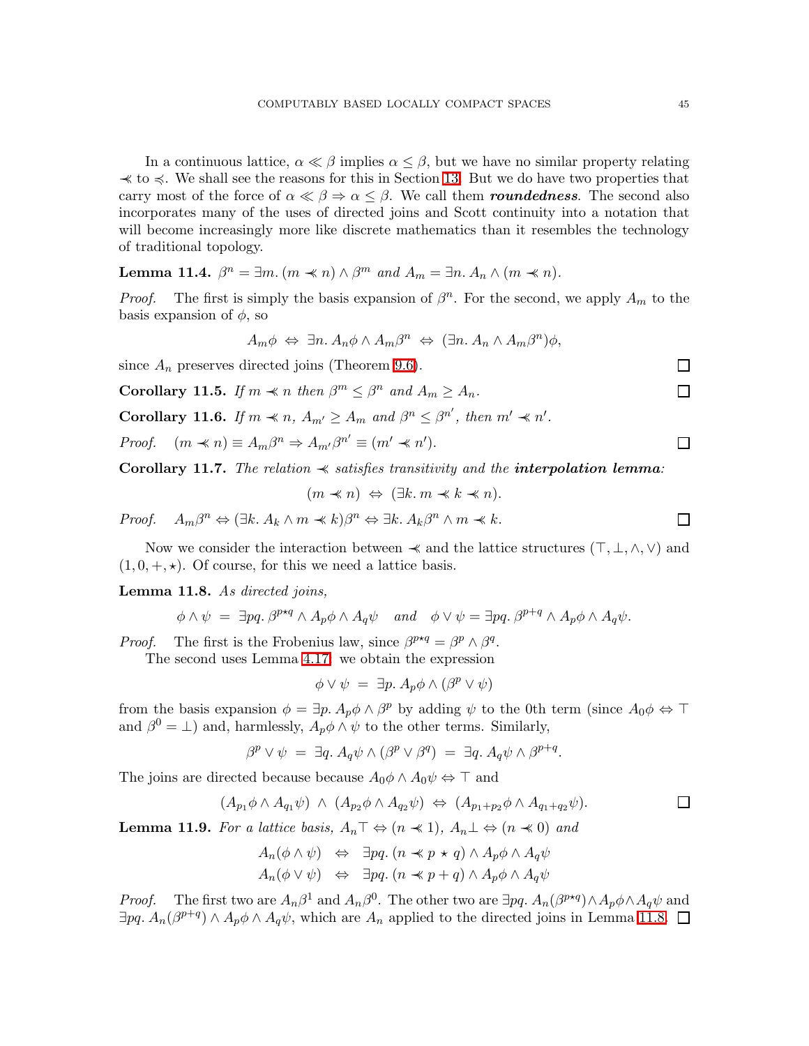In a continuous lattice, $\alpha \ll \beta$ implies $\alpha \leq \beta$, but we have no similar property relating $\prec\!\!\!\prec$ to $\preccurlyeq$. We shall see the reasons for this in Section 13. But we do have two properties that carry most of the force of $\alpha \ll \beta \Rightarrow \alpha \leq \beta$. We call them ***roundedness***. The second also incorporates many of the uses of directed joins and Scott continuity into a notation that will become increasingly more like discrete mathematics than it resembles the technology of traditional topology.

**Lemma 11.4.** *$\beta^n = \exists m.\, (m \prec\!\!\!\prec n) \wedge \beta^m$ and $A_m = \exists n.\, A_n \wedge (m \prec\!\!\!\prec n)$.*

*Proof.* The first is simply the basis expansion of $\beta^n$. For the second, we apply $A_m$ to the basis expansion of $\phi$, so

$$A_m\phi \;\Leftrightarrow\; \exists n.\, A_n\phi \wedge A_m\beta^n \;\Leftrightarrow\; (\exists n.\, A_n \wedge A_m\beta^n)\phi,$$

since $A_n$ preserves directed joins (Theorem 9.6). $\square$

**Corollary 11.5.** *If $m \prec\!\!\!\prec n$ then $\beta^m \leq \beta^n$ and $A_m \geq A_n$.* $\square$

**Corollary 11.6.** *If $m \prec\!\!\!\prec n$, $A_{m'} \geq A_m$ and $\beta^n \leq \beta^{n'}$, then $m' \prec\!\!\!\prec n'$.*

*Proof.* $(m \prec\!\!\!\prec n) \equiv A_m\beta^n \Rightarrow A_{m'}\beta^{n'} \equiv (m' \prec\!\!\!\prec n')$. $\square$

**Corollary 11.7.** *The relation $\prec\!\!\!\prec$ satisfies transitivity and the **interpolation lemma**:*

$$(m \prec\!\!\!\prec n) \;\Leftrightarrow\; (\exists k.\, m \prec\!\!\!\prec k \prec\!\!\!\prec n).$$

*Proof.* $A_m\beta^n \Leftrightarrow (\exists k.\, A_k \wedge m \prec\!\!\!\prec k)\beta^n \Leftrightarrow \exists k.\, A_k\beta^n \wedge m \prec\!\!\!\prec k$. $\square$

Now we consider the interaction between $\prec\!\!\!\prec$ and the lattice structures $(\top, \bot, \wedge, \vee)$ and $(1, 0, +, \star)$. Of course, for this we need a lattice basis.

**Lemma 11.8.** *As directed joins,*

$$\phi \wedge \psi \;=\; \exists pq.\, \beta^{p\star q} \wedge A_p\phi \wedge A_q\psi \quad \text{and} \quad \phi \vee \psi = \exists pq.\, \beta^{p+q} \wedge A_p\phi \wedge A_q\psi.$$

*Proof.* The first is the Frobenius law, since $\beta^{p\star q} = \beta^p \wedge \beta^q$.

The second uses Lemma 4.17: we obtain the expression

$$\phi \vee \psi \;=\; \exists p.\, A_p\phi \wedge (\beta^p \vee \psi)$$

from the basis expansion $\phi = \exists p.\, A_p\phi \wedge \beta^p$ by adding $\psi$ to the 0th term (since $A_0\phi \Leftrightarrow \top$ and $\beta^0 = \bot$) and, harmlessly, $A_p\phi \wedge \psi$ to the other terms. Similarly,

$$\beta^p \vee \psi \;=\; \exists q.\, A_q\psi \wedge (\beta^p \vee \beta^q) \;=\; \exists q.\, A_q\psi \wedge \beta^{p+q}.$$

The joins are directed because because $A_0\phi \wedge A_0\psi \Leftrightarrow \top$ and

$$(A_{p_1}\phi \wedge A_{q_1}\psi) \;\wedge\; (A_{p_2}\phi \wedge A_{q_2}\psi) \;\Leftrightarrow\; (A_{p_1+p_2}\phi \wedge A_{q_1+q_2}\psi). \quad \square$$

**Lemma 11.9.** *For a lattice basis, $A_n\top \Leftrightarrow (n \prec\!\!\!\prec 1)$, $A_n\bot \Leftrightarrow (n \prec\!\!\!\prec 0)$ and*

$$\begin{aligned} A_n(\phi \wedge \psi) \quad &\Leftrightarrow \quad \exists pq.\, (n \prec\!\!\!\prec p \star q) \wedge A_p\phi \wedge A_q\psi \\ A_n(\phi \vee \psi) \quad &\Leftrightarrow \quad \exists pq.\, (n \prec\!\!\!\prec p + q) \wedge A_p\phi \wedge A_q\psi \end{aligned}$$

*Proof.* The first two are $A_n\beta^1$ and $A_n\beta^0$. The other two are $\exists pq.\, A_n(\beta^{p\star q}) \wedge A_p\phi \wedge A_q\psi$ and $\exists pq.\, A_n(\beta^{p+q}) \wedge A_p\phi \wedge A_q\psi$, which are $A_n$ applied to the directed joins in Lemma 11.8. $\square$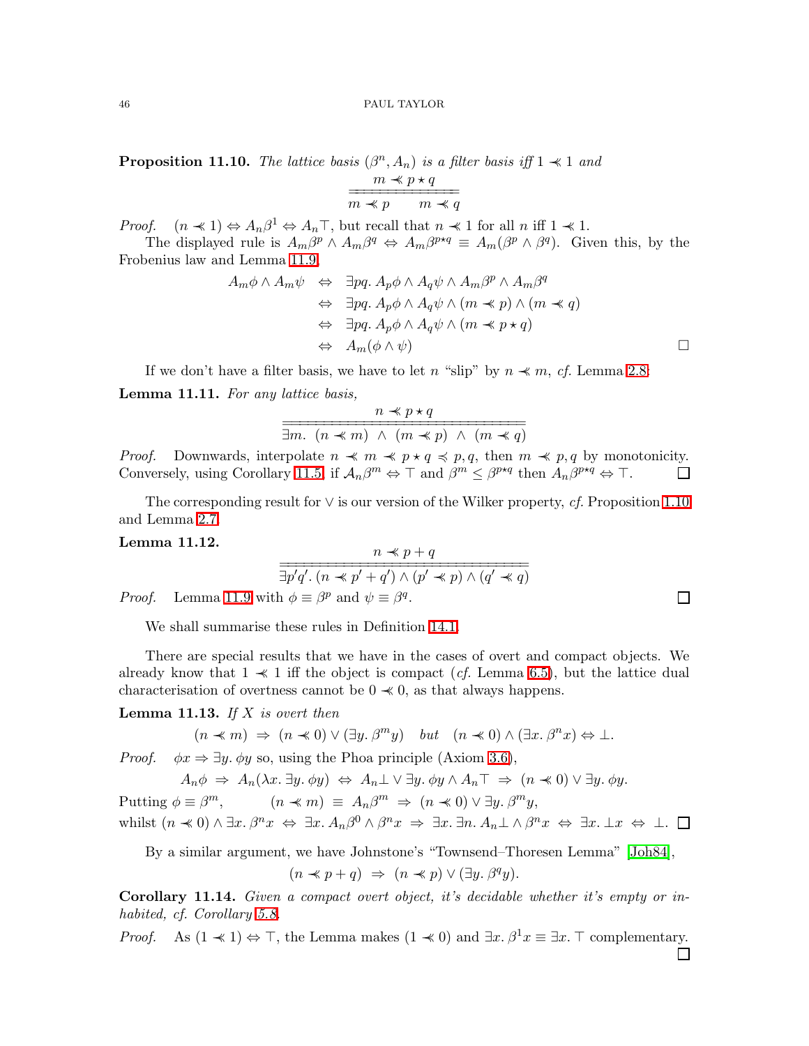**Proposition 11.10.** *The lattice basis $(\beta^n, A_n)$ is a filter basis iff $1 \lll 1$ and*

$$\frac{m \lll p \star q}{\overline{\overline{m \lll p \qquad m \lll q}}}$$

*Proof.* $(n \lll 1) \Leftrightarrow A_n\beta^1 \Leftrightarrow A_n\top$, but recall that $n \lll 1$ for all $n$ iff $1 \lll 1$.

The displayed rule is $A_m\beta^p \wedge A_m\beta^q \Leftrightarrow A_m\beta^{p\star q} \equiv A_m(\beta^p \wedge \beta^q)$. Given this, by the Frobenius law and Lemma 11.9,

$$\begin{aligned}
A_m\phi \wedge A_m\psi &\Leftrightarrow \exists pq.\, A_p\phi \wedge A_q\psi \wedge A_m\beta^p \wedge A_m\beta^q \\
&\Leftrightarrow \exists pq.\, A_p\phi \wedge A_q\psi \wedge (m \lll p) \wedge (m \lll q) \\
&\Leftrightarrow \exists pq.\, A_p\phi \wedge A_q\psi \wedge (m \lll p \star q) \\
&\Leftrightarrow A_m(\phi \wedge \psi)
\end{aligned}$$

□

If we don't have a filter basis, we have to let $n$ "slip" by $n \lll m$, *cf.* Lemma 2.8:

**Lemma 11.11.** *For any lattice basis,*

$$\frac{n \lll p \star q}{\overline{\overline{\exists m.\ (n \lll m) \ \wedge\ (m \lll p) \ \wedge\ (m \lll q)}}}$$

*Proof.* Downwards, interpolate $n \lll m \lll p \star q \preccurlyeq p, q$, then $m \lll p, q$ by monotonicity. Conversely, using Corollary 11.5, if $\mathcal{A}_n\beta^m \Leftrightarrow \top$ and $\beta^m \leq \beta^{p\star q}$ then $A_n\beta^{p\star q} \Leftrightarrow \top$. □

The corresponding result for $\vee$ is our version of the Wilker property, *cf.* Proposition 1.10 and Lemma 2.7.

**Lemma 11.12.**

$$\frac{n \lll p + q}{\overline{\overline{\exists p'q'.\, (n \lll p' + q') \wedge (p' \lll p) \wedge (q' \lll q)}}}$$

*Proof.* Lemma 11.9 with $\phi \equiv \beta^p$ and $\psi \equiv \beta^q$. □

We shall summarise these rules in Definition 14.1.

There are special results that we have in the cases of overt and compact objects. We already know that $1 \lll 1$ iff the object is compact (*cf.* Lemma 6.5), but the lattice dual characterisation of overtness cannot be $0 \lll 0$, as that always happens.

**Lemma 11.13.** *If $X$ is overt then*

$$(n \lll m) \ \Rightarrow\ (n \lll 0) \vee (\exists y.\, \beta^m y) \quad \textit{but} \quad (n \lll 0) \wedge (\exists x.\, \beta^n x) \Leftrightarrow \bot.$$

*Proof.* $\phi x \Rightarrow \exists y.\, \phi y$ so, using the Phoa principle (Axiom 3.6),

$$A_n\phi \ \Rightarrow\ A_n(\lambda x.\, \exists y.\, \phi y) \ \Leftrightarrow\ A_n\bot \vee \exists y.\, \phi y \wedge A_n\top \ \Rightarrow\ (n \lll 0) \vee \exists y.\, \phi y.$$

Putting $\phi \equiv \beta^m$, $\qquad (n \lll m) \ \equiv\ A_n\beta^m \ \Rightarrow\ (n \lll 0) \vee \exists y.\, \beta^m y$,

whilst $(n \lll 0) \wedge \exists x.\, \beta^n x \ \Leftrightarrow\ \exists x.\, A_n\beta^0 \wedge \beta^n x \ \Rightarrow\ \exists x.\, \exists n.\, A_n\bot \wedge \beta^n x \ \Leftrightarrow\ \exists x.\, \bot x \ \Leftrightarrow\ \bot$. □

By a similar argument, we have Johnstone's "Townsend–Thoresen Lemma" [Joh84],

$$(n \lll p + q) \ \Rightarrow\ (n \lll p) \vee (\exists y.\, \beta^q y).$$

**Corollary 11.14.** *Given a compact overt object, it's decidable whether it's empty or inhabited, cf. Corollary 5.8.*

*Proof.* As $(1 \lll 1) \Leftrightarrow \top$, the Lemma makes $(1 \lll 0)$ and $\exists x.\, \beta^1 x \equiv \exists x.\, \top$ complementary. □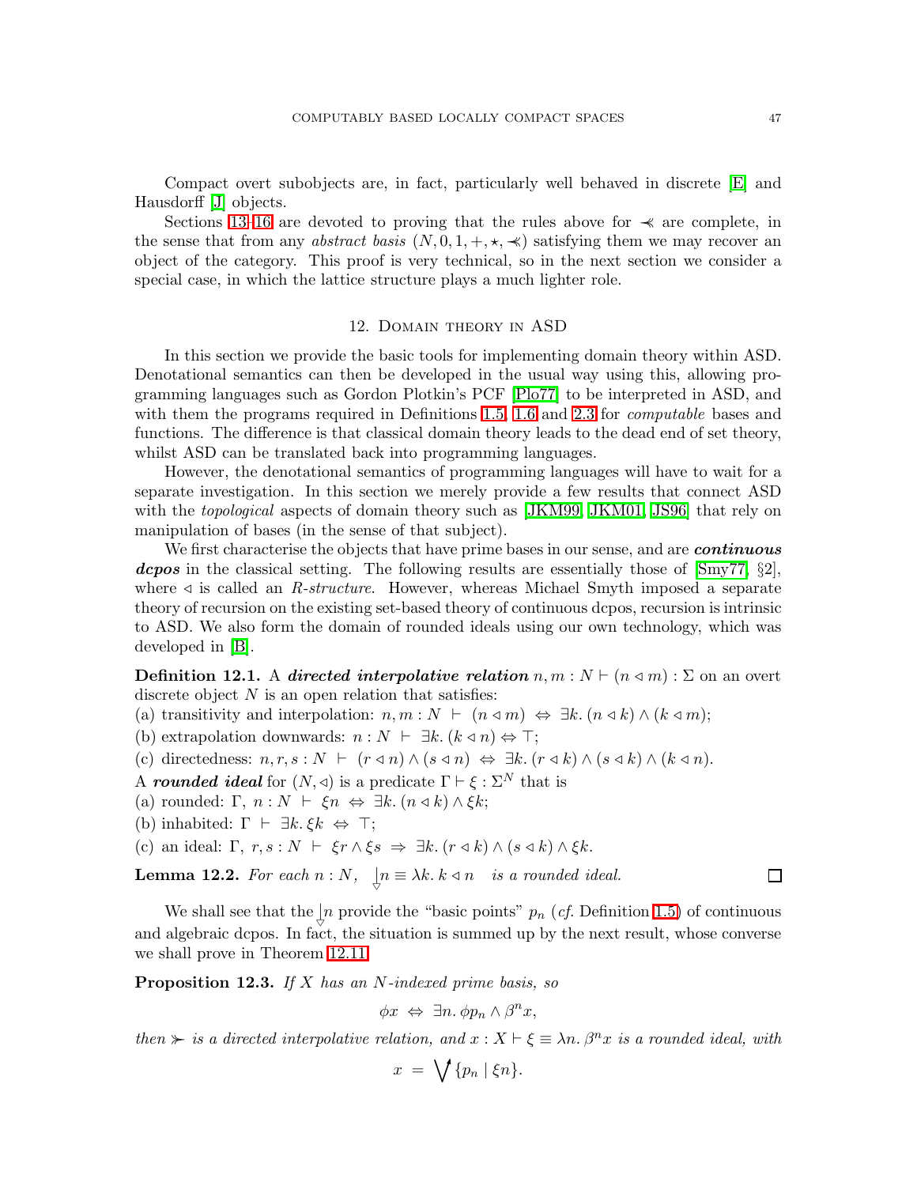Compact overt subobjects are, in fact, particularly well behaved in discrete [E] and Hausdorff [J] objects.

Sections 13–16 are devoted to proving that the rules above for $\prec\!\!\!\prec$ are complete, in the sense that from any *abstract basis* $(N, 0, 1, +, \star, \prec\!\!\!\prec)$ satisfying them we may recover an object of the category. This proof is very technical, so in the next section we consider a special case, in which the lattice structure plays a much lighter role.

## 12. Domain theory in ASD

In this section we provide the basic tools for implementing domain theory within ASD. Denotational semantics can then be developed in the usual way using this, allowing programming languages such as Gordon Plotkin's PCF [Plo77] to be interpreted in ASD, and with them the programs required in Definitions 1.5, 1.6 and 2.3 for *computable* bases and functions. The difference is that classical domain theory leads to the dead end of set theory, whilst ASD can be translated back into programming languages.

However, the denotational semantics of programming languages will have to wait for a separate investigation. In this section we merely provide a few results that connect ASD with the *topological* aspects of domain theory such as [JKM99, JKM01, JS96] that rely on manipulation of bases (in the sense of that subject).

We first characterise the objects that have prime bases in our sense, and are ***continuous dcpos*** in the classical setting. The following results are essentially those of [Smy77, §2], where $\lhd$ is called an *R-structure*. However, whereas Michael Smyth imposed a separate theory of recursion on the existing set-based theory of continuous dcpos, recursion is intrinsic to ASD. We also form the domain of rounded ideals using our own technology, which was developed in [B].

**Definition 12.1.** A ***directed interpolative relation*** $n, m : N \vdash (n \lhd m) : \Sigma$ on an overt discrete object $N$ is an open relation that satisfies:

(a) transitivity and interpolation: $n, m : N \ \vdash \ (n \lhd m) \ \Leftrightarrow \ \exists k.\, (n \lhd k) \wedge (k \lhd m)$;

(b) extrapolation downwards: $n : N \ \vdash \ \exists k.\, (k \lhd n) \Leftrightarrow \top$;

(c) directedness: $n, r, s : N \ \vdash \ (r \lhd n) \wedge (s \lhd n) \ \Leftrightarrow \ \exists k.\, (r \lhd k) \wedge (s \lhd k) \wedge (k \lhd n)$.

A ***rounded ideal*** for $(N, \lhd)$ is a predicate $\Gamma \vdash \xi : \Sigma^N$ that is

(a) rounded: $\Gamma,\ n : N \ \vdash \ \xi n \ \Leftrightarrow \ \exists k.\, (n \lhd k) \wedge \xi k$;

(b) inhabited: $\Gamma \ \vdash \ \exists k.\, \xi k \ \Leftrightarrow \ \top$;

(c) an ideal: $\Gamma,\ r, s : N \ \vdash \ \xi r \wedge \xi s \ \Rightarrow \ \exists k.\, (r \lhd k) \wedge (s \lhd k) \wedge \xi k$. ∎

**Lemma 12.2.** *For each* $n : N$, $\ \downarrow\!n \equiv \lambda k.\, k \lhd n \ $ *is a rounded ideal.* ∎

We shall see that the $\downarrow\!n$ provide the "basic points" $p_n$ (*cf.* Definition 1.5) of continuous and algebraic dcpos. In fact, the situation is summed up by the next result, whose converse we shall prove in Theorem 12.11.

**Proposition 12.3.** *If $X$ has an $N$-indexed prime basis, so*

$$\phi x \ \Leftrightarrow \ \exists n.\, \phi p_n \wedge \beta^n x,$$

*then $\succ$ is a directed interpolative relation, and $x : X \vdash \xi \equiv \lambda n.\, \beta^n x$ is a rounded ideal, with*

$$x \ = \ \bigvee\nolimits^{\uparrow} \{p_n \mid \xi n\}.$$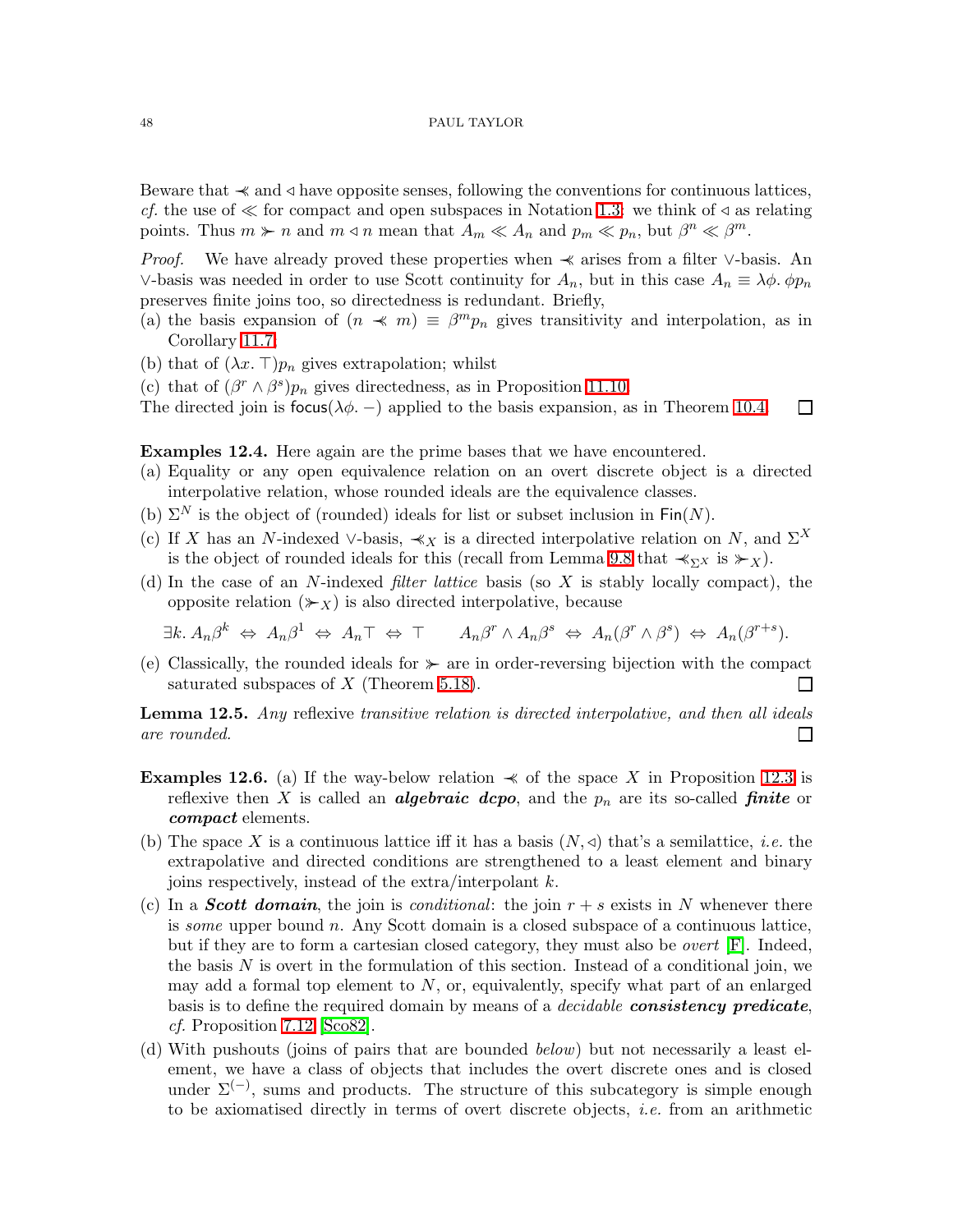Beware that $\prec\!\!\!\prec$ and $\lhd$ have opposite senses, following the conventions for continuous lattices, *cf.* the use of $\ll$ for compact and open subspaces in Notation 1.3: we think of $\lhd$ as relating points. Thus $m \succ\!\!\!\succ n$ and $m \lhd n$ mean that $A_m \ll A_n$ and $p_m \ll p_n$, but $\beta^n \ll \beta^m$.

*Proof.* We have already proved these properties when $\prec\!\!\!\prec$ arises from a filter $\vee$-basis. An $\vee$-basis was needed in order to use Scott continuity for $A_n$, but in this case $A_n \equiv \lambda\phi.\,\phi p_n$ preserves finite joins too, so directedness is redundant. Briefly,

(a) the basis expansion of $(n \prec\!\!\!\prec m) \equiv \beta^m p_n$ gives transitivity and interpolation, as in Corollary 11.7;

(b) that of $(\lambda x.\,\top)p_n$ gives extrapolation; whilst

(c) that of $(\beta^r \wedge \beta^s)p_n$ gives directedness, as in Proposition 11.10.

The directed join is $\mathsf{focus}(\lambda\phi.\,-)$ applied to the basis expansion, as in Theorem 10.4. $\square$

**Examples 12.4.** Here again are the prime bases that we have encountered.

(a) Equality or any open equivalence relation on an overt discrete object is a directed interpolative relation, whose rounded ideals are the equivalence classes.

(b) $\Sigma^N$ is the object of (rounded) ideals for list or subset inclusion in $\mathsf{Fin}(N)$.

(c) If $X$ has an $N$-indexed $\vee$-basis, $\prec\!\!\!\prec_X$ is a directed interpolative relation on $N$, and $\Sigma^X$ is the object of rounded ideals for this (recall from Lemma 9.8 that $\prec\!\!\!\prec_{\Sigma^X}$ is $\succ\!\!\!\succ_X$).

(d) In the case of an $N$-indexed *filter lattice* basis (so $X$ is stably locally compact), the opposite relation $(\succ\!\!\!\succ_X)$ is also directed interpolative, because

$$\exists k.\, A_n\beta^k \;\Leftrightarrow\; A_n\beta^1 \;\Leftrightarrow\; A_n\top \;\Leftrightarrow\; \top \qquad A_n\beta^r \wedge A_n\beta^s \;\Leftrightarrow\; A_n(\beta^r \wedge \beta^s) \;\Leftrightarrow\; A_n(\beta^{r+s}).$$

(e) Classically, the rounded ideals for $\succ\!\!\!\succ$ are in order-reversing bijection with the compact saturated subspaces of $X$ (Theorem 5.18). $\square$

**Lemma 12.5.** *Any* reflexive *transitive relation is directed interpolative, and then all ideals are rounded.* $\square$

**Examples 12.6.** (a) If the way-below relation $\prec\!\!\!\prec$ of the space $X$ in Proposition 12.3 is reflexive then $X$ is called an ***algebraic dcpo***, and the $p_n$ are its so-called ***finite*** or ***compact*** elements.

(b) The space $X$ is a continuous lattice iff it has a basis $(N, \lhd)$ that's a semilattice, *i.e.* the extrapolative and directed conditions are strengthened to a least element and binary joins respectively, instead of the extra/interpolant $k$.

(c) In a ***Scott domain***, the join is *conditional*: the join $r + s$ exists in $N$ whenever there is *some* upper bound $n$. Any Scott domain is a closed subspace of a continuous lattice, but if they are to form a cartesian closed category, they must also be *overt* [F]. Indeed, the basis $N$ is overt in the formulation of this section. Instead of a conditional join, we may add a formal top element to $N$, or, equivalently, specify what part of an enlarged basis is to define the required domain by means of a *decidable* ***consistency predicate***, *cf.* Proposition 7.12 [Sco82].

(d) With pushouts (joins of pairs that are bounded *below*) but not necessarily a least element, we have a class of objects that includes the overt discrete ones and is closed under $\Sigma^{(-)}$, sums and products. The structure of this subcategory is simple enough to be axiomatised directly in terms of overt discrete objects, *i.e.* from an arithmetic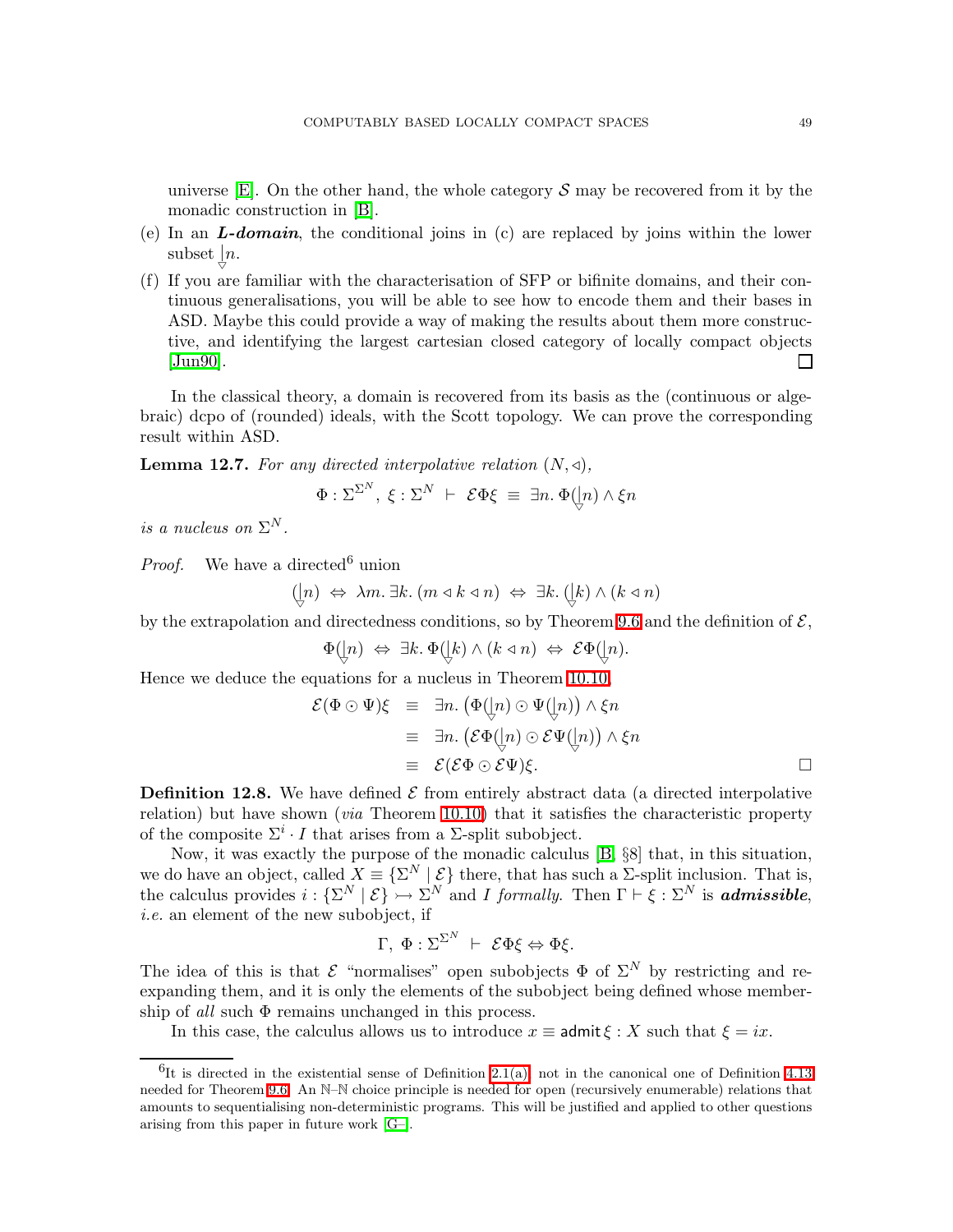universe [E]. On the other hand, the whole category $\mathcal{S}$ may be recovered from it by the monadic construction in [B].

(e) In an ***L-domain***, the conditional joins in (c) are replaced by joins within the lower subset $\underset{\triangledown}{\downarrow} n$.

(f) If you are familiar with the characterisation of SFP or bifinite domains, and their continuous generalisations, you will be able to see how to encode them and their bases in ASD. Maybe this could provide a way of making the results about them more constructive, and identifying the largest cartesian closed category of locally compact objects [Jun90]. □

In the classical theory, a domain is recovered from its basis as the (continuous or algebraic) dcpo of (rounded) ideals, with the Scott topology. We can prove the corresponding result within ASD.

**Lemma 12.7.** *For any directed interpolative relation* $(N, \lhd)$,

$$\Phi : \Sigma^{\Sigma^N},\ \xi : \Sigma^N \ \vdash\ \mathcal{E}\Phi\xi \ \equiv\ \exists n.\, \Phi(\underset{\triangledown}{\downarrow} n) \wedge \xi n$$

*is a nucleus on* $\Sigma^N$.

*Proof.* We have a directed[6] union

$$(\underset{\triangledown}{\downarrow} n) \ \Leftrightarrow\ \lambda m.\, \exists k.\, (m \lhd k \lhd n) \ \Leftrightarrow\ \exists k.\, (\underset{\triangledown}{\downarrow} k) \wedge (k \lhd n)$$

by the extrapolation and directedness conditions, so by Theorem 9.6 and the definition of $\mathcal{E}$,

$$\Phi(\underset{\triangledown}{\downarrow} n) \ \Leftrightarrow\ \exists k.\, \Phi(\underset{\triangledown}{\downarrow} k) \wedge (k \lhd n) \ \Leftrightarrow\ \mathcal{E}\Phi(\underset{\triangledown}{\downarrow} n).$$

Hence we deduce the equations for a nucleus in Theorem 10.10.

$$\begin{aligned}
\mathcal{E}(\Phi \odot \Psi)\xi \ &\equiv\ \exists n.\, \big(\Phi(\underset{\triangledown}{\downarrow} n) \odot \Psi(\underset{\triangledown}{\downarrow} n)\big) \wedge \xi n \\
&\equiv\ \exists n.\, \big(\mathcal{E}\Phi(\underset{\triangledown}{\downarrow} n) \odot \mathcal{E}\Psi(\underset{\triangledown}{\downarrow} n)\big) \wedge \xi n \\
&\equiv\ \mathcal{E}(\mathcal{E}\Phi \odot \mathcal{E}\Psi)\xi.
\end{aligned}$$

□

**Definition 12.8.** We have defined $\mathcal{E}$ from entirely abstract data (a directed interpolative relation) but have shown (*via* Theorem 10.10) that it satisfies the characteristic property of the composite $\Sigma^i \cdot I$ that arises from a $\Sigma$-split subobject.

Now, it was exactly the purpose of the monadic calculus [B, §8] that, in this situation, we do have an object, called $X \equiv \{\Sigma^N \mid \mathcal{E}\}$ there, that has such a $\Sigma$-split inclusion. That is, the calculus provides $i : \{\Sigma^N \mid \mathcal{E}\} \rightarrowtail \Sigma^N$ and $I$ *formally*. Then $\Gamma \vdash \xi : \Sigma^N$ is ***admissible***, *i.e.* an element of the new subobject, if

$$\Gamma,\ \Phi : \Sigma^{\Sigma^N} \ \vdash\ \mathcal{E}\Phi\xi \Leftrightarrow \Phi\xi.$$

The idea of this is that $\mathcal{E}$ "normalises" open subobjects $\Phi$ of $\Sigma^N$ by restricting and re-expanding them, and it is only the elements of the subobject being defined whose membership of *all* such $\Phi$ remains unchanged in this process.

In this case, the calculus allows us to introduce $x \equiv \mathsf{admit}\,\xi : X$ such that $\xi = ix$.

---

[6] It is directed in the existential sense of Definition 2.1(a), not in the canonical one of Definition 4.13 needed for Theorem 9.6. An $\mathbb{N}$–$\mathbb{N}$ choice principle is needed for open (recursively enumerable) relations that amounts to sequentialising non-deterministic programs. This will be justified and applied to other questions arising from this paper in future work [G–].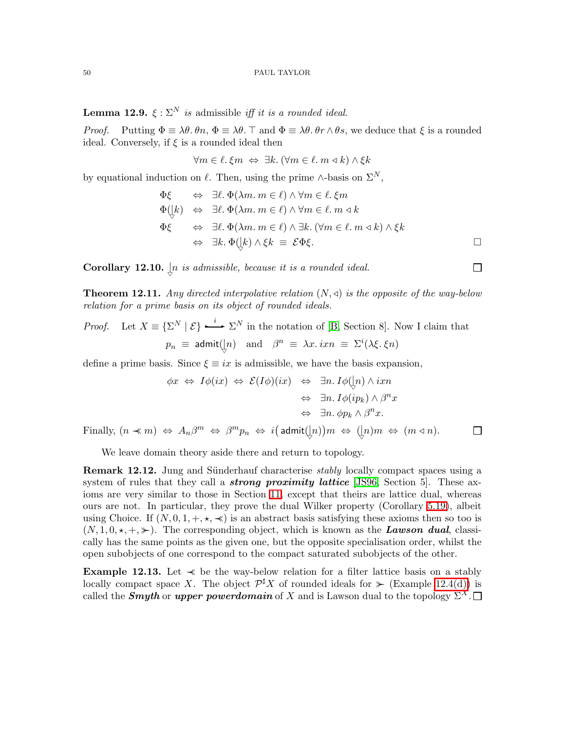**Lemma 12.9.** *$\xi : \Sigma^N$ is* admissible *iff it is a rounded ideal.*

*Proof.* Putting $\Phi \equiv \lambda\theta.\, \theta n$, $\Phi \equiv \lambda\theta.\, \top$ and $\Phi \equiv \lambda\theta.\, \theta r \wedge \theta s$, we deduce that $\xi$ is a rounded ideal. Conversely, if $\xi$ is a rounded ideal then

$$\forall m \in \ell.\, \xi m \;\Leftrightarrow\; \exists k.\, (\forall m \in \ell.\, m \lhd k) \wedge \xi k$$

by equational induction on $\ell$. Then, using the prime $\wedge$-basis on $\Sigma^N$,

$$\begin{aligned}
\Phi\xi &\;\Leftrightarrow\; \exists \ell.\, \Phi(\lambda m.\, m \in \ell) \wedge \forall m \in \ell.\, \xi m \\
\Phi(\downarrow k) &\;\Leftrightarrow\; \exists \ell.\, \Phi(\lambda m.\, m \in \ell) \wedge \forall m \in \ell.\, m \lhd k \\
\Phi\xi &\;\Leftrightarrow\; \exists \ell.\, \Phi(\lambda m.\, m \in \ell) \wedge \exists k.\, (\forall m \in \ell.\, m \lhd k) \wedge \xi k \\
&\;\Leftrightarrow\; \exists k.\, \Phi(\downarrow k) \wedge \xi k \;\equiv\; \mathcal{E}\Phi\xi.
\end{aligned}$$

□

**Corollary 12.10.** *$\downarrow n$ is admissible, because it is a rounded ideal.* □

**Theorem 12.11.** *Any directed interpolative relation $(N, \lhd)$ is the opposite of the way-below relation for a prime basis on its object of rounded ideals.*

*Proof.* Let $X \equiv \{\Sigma^N \mid \mathcal{E}\} \xrightarrow{\;i\;} \Sigma^N$ in the notation of [B, Section 8]. Now I claim that

$$p_n \;\equiv\; \mathsf{admit}(\downarrow n) \quad\text{and}\quad \beta^n \;\equiv\; \lambda x.\, ixn \;\equiv\; \Sigma^i(\lambda\xi.\, \xi n)$$

define a prime basis. Since $\xi \equiv ix$ is admissible, we have the basis expansion,

$$\begin{aligned}
\phi x \;\Leftrightarrow\; I\phi(ix) \;\Leftrightarrow\; \mathcal{E}(I\phi)(ix) &\;\Leftrightarrow\; \exists n.\, I\phi(\downarrow n) \wedge ixn \\
&\;\Leftrightarrow\; \exists n.\, I\phi(ip_k) \wedge \beta^n x \\
&\;\Leftrightarrow\; \exists n.\, \phi p_k \wedge \beta^n x.
\end{aligned}$$

Finally, $(n \prec\!\!\!\ll m) \;\Leftrightarrow\; A_n\beta^m \;\Leftrightarrow\; \beta^m p_n \;\Leftrightarrow\; i\big(\mathsf{admit}(\downarrow n)\big)m \;\Leftrightarrow\; (\downarrow n)m \;\Leftrightarrow\; (m \lhd n)$. □

We leave domain theory aside there and return to topology.

**Remark 12.12.** Jung and Sünderhauf characterise *stably* locally compact spaces using a system of rules that they call a ***strong proximity lattice*** [JS96, Section 5]. These axioms are very similar to those in Section 11, except that theirs are lattice dual, whereas ours are not. In particular, they prove the dual Wilker property (Corollary 5.19), albeit using Choice. If $(N, 0, 1, +, \star, \prec\!\!\!\ll)$ is an abstract basis satisfying these axioms then so too is $(N, 1, 0, \star, +, \gg\!\!\!\succ)$. The corresponding object, which is known as the ***Lawson dual***, classically has the same points as the given one, but the opposite specialisation order, whilst the open subobjects of one correspond to the compact saturated subobjects of the other.

**Example 12.13.** Let $\prec\!\!\!\ll$ be the way-below relation for a filter lattice basis on a stably locally compact space $X$. The object $\mathcal{P}^\sharp X$ of rounded ideals for $\gg\!\!\!\succ$ (Example 12.4(d)) is called the ***Smyth*** or ***upper powerdomain*** of $X$ and is Lawson dual to the topology $\Sigma^X$. □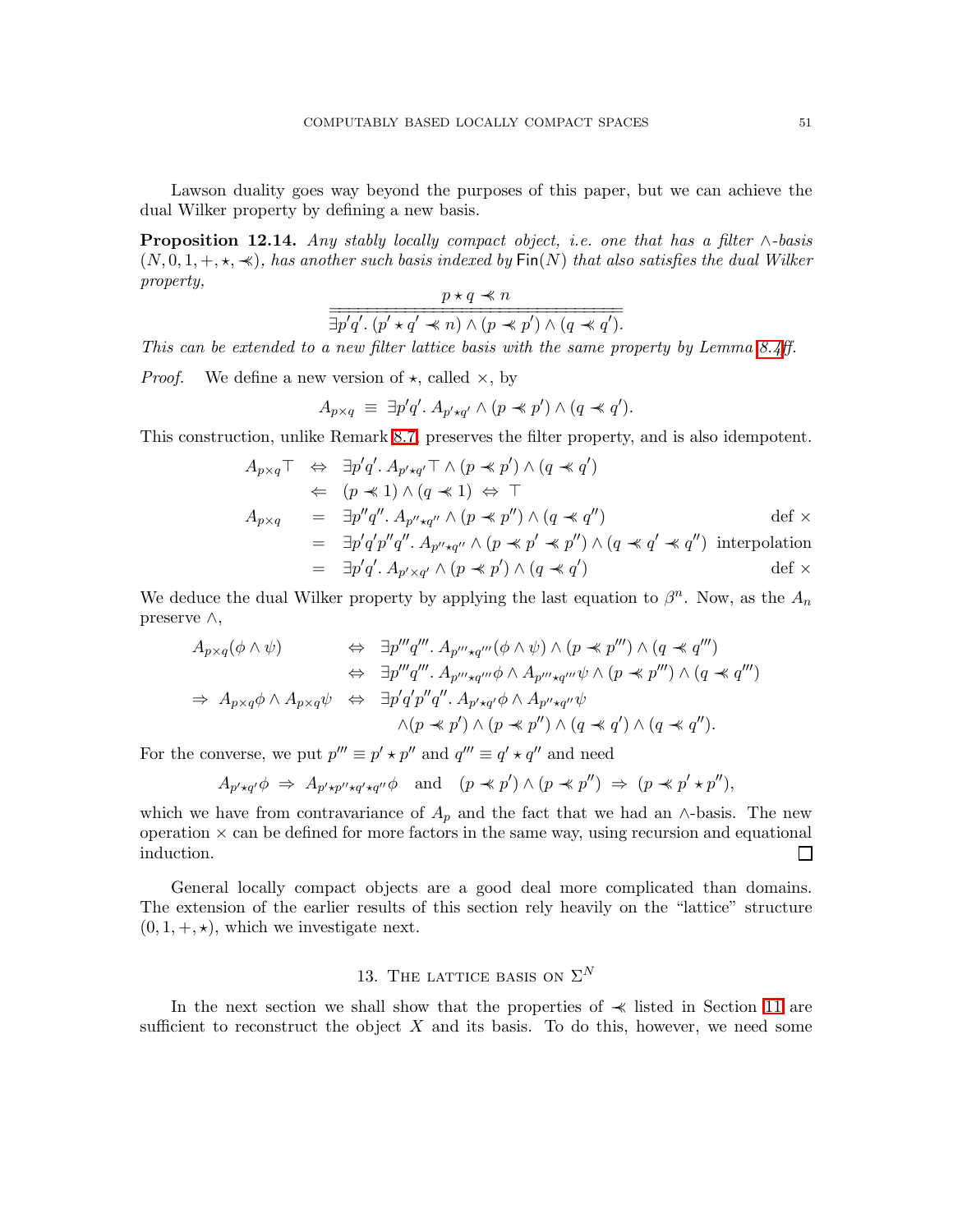Lawson duality goes way beyond the purposes of this paper, but we can achieve the dual Wilker property by defining a new basis.

**Proposition 12.14.** *Any stably locally compact object, i.e. one that has a filter $\wedge$-basis $(N, 0, 1, +, \star, \prec\!\!\!\prec)$, has another such basis indexed by $\mathsf{Fin}(N)$ that also satisfies the dual Wilker property,*

$$\frac{p \star q \prec\!\!\!\prec n}{\overline{\exists p' q'.\ (p' \star q' \prec\!\!\!\prec n) \wedge (p \prec\!\!\!\prec p') \wedge (q \prec\!\!\!\prec q').}}$$

*This can be extended to a new filter lattice basis with the same property by Lemma 8.4ff.*

*Proof.* We define a new version of $\star$, called $\times$, by

$$A_{p \times q} \;\equiv\; \exists p' q'.\ A_{p' \star q'} \wedge (p \prec\!\!\!\prec p') \wedge (q \prec\!\!\!\prec q').$$

This construction, unlike Remark 8.7, preserves the filter property, and is also idempotent.

$$\begin{array}{rcll}
A_{p \times q} \top & \Leftrightarrow & \exists p' q'.\ A_{p' \star q'} \top \wedge (p \prec\!\!\!\prec p') \wedge (q \prec\!\!\!\prec q') & \\
 & \Leftarrow & (p \prec\!\!\!\prec 1) \wedge (q \prec\!\!\!\prec 1) \;\Leftrightarrow\; \top & \\
A_{p \times q} & = & \exists p'' q''.\ A_{p'' \star q''} \wedge (p \prec\!\!\!\prec p'') \wedge (q \prec\!\!\!\prec q'') & \text{def } \times \\
 & = & \exists p' q' p'' q''.\ A_{p'' \star q''} \wedge (p \prec\!\!\!\prec p' \prec\!\!\!\prec p'') \wedge (q \prec\!\!\!\prec q' \prec\!\!\!\prec q'') & \text{interpolation} \\
 & = & \exists p' q'.\ A_{p' \times q'} \wedge (p \prec\!\!\!\prec p') \wedge (q \prec\!\!\!\prec q') & \text{def } \times
\end{array}$$

We deduce the dual Wilker property by applying the last equation to $\beta^n$. Now, as the $A_n$ preserve $\wedge$,

$$\begin{array}{rcl}
A_{p \times q}(\phi \wedge \psi) & \Leftrightarrow & \exists p''' q'''.\ A_{p''' \star q'''}(\phi \wedge \psi) \wedge (p \prec\!\!\!\prec p''') \wedge (q \prec\!\!\!\prec q''') \\
 & \Leftrightarrow & \exists p''' q'''.\ A_{p''' \star q'''}\phi \wedge A_{p''' \star q'''}\psi \wedge (p \prec\!\!\!\prec p''') \wedge (q \prec\!\!\!\prec q''') \\
\Rightarrow\ A_{p \times q}\phi \wedge A_{p \times q}\psi & \Leftrightarrow & \exists p' q' p'' q''.\ A_{p' \star q'}\phi \wedge A_{p'' \star q''}\psi \\
 & & \wedge (p \prec\!\!\!\prec p') \wedge (p \prec\!\!\!\prec p'') \wedge (q \prec\!\!\!\prec q') \wedge (q \prec\!\!\!\prec q'').
\end{array}$$

For the converse, we put $p''' \equiv p' \star p''$ and $q''' \equiv q' \star q''$ and need

$$A_{p' \star q'}\phi \;\Rightarrow\; A_{p' \star p'' \star q' \star q''}\phi \quad \text{and} \quad (p \prec\!\!\!\prec p') \wedge (p \prec\!\!\!\prec p'') \;\Rightarrow\; (p \prec\!\!\!\prec p' \star p''),$$

which we have from contravariance of $A_p$ and the fact that we had an $\wedge$-basis. The new operation $\times$ can be defined for more factors in the same way, using recursion and equational induction. $\square$

General locally compact objects are a good deal more complicated than domains. The extension of the earlier results of this section rely heavily on the "lattice" structure $(0, 1, +, \star)$, which we investigate next.

## 13. The lattice basis on $\Sigma^N$

In the next section we shall show that the properties of $\prec\!\!\!\prec$ listed in Section 11 are sufficient to reconstruct the object $X$ and its basis. To do this, however, we need some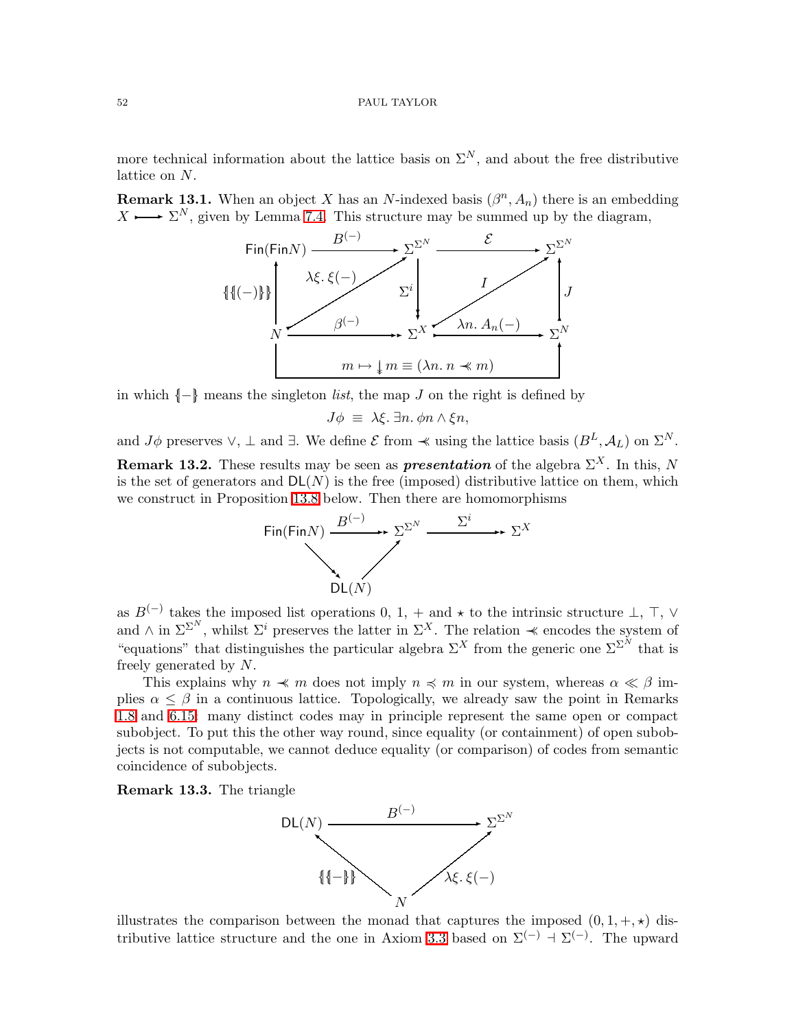more technical information about the lattice basis on $\Sigma^N$, and about the free distributive lattice on $N$.

**Remark 13.1.** When an object $X$ has an $N$-indexed basis $(\beta^n, A_n)$ there is an embedding $X \rightarrowtail \Sigma^N$, given by Lemma 7.4. This structure may be summed up by the diagram,

$$\begin{array}{ccccc}
\mathsf{Fin}(\mathsf{Fin}N) & \xrightarrow{B^{(-)}} & \Sigma^{\Sigma^N} & \xrightarrow{\mathcal{E}} & \Sigma^{\Sigma^N} \\
\uparrow \{\!\{(-)\}\!\} & \nearrow \lambda\xi.\,\xi(-) & \downarrow \Sigma^i & \swarrow I & \uparrow J \\
N & \xrightarrow{\beta^{(-)}} & \Sigma^X & \xrightarrow{\lambda n.\, A_n(-)} & \Sigma^N
\end{array}$$

with the bottom map $N \to \Sigma^N$ given by $m \mapsto \downarrow\!\! m \equiv (\lambda n.\, n \prec\!\!\!\prec m)$,

in which $\{\!|-|\!\}$ means the singleton *list*, the map $J$ on the right is defined by

$$J\phi \;\equiv\; \lambda\xi.\,\exists n.\,\phi n \wedge \xi n,$$

and $J\phi$ preserves $\vee$, $\bot$ and $\exists$. We define $\mathcal{E}$ from $\prec\!\!\!\prec$ using the lattice basis $(B^L, \mathcal{A}_L)$ on $\Sigma^N$.

**Remark 13.2.** These results may be seen as ***presentation*** of the algebra $\Sigma^X$. In this, $N$ is the set of generators and $\mathsf{DL}(N)$ is the free (imposed) distributive lattice on them, which we construct in Proposition 13.8 below. Then there are homomorphisms

$$\mathsf{Fin}(\mathsf{Fin}N) \xrightarrow{B^{(-)}} \Sigma^{\Sigma^N} \xrightarrow{\Sigma^i} \Sigma^X, \qquad \mathsf{Fin}(\mathsf{Fin}N) \to \mathsf{DL}(N) \to \Sigma^{\Sigma^N}$$

as $B^{(-)}$ takes the imposed list operations 0, 1, $+$ and $\star$ to the intrinsic structure $\bot$, $\top$, $\vee$ and $\wedge$ in $\Sigma^{\Sigma^N}$, whilst $\Sigma^i$ preserves the latter in $\Sigma^X$. The relation $\prec\!\!\!\prec$ encodes the system of "equations" that distinguishes the particular algebra $\Sigma^X$ from the generic one $\Sigma^{\Sigma^N}$ that is freely generated by $N$.

This explains why $n \prec\!\!\!\prec m$ does not imply $n \preccurlyeq m$ in our system, whereas $\alpha \ll \beta$ implies $\alpha \leq \beta$ in a continuous lattice. Topologically, we already saw the point in Remarks 1.8 and 6.15: many distinct codes may in principle represent the same open or compact subobject. To put this the other way round, since equality (or containment) of open subobjects is not computable, we cannot deduce equality (or comparison) of codes from semantic coincidence of subobjects.

**Remark 13.3.** The triangle

$$\mathsf{DL}(N) \xrightarrow{B^{(-)}} \Sigma^{\Sigma^N}, \qquad N \xrightarrow{\{\!\{-\}\!\}} \mathsf{DL}(N), \qquad N \xrightarrow{\lambda\xi.\,\xi(-)} \Sigma^{\Sigma^N}$$

illustrates the comparison between the monad that captures the imposed $(0, 1, +, \star)$ distributive lattice structure and the one in Axiom 3.3 based on $\Sigma^{(-)} \dashv \Sigma^{(-)}$. The upward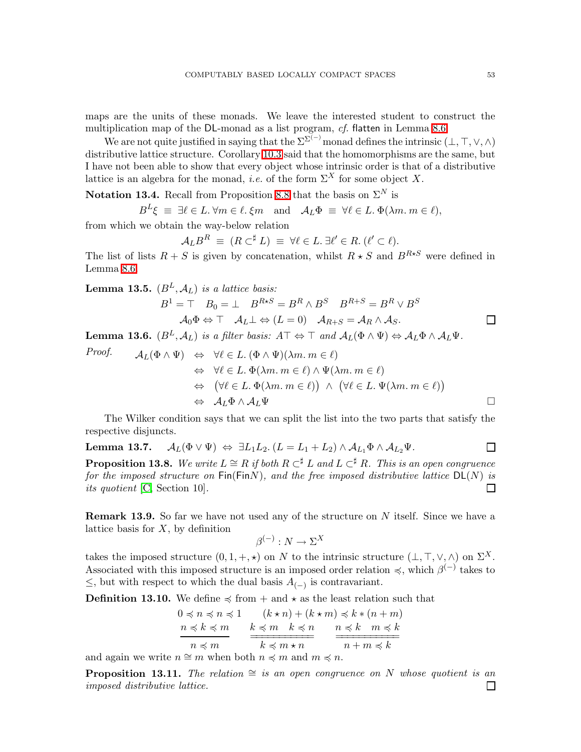maps are the units of these monads. We leave the interested student to construct the multiplication map of the DL-monad as a list program, *cf.* flatten in Lemma 8.6.

We are not quite justified in saying that the $\Sigma^{\Sigma^{(-)}}$ monad defines the intrinsic $(\bot, \top, \vee, \wedge)$ distributive lattice structure. Corollary 10.3 said that the homomorphisms are the same, but I have not been able to show that every object whose intrinsic order is that of a distributive lattice is an algebra for the monad, *i.e.* of the form $\Sigma^X$ for some object $X$.

**Notation 13.4.** Recall from Proposition 8.8 that the basis on $\Sigma^N$ is

$$B^L \xi \;\equiv\; \exists \ell \in L.\, \forall m \in \ell.\, \xi m \quad \text{and} \quad \mathcal{A}_L \Phi \;\equiv\; \forall \ell \in L.\, \Phi(\lambda m.\, m \in \ell),$$

from which we obtain the way-below relation

$$\mathcal{A}_L B^R \;\equiv\; (R \subset^\sharp L) \;\equiv\; \forall \ell \in L.\, \exists \ell' \in R.\, (\ell' \subset \ell).$$

The list of lists $R + S$ is given by concatenation, whilst $R \star S$ and $B^{R \star S}$ were defined in Lemma 8.6.

**Lemma 13.5.** *$(B^L, \mathcal{A}_L)$ is a lattice basis:*

$$B^1 = \top \quad B_0 = \bot \quad B^{R\star S} = B^R \wedge B^S \quad B^{R+S} = B^R \vee B^S$$
$$\mathcal{A}_0 \Phi \Leftrightarrow \top \quad \mathcal{A}_L \bot \Leftrightarrow (L = 0) \quad \mathcal{A}_{R+S} = \mathcal{A}_R \wedge \mathcal{A}_S. \qquad \square$$

**Lemma 13.6.** *$(B^L, \mathcal{A}_L)$ is a filter basis: $\mathcal{A}\top \Leftrightarrow \top$ and $\mathcal{A}_L(\Phi \wedge \Psi) \Leftrightarrow \mathcal{A}_L \Phi \wedge \mathcal{A}_L \Psi$.*

*Proof.*

$$\begin{aligned}
\mathcal{A}_L(\Phi \wedge \Psi) &\Leftrightarrow \forall \ell \in L.\, (\Phi \wedge \Psi)(\lambda m.\, m \in \ell) \\
&\Leftrightarrow \forall \ell \in L.\, \Phi(\lambda m.\, m \in \ell) \wedge \Psi(\lambda m.\, m \in \ell) \\
&\Leftrightarrow \big(\forall \ell \in L.\, \Phi(\lambda m.\, m \in \ell)\big) \;\wedge\; \big(\forall \ell \in L.\, \Psi(\lambda m.\, m \in \ell)\big) \\
&\Leftrightarrow \mathcal{A}_L \Phi \wedge \mathcal{A}_L \Psi
\end{aligned} \qquad \square$$

The Wilker condition says that we can split the list into the two parts that satisfy the respective disjuncts.

**Lemma 13.7.** $\quad \mathcal{A}_L(\Phi \vee \Psi) \;\Leftrightarrow\; \exists L_1 L_2.\, (L = L_1 + L_2) \wedge \mathcal{A}_{L_1} \Phi \wedge \mathcal{A}_{L_2} \Psi. \qquad \square$

**Proposition 13.8.** *We write $L \cong R$ if both $R \subset^\sharp L$ and $L \subset^\sharp R$. This is an open congruence for the imposed structure on $\mathsf{Fin}(\mathsf{Fin}N)$, and the free imposed distributive lattice $\mathsf{DL}(N)$ is its quotient* [C, Section 10]. $\square$

**Remark 13.9.** So far we have not used any of the structure on $N$ itself. Since we have a lattice basis for $X$, by definition

$$\beta^{(-)} : N \to \Sigma^X$$

takes the imposed structure $(0, 1, +, \star)$ on $N$ to the intrinsic structure $(\bot, \top, \vee, \wedge)$ on $\Sigma^X$. Associated with this imposed structure is an imposed order relation $\preccurlyeq$, which $\beta^{(-)}$ takes to $\leq$, but with respect to which the dual basis $A_{(-)}$ is contravariant.

**Definition 13.10.** We define $\preccurlyeq$ from $+$ and $\star$ as the least relation such that

$$0 \preccurlyeq n \preccurlyeq n \preccurlyeq 1 \qquad (k \star n) + (k \star m) \preccurlyeq k * (n + m)$$

$$\frac{n \preccurlyeq k \preccurlyeq m}{n \preccurlyeq m} \qquad \frac{k \preccurlyeq m \quad k \preccurlyeq n}{k \preccurlyeq m \star n} \qquad \frac{n \preccurlyeq k \quad m \preccurlyeq k}{n + m \preccurlyeq k}$$

and again we write $n \cong m$ when both $n \preccurlyeq m$ and $m \preccurlyeq n$.

**Proposition 13.11.** *The relation $\cong$ is an open congruence on $N$ whose quotient is an imposed distributive lattice.* $\square$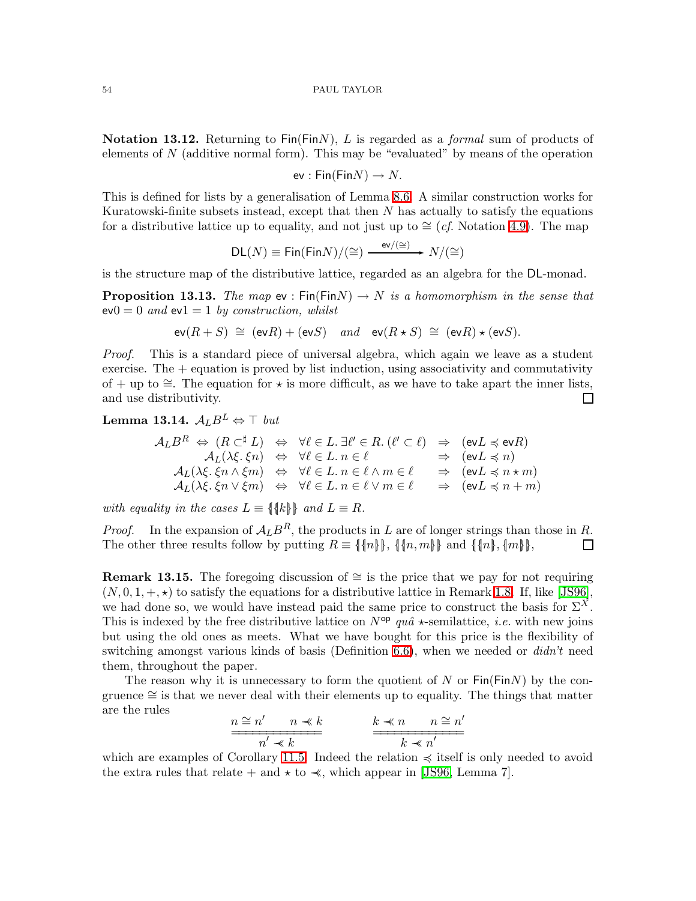**Notation 13.12.** Returning to $\mathsf{Fin}(\mathsf{Fin}N)$, $L$ is regarded as a *formal* sum of products of elements of $N$ (additive normal form). This may be "evaluated" by means of the operation

$$\mathsf{ev} : \mathsf{Fin}(\mathsf{Fin}N) \to N.$$

This is defined for lists by a generalisation of Lemma 8.6. A similar construction works for Kuratowski-finite subsets instead, except that then $N$ has actually to satisfy the equations for a distributive lattice up to equality, and not just up to $\cong$ (*cf.* Notation 4.9). The map

$$\mathsf{DL}(N) \equiv \mathsf{Fin}(\mathsf{Fin}N)/(\cong) \xrightarrow{\mathsf{ev}/(\cong)} N/(\cong)$$

is the structure map of the distributive lattice, regarded as an algebra for the $\mathsf{DL}$-monad.

**Proposition 13.13.** *The map $\mathsf{ev} : \mathsf{Fin}(\mathsf{Fin}N) \to N$ is a homomorphism in the sense that $\mathsf{ev}0 = 0$ and $\mathsf{ev}1 = 1$ by construction, whilst*

$$\mathsf{ev}(R + S) \;\cong\; (\mathsf{ev}R) + (\mathsf{ev}S) \quad \text{and} \quad \mathsf{ev}(R \star S) \;\cong\; (\mathsf{ev}R) \star (\mathsf{ev}S).$$

*Proof.* This is a standard piece of universal algebra, which again we leave as a student exercise. The $+$ equation is proved by list induction, using associativity and commutativity of $+$ up to $\cong$. The equation for $\star$ is more difficult, as we have to take apart the inner lists, and use distributivity. $\square$

**Lemma 13.14.** $\mathcal{A}_L B^L \Leftrightarrow \top$ *but*

$$\begin{array}{rcccl}
\mathcal{A}_L B^R \;\Leftrightarrow\; (R \subset^\sharp L) & \Leftrightarrow & \forall \ell \in L.\, \exists \ell' \in R.\, (\ell' \subset \ell) & \Rightarrow & (\mathsf{ev}L \preccurlyeq \mathsf{ev}R) \\
\mathcal{A}_L(\lambda\xi.\, \xi n) & \Leftrightarrow & \forall \ell \in L.\, n \in \ell & \Rightarrow & (\mathsf{ev}L \preccurlyeq n) \\
\mathcal{A}_L(\lambda\xi.\, \xi n \wedge \xi m) & \Leftrightarrow & \forall \ell \in L.\, n \in \ell \wedge m \in \ell & \Rightarrow & (\mathsf{ev}L \preccurlyeq n \star m) \\
\mathcal{A}_L(\lambda\xi.\, \xi n \vee \xi m) & \Leftrightarrow & \forall \ell \in L.\, n \in \ell \vee m \in \ell & \Rightarrow & (\mathsf{ev}L \preccurlyeq n + m)
\end{array}$$

*with equality in the cases $L \equiv \{\!\{k\}\!\}$ and $L \equiv R$.*

*Proof.* In the expansion of $\mathcal{A}_L B^R$, the products in $L$ are of longer strings than those in $R$. The other three results follow by putting $R \equiv \{\!\{n\}\!\}$, $\{\!\{n, m\}\!\}$ and $\{\!\{n\}, \{m\}\!\}$, $\square$

**Remark 13.15.** The foregoing discussion of $\cong$ is the price that we pay for not requiring $(N, 0, 1, +, \star)$ to satisfy the equations for a distributive lattice in Remark 1.8. If, like [JS96], we had done so, we would have instead paid the same price to construct the basis for $\Sigma^X$. This is indexed by the free distributive lattice on $N^{\mathsf{op}}$ *quâ* $\star$-semilattice, *i.e.* with new joins but using the old ones as meets. What we have bought for this price is the flexibility of switching amongst various kinds of basis (Definition 6.6), when we needed or *didn't* need them, throughout the paper.

The reason why it is unnecessary to form the quotient of $N$ or $\mathsf{Fin}(\mathsf{Fin}N)$ by the congruence $\cong$ is that we never deal with their elements up to equality. The things that matter are the rules

$$\frac{n \cong n' \qquad n \prec\!\!\!\prec k}{\overline{\overline{\qquad n' \prec\!\!\!\prec k \qquad}}} \qquad\qquad \frac{k \prec\!\!\!\prec n \qquad n \cong n'}{\overline{\overline{\qquad k \prec\!\!\!\prec n' \qquad}}}$$

which are examples of Corollary 11.5. Indeed the relation $\preccurlyeq$ itself is only needed to avoid the extra rules that relate $+$ and $\star$ to $\prec\!\!\!\prec$, which appear in [JS96, Lemma 7].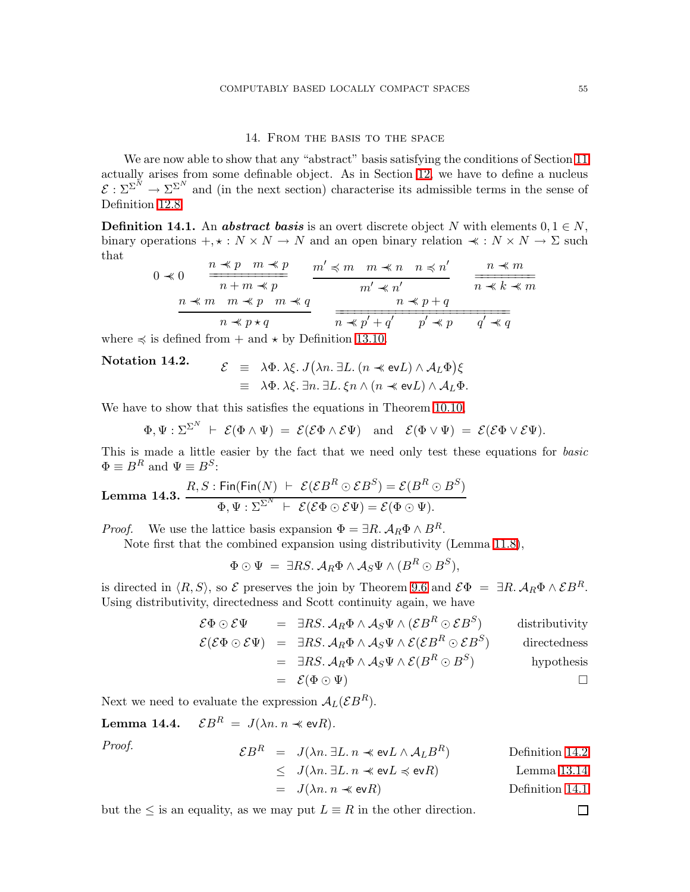## 14. From the basis to the space

We are now able to show that any "abstract" basis satisfying the conditions of Section 11 actually arises from some definable object. As in Section 12, we have to define a nucleus $\mathcal{E} : \Sigma^{\Sigma^N} \to \Sigma^{\Sigma^N}$ and (in the next section) characterise its admissible terms in the sense of Definition 12.8.

**Definition 14.1.** An ***abstract basis*** is an overt discrete object $N$ with elements $0, 1 \in N$, binary operations $+, \star : N \times N \to N$ and an open binary relation $\prec\!\!\!\prec : N \times N \to \Sigma$ such that

$$0 \prec\!\!\!\prec 0 \qquad \frac{n \prec\!\!\!\prec p \quad m \prec\!\!\!\prec p}{\overline{\overline{n + m \prec\!\!\!\prec p}}} \qquad \frac{m' \preccurlyeq m \quad m \prec\!\!\!\prec n \quad n \preccurlyeq n'}{m' \prec\!\!\!\prec n'} \qquad \frac{n \prec\!\!\!\prec m}{\overline{\overline{n \prec\!\!\!\prec k \prec\!\!\!\prec m}}}$$

$$\frac{n \prec\!\!\!\prec m \quad m \prec\!\!\!\prec p \quad m \prec\!\!\!\prec q}{n \prec\!\!\!\prec p \star q} \qquad \frac{n \prec\!\!\!\prec p + q}{\overline{\overline{n \prec\!\!\!\prec p' + q' \qquad p' \prec\!\!\!\prec p \qquad q' \prec\!\!\!\prec q}}}$$

where $\preccurlyeq$ is defined from $+$ and $\star$ by Definition 13.10.

**Notation 14.2.**

$$\begin{aligned}\mathcal{E} \;&\equiv\; \lambda\Phi.\, \lambda\xi.\, J\big(\lambda n.\, \exists L.\, (n \prec\!\!\!\prec \mathsf{ev}L) \wedge \mathcal{A}_L\Phi\big)\xi \\ &\equiv\; \lambda\Phi.\, \lambda\xi.\, \exists n.\, \exists L.\, \xi n \wedge (n \prec\!\!\!\prec \mathsf{ev}L) \wedge \mathcal{A}_L\Phi.\end{aligned}$$

We have to show that this satisfies the equations in Theorem 10.10,

$$\Phi, \Psi : \Sigma^{\Sigma^N} \;\vdash\; \mathcal{E}(\Phi \wedge \Psi) \;=\; \mathcal{E}(\mathcal{E}\Phi \wedge \mathcal{E}\Psi) \quad \text{and} \quad \mathcal{E}(\Phi \vee \Psi) \;=\; \mathcal{E}(\mathcal{E}\Phi \vee \mathcal{E}\Psi).$$

This is made a little easier by the fact that we need only test these equations for *basic* $\Phi \equiv B^R$ and $\Psi \equiv B^S$:

**Lemma 14.3.**
$$\frac{R, S : \mathsf{Fin}(\mathsf{Fin}(N)) \;\vdash\; \mathcal{E}(\mathcal{E}B^R \odot \mathcal{E}B^S) = \mathcal{E}(B^R \odot B^S)}{\Phi, \Psi : \Sigma^{\Sigma^N} \;\vdash\; \mathcal{E}(\mathcal{E}\Phi \odot \mathcal{E}\Psi) = \mathcal{E}(\Phi \odot \Psi).}$$

*Proof.* We use the lattice basis expansion $\Phi = \exists R.\, \mathcal{A}_R\Phi \wedge B^R$.

Note first that the combined expansion using distributivity (Lemma 11.8),

$$\Phi \odot \Psi \;=\; \exists RS.\, \mathcal{A}_R\Phi \wedge \mathcal{A}_S\Psi \wedge (B^R \odot B^S),$$

is directed in $\langle R, S\rangle$, so $\mathcal{E}$ preserves the join by Theorem 9.6 and $\mathcal{E}\Phi \;=\; \exists R.\, \mathcal{A}_R\Phi \wedge \mathcal{E}B^R$. Using distributivity, directedness and Scott continuity again, we have

$$\begin{aligned}
\mathcal{E}\Phi \odot \mathcal{E}\Psi \;&=\; \exists RS.\, \mathcal{A}_R\Phi \wedge \mathcal{A}_S\Psi \wedge (\mathcal{E}B^R \odot \mathcal{E}B^S) && \text{distributivity}\\
\mathcal{E}(\mathcal{E}\Phi \odot \mathcal{E}\Psi) \;&=\; \exists RS.\, \mathcal{A}_R\Phi \wedge \mathcal{A}_S\Psi \wedge \mathcal{E}(\mathcal{E}B^R \odot \mathcal{E}B^S) && \text{directedness}\\
&=\; \exists RS.\, \mathcal{A}_R\Phi \wedge \mathcal{A}_S\Psi \wedge \mathcal{E}(B^R \odot B^S) && \text{hypothesis}\\
&=\; \mathcal{E}(\Phi \odot \Psi) && \square
\end{aligned}$$

Next we need to evaluate the expression $\mathcal{A}_L(\mathcal{E}B^R)$.

**Lemma 14.4.** $\quad \mathcal{E}B^R \;=\; J(\lambda n.\, n \prec\!\!\!\prec \mathsf{ev}R).$

*Proof.*

$$\begin{aligned}
\mathcal{E}B^R \;&=\; J(\lambda n.\, \exists L.\, n \prec\!\!\!\prec \mathsf{ev}L \wedge \mathcal{A}_L B^R) && \text{Definition 14.2}\\
&\leq\; J(\lambda n.\, \exists L.\, n \prec\!\!\!\prec \mathsf{ev}L \preccurlyeq \mathsf{ev}R) && \text{Lemma 13.14}\\
&=\; J(\lambda n.\, n \prec\!\!\!\prec \mathsf{ev}R) && \text{Definition 14.1}
\end{aligned}$$

but the $\leq$ is an equality, as we may put $L \equiv R$ in the other direction. $\square$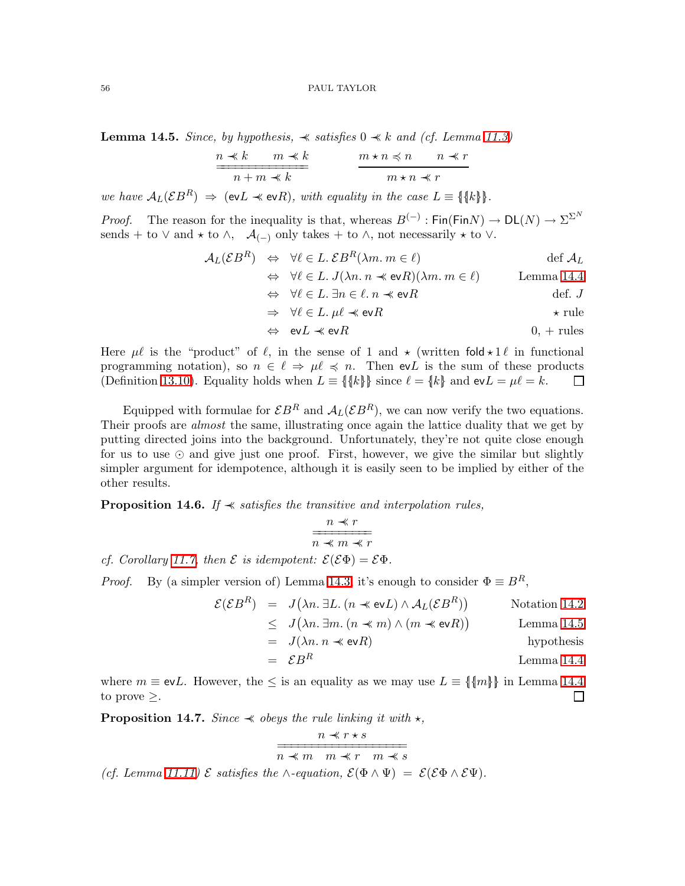**Lemma 14.5.** *Since, by hypothesis, $\prec\!\!\!\prec$ satisfies $0 \prec\!\!\!\prec k$ and (cf. Lemma 11.3)*

$$\frac{n \prec\!\!\!\prec k \qquad m \prec\!\!\!\prec k}{\overline{\overline{n + m \prec\!\!\!\prec k}}} \qquad\qquad \frac{m \star n \preccurlyeq n \qquad n \prec\!\!\!\prec r}{m \star n \prec\!\!\!\prec r}$$

*we have $\mathcal{A}_L(\mathcal{E}B^R) \Rightarrow (\mathsf{ev}L \prec\!\!\!\prec \mathsf{ev}R)$, with equality in the case $L \equiv \{\!\{\{k\}\}\!\}$.*

*Proof.* The reason for the inequality is that, whereas $B^{(-)} : \mathsf{Fin}(\mathsf{Fin}N) \to \mathsf{DL}(N) \to \Sigma^{\Sigma^N}$ sends $+$ to $\vee$ and $\star$ to $\wedge$, $\mathcal{A}_{(-)}$ only takes $+$ to $\wedge$, not necessarily $\star$ to $\vee$.

$$\begin{array}{rcll}
\mathcal{A}_L(\mathcal{E}B^R) & \Leftrightarrow & \forall \ell \in L.\, \mathcal{E}B^R(\lambda m.\, m \in \ell) & \text{def } \mathcal{A}_L \\
& \Leftrightarrow & \forall \ell \in L.\, J(\lambda n.\, n \prec\!\!\!\prec \mathsf{ev}R)(\lambda m.\, m \in \ell) & \text{Lemma 14.4} \\
& \Leftrightarrow & \forall \ell \in L.\, \exists n \in \ell.\, n \prec\!\!\!\prec \mathsf{ev}R & \text{def. } J \\
& \Rightarrow & \forall \ell \in L.\, \mu\ell \prec\!\!\!\prec \mathsf{ev}R & \star \text{ rule} \\
& \Leftrightarrow & \mathsf{ev}L \prec\!\!\!\prec \mathsf{ev}R & 0,\, + \text{ rules}
\end{array}$$

Here $\mu\ell$ is the "product" of $\ell$, in the sense of 1 and $\star$ (written $\mathsf{fold}\star 1\,\ell$ in functional programming notation), so $n \in \ell \Rightarrow \mu\ell \preccurlyeq n$. Then $\mathsf{ev}L$ is the sum of these products (Definition 13.10). Equality holds when $L \equiv \{\!\{\{k\}\}\!\}$ since $\ell = \{k\}$ and $\mathsf{ev}L = \mu\ell = k$. $\square$

Equipped with formulae for $\mathcal{E}B^R$ and $\mathcal{A}_L(\mathcal{E}B^R)$, we can now verify the two equations. Their proofs are *almost* the same, illustrating once again the lattice duality that we get by putting directed joins into the background. Unfortunately, they're not quite close enough for us to use $\odot$ and give just one proof. First, however, we give the similar but slightly simpler argument for idempotence, although it is easily seen to be implied by either of the other results.

**Proposition 14.6.** *If $\prec\!\!\!\prec$ satisfies the transitive and interpolation rules,*

$$\frac{n \prec\!\!\!\prec r}{\overline{\overline{n \prec\!\!\!\prec m \prec\!\!\!\prec r}}}$$

*cf. Corollary 11.7, then $\mathcal{E}$ is idempotent: $\mathcal{E}(\mathcal{E}\Phi) = \mathcal{E}\Phi$.*

*Proof.* By (a simpler version of) Lemma 14.3, it's enough to consider $\Phi \equiv B^R$,

$$\begin{array}{rcll}
\mathcal{E}(\mathcal{E}B^R) & = & J\big(\lambda n.\, \exists L.\, (n \prec\!\!\!\prec \mathsf{ev}L) \wedge \mathcal{A}_L(\mathcal{E}B^R)\big) & \text{Notation 14.2} \\
& \le & J\big(\lambda n.\, \exists m.\, (n \prec\!\!\!\prec m) \wedge (m \prec\!\!\!\prec \mathsf{ev}R)\big) & \text{Lemma 14.5} \\
& = & J(\lambda n.\, n \prec\!\!\!\prec \mathsf{ev}R) & \text{hypothesis} \\
& = & \mathcal{E}B^R & \text{Lemma 14.4}
\end{array}$$

where $m \equiv \mathsf{ev}L$. However, the $\le$ is an equality as we may use $L \equiv \{\!\{\{m\}\}\!\}$ in Lemma 14.4 to prove $\ge$. $\square$

**Proposition 14.7.** *Since $\prec\!\!\!\prec$ obeys the rule linking it with $\star$,*

$$\frac{n \prec\!\!\!\prec r \star s}{\overline{\overline{n \prec\!\!\!\prec m \quad m \prec\!\!\!\prec r \quad m \prec\!\!\!\prec s}}}$$

*(cf. Lemma 11.11) $\mathcal{E}$ satisfies the $\wedge$-equation, $\mathcal{E}(\Phi \wedge \Psi) = \mathcal{E}(\mathcal{E}\Phi \wedge \mathcal{E}\Psi)$.*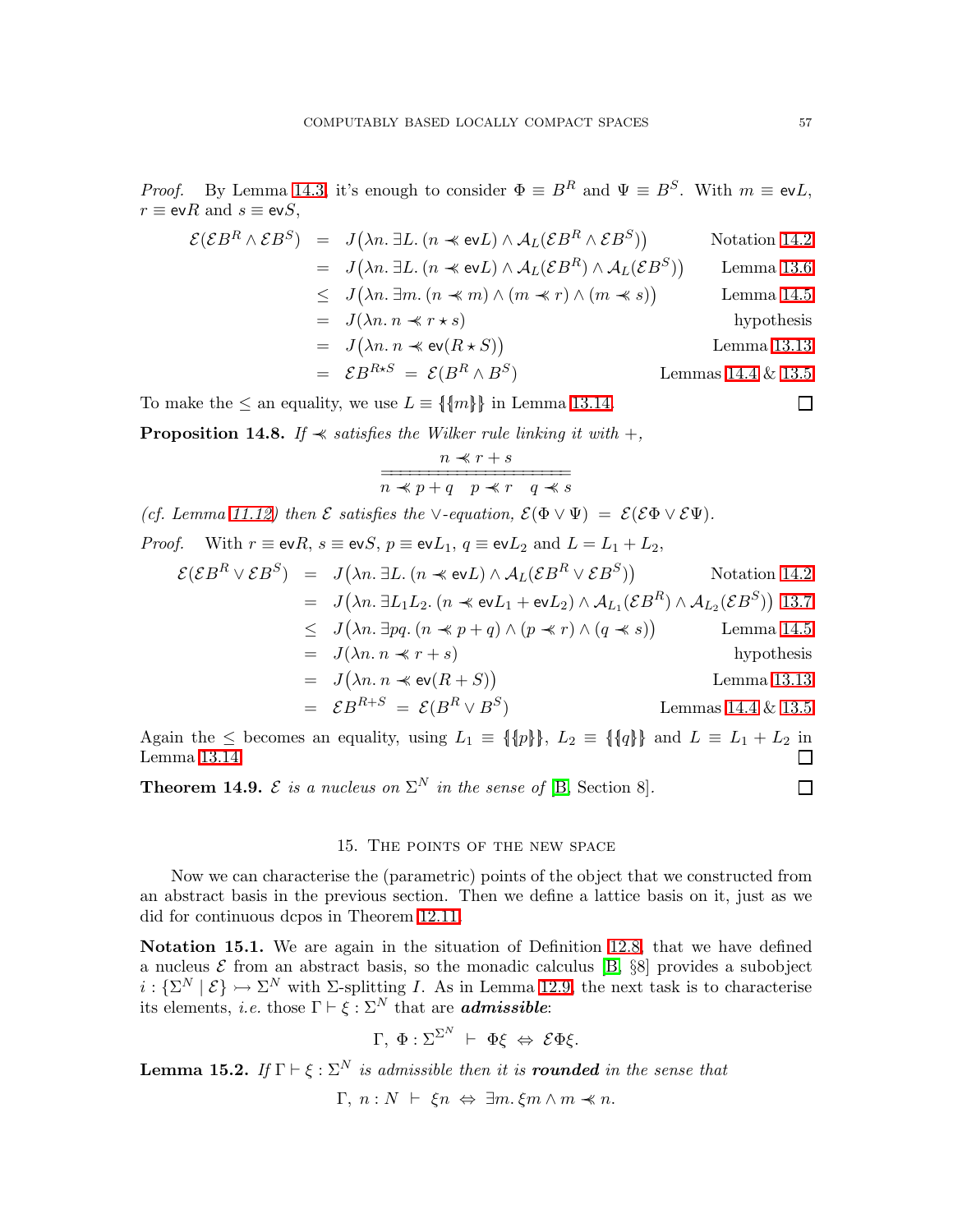*Proof.* By Lemma 14.3, it's enough to consider $\Phi \equiv B^R$ and $\Psi \equiv B^S$. With $m \equiv \mathsf{ev}L$, $r \equiv \mathsf{ev}R$ and $s \equiv \mathsf{ev}S$,

$$
\begin{array}{rcll}
\mathcal{E}(\mathcal{E}B^R \wedge \mathcal{E}B^S) & = & J\big(\lambda n.\, \exists L.\, (n \prec\!\!\prec \mathsf{ev}L) \wedge \mathcal{A}_L(\mathcal{E}B^R \wedge \mathcal{E}B^S)\big) & \text{Notation 14.2} \\
& = & J\big(\lambda n.\, \exists L.\, (n \prec\!\!\prec \mathsf{ev}L) \wedge \mathcal{A}_L(\mathcal{E}B^R) \wedge \mathcal{A}_L(\mathcal{E}B^S)\big) & \text{Lemma 13.6} \\
& \leq & J\big(\lambda n.\, \exists m.\, (n \prec\!\!\prec m) \wedge (m \prec\!\!\prec r) \wedge (m \prec\!\!\prec s)\big) & \text{Lemma 14.5} \\
& = & J(\lambda n.\, n \prec\!\!\prec r \star s) & \text{hypothesis} \\
& = & J\big(\lambda n.\, n \prec\!\!\prec \mathsf{ev}(R \star S)\big) & \text{Lemma 13.13} \\
& = & \mathcal{E}B^{R\star S} \;=\; \mathcal{E}(B^R \wedge B^S) & \text{Lemmas 14.4 \& 13.5}
\end{array}
$$

To make the $\leq$ an equality, we use $L \equiv \{\!\{m\}\!\}$ in Lemma 13.14. $\square$

**Proposition 14.8.** *If $\prec\!\!\prec$ satisfies the Wilker rule linking it with $+$,*

$$
\frac{n \prec\!\!\prec r + s}{n \prec\!\!\prec p + q \quad p \prec\!\!\prec r \quad q \prec\!\!\prec s}
$$

*(cf. Lemma 11.12) then $\mathcal{E}$ satisfies the $\vee$-equation, $\mathcal{E}(\Phi \vee \Psi) \;=\; \mathcal{E}(\mathcal{E}\Phi \vee \mathcal{E}\Psi)$.*

*Proof.* With $r \equiv \mathsf{ev}R$, $s \equiv \mathsf{ev}S$, $p \equiv \mathsf{ev}L_1$, $q \equiv \mathsf{ev}L_2$ and $L = L_1 + L_2$,

$$
\begin{array}{rcll}
\mathcal{E}(\mathcal{E}B^R \vee \mathcal{E}B^S) & = & J\big(\lambda n.\, \exists L.\, (n \prec\!\!\prec \mathsf{ev}L) \wedge \mathcal{A}_L(\mathcal{E}B^R \vee \mathcal{E}B^S)\big) & \text{Notation 14.2} \\
& = & J\big(\lambda n.\, \exists L_1 L_2.\, (n \prec\!\!\prec \mathsf{ev}L_1 + \mathsf{ev}L_2) \wedge \mathcal{A}_{L_1}(\mathcal{E}B^R) \wedge \mathcal{A}_{L_2}(\mathcal{E}B^S)\big) & \text{13.7} \\
& \leq & J\big(\lambda n.\, \exists pq.\, (n \prec\!\!\prec p + q) \wedge (p \prec\!\!\prec r) \wedge (q \prec\!\!\prec s)\big) & \text{Lemma 14.5} \\
& = & J(\lambda n.\, n \prec\!\!\prec r + s) & \text{hypothesis} \\
& = & J\big(\lambda n.\, n \prec\!\!\prec \mathsf{ev}(R + S)\big) & \text{Lemma 13.13} \\
& = & \mathcal{E}B^{R+S} \;=\; \mathcal{E}(B^R \vee B^S) & \text{Lemmas 14.4 \& 13.5}
\end{array}
$$

Again the $\leq$ becomes an equality, using $L_1 \equiv \{\!\{p\}\!\}$, $L_2 \equiv \{\!\{q\}\!\}$ and $L \equiv L_1 + L_2$ in Lemma 13.14. $\square$

**Theorem 14.9.** *$\mathcal{E}$ is a nucleus on $\Sigma^N$ in the sense of [B, Section 8].* $\square$

## 15. The points of the new space

Now we can characterise the (parametric) points of the object that we constructed from an abstract basis in the previous section. Then we define a lattice basis on it, just as we did for continuous dcpos in Theorem 12.11.

**Notation 15.1.** We are again in the situation of Definition 12.8, that we have defined a nucleus $\mathcal{E}$ from an abstract basis, so the monadic calculus [B, §8] provides a subobject $i : \{\Sigma^N \mid \mathcal{E}\} \rightarrowtail \Sigma^N$ with $\Sigma$-splitting $I$. As in Lemma 12.9, the next task is to characterise its elements, *i.e.* those $\Gamma \vdash \xi : \Sigma^N$ that are ***admissible***:

$$
\Gamma,\ \Phi : \Sigma^{\Sigma^N} \ \vdash\ \Phi\xi \ \Leftrightarrow\ \mathcal{E}\Phi\xi.
$$

**Lemma 15.2.** *If $\Gamma \vdash \xi : \Sigma^N$ is admissible then it is **rounded** in the sense that*

$$
\Gamma,\ n : N \ \vdash\ \xi n \ \Leftrightarrow\ \exists m.\, \xi m \wedge m \prec\!\!\prec n.
$$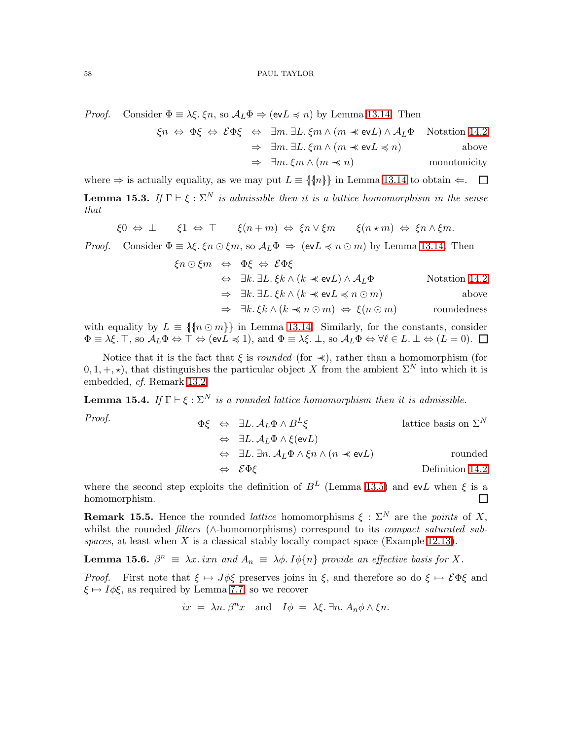*Proof.* Consider $\Phi \equiv \lambda\xi.\,\xi n$, so $\mathcal{A}_L\Phi \Rightarrow (\mathsf{ev}L \preccurlyeq n)$ by Lemma 13.14. Then

$$
\begin{aligned}
\xi n \;\Leftrightarrow\; \Phi\xi \;\Leftrightarrow\; \mathcal{E}\Phi\xi \;&\Leftrightarrow\; \exists m.\,\exists L.\,\xi m \wedge (m \prec\!\!\prec \mathsf{ev}L) \wedge \mathcal{A}_L\Phi && \text{Notation 14.2}\\
&\Rightarrow\; \exists m.\,\exists L.\,\xi m \wedge (m \prec\!\!\prec \mathsf{ev}L \preccurlyeq n) && \text{above}\\
&\Rightarrow\; \exists m.\,\xi m \wedge (m \prec\!\!\prec n) && \text{monotonicity}
\end{aligned}
$$

where $\Rightarrow$ is actually equality, as we may put $L \equiv \{\!\{n\}\!\}$ in Lemma 13.14 to obtain $\Leftarrow$. $\square$

**Lemma 15.3.** *If $\Gamma \vdash \xi : \Sigma^N$ is admissible then it is a lattice homomorphism in the sense that*

$$
\xi 0 \;\Leftrightarrow\; \bot \qquad \xi 1 \;\Leftrightarrow\; \top \qquad \xi(n+m) \;\Leftrightarrow\; \xi n \vee \xi m \qquad \xi(n \star m) \;\Leftrightarrow\; \xi n \wedge \xi m.
$$

*Proof.* Consider $\Phi \equiv \lambda\xi.\,\xi n \odot \xi m$, so $\mathcal{A}_L\Phi \;\Rightarrow\; (\mathsf{ev}L \preccurlyeq n \odot m)$ by Lemma 13.14. Then

$$
\begin{aligned}
\xi n \odot \xi m \;&\Leftrightarrow\; \Phi\xi \;\Leftrightarrow\; \mathcal{E}\Phi\xi\\
&\Leftrightarrow\; \exists k.\,\exists L.\,\xi k \wedge (k \prec\!\!\prec \mathsf{ev}L) \wedge \mathcal{A}_L\Phi && \text{Notation 14.2}\\
&\Rightarrow\; \exists k.\,\exists L.\,\xi k \wedge (k \prec\!\!\prec \mathsf{ev}L \preccurlyeq n \odot m) && \text{above}\\
&\Rightarrow\; \exists k.\,\xi k \wedge (k \prec\!\!\prec n \odot m) \;\Leftrightarrow\; \xi(n \odot m) && \text{roundedness}
\end{aligned}
$$

with equality by $L \equiv \{\!\{n \odot m\}\!\}$ in Lemma 13.14. Similarly, for the constants, consider $\Phi \equiv \lambda\xi.\,\top$, so $\mathcal{A}_L\Phi \Leftrightarrow \top \Leftrightarrow (\mathsf{ev}L \preccurlyeq 1)$, and $\Phi \equiv \lambda\xi.\,\bot$, so $\mathcal{A}_L\Phi \Leftrightarrow \forall \ell \in L.\,\bot \Leftrightarrow (L = 0)$. $\square$

Notice that it is the fact that $\xi$ is *rounded* (for $\prec\!\!\prec$), rather than a homomorphism (for $0, 1, +, \star$), that distinguishes the particular object $X$ from the ambient $\Sigma^N$ into which it is embedded, *cf.* Remark 13.2.

**Lemma 15.4.** *If $\Gamma \vdash \xi : \Sigma^N$ is a rounded lattice homomorphism then it is admissible.*

*Proof.*

$$
\begin{aligned}
\Phi\xi \;&\Leftrightarrow\; \exists L.\,\mathcal{A}_L\Phi \wedge B^L\xi && \text{lattice basis on } \Sigma^N\\
&\Leftrightarrow\; \exists L.\,\mathcal{A}_L\Phi \wedge \xi(\mathsf{ev}L)\\
&\Leftrightarrow\; \exists L.\,\exists n.\,\mathcal{A}_L\Phi \wedge \xi n \wedge (n \prec\!\!\prec \mathsf{ev}L) && \text{rounded}\\
&\Leftrightarrow\; \mathcal{E}\Phi\xi && \text{Definition 14.2}
\end{aligned}
$$

where the second step exploits the definition of $B^L$ (Lemma 13.5) and $\mathsf{ev}L$ when $\xi$ is a homomorphism. $\square$

**Remark 15.5.** Hence the rounded *lattice* homomorphisms $\xi : \Sigma^N$ are the *points* of $X$, whilst the rounded *filters* ($\wedge$-homomorphisms) correspond to its *compact saturated subspaces*, at least when $X$ is a classical stably locally compact space (Example 12.13).

**Lemma 15.6.** *$\beta^n \;\equiv\; \lambda x.\,ixn$ and $A_n \;\equiv\; \lambda\phi.\,I\phi\{n\}$ provide an effective basis for $X$.*

*Proof.* First note that $\xi \mapsto J\phi\xi$ preserves joins in $\xi$, and therefore so do $\xi \mapsto \mathcal{E}\Phi\xi$ and $\xi \mapsto I\phi\xi$, as required by Lemma 7.7, so we recover

$$
ix \;=\; \lambda n.\,\beta^n x \quad \text{and} \quad I\phi \;=\; \lambda\xi.\,\exists n.\,A_n\phi \wedge \xi n.
$$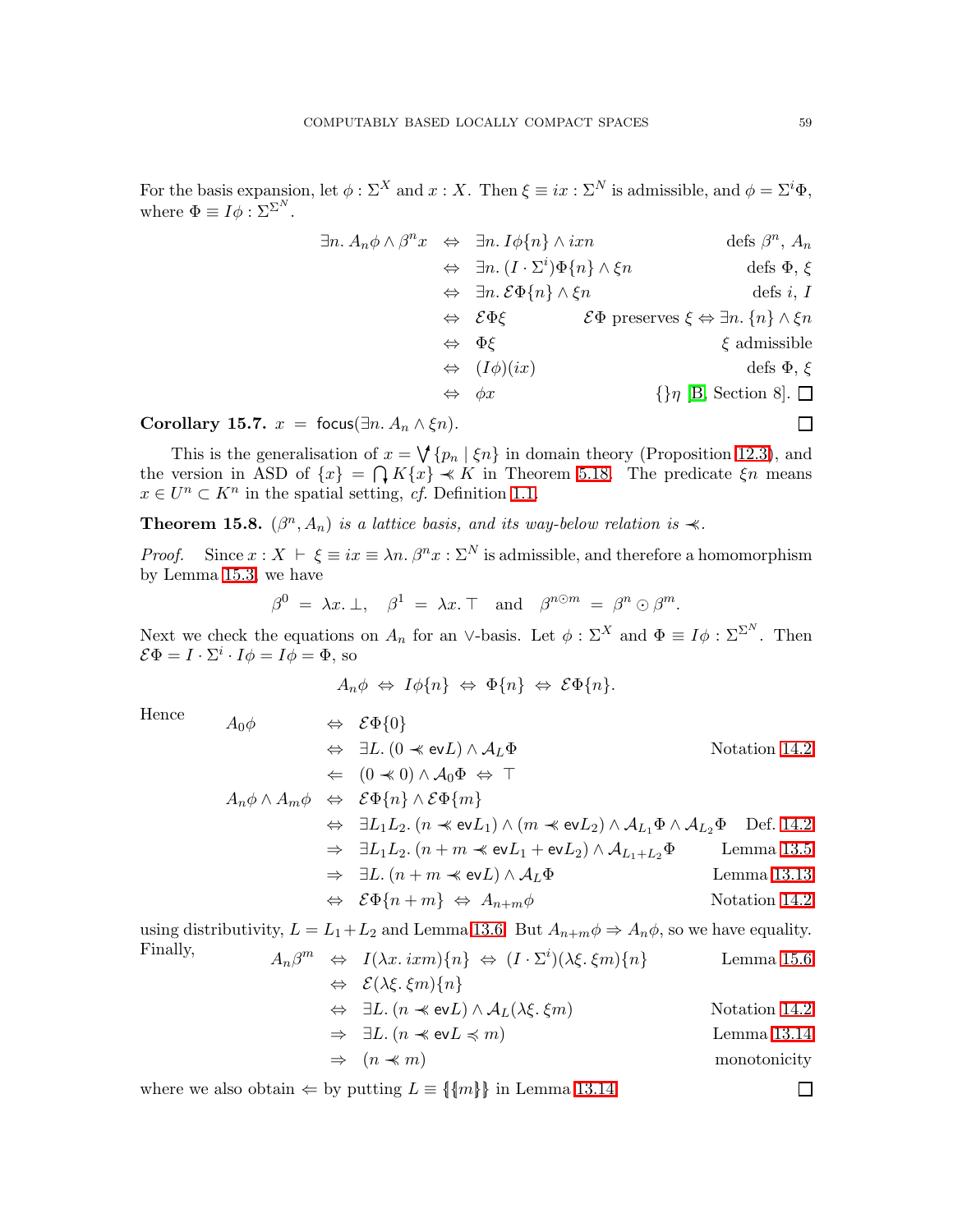For the basis expansion, let $\phi : \Sigma^X$ and $x : X$. Then $\xi \equiv ix : \Sigma^N$ is admissible, and $\phi = \Sigma^i \Phi$, where $\Phi \equiv I\phi : \Sigma^{\Sigma^N}$.

$$
\begin{array}{rcll}
\exists n.\, A_n \phi \wedge \beta^n x & \Leftrightarrow & \exists n.\, I\phi\{n\} \wedge ixn & \text{defs } \beta^n,\, A_n \\
& \Leftrightarrow & \exists n.\, (I \cdot \Sigma^i)\Phi\{n\} \wedge \xi n & \text{defs } \Phi,\, \xi \\
& \Leftrightarrow & \exists n.\, \mathcal{E}\Phi\{n\} \wedge \xi n & \text{defs } i,\, I \\
& \Leftrightarrow & \mathcal{E}\Phi\xi & \mathcal{E}\Phi \text{ preserves } \xi \Leftrightarrow \exists n.\, \{n\} \wedge \xi n \\
& \Leftrightarrow & \Phi\xi & \xi \text{ admissible} \\
& \Leftrightarrow & (I\phi)(ix) & \text{defs } \Phi,\, \xi \\
& \Leftrightarrow & \phi x & \{\}\eta \text{ [B, Section 8].} \quad \square
\end{array}
$$

**Corollary 15.7.** $x \;=\; \mathsf{focus}(\exists n.\, A_n \wedge \xi n)$. $\square$

This is the generalisation of $x = \bigvee^{\uparrow}\{p_n \mid \xi n\}$ in domain theory (Proposition 12.3), and the version in ASD of $\{x\} = \bigcap_{\downarrow} K\{x\} \prec\!\!\prec K$ in Theorem 5.18. The predicate $\xi n$ means $x \in U^n \subset K^n$ in the spatial setting, *cf.* Definition 1.1.

**Theorem 15.8.** *$(\beta^n, A_n)$ is a lattice basis, and its way-below relation is $\prec\!\!\prec$.*

*Proof.* Since $x : X \;\vdash\; \xi \equiv ix \equiv \lambda n.\, \beta^n x : \Sigma^N$ is admissible, and therefore a homomorphism by Lemma 15.3, we have

$$
\beta^0 \;=\; \lambda x.\, \bot, \quad \beta^1 \;=\; \lambda x.\, \top \quad \text{and} \quad \beta^{n \odot m} \;=\; \beta^n \odot \beta^m.
$$

Next we check the equations on $A_n$ for an $\vee$-basis. Let $\phi : \Sigma^X$ and $\Phi \equiv I\phi : \Sigma^{\Sigma^N}$. Then $\mathcal{E}\Phi = I \cdot \Sigma^i \cdot I\phi = I\phi = \Phi$, so

$$
A_n \phi \;\Leftrightarrow\; I\phi\{n\} \;\Leftrightarrow\; \Phi\{n\} \;\Leftrightarrow\; \mathcal{E}\Phi\{n\}.
$$

Hence

$$
\begin{array}{rcll}
A_0 \phi & \Leftrightarrow & \mathcal{E}\Phi\{0\} & \\
& \Leftrightarrow & \exists L.\, (0 \prec\!\!\prec \mathsf{ev}L) \wedge \mathcal{A}_L \Phi & \text{Notation 14.2} \\
& \Leftarrow & (0 \prec\!\!\prec 0) \wedge \mathcal{A}_0 \Phi \;\Leftrightarrow\; \top & \\
A_n \phi \wedge A_m \phi & \Leftrightarrow & \mathcal{E}\Phi\{n\} \wedge \mathcal{E}\Phi\{m\} & \\
& \Leftrightarrow & \exists L_1 L_2.\, (n \prec\!\!\prec \mathsf{ev}L_1) \wedge (m \prec\!\!\prec \mathsf{ev}L_2) \wedge \mathcal{A}_{L_1}\Phi \wedge \mathcal{A}_{L_2}\Phi & \text{Def. 14.2} \\
& \Rightarrow & \exists L_1 L_2.\, (n + m \prec\!\!\prec \mathsf{ev}L_1 + \mathsf{ev}L_2) \wedge \mathcal{A}_{L_1 + L_2}\Phi & \text{Lemma 13.5} \\
& \Rightarrow & \exists L.\, (n + m \prec\!\!\prec \mathsf{ev}L) \wedge \mathcal{A}_L \Phi & \text{Lemma 13.13} \\
& \Leftrightarrow & \mathcal{E}\Phi\{n + m\} \;\Leftrightarrow\; A_{n+m}\phi & \text{Notation 14.2}
\end{array}
$$

using distributivity, $L = L_1 + L_2$ and Lemma 13.6. But $A_{n+m}\phi \Rightarrow A_n \phi$, so we have equality. Finally,

$$
\begin{array}{rcll}
A_n \beta^m & \Leftrightarrow & I(\lambda x.\, ixm)\{n\} \;\Leftrightarrow\; (I \cdot \Sigma^i)(\lambda \xi.\, \xi m)\{n\} & \text{Lemma 15.6} \\
& \Leftrightarrow & \mathcal{E}(\lambda \xi.\, \xi m)\{n\} & \\
& \Leftrightarrow & \exists L.\, (n \prec\!\!\prec \mathsf{ev}L) \wedge \mathcal{A}_L(\lambda \xi.\, \xi m) & \text{Notation 14.2} \\
& \Rightarrow & \exists L.\, (n \prec\!\!\prec \mathsf{ev}L \preccurlyeq m) & \text{Lemma 13.14} \\
& \Rightarrow & (n \prec\!\!\prec m) & \text{monotonicity}
\end{array}
$$

where we also obtain $\Leftarrow$ by putting $L \equiv \{\!\{m\}\!\}$ in Lemma 13.14. $\square$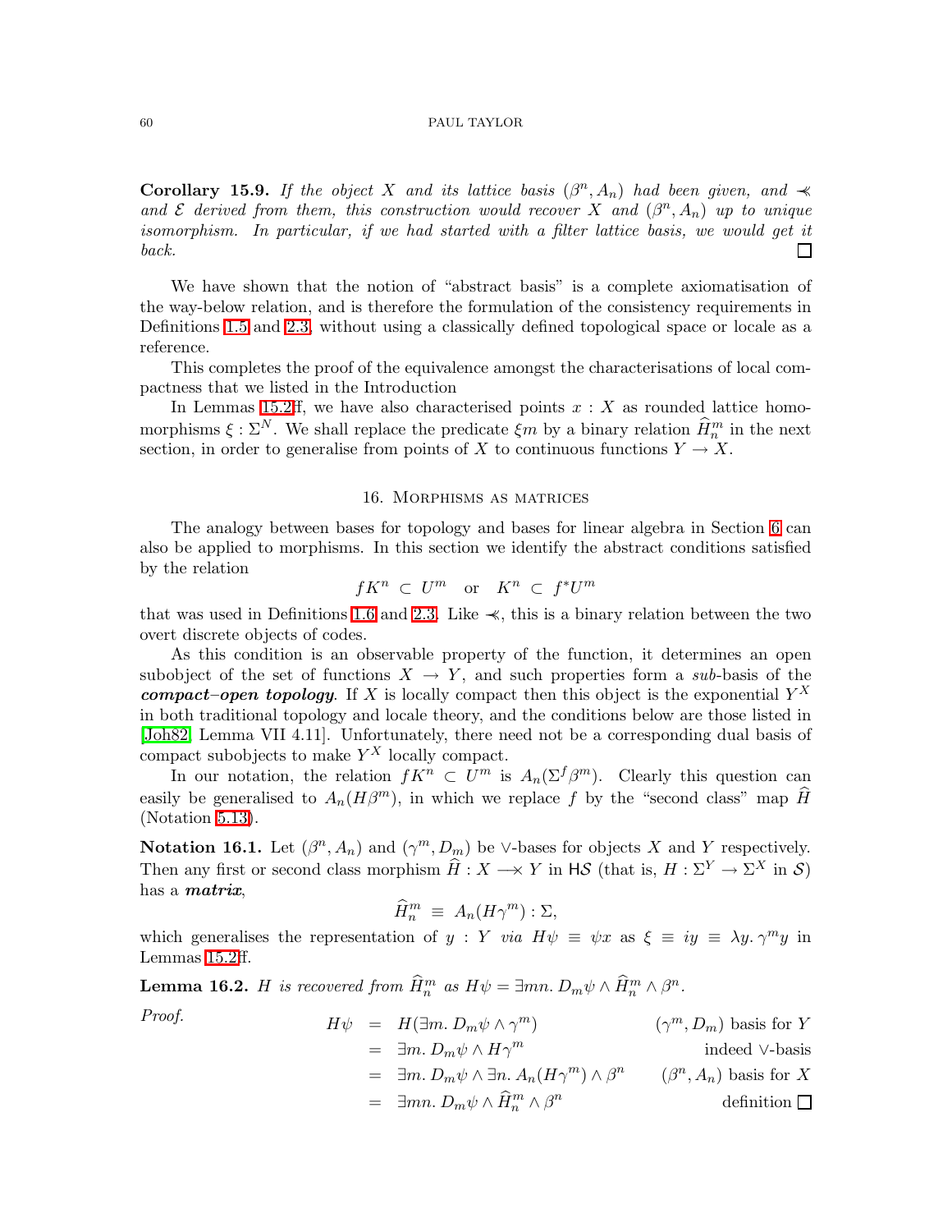**Corollary 15.9.** *If the object $X$ and its lattice basis $(\beta^n, A_n)$ had been given, and $\prec\!\!\!\prec$ and $\mathcal{E}$ derived from them, this construction would recover $X$ and $(\beta^n, A_n)$ up to unique isomorphism. In particular, if we had started with a filter lattice basis, we would get it back.* $\square$

We have shown that the notion of "abstract basis" is a complete axiomatisation of the way-below relation, and is therefore the formulation of the consistency requirements in Definitions 1.5 and 2.3, without using a classically defined topological space or locale as a reference.

This completes the proof of the equivalence amongst the characterisations of local compactness that we listed in the Introduction

In Lemmas 15.2ff, we have also characterised points $x : X$ as rounded lattice homomorphisms $\xi : \Sigma^N$. We shall replace the predicate $\xi m$ by a binary relation $\widehat{H}^m_n$ in the next section, in order to generalise from points of $X$ to continuous functions $Y \to X$.

## 16. Morphisms as matrices

The analogy between bases for topology and bases for linear algebra in Section 6 can also be applied to morphisms. In this section we identify the abstract conditions satisfied by the relation

$$f K^n \subset U^m \quad \text{or} \quad K^n \subset f^* U^m$$

that was used in Definitions 1.6 and 2.3. Like $\prec\!\!\!\prec$, this is a binary relation between the two overt discrete objects of codes.

As this condition is an observable property of the function, it determines an open subobject of the set of functions $X \to Y$, and such properties form a *sub*-basis of the ***compact–open topology***. If $X$ is locally compact then this object is the exponential $Y^X$ in both traditional topology and locale theory, and the conditions below are those listed in [Joh82, Lemma VII 4.11]. Unfortunately, there need not be a corresponding dual basis of compact subobjects to make $Y^X$ locally compact.

In our notation, the relation $f K^n \subset U^m$ is $A_n(\Sigma^f \beta^m)$. Clearly this question can easily be generalised to $A_n(H\beta^m)$, in which we replace $f$ by the "second class" map $\widehat{H}$ (Notation 5.13).

**Notation 16.1.** Let $(\beta^n, A_n)$ and $(\gamma^m, D_m)$ be $\vee$-bases for objects $X$ and $Y$ respectively. Then any first or second class morphism $\widehat{H} : X \longrightarrow\!\!\!\!\times\; Y$ in $\mathsf{H}\mathcal{S}$ (that is, $H : \Sigma^Y \to \Sigma^X$ in $\mathcal{S}$) has a ***matrix***,

$$\widehat{H}^m_n \;\equiv\; A_n(H\gamma^m) : \Sigma,$$

which generalises the representation of $y : Y$ *via* $H\psi \equiv \psi x$ as $\xi \equiv iy \equiv \lambda y.\, \gamma^m y$ in Lemmas 15.2ff.

**Lemma 16.2.** *$H$ is recovered from $\widehat{H}^m_n$ as $H\psi = \exists mn.\, D_m\psi \wedge \widehat{H}^m_n \wedge \beta^n$.*

*Proof.*

$$\begin{aligned}
H\psi &= H(\exists m.\, D_m\psi \wedge \gamma^m) && (\gamma^m, D_m) \text{ basis for } Y \\
&= \exists m.\, D_m\psi \wedge H\gamma^m && \text{indeed } \vee\text{-basis} \\
&= \exists m.\, D_m\psi \wedge \exists n.\, A_n(H\gamma^m) \wedge \beta^n && (\beta^n, A_n) \text{ basis for } X \\
&= \exists mn.\, D_m\psi \wedge \widehat{H}^m_n \wedge \beta^n && \text{definition}
\end{aligned}$$

$\square$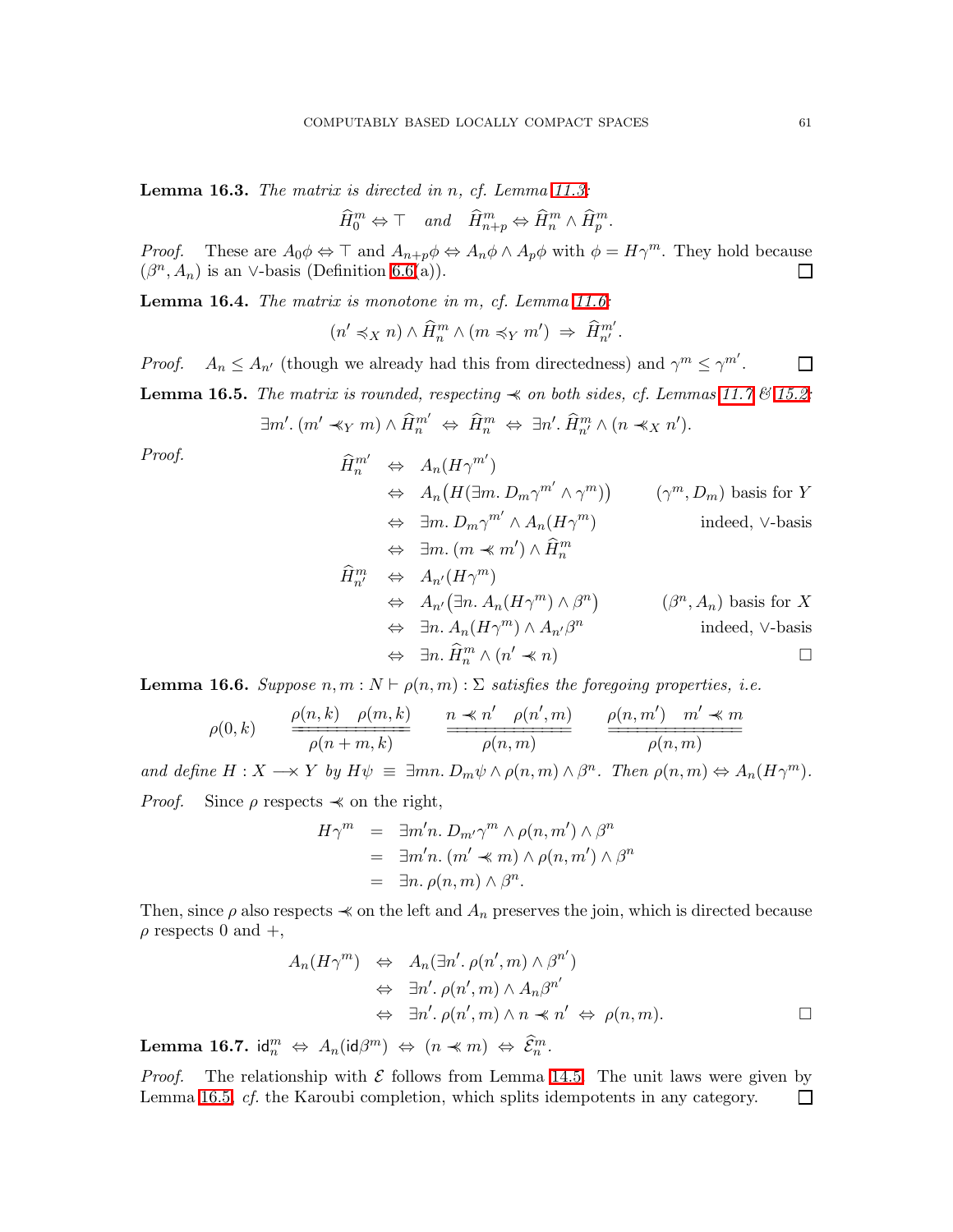**Lemma 16.3.** *The matrix is directed in $n$, cf. Lemma 11.3:*

$$\widehat{H}^m_0 \Leftrightarrow \top \quad \textit{and} \quad \widehat{H}^m_{n+p} \Leftrightarrow \widehat{H}^m_n \wedge \widehat{H}^m_p.$$

*Proof.* These are $A_0\phi \Leftrightarrow \top$ and $A_{n+p}\phi \Leftrightarrow A_n\phi \wedge A_p\phi$ with $\phi = H\gamma^m$. They hold because $(\beta^n, A_n)$ is an $\vee$-basis (Definition 6.6(a)). ∎

**Lemma 16.4.** *The matrix is monotone in $m$, cf. Lemma 11.6:*

$$(n' \preccurlyeq_X n) \wedge \widehat{H}^m_n \wedge (m \preccurlyeq_Y m') \;\Rightarrow\; \widehat{H}^{m'}_{n'}.$$

*Proof.* $A_n \leq A_{n'}$ (though we already had this from directedness) and $\gamma^m \leq \gamma^{m'}$. ∎

**Lemma 16.5.** *The matrix is rounded, respecting $\prec\!\!\!\prec$ on both sides, cf. Lemmas 11.7 & 15.2:*

$$\exists m'.\, (m' \prec\!\!\!\prec_Y m) \wedge \widehat{H}^{m'}_n \;\Leftrightarrow\; \widehat{H}^m_n \;\Leftrightarrow\; \exists n'.\, \widehat{H}^m_{n'} \wedge (n \prec\!\!\!\prec_X n').$$

*Proof.*

$$\begin{array}{rcll}
\widehat{H}^{m'}_n & \Leftrightarrow & A_n(H\gamma^{m'}) & \\
& \Leftrightarrow & A_n\big(H(\exists m.\, D_m\gamma^{m'} \wedge \gamma^m)\big) & (\gamma^m, D_m) \text{ basis for } Y \\
& \Leftrightarrow & \exists m.\, D_m\gamma^{m'} \wedge A_n(H\gamma^m) & \text{indeed, } \vee\text{-basis} \\
& \Leftrightarrow & \exists m.\, (m \prec\!\!\!\prec m') \wedge \widehat{H}^m_n & \\
\widehat{H}^m_{n'} & \Leftrightarrow & A_{n'}(H\gamma^m) & \\
& \Leftrightarrow & A_{n'}\big(\exists n.\, A_n(H\gamma^m) \wedge \beta^n\big) & (\beta^n, A_n) \text{ basis for } X \\
& \Leftrightarrow & \exists n.\, A_n(H\gamma^m) \wedge A_{n'}\beta^n & \text{indeed, } \vee\text{-basis} \\
& \Leftrightarrow & \exists n.\, \widehat{H}^m_n \wedge (n' \prec\!\!\!\prec n) & \square
\end{array}$$

**Lemma 16.6.** *Suppose $n, m : N \vdash \rho(n,m) : \Sigma$ satisfies the foregoing properties, i.e.*

$$\rho(0,k) \qquad \frac{\rho(n,k) \quad \rho(m,k)}{\rho(n+m,k)} \qquad \frac{n \prec\!\!\!\prec n' \quad \rho(n',m)}{\rho(n,m)} \qquad \frac{\rho(n,m') \quad m' \prec\!\!\!\prec m}{\rho(n,m)}$$

*and define $H : X \longrightarrow\!\!\!\!\!\!\times\; Y$ by $H\psi \;\equiv\; \exists mn.\, D_m\psi \wedge \rho(n,m) \wedge \beta^n$. Then $\rho(n,m) \Leftrightarrow A_n(H\gamma^m)$.*

*Proof.* Since $\rho$ respects $\prec\!\!\!\prec$ on the right,

$$\begin{array}{rcl}
H\gamma^m & = & \exists m'n.\, D_{m'}\gamma^m \wedge \rho(n,m') \wedge \beta^n \\
& = & \exists m'n.\, (m' \prec\!\!\!\prec m) \wedge \rho(n,m') \wedge \beta^n \\
& = & \exists n.\, \rho(n,m) \wedge \beta^n.
\end{array}$$

Then, since $\rho$ also respects $\prec\!\!\!\prec$ on the left and $A_n$ preserves the join, which is directed because $\rho$ respects 0 and +,

$$\begin{array}{rcl}
A_n(H\gamma^m) & \Leftrightarrow & A_n(\exists n'.\, \rho(n',m) \wedge \beta^{n'}) \\
& \Leftrightarrow & \exists n'.\, \rho(n',m) \wedge A_n\beta^{n'} \\
& \Leftrightarrow & \exists n'.\, \rho(n',m) \wedge n \prec\!\!\!\prec n' \;\Leftrightarrow\; \rho(n,m).
\end{array}$$
∎

**Lemma 16.7.** $\mathsf{id}^m_n \;\Leftrightarrow\; A_n(\mathsf{id}\beta^m) \;\Leftrightarrow\; (n \prec\!\!\!\prec m) \;\Leftrightarrow\; \widehat{\mathcal{E}}^m_n.$

*Proof.* The relationship with $\mathcal{E}$ follows from Lemma 14.5. The unit laws were given by Lemma 16.5, *cf.* the Karoubi completion, which splits idempotents in any category. ∎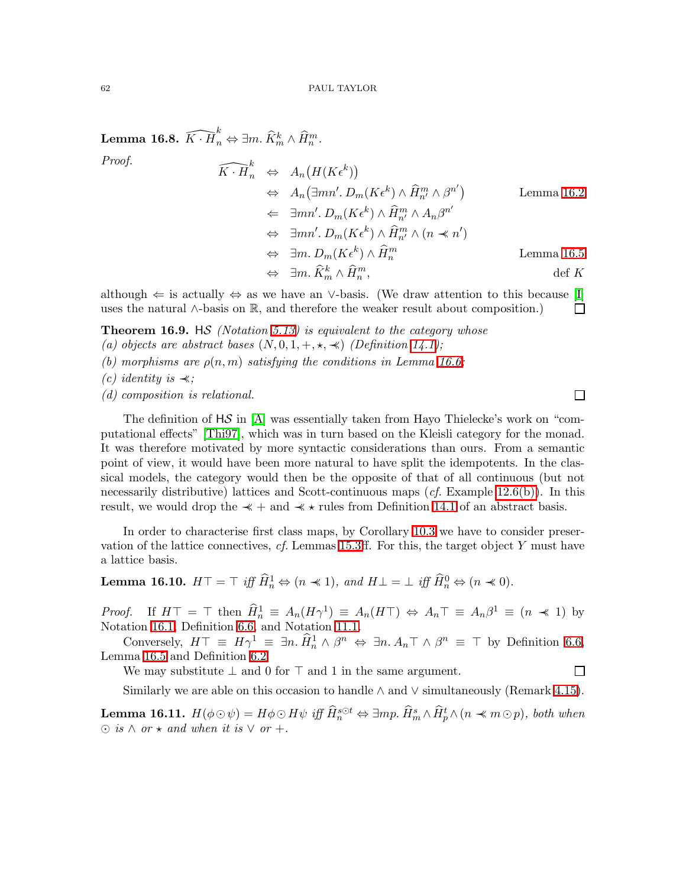**Lemma 16.8.** $\widehat{K \cdot H}^k_n \Leftrightarrow \exists m.\, \widehat{K}^k_m \wedge \widehat{H}^m_n$.

*Proof.*

$$
\begin{array}{rcll}
\widehat{K \cdot H}^k_n & \Leftrightarrow & A_n\big(H(K\epsilon^k)\big) & \\
& \Leftrightarrow & A_n\big(\exists m n'.\, D_m(K\epsilon^k) \wedge \widehat{H}^m_{n'} \wedge \beta^{n'}\big) & \text{Lemma 16.2} \\
& \Leftarrow & \exists m n'.\, D_m(K\epsilon^k) \wedge \widehat{H}^m_{n'} \wedge A_n \beta^{n'} & \\
& \Leftrightarrow & \exists m n'.\, D_m(K\epsilon^k) \wedge \widehat{H}^m_{n'} \wedge (n \lessdot n') & \\
& \Leftrightarrow & \exists m.\, D_m(K\epsilon^k) \wedge \widehat{H}^m_n & \text{Lemma 16.5} \\
& \Leftrightarrow & \exists m.\, \widehat{K}^k_m \wedge \widehat{H}^m_n, & \text{def } K
\end{array}
$$

although $\Leftarrow$ is actually $\Leftrightarrow$ as we have an $\vee$-basis. (We draw attention to this because [I] uses the natural $\wedge$-basis on $\mathbb{R}$, and therefore the weaker result about composition.) ☐

**Theorem 16.9.** $\mathsf{H}\mathcal{S}$ *(Notation 5.13) is equivalent to the category whose*
*(a) objects are abstract bases* $(N, 0, 1, +, \star, \lessdot)$ *(Definition 14.1);*
*(b) morphisms are* $\rho(n, m)$ *satisfying the conditions in Lemma 16.6;*
*(c) identity is* $\lessdot$*;*
*(d) composition is relational.* ☐

The definition of $\mathsf{H}\mathcal{S}$ in [A] was essentially taken from Hayo Thielecke's work on "computational effects" [Thi97], which was in turn based on the Kleisli category for the monad. It was therefore motivated by more syntactic considerations than ours. From a semantic point of view, it would have been more natural to have split the idempotents. In the classical models, the category would then be the opposite of that of all continuous (but not necessarily distributive) lattices and Scott-continuous maps (*cf.* Example 12.6(b)). In this result, we would drop the $\lessdot +$ and $\lessdot \star$ rules from Definition 14.1 of an abstract basis.

In order to characterise first class maps, by Corollary 10.3 we have to consider preservation of the lattice connectives, *cf.* Lemmas 15.3ff. For this, the target object $Y$ must have a lattice basis.

**Lemma 16.10.** $H\top = \top$ *iff* $\widehat{H}^1_n \Leftrightarrow (n \lessdot 1)$*, and* $H\bot = \bot$ *iff* $\widehat{H}^0_n \Leftrightarrow (n \lessdot 0)$.

*Proof.* If $H\top = \top$ then $\widehat{H}^1_n \equiv A_n(H\gamma^1) \equiv A_n(H\top) \Leftrightarrow A_n\top \equiv A_n\beta^1 \equiv (n \lessdot 1)$ by Notation 16.1, Definition 6.6, and Notation 11.1.

Conversely, $H\top \equiv H\gamma^1 \equiv \exists n.\, \widehat{H}^1_n \wedge \beta^n \Leftrightarrow \exists n.\, A_n\top \wedge \beta^n \equiv \top$ by Definition 6.6, Lemma 16.5 and Definition 6.2.

We may substitute $\bot$ and 0 for $\top$ and 1 in the same argument. ☐

Similarly we are able on this occasion to handle $\wedge$ and $\vee$ simultaneously (Remark 4.15).

**Lemma 16.11.** $H(\phi \odot \psi) = H\phi \odot H\psi$ *iff* $\widehat{H}^{s\odot t}_n \Leftrightarrow \exists mp.\, \widehat{H}^s_m \wedge \widehat{H}^t_p \wedge (n \lessdot m \odot p)$*, both when* $\odot$ *is* $\wedge$ *or* $\star$ *and when it is* $\vee$ *or* $+$.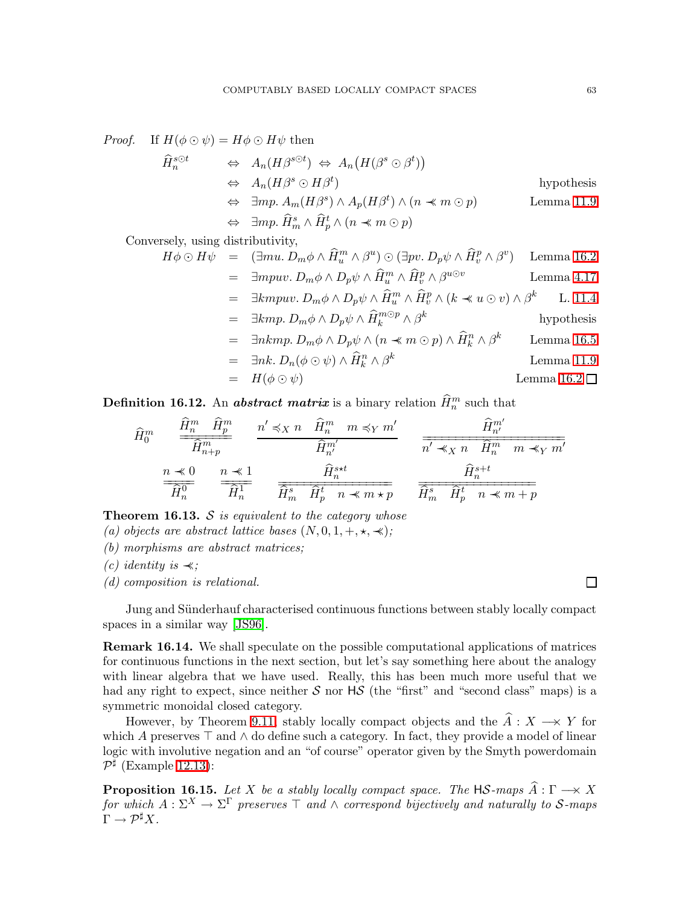*Proof.* If $H(\phi \odot \psi) = H\phi \odot H\psi$ then

$$\begin{array}{rcll}
\widehat{H}_n^{s\odot t} & \Leftrightarrow & A_n(H\beta^{s\odot t}) \;\Leftrightarrow\; A_n\big(H(\beta^s \odot \beta^t)\big) & \\
& \Leftrightarrow & A_n(H\beta^s \odot H\beta^t) & \text{hypothesis} \\
& \Leftrightarrow & \exists mp.\; A_m(H\beta^s) \wedge A_p(H\beta^t) \wedge (n \prec\!\!\prec m \odot p) & \text{Lemma 11.9} \\
& \Leftrightarrow & \exists mp.\; \widehat{H}_m^s \wedge \widehat{H}_p^t \wedge (n \prec\!\!\prec m \odot p) &
\end{array}$$

Conversely, using distributivity,

$$\begin{array}{rcll}
H\phi \odot H\psi & = & (\exists mu.\; D_m\phi \wedge \widehat{H}_u^m \wedge \beta^u) \odot (\exists pv.\; D_p\psi \wedge \widehat{H}_v^p \wedge \beta^v) & \text{Lemma 16.2} \\
& = & \exists mpuv.\; D_m\phi \wedge D_p\psi \wedge \widehat{H}_u^m \wedge \widehat{H}_v^p \wedge \beta^{u\odot v} & \text{Lemma 4.17} \\
& = & \exists kmpuv.\; D_m\phi \wedge D_p\psi \wedge \widehat{H}_u^m \wedge \widehat{H}_v^p \wedge (k \prec\!\!\prec u \odot v) \wedge \beta^k & \text{L. 11.4} \\
& = & \exists kmp.\; D_m\phi \wedge D_p\psi \wedge \widehat{H}_k^{m\odot p} \wedge \beta^k & \text{hypothesis} \\
& = & \exists nkmp.\; D_m\phi \wedge D_p\psi \wedge (n \prec\!\!\prec m \odot p) \wedge \widehat{H}_k^n \wedge \beta^k & \text{Lemma 16.5} \\
& = & \exists nk.\; D_n(\phi \odot \psi) \wedge \widehat{H}_k^n \wedge \beta^k & \text{Lemma 11.9} \\
& = & H(\phi \odot \psi) & \text{Lemma 16.2} \;\square
\end{array}$$

**Definition 16.12.** An ***abstract matrix*** is a binary relation $\widehat{H}_n^m$ such that

$$\widehat{H}_0^m \qquad \frac{\widehat{H}_n^m \quad \widehat{H}_p^m}{\widehat{H}_{n+p}^m} \qquad \frac{n' \preccurlyeq_X n \quad \widehat{H}_n^m \quad m \preccurlyeq_Y m'}{\widehat{H}_{n'}^{m'}} \qquad \frac{\widehat{H}_{n'}^{m'}}{n' \prec\!\!\prec_X n \quad \widehat{H}_n^m \quad m \prec\!\!\prec_Y m'}$$

$$\frac{n \prec\!\!\prec 0}{\widehat{H}_n^0} \qquad \frac{n \prec\!\!\prec 1}{\widehat{H}_n^1} \qquad \frac{\widehat{H}_n^{s\star t}}{\widehat{H}_m^s \quad \widehat{H}_p^t \quad n \prec\!\!\prec m \star p} \qquad \frac{\widehat{H}_n^{s+t}}{\widehat{H}_m^s \quad \widehat{H}_p^t \quad n \prec\!\!\prec m + p}$$

**Theorem 16.13.** *$\mathcal{S}$ is equivalent to the category whose*
*(a) objects are abstract lattice bases $(N, 0, 1, +, \star, \prec\!\!\prec)$;*
*(b) morphisms are abstract matrices;*
*(c) identity is $\prec\!\!\prec$;*
*(d) composition is relational.* $\square$

Jung and Sünderhauf characterised continuous functions between stably locally compact spaces in a similar way [JS96].

**Remark 16.14.** We shall speculate on the possible computational applications of matrices for continuous functions in the next section, but let's say something here about the analogy with linear algebra that we have used. Really, this has been much more useful that we had any right to expect, since neither $\mathcal{S}$ nor $\mathsf{H}\mathcal{S}$ (the "first" and "second class" maps) is a symmetric monoidal closed category.

However, by Theorem 9.11 stably locally compact objects and the $\widehat{A} : X \longrightarrow\!\!\!\!\times\; Y$ for which $A$ preserves $\top$ and $\wedge$ do define such a category. In fact, they provide a model of linear logic with involutive negation and an "of course" operator given by the Smyth powerdomain $\mathcal{P}^\sharp$ (Example 12.13):

**Proposition 16.15.** *Let $X$ be a stably locally compact space. The $\mathsf{H}\mathcal{S}$-maps $\widehat{A} : \Gamma \longrightarrow\!\!\!\!\times\; X$ for which $A : \Sigma^X \to \Sigma^\Gamma$ preserves $\top$ and $\wedge$ correspond bijectively and naturally to $\mathcal{S}$-maps $\Gamma \to \mathcal{P}^\sharp X$.*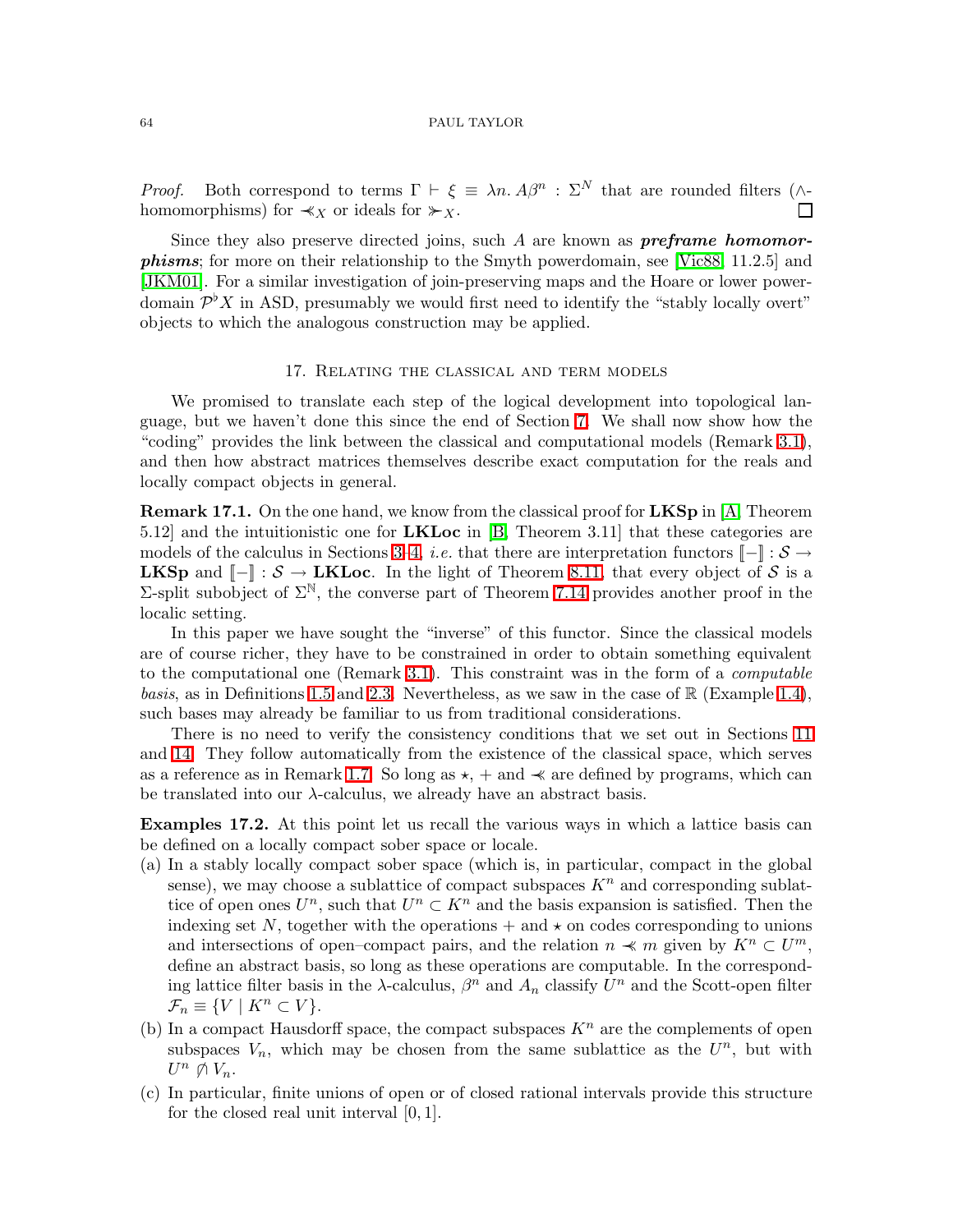*Proof.* Both correspond to terms $\Gamma \vdash \xi \equiv \lambda n.\, A\beta^n : \Sigma^N$ that are rounded filters ($\wedge$-homomorphisms) for $\lll_X$ or ideals for $\ggg_X$. ☐

Since they also preserve directed joins, such $A$ are known as ***preframe homomorphisms***; for more on their relationship to the Smyth powerdomain, see [Vic88, 11.2.5] and [JKM01]. For a similar investigation of join-preserving maps and the Hoare or lower powerdomain $\mathcal{P}^\flat X$ in ASD, presumably we would first need to identify the "stably locally overt" objects to which the analogous construction may be applied.

## 17. Relating the classical and term models

We promised to translate each step of the logical development into topological language, but we haven't done this since the end of Section 7. We shall now show how the "coding" provides the link between the classical and computational models (Remark 3.1), and then how abstract matrices themselves describe exact computation for the reals and locally compact objects in general.

**Remark 17.1.** On the one hand, we know from the classical proof for **LKSp** in [A, Theorem 5.12] and the intuitionistic one for **LKLoc** in [B, Theorem 3.11] that these categories are models of the calculus in Sections 3–4, *i.e.* that there are interpretation functors $[\![-]\!] : \mathcal{S} \to$ **LKSp** and $[\![-]\!] : \mathcal{S} \to$ **LKLoc**. In the light of Theorem 8.11, that every object of $\mathcal{S}$ is a $\Sigma$-split subobject of $\Sigma^{\mathbb{N}}$, the converse part of Theorem 7.14 provides another proof in the localic setting.

In this paper we have sought the "inverse" of this functor. Since the classical models are of course richer, they have to be constrained in order to obtain something equivalent to the computational one (Remark 3.1). This constraint was in the form of a *computable basis*, as in Definitions 1.5 and 2.3. Nevertheless, as we saw in the case of $\mathbb{R}$ (Example 1.4), such bases may already be familiar to us from traditional considerations.

There is no need to verify the consistency conditions that we set out in Sections 11 and 14. They follow automatically from the existence of the classical space, which serves as a reference as in Remark 1.7. So long as $\star$, $+$ and $\lll$ are defined by programs, which can be translated into our $\lambda$-calculus, we already have an abstract basis.

**Examples 17.2.** At this point let us recall the various ways in which a lattice basis can be defined on a locally compact sober space or locale.

(a) In a stably locally compact sober space (which is, in particular, compact in the global sense), we may choose a sublattice of compact subspaces $K^n$ and corresponding sublattice of open ones $U^n$, such that $U^n \subset K^n$ and the basis expansion is satisfied. Then the indexing set $N$, together with the operations $+$ and $\star$ on codes corresponding to unions and intersections of open–compact pairs, and the relation $n \lll m$ given by $K^n \subset U^m$, define an abstract basis, so long as these operations are computable. In the corresponding lattice filter basis in the $\lambda$-calculus, $\beta^n$ and $A_n$ classify $U^n$ and the Scott-open filter $\mathcal{F}_n \equiv \{V \mid K^n \subset V\}$.

(b) In a compact Hausdorff space, the compact subspaces $K^n$ are the complements of open subspaces $V_n$, which may be chosen from the same sublattice as the $U^n$, but with $U^n \not\!\!\between V_n$.

(c) In particular, finite unions of open or of closed rational intervals provide this structure for the closed real unit interval $[0, 1]$.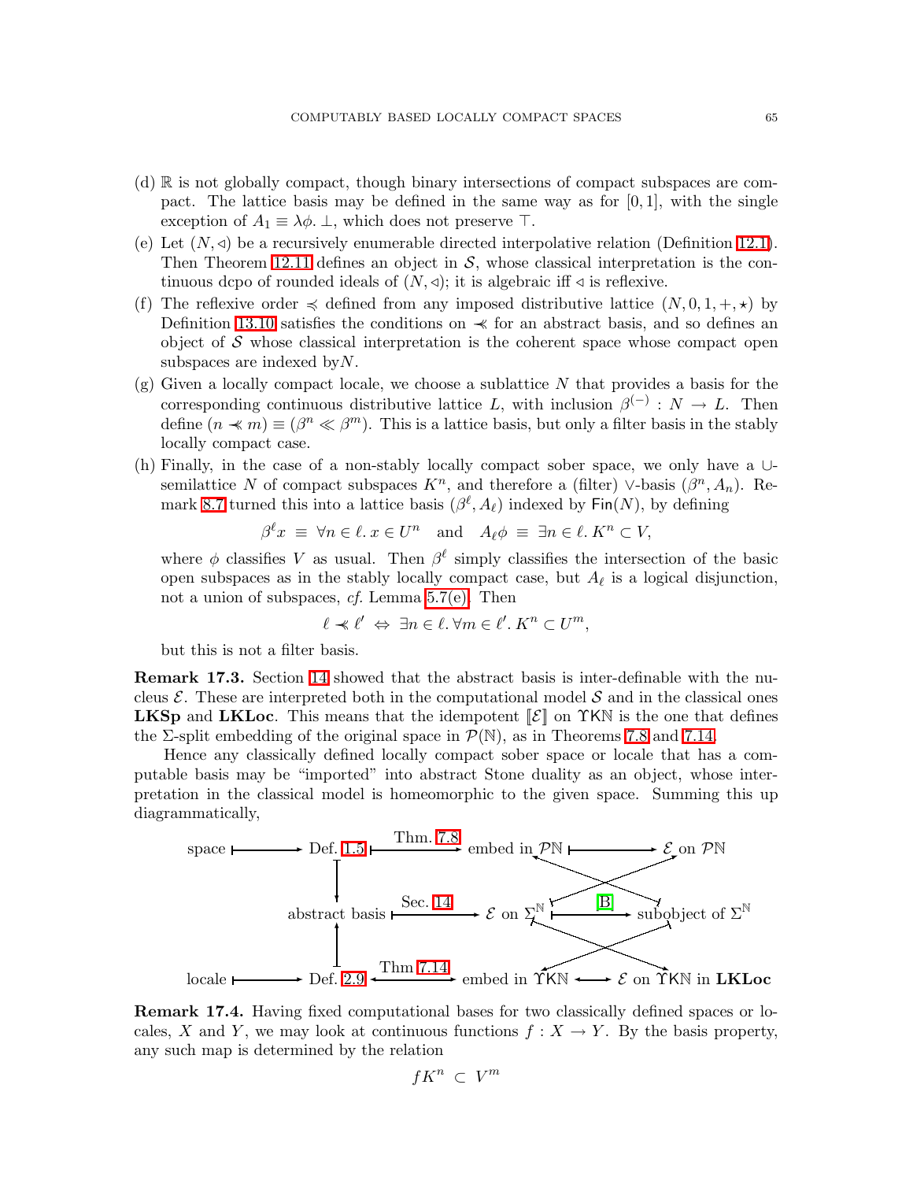(d) $\mathbb{R}$ is not globally compact, though binary intersections of compact subspaces are compact. The lattice basis may be defined in the same way as for $[0,1]$, with the single exception of $A_1 \equiv \lambda\phi.\,\bot$, which does not preserve $\top$.

(e) Let $(N, \lhd)$ be a recursively enumerable directed interpolative relation (Definition 12.1). Then Theorem 12.11 defines an object in $\mathcal{S}$, whose classical interpretation is the continuous dcpo of rounded ideals of $(N, \lhd)$; it is algebraic iff $\lhd$ is reflexive.

(f) The reflexive order $\preccurlyeq$ defined from any imposed distributive lattice $(N, 0, 1, +, \star)$ by Definition 13.10 satisfies the conditions on $\prec\!\!\!\prec$ for an abstract basis, and so defines an object of $\mathcal{S}$ whose classical interpretation is the coherent space whose compact open subspaces are indexed by$N$.

(g) Given a locally compact locale, we choose a sublattice $N$ that provides a basis for the corresponding continuous distributive lattice $L$, with inclusion $\beta^{(-)} : N \to L$. Then define $(n \prec\!\!\!\prec m) \equiv (\beta^n \ll \beta^m)$. This is a lattice basis, but only a filter basis in the stably locally compact case.

(h) Finally, in the case of a non-stably locally compact sober space, we only have a $\cup$-semilattice $N$ of compact subspaces $K^n$, and therefore a (filter) $\vee$-basis $(\beta^n, A_n)$. Remark 8.7 turned this into a lattice basis $(\beta^\ell, A_\ell)$ indexed by $\mathsf{Fin}(N)$, by defining

$$\beta^\ell x \;\equiv\; \forall n \in \ell.\, x \in U^n \quad\text{and}\quad A_\ell \phi \;\equiv\; \exists n \in \ell.\, K^n \subset V,$$

where $\phi$ classifies $V$ as usual. Then $\beta^\ell$ simply classifies the intersection of the basic open subspaces as in the stably locally compact case, but $A_\ell$ is a logical disjunction, not a union of subspaces, *cf.* Lemma 5.7(e). Then

$$\ell \prec\!\!\!\prec \ell' \;\Leftrightarrow\; \exists n \in \ell.\, \forall m \in \ell'.\, K^n \subset U^m,$$

but this is not a filter basis.

**Remark 17.3.** Section 14 showed that the abstract basis is inter-definable with the nucleus $\mathcal{E}$. These are interpreted both in the computational model $\mathcal{S}$ and in the classical ones **LKSp** and **LKLoc**. This means that the idempotent $[\![\mathcal{E}]\!]$ on $\Upsilon\mathsf{K}\mathbb{N}$ is the one that defines the $\Sigma$-split embedding of the original space in $\mathcal{P}(\mathbb{N})$, as in Theorems 7.8 and 7.14.

Hence any classically defined locally compact sober space or locale that has a computable basis may be "imported" into abstract Stone duality as an object, whose interpretation in the classical model is homeomorphic to the given space. Summing this up diagrammatically,

$$\begin{array}{ccccccc}
\text{space} & \longmapsto & \text{Def. 1.5} & \xrightarrow{\text{Thm. 7.8}} & \text{embed in } \mathcal{P}\mathbb{N} & \longmapsto & \mathcal{E} \text{ on } \mathcal{P}\mathbb{N} \\
& & \downarrow & & & & \\
& & \text{abstract basis} & \xrightarrow{\text{Sec. 14}} & \mathcal{E} \text{ on } \Sigma^{\mathbb{N}} & \xrightarrow{\text{[B]}} & \text{subobject of } \Sigma^{\mathbb{N}} \\
& & \uparrow & & & & \\
\text{locale} & \longmapsto & \text{Def. 2.9} & \xleftrightarrow{\text{Thm 7.14}} & \text{embed in } \Upsilon\mathsf{K}\mathbb{N} & \longleftrightarrow & \mathcal{E} \text{ on } \Upsilon\mathsf{K}\mathbb{N} \text{ in } \mathbf{LKLoc}
\end{array}$$

**Remark 17.4.** Having fixed computational bases for two classically defined spaces or locales, $X$ and $Y$, we may look at continuous functions $f : X \to Y$. By the basis property, any such map is determined by the relation

$$fK^n \;\subset\; V^m$$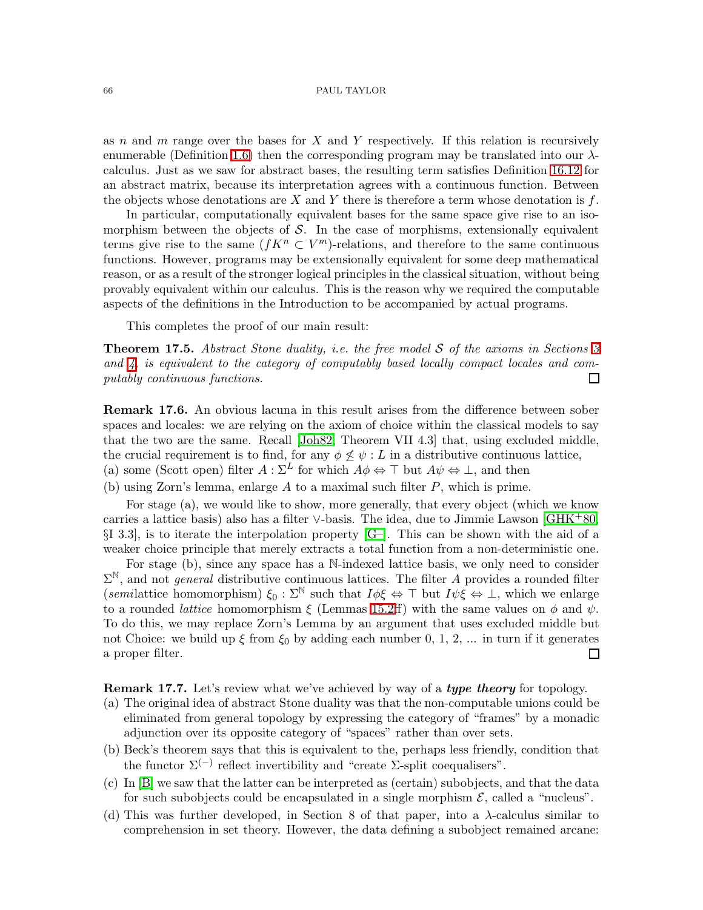as $n$ and $m$ range over the bases for $X$ and $Y$ respectively. If this relation is recursively enumerable (Definition 1.6) then the corresponding program may be translated into our $\lambda$-calculus. Just as we saw for abstract bases, the resulting term satisfies Definition 16.12 for an abstract matrix, because its interpretation agrees with a continuous function. Between the objects whose denotations are $X$ and $Y$ there is therefore a term whose denotation is $f$.

In particular, computationally equivalent bases for the same space give rise to an isomorphism between the objects of $\mathcal{S}$. In the case of morphisms, extensionally equivalent terms give rise to the same $(fK^n \subset V^m)$-relations, and therefore to the same continuous functions. However, programs may be extensionally equivalent for some deep mathematical reason, or as a result of the stronger logical principles in the classical situation, without being provably equivalent within our calculus. This is the reason why we required the computable aspects of the definitions in the Introduction to be accompanied by actual programs.

This completes the proof of our main result:

**Theorem 17.5.** *Abstract Stone duality, i.e. the free model $\mathcal{S}$ of the axioms in Sections 3 and 4, is equivalent to the category of computably based locally compact locales and computably continuous functions.* ☐

**Remark 17.6.** An obvious lacuna in this result arises from the difference between sober spaces and locales: we are relying on the axiom of choice within the classical models to say that the two are the same. Recall [Joh82, Theorem VII 4.3] that, using excluded middle, the crucial requirement is to find, for any $\phi \not\leq \psi : L$ in a distributive continuous lattice,

(a) some (Scott open) filter $A : \Sigma^L$ for which $A\phi \Leftrightarrow \top$ but $A\psi \Leftrightarrow \bot$, and then

(b) using Zorn's lemma, enlarge $A$ to a maximal such filter $P$, which is prime.

For stage (a), we would like to show, more generally, that every object (which we know carries a lattice basis) also has a filter $\vee$-basis. The idea, due to Jimmie Lawson [GHK+80, §I 3.3], is to iterate the interpolation property [G–]. This can be shown with the aid of a weaker choice principle that merely extracts a total function from a non-deterministic one.

For stage (b), since any space has a $\mathbb{N}$-indexed lattice basis, we only need to consider $\Sigma^{\mathbb{N}}$, and not *general* distributive continuous lattices. The filter $A$ provides a rounded filter (*semi*lattice homomorphism) $\xi_0 : \Sigma^{\mathbb{N}}$ such that $I\phi\xi \Leftrightarrow \top$ but $I\psi\xi \Leftrightarrow \bot$, which we enlarge to a rounded *lattice* homomorphism $\xi$ (Lemmas 15.2ff) with the same values on $\phi$ and $\psi$. To do this, we may replace Zorn's Lemma by an argument that uses excluded middle but not Choice: we build up $\xi$ from $\xi_0$ by adding each number 0, 1, 2, ... in turn if it generates a proper filter. ☐

**Remark 17.7.** Let's review what we've achieved by way of a ***type theory*** for topology.

(a) The original idea of abstract Stone duality was that the non-computable unions could be eliminated from general topology by expressing the category of "frames" by a monadic adjunction over its opposite category of "spaces" rather than over sets.

(b) Beck's theorem says that this is equivalent to the, perhaps less friendly, condition that the functor $\Sigma^{(-)}$ reflect invertibility and "create $\Sigma$-split coequalisers".

(c) In [B] we saw that the latter can be interpreted as (certain) subobjects, and that the data for such subobjects could be encapsulated in a single morphism $\mathcal{E}$, called a "nucleus".

(d) This was further developed, in Section 8 of that paper, into a $\lambda$-calculus similar to comprehension in set theory. However, the data defining a subobject remained arcane: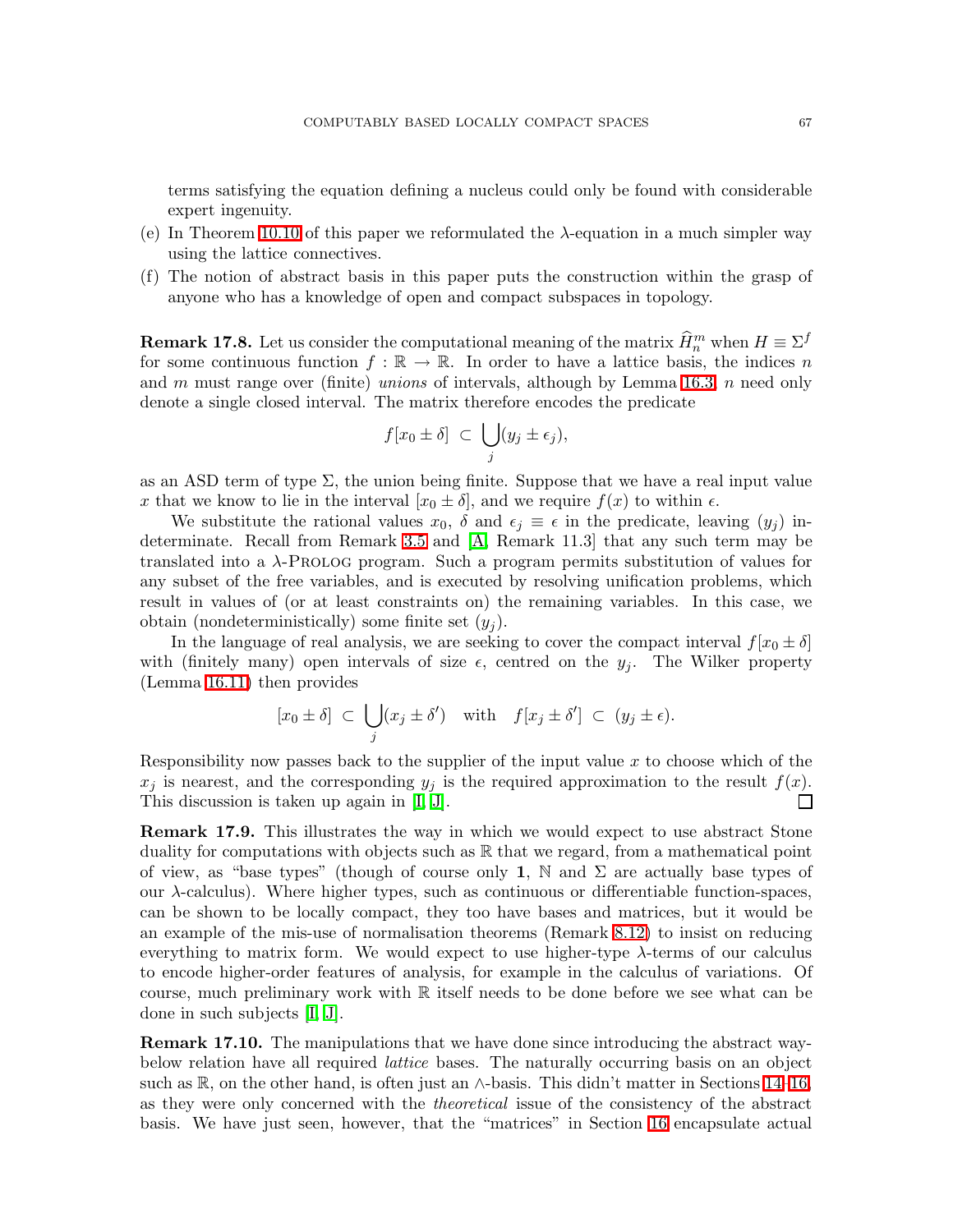terms satisfying the equation defining a nucleus could only be found with considerable expert ingenuity.

(e) In Theorem 10.10 of this paper we reformulated the $\lambda$-equation in a much simpler way using the lattice connectives.

(f) The notion of abstract basis in this paper puts the construction within the grasp of anyone who has a knowledge of open and compact subspaces in topology.

**Remark 17.8.** Let us consider the computational meaning of the matrix $\widehat{H}_n^m$ when $H \equiv \Sigma^f$ for some continuous function $f : \mathbb{R} \to \mathbb{R}$. In order to have a lattice basis, the indices $n$ and $m$ must range over (finite) *unions* of intervals, although by Lemma 16.3, $n$ need only denote a single closed interval. The matrix therefore encodes the predicate

$$f[x_0 \pm \delta] \ \subset \ \bigcup_j (y_j \pm \epsilon_j),$$

as an ASD term of type $\Sigma$, the union being finite. Suppose that we have a real input value $x$ that we know to lie in the interval $[x_0 \pm \delta]$, and we require $f(x)$ to within $\epsilon$.

We substitute the rational values $x_0$, $\delta$ and $\epsilon_j \equiv \epsilon$ in the predicate, leaving $(y_j)$ indeterminate. Recall from Remark 3.5 and [A, Remark 11.3] that any such term may be translated into a $\lambda$-Prolog program. Such a program permits substitution of values for any subset of the free variables, and is executed by resolving unification problems, which result in values of (or at least constraints on) the remaining variables. In this case, we obtain (nondeterministically) some finite set $(y_j)$.

In the language of real analysis, we are seeking to cover the compact interval $f[x_0 \pm \delta]$ with (finitely many) open intervals of size $\epsilon$, centred on the $y_j$. The Wilker property (Lemma 16.11) then provides

$$[x_0 \pm \delta] \ \subset \ \bigcup_j (x_j \pm \delta') \quad \text{with} \quad f[x_j \pm \delta'] \ \subset \ (y_j \pm \epsilon).$$

Responsibility now passes back to the supplier of the input value $x$ to choose which of the $x_j$ is nearest, and the corresponding $y_j$ is the required approximation to the result $f(x)$. This discussion is taken up again in [I, J]. □

**Remark 17.9.** This illustrates the way in which we would expect to use abstract Stone duality for computations with objects such as $\mathbb{R}$ that we regard, from a mathematical point of view, as "base types" (though of course only $\mathbf{1}$, $\mathbb{N}$ and $\Sigma$ are actually base types of our $\lambda$-calculus). Where higher types, such as continuous or differentiable function-spaces, can be shown to be locally compact, they too have bases and matrices, but it would be an example of the mis-use of normalisation theorems (Remark 8.12) to insist on reducing everything to matrix form. We would expect to use higher-type $\lambda$-terms of our calculus to encode higher-order features of analysis, for example in the calculus of variations. Of course, much preliminary work with $\mathbb{R}$ itself needs to be done before we see what can be done in such subjects [I, J].

**Remark 17.10.** The manipulations that we have done since introducing the abstract way-below relation have all required *lattice* bases. The naturally occurring basis on an object such as $\mathbb{R}$, on the other hand, is often just an $\wedge$-basis. This didn't matter in Sections 14–16, as they were only concerned with the *theoretical* issue of the consistency of the abstract basis. We have just seen, however, that the "matrices" in Section 16 encapsulate actual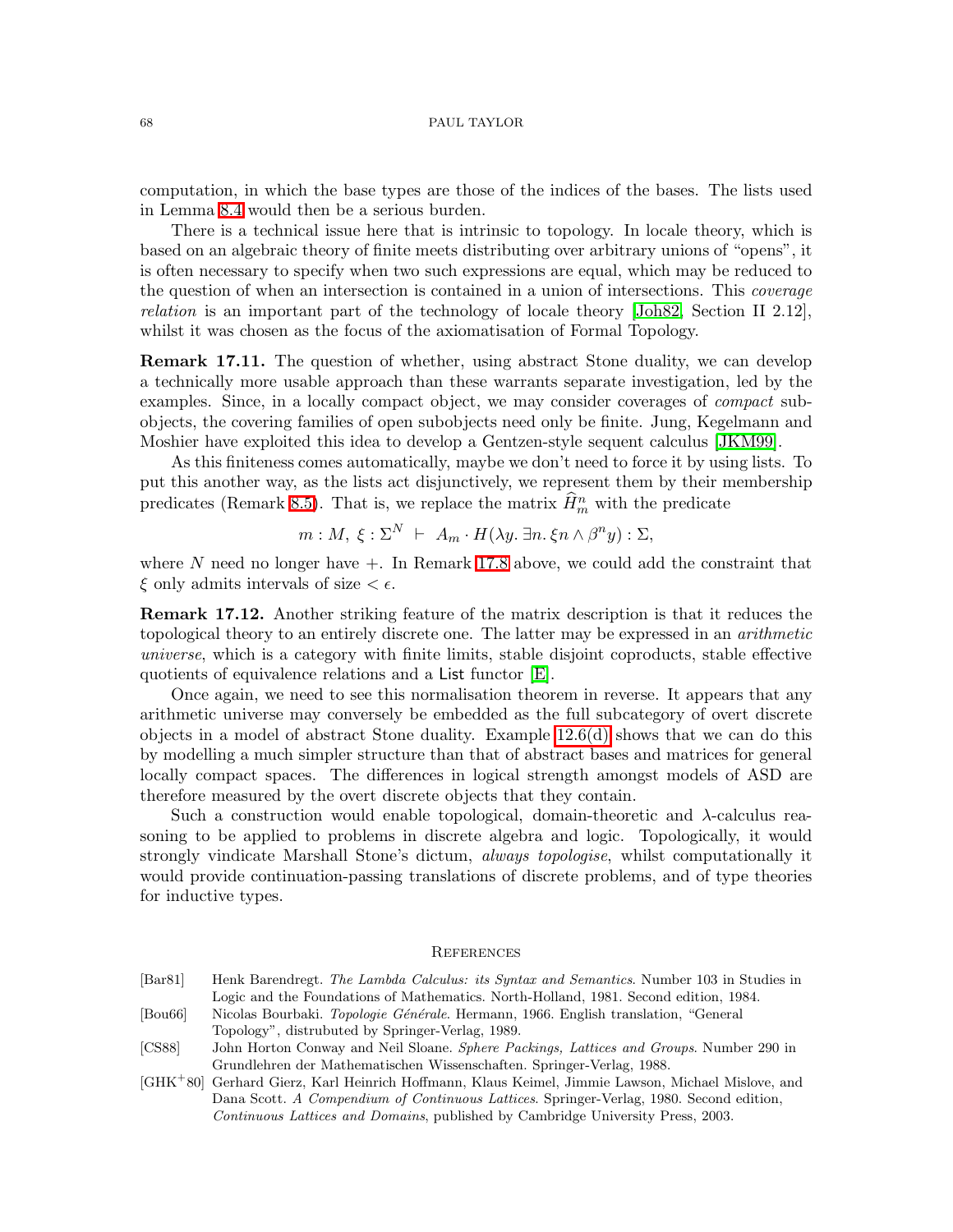computation, in which the base types are those of the indices of the bases. The lists used in Lemma 8.4 would then be a serious burden.

There is a technical issue here that is intrinsic to topology. In locale theory, which is based on an algebraic theory of finite meets distributing over arbitrary unions of "opens", it is often necessary to specify when two such expressions are equal, which may be reduced to the question of when an intersection is contained in a union of intersections. This *coverage relation* is an important part of the technology of locale theory [Joh82, Section II 2.12], whilst it was chosen as the focus of the axiomatisation of Formal Topology.

**Remark 17.11.** The question of whether, using abstract Stone duality, we can develop a technically more usable approach than these warrants separate investigation, led by the examples. Since, in a locally compact object, we may consider coverages of *compact* subobjects, the covering families of open subobjects need only be finite. Jung, Kegelmann and Moshier have exploited this idea to develop a Gentzen-style sequent calculus [JKM99].

As this finiteness comes automatically, maybe we don't need to force it by using lists. To put this another way, as the lists act disjunctively, we represent them by their membership predicates (Remark 8.5). That is, we replace the matrix $\widehat{H}^n_m$ with the predicate

$$m : M,\ \xi : \Sigma^N\ \vdash\ A_m \cdot H(\lambda y.\, \exists n.\, \xi n \wedge \beta^n y) : \Sigma,$$

where $N$ need no longer have $+$. In Remark 17.8 above, we could add the constraint that $\xi$ only admits intervals of size $< \epsilon$.

**Remark 17.12.** Another striking feature of the matrix description is that it reduces the topological theory to an entirely discrete one. The latter may be expressed in an *arithmetic universe*, which is a category with finite limits, stable disjoint coproducts, stable effective quotients of equivalence relations and a List functor [E].

Once again, we need to see this normalisation theorem in reverse. It appears that any arithmetic universe may conversely be embedded as the full subcategory of overt discrete objects in a model of abstract Stone duality. Example 12.6(d) shows that we can do this by modelling a much simpler structure than that of abstract bases and matrices for general locally compact spaces. The differences in logical strength amongst models of ASD are therefore measured by the overt discrete objects that they contain.

Such a construction would enable topological, domain-theoretic and $\lambda$-calculus reasoning to be applied to problems in discrete algebra and logic. Topologically, it would strongly vindicate Marshall Stone's dictum, *always topologise*, whilst computationally it would provide continuation-passing translations of discrete problems, and of type theories for inductive types.

## References

[Bar81] Henk Barendregt. *The Lambda Calculus: its Syntax and Semantics*. Number 103 in Studies in Logic and the Foundations of Mathematics. North-Holland, 1981. Second edition, 1984.

[Bou66] Nicolas Bourbaki. *Topologie Générale*. Hermann, 1966. English translation, "General Topology", distrubuted by Springer-Verlag, 1989.

[CS88] John Horton Conway and Neil Sloane. *Sphere Packings, Lattices and Groups*. Number 290 in Grundlehren der Mathematischen Wissenschaften. Springer-Verlag, 1988.

[GHK+80] Gerhard Gierz, Karl Heinrich Hoffmann, Klaus Keimel, Jimmie Lawson, Michael Mislove, and Dana Scott. *A Compendium of Continuous Lattices*. Springer-Verlag, 1980. Second edition, *Continuous Lattices and Domains*, published by Cambridge University Press, 2003.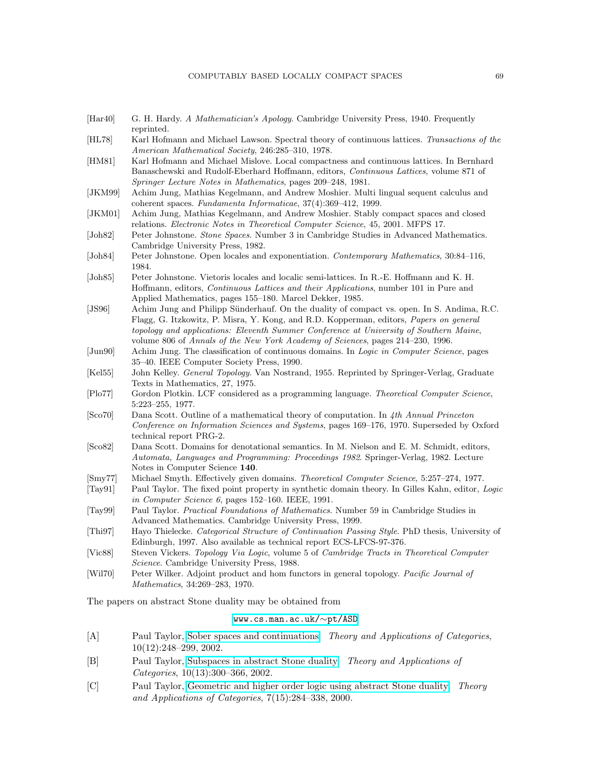[Har40] G. H. Hardy. *A Mathematician's Apology*. Cambridge University Press, 1940. Frequently reprinted.

[HL78] Karl Hofmann and Michael Lawson. Spectral theory of continuous lattices. *Transactions of the American Mathematical Society*, 246:285–310, 1978.

[HM81] Karl Hofmann and Michael Mislove. Local compactness and continuous lattices. In Bernhard Banaschewski and Rudolf-Eberhard Hoffmann, editors, *Continuous Lattices*, volume 871 of *Springer Lecture Notes in Mathematics*, pages 209–248, 1981.

[JKM99] Achim Jung, Mathias Kegelmann, and Andrew Moshier. Multi lingual sequent calculus and coherent spaces. *Fundamenta Informaticae*, 37(4):369–412, 1999.

[JKM01] Achim Jung, Mathias Kegelmann, and Andrew Moshier. Stably compact spaces and closed relations. *Electronic Notes in Theoretical Computer Science*, 45, 2001. MFPS 17.

[Joh82] Peter Johnstone. *Stone Spaces*. Number 3 in Cambridge Studies in Advanced Mathematics. Cambridge University Press, 1982.

[Joh84] Peter Johnstone. Open locales and exponentiation. *Contemporary Mathematics*, 30:84–116, 1984.

[Joh85] Peter Johnstone. Vietoris locales and localic semi-lattices. In R.-E. Hoffmann and K. H. Hoffmann, editors, *Continuous Lattices and their Applications*, number 101 in Pure and Applied Mathematics, pages 155–180. Marcel Dekker, 1985.

[JS96] Achim Jung and Philipp Sünderhauf. On the duality of compact vs. open. In S. Andima, R.C. Flagg, G. Itzkowitz, P. Misra, Y. Kong, and R.D. Kopperman, editors, *Papers on general topology and applications: Eleventh Summer Conference at University of Southern Maine*, volume 806 of *Annals of the New York Academy of Sciences*, pages 214–230, 1996.

[Jun90] Achim Jung. The classification of continuous domains. In *Logic in Computer Science*, pages 35–40. IEEE Computer Society Press, 1990.

[Kel55] John Kelley. *General Topology*. Van Nostrand, 1955. Reprinted by Springer-Verlag, Graduate Texts in Mathematics, 27, 1975.

[Plo77] Gordon Plotkin. LCF considered as a programming language. *Theoretical Computer Science*, 5:223–255, 1977.

[Sco70] Dana Scott. Outline of a mathematical theory of computation. In *4th Annual Princeton Conference on Information Sciences and Systems*, pages 169–176, 1970. Superseded by Oxford technical report PRG-2.

[Sco82] Dana Scott. Domains for denotational semantics. In M. Nielson and E. M. Schmidt, editors, *Automata, Languages and Programming: Proceedings 1982*. Springer-Verlag, 1982. Lecture Notes in Computer Science **140**.

[Smy77] Michael Smyth. Effectively given domains. *Theoretical Computer Science*, 5:257–274, 1977.

[Tay91] Paul Taylor. The fixed point property in synthetic domain theory. In Gilles Kahn, editor, *Logic in Computer Science 6*, pages 152–160. IEEE, 1991.

[Tay99] Paul Taylor. *Practical Foundations of Mathematics*. Number 59 in Cambridge Studies in Advanced Mathematics. Cambridge University Press, 1999.

[Thi97] Hayo Thielecke. *Categorical Structure of Continuation Passing Style*. PhD thesis, University of Edinburgh, 1997. Also available as technical report ECS-LFCS-97-376.

[Vic88] Steven Vickers. *Topology Via Logic*, volume 5 of *Cambridge Tracts in Theoretical Computer Science*. Cambridge University Press, 1988.

[Wil70] Peter Wilker. Adjoint product and hom functors in general topology. *Pacific Journal of Mathematics*, 34:269–283, 1970.

The papers on abstract Stone duality may be obtained from

`www.cs.man.ac.uk/∼pt/ASD`

[A] Paul Taylor, Sober spaces and continuations. *Theory and Applications of Categories*, 10(12):248–299, 2002.

[B] Paul Taylor, Subspaces in abstract Stone duality. *Theory and Applications of Categories*, 10(13):300–366, 2002.

[C] Paul Taylor, Geometric and higher order logic using abstract Stone duality. *Theory and Applications of Categories*, 7(15):284–338, 2000.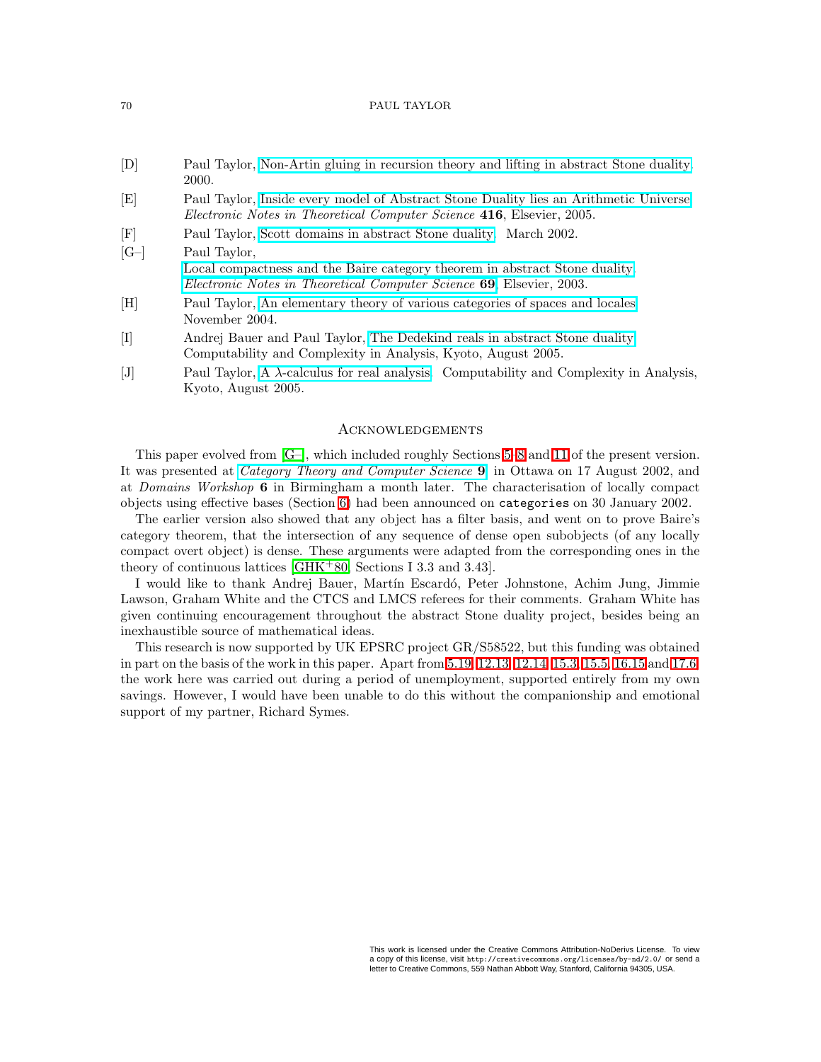[D] Paul Taylor, Non-Artin gluing in recursion theory and lifting in abstract Stone duality. 2000.

[E] Paul Taylor, Inside every model of Abstract Stone Duality lies an Arithmetic Universe. *Electronic Notes in Theoretical Computer Science* **416**, Elsevier, 2005.

[F] Paul Taylor, Scott domains in abstract Stone duality. March 2002.

[G–] Paul Taylor, Local compactness and the Baire category theorem in abstract Stone duality. *Electronic Notes in Theoretical Computer Science* **69**, Elsevier, 2003.

[H] Paul Taylor, An elementary theory of various categories of spaces and locales. November 2004.

[I] Andrej Bauer and Paul Taylor, The Dedekind reals in abstract Stone duality. Computability and Complexity in Analysis, Kyoto, August 2005.

[J] Paul Taylor, A $\lambda$-calculus for real analysis. Computability and Complexity in Analysis, Kyoto, August 2005.

## Acknowledgements

This paper evolved from [G–], which included roughly Sections 5–8 and 11 of the present version. It was presented at *Category Theory and Computer Science* **9**, in Ottawa on 17 August 2002, and at *Domains Workshop* **6** in Birmingham a month later. The characterisation of locally compact objects using effective bases (Section 6) had been announced on `categories` on 30 January 2002.

The earlier version also showed that any object has a filter basis, and went on to prove Baire's category theorem, that the intersection of any sequence of dense open subobjects (of any locally compact overt object) is dense. These arguments were adapted from the corresponding ones in the theory of continuous lattices [GHK+80, Sections I 3.3 and 3.43].

I would like to thank Andrej Bauer, Martín Escardó, Peter Johnstone, Achim Jung, Jimmie Lawson, Graham White and the CTCS and LMCS referees for their comments. Graham White has given continuing encouragement throughout the abstract Stone duality project, besides being an inexhaustible source of mathematical ideas.

This research is now supported by UK EPSRC project GR/S58522, but this funding was obtained in part on the basis of the work in this paper. Apart from 5.19, 12.13, 12.14, 15.3, 15.5, 16.15 and 17.6, the work here was carried out during a period of unemployment, supported entirely from my own savings. However, I would have been unable to do this without the companionship and emotional support of my partner, Richard Symes.

This work is licensed under the Creative Commons Attribution-NoDerivs License. To view a copy of this license, visit http://creativecommons.org/licenses/by-nd/2.0/ or send a letter to Creative Commons, 559 Nathan Abbott Way, Stanford, California 94305, USA.